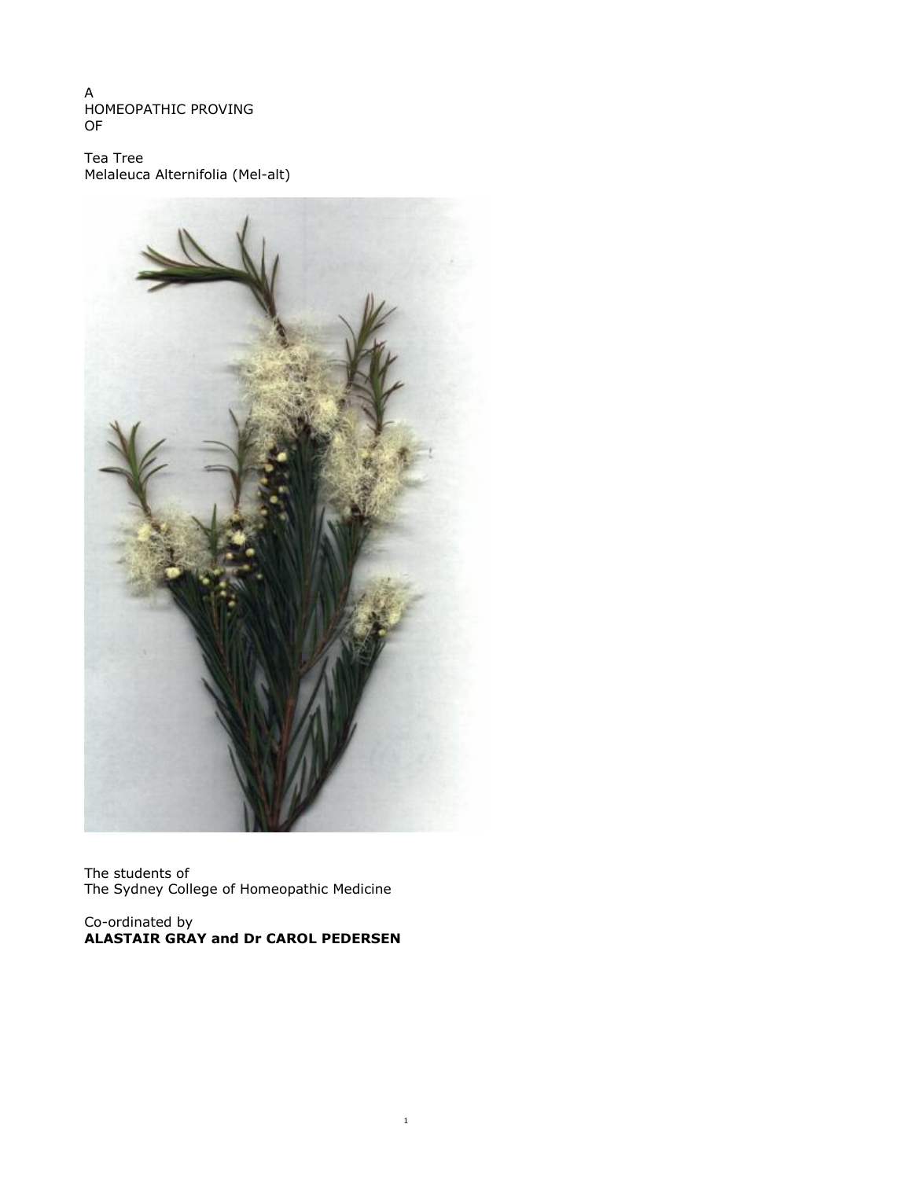A
HOMEOPATHIC PROVING
OF

Tea Tree
Melaleuca Alternifolia (Mel-alt)

The students of
The Sydney College of Homeopathic Medicine

Co-ordinated by
**ALASTAIR GRAY and Dr CAROL PEDERSEN**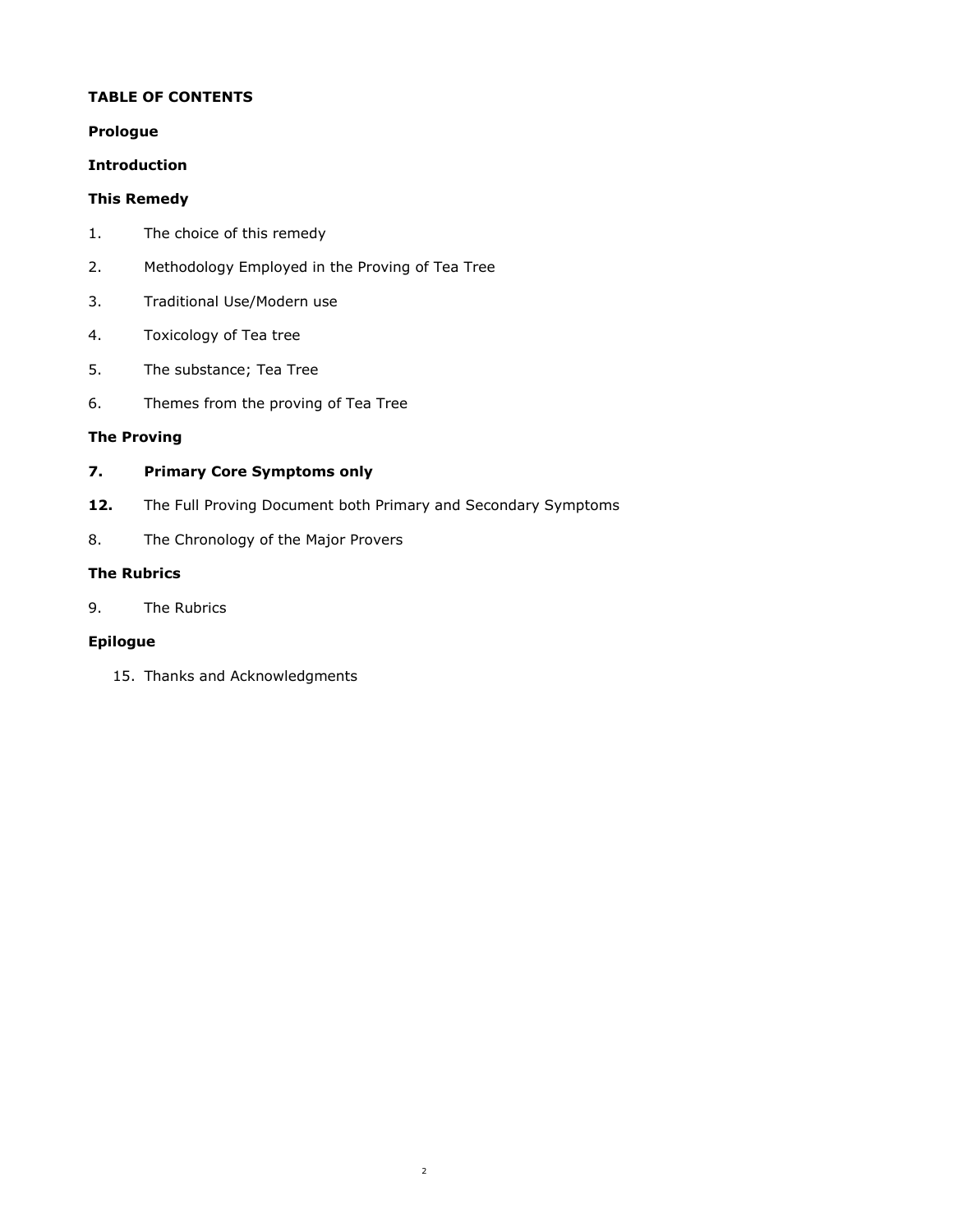**TABLE OF CONTENTS**

**Prologue**

**Introduction**

**This Remedy**

1. The choice of this remedy
2. Methodology Employed in the Proving of Tea Tree
3. Traditional Use/Modern use
4. Toxicology of Tea tree
5. The substance; Tea Tree
6. Themes from the proving of Tea Tree

**The Proving**

**7. Primary Core Symptoms only**

**12.** The Full Proving Document both Primary and Secondary Symptoms

8. The Chronology of the Major Provers

**The Rubrics**

9. The Rubrics

**Epilogue**

15. Thanks and Acknowledgments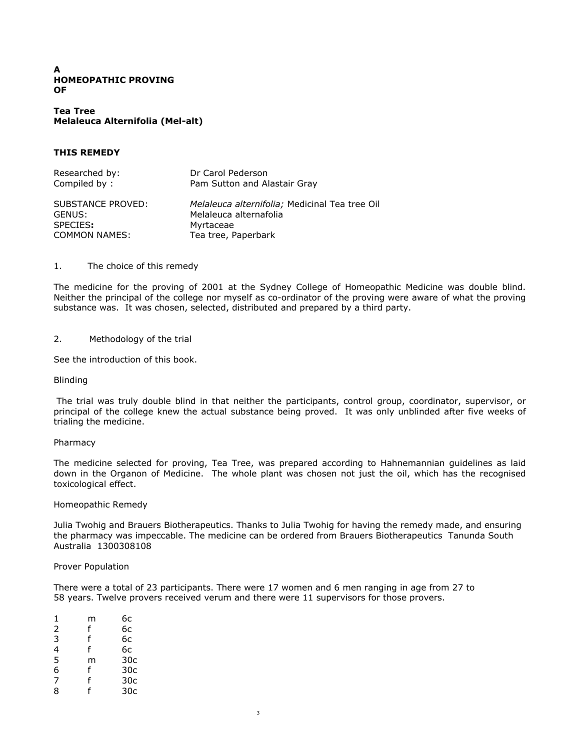**A**
**HOMEOPATHIC PROVING**
**OF**

**Tea Tree**
**Melaleuca Alternifolia (Mel-alt)**

## THIS REMEDY

| | |
|---|---|
| Researched by: | Dr Carol Pederson |
| Compiled by : | Pam Sutton and Alastair Gray |
| | |
| SUBSTANCE PROVED: | *Melaleuca alternifolia;* Medicinal Tea tree Oil |
| GENUS: | Melaleuca alternafolia |
| SPECIES**:** | Myrtaceae |
| COMMON NAMES: | Tea tree, Paperbark |

1. The choice of this remedy

The medicine for the proving of 2001 at the Sydney College of Homeopathic Medicine was double blind. Neither the principal of the college nor myself as co-ordinator of the proving were aware of what the proving substance was. It was chosen, selected, distributed and prepared by a third party.

2. Methodology of the trial

See the introduction of this book.

Blinding

The trial was truly double blind in that neither the participants, control group, coordinator, supervisor, or principal of the college knew the actual substance being proved. It was only unblinded after five weeks of trialing the medicine.

Pharmacy

The medicine selected for proving, Tea Tree, was prepared according to Hahnemannian guidelines as laid down in the Organon of Medicine. The whole plant was chosen not just the oil, which has the recognised toxicological effect.

Homeopathic Remedy

Julia Twohig and Brauers Biotherapeutics. Thanks to Julia Twohig for having the remedy made, and ensuring the pharmacy was impeccable. The medicine can be ordered from Brauers Biotherapeutics Tanunda South Australia 1300308108

Prover Population

There were a total of 23 participants. There were 17 women and 6 men ranging in age from 27 to 58 years. Twelve provers received verum and there were 11 supervisors for those provers.

| | | |
|---|---|---|
| 1 | m | 6c |
| 2 | f | 6c |
| 3 | f | 6c |
| 4 | f | 6c |
| 5 | m | 30c |
| 6 | f | 30c |
| 7 | f | 30c |
| 8 | f | 30c |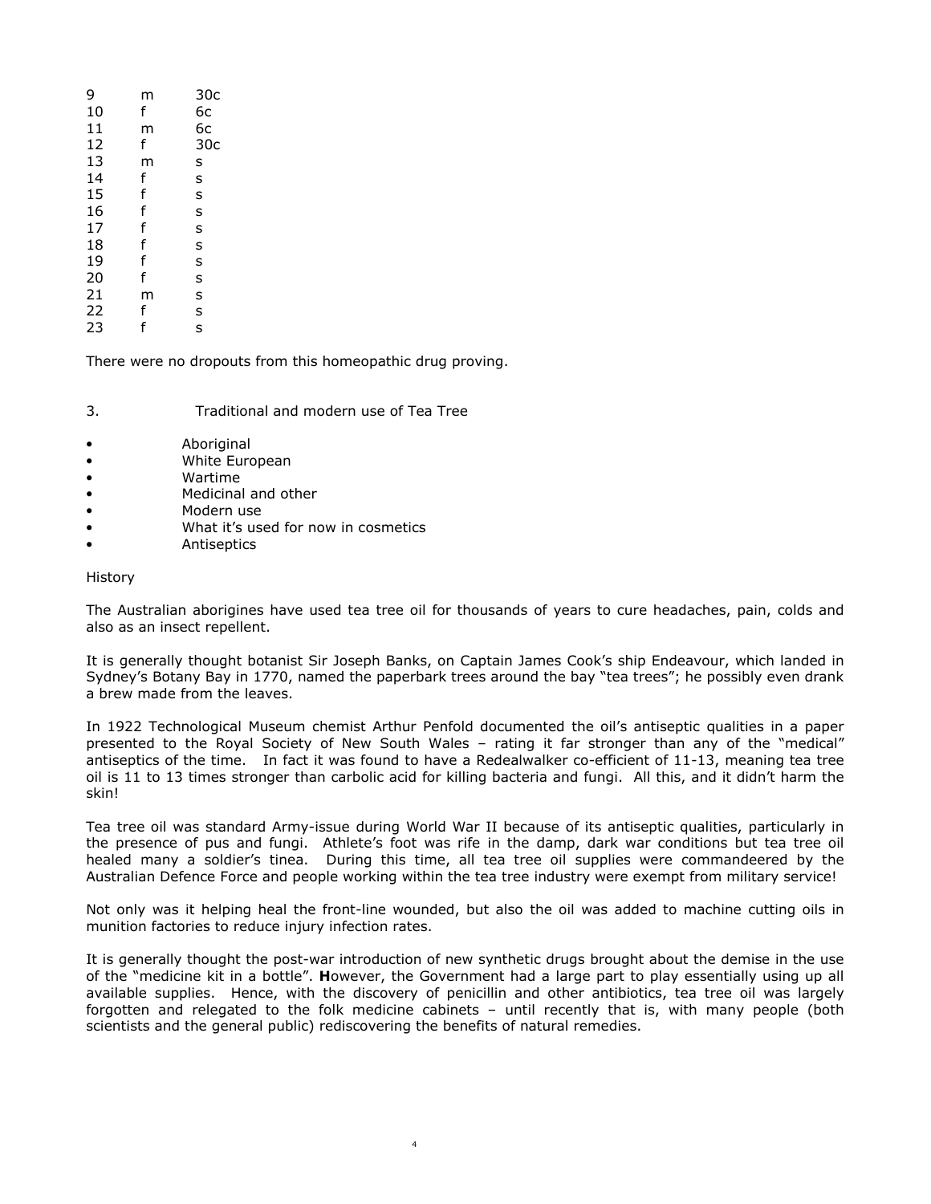| | | |
|---|---|---|
| 9 | m | 30c |
| 10 | f | 6c |
| 11 | m | 6c |
| 12 | f | 30c |
| 13 | m | s |
| 14 | f | s |
| 15 | f | s |
| 16 | f | s |
| 17 | f | s |
| 18 | f | s |
| 19 | f | s |
| 20 | f | s |
| 21 | m | s |
| 22 | f | s |
| 23 | f | s |

There were no dropouts from this homeopathic drug proving.

## 3. Traditional and modern use of Tea Tree

- Aboriginal
- White European
- Wartime
- Medicinal and other
- Modern use
- What it's used for now in cosmetics
- Antiseptics

### History

The Australian aborigines have used tea tree oil for thousands of years to cure headaches, pain, colds and also as an insect repellent.

It is generally thought botanist Sir Joseph Banks, on Captain James Cook's ship Endeavour, which landed in Sydney's Botany Bay in 1770, named the paperbark trees around the bay "tea trees"; he possibly even drank a brew made from the leaves.

In 1922 Technological Museum chemist Arthur Penfold documented the oil's antiseptic qualities in a paper presented to the Royal Society of New South Wales – rating it far stronger than any of the "medical" antiseptics of the time. In fact it was found to have a Redealwalker co-efficient of 11-13, meaning tea tree oil is 11 to 13 times stronger than carbolic acid for killing bacteria and fungi. All this, and it didn't harm the skin!

Tea tree oil was standard Army-issue during World War II because of its antiseptic qualities, particularly in the presence of pus and fungi. Athlete's foot was rife in the damp, dark war conditions but tea tree oil healed many a soldier's tinea. During this time, all tea tree oil supplies were commandeered by the Australian Defence Force and people working within the tea tree industry were exempt from military service!

Not only was it helping heal the front-line wounded, but also the oil was added to machine cutting oils in munition factories to reduce injury infection rates.

It is generally thought the post-war introduction of new synthetic drugs brought about the demise in the use of the "medicine kit in a bottle". **H**owever, the Government had a large part to play essentially using up all available supplies. Hence, with the discovery of penicillin and other antibiotics, tea tree oil was largely forgotten and relegated to the folk medicine cabinets – until recently that is, with many people (both scientists and the general public) rediscovering the benefits of natural remedies.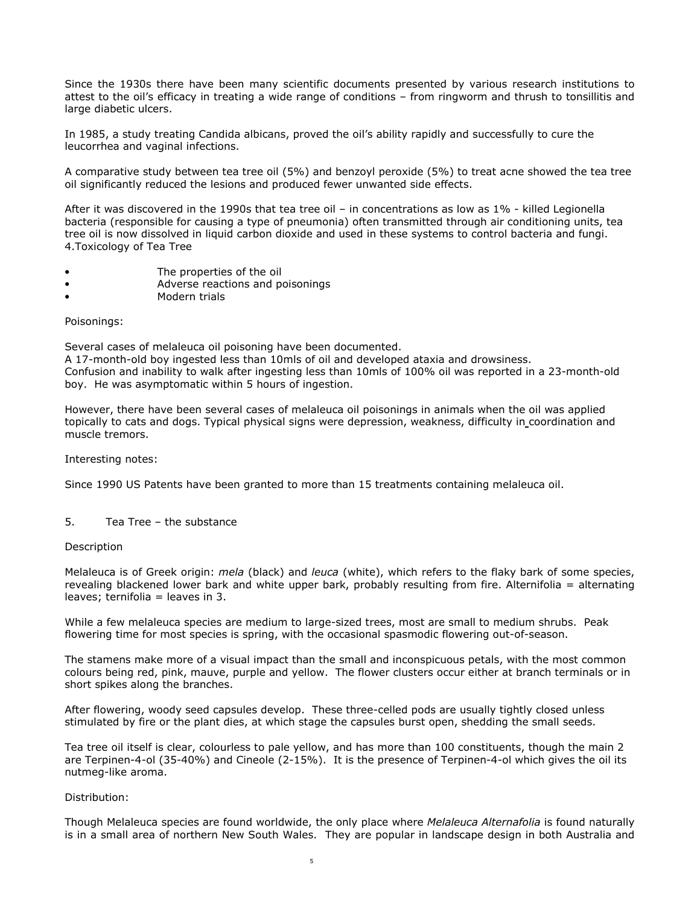Since the 1930s there have been many scientific documents presented by various research institutions to attest to the oil's efficacy in treating a wide range of conditions – from ringworm and thrush to tonsillitis and large diabetic ulcers.

In 1985, a study treating Candida albicans, proved the oil's ability rapidly and successfully to cure the leucorrhea and vaginal infections.

A comparative study between tea tree oil (5%) and benzoyl peroxide (5%) to treat acne showed the tea tree oil significantly reduced the lesions and produced fewer unwanted side effects.

After it was discovered in the 1990s that tea tree oil – in concentrations as low as 1% - killed Legionella bacteria (responsible for causing a type of pneumonia) often transmitted through air conditioning units, tea tree oil is now dissolved in liquid carbon dioxide and used in these systems to control bacteria and fungi.

## 4. Toxicology of Tea Tree

- The properties of the oil
- Adverse reactions and poisonings
- Modern trials

Poisonings:

Several cases of melaleuca oil poisoning have been documented.
A 17-month-old boy ingested less than 10mls of oil and developed ataxia and drowsiness.
Confusion and inability to walk after ingesting less than 10mls of 100% oil was reported in a 23-month-old boy. He was asymptomatic within 5 hours of ingestion.

However, there have been several cases of melaleuca oil poisonings in animals when the oil was applied topically to cats and dogs. Typical physical signs were depression, weakness, difficulty in coordination and muscle tremors.

Interesting notes:

Since 1990 US Patents have been granted to more than 15 treatments containing melaleuca oil.

## 5. Tea Tree – the substance

Description

Melaleuca is of Greek origin: *mela* (black) and *leuca* (white), which refers to the flaky bark of some species, revealing blackened lower bark and white upper bark, probably resulting from fire. Alternifolia = alternating leaves; ternifolia = leaves in 3.

While a few melaleuca species are medium to large-sized trees, most are small to medium shrubs. Peak flowering time for most species is spring, with the occasional spasmodic flowering out-of-season.

The stamens make more of a visual impact than the small and inconspicuous petals, with the most common colours being red, pink, mauve, purple and yellow. The flower clusters occur either at branch terminals or in short spikes along the branches.

After flowering, woody seed capsules develop. These three-celled pods are usually tightly closed unless stimulated by fire or the plant dies, at which stage the capsules burst open, shedding the small seeds.

Tea tree oil itself is clear, colourless to pale yellow, and has more than 100 constituents, though the main 2 are Terpinen-4-ol (35-40%) and Cineole (2-15%). It is the presence of Terpinen-4-ol which gives the oil its nutmeg-like aroma.

Distribution:

Though Melaleuca species are found worldwide, the only place where *Melaleuca Alternafolia* is found naturally is in a small area of northern New South Wales. They are popular in landscape design in both Australia and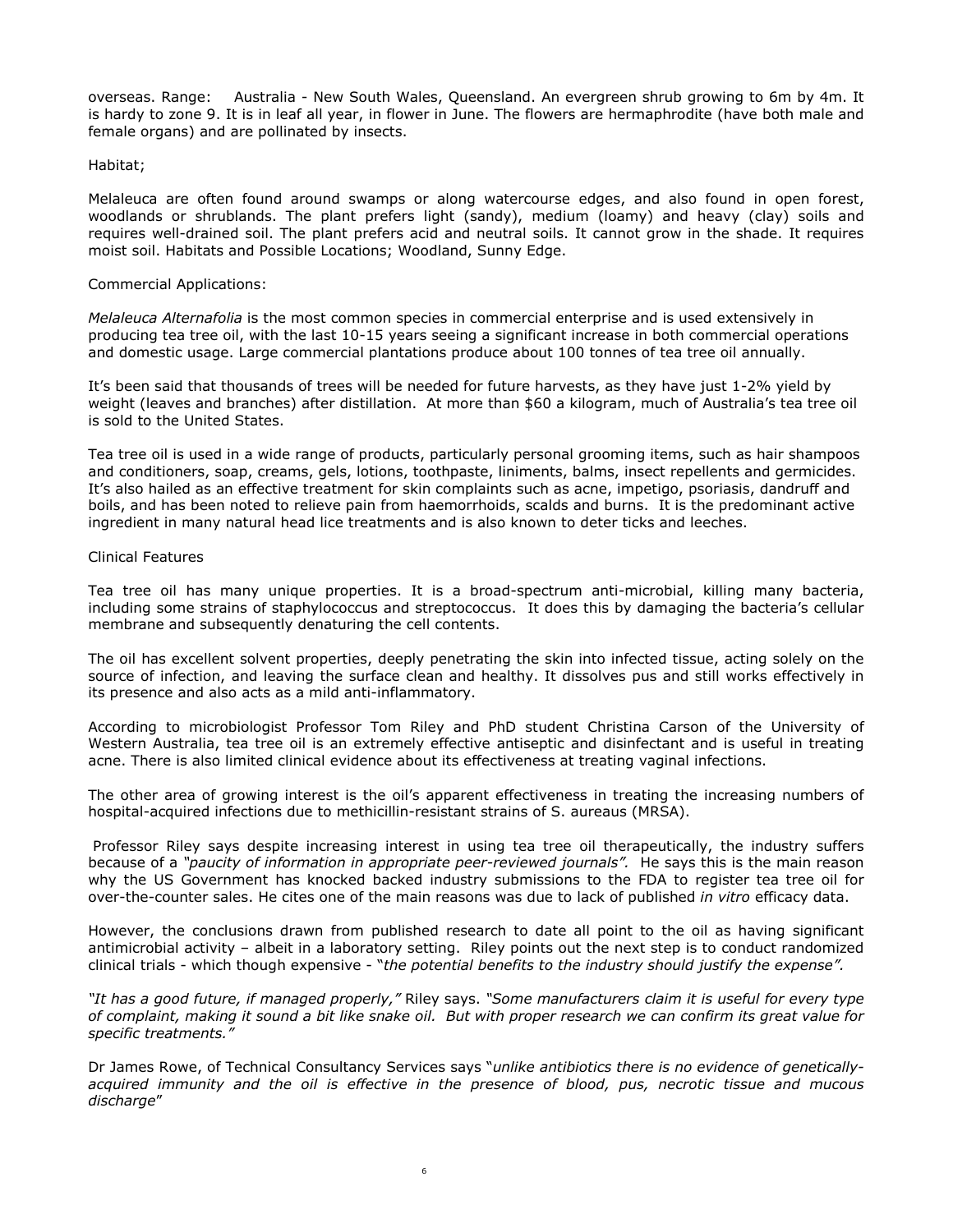overseas. Range:   Australia - New South Wales, Queensland. An evergreen shrub growing to 6m by 4m. It is hardy to zone 9. It is in leaf all year, in flower in June. The flowers are hermaphrodite (have both male and female organs) and are pollinated by insects.

Habitat;

Melaleuca are often found around swamps or along watercourse edges, and also found in open forest, woodlands or shrublands. The plant prefers light (sandy), medium (loamy) and heavy (clay) soils and requires well-drained soil. The plant prefers acid and neutral soils. It cannot grow in the shade. It requires moist soil. Habitats and Possible Locations; Woodland, Sunny Edge.

Commercial Applications:

*Melaleuca Alternafolia* is the most common species in commercial enterprise and is used extensively in producing tea tree oil, with the last 10-15 years seeing a significant increase in both commercial operations and domestic usage. Large commercial plantations produce about 100 tonnes of tea tree oil annually.

It's been said that thousands of trees will be needed for future harvests, as they have just 1-2% yield by weight (leaves and branches) after distillation. At more than $60 a kilogram, much of Australia's tea tree oil is sold to the United States.

Tea tree oil is used in a wide range of products, particularly personal grooming items, such as hair shampoos and conditioners, soap, creams, gels, lotions, toothpaste, liniments, balms, insect repellents and germicides. It's also hailed as an effective treatment for skin complaints such as acne, impetigo, psoriasis, dandruff and boils, and has been noted to relieve pain from haemorrhoids, scalds and burns. It is the predominant active ingredient in many natural head lice treatments and is also known to deter ticks and leeches.

Clinical Features

Tea tree oil has many unique properties. It is a broad-spectrum anti-microbial, killing many bacteria, including some strains of staphylococcus and streptococcus. It does this by damaging the bacteria's cellular membrane and subsequently denaturing the cell contents.

The oil has excellent solvent properties, deeply penetrating the skin into infected tissue, acting solely on the source of infection, and leaving the surface clean and healthy. It dissolves pus and still works effectively in its presence and also acts as a mild anti-inflammatory.

According to microbiologist Professor Tom Riley and PhD student Christina Carson of the University of Western Australia, tea tree oil is an extremely effective antiseptic and disinfectant and is useful in treating acne. There is also limited clinical evidence about its effectiveness at treating vaginal infections.

The other area of growing interest is the oil's apparent effectiveness in treating the increasing numbers of hospital-acquired infections due to methicillin-resistant strains of S. aureaus (MRSA).

Professor Riley says despite increasing interest in using tea tree oil therapeutically, the industry suffers because of a *"paucity of information in appropriate peer-reviewed journals".* He says this is the main reason why the US Government has knocked backed industry submissions to the FDA to register tea tree oil for over-the-counter sales. He cites one of the main reasons was due to lack of published *in vitro* efficacy data.

However, the conclusions drawn from published research to date all point to the oil as having significant antimicrobial activity – albeit in a laboratory setting. Riley points out the next step is to conduct randomized clinical trials - which though expensive - "*the potential benefits to the industry should justify the expense".*

*"It has a good future, if managed properly,"* Riley says. *"Some manufacturers claim it is useful for every type of complaint, making it sound a bit like snake oil. But with proper research we can confirm its great value for specific treatments."*

Dr James Rowe, of Technical Consultancy Services says "*unlike antibiotics there is no evidence of genetically-acquired immunity and the oil is effective in the presence of blood, pus, necrotic tissue and mucous discharge*"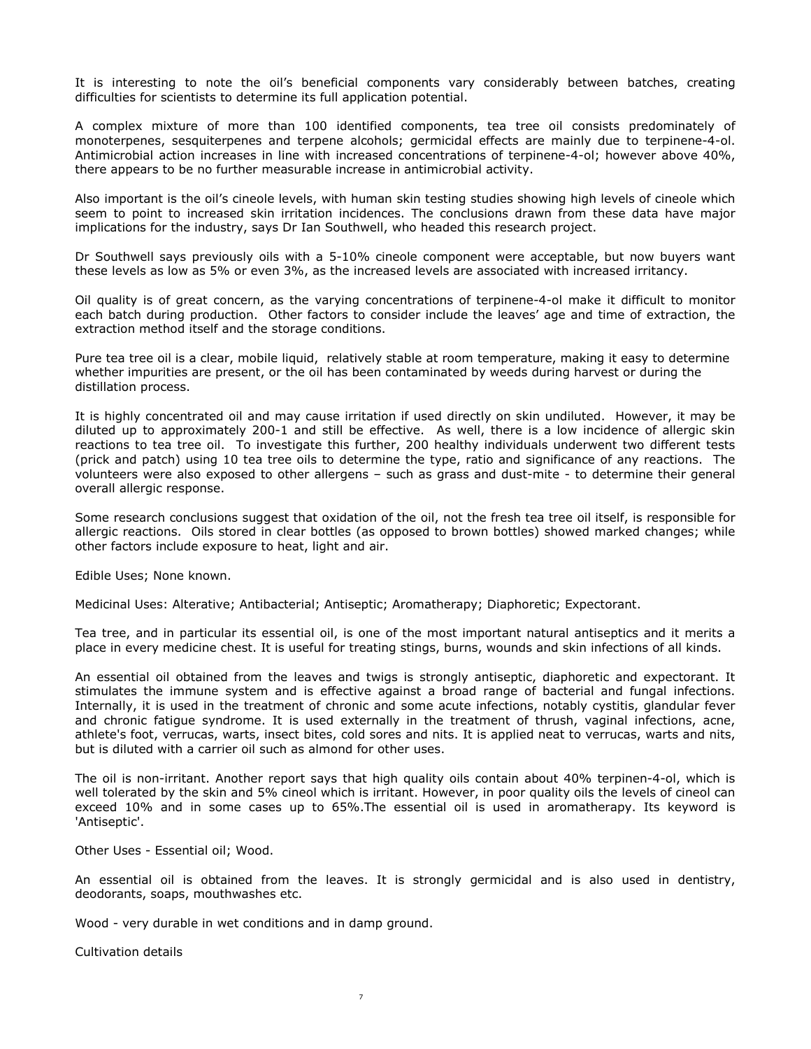It is interesting to note the oil's beneficial components vary considerably between batches, creating difficulties for scientists to determine its full application potential.

A complex mixture of more than 100 identified components, tea tree oil consists predominately of monoterpenes, sesquiterpenes and terpene alcohols; germicidal effects are mainly due to terpinene-4-ol. Antimicrobial action increases in line with increased concentrations of terpinene-4-ol; however above 40%, there appears to be no further measurable increase in antimicrobial activity.

Also important is the oil's cineole levels, with human skin testing studies showing high levels of cineole which seem to point to increased skin irritation incidences. The conclusions drawn from these data have major implications for the industry, says Dr Ian Southwell, who headed this research project.

Dr Southwell says previously oils with a 5-10% cineole component were acceptable, but now buyers want these levels as low as 5% or even 3%, as the increased levels are associated with increased irritancy.

Oil quality is of great concern, as the varying concentrations of terpinene-4-ol make it difficult to monitor each batch during production. Other factors to consider include the leaves' age and time of extraction, the extraction method itself and the storage conditions.

Pure tea tree oil is a clear, mobile liquid, relatively stable at room temperature, making it easy to determine whether impurities are present, or the oil has been contaminated by weeds during harvest or during the distillation process.

It is highly concentrated oil and may cause irritation if used directly on skin undiluted. However, it may be diluted up to approximately 200-1 and still be effective. As well, there is a low incidence of allergic skin reactions to tea tree oil. To investigate this further, 200 healthy individuals underwent two different tests (prick and patch) using 10 tea tree oils to determine the type, ratio and significance of any reactions. The volunteers were also exposed to other allergens – such as grass and dust-mite - to determine their general overall allergic response.

Some research conclusions suggest that oxidation of the oil, not the fresh tea tree oil itself, is responsible for allergic reactions. Oils stored in clear bottles (as opposed to brown bottles) showed marked changes; while other factors include exposure to heat, light and air.

Edible Uses; None known.

Medicinal Uses: Alterative; Antibacterial; Antiseptic; Aromatherapy; Diaphoretic; Expectorant.

Tea tree, and in particular its essential oil, is one of the most important natural antiseptics and it merits a place in every medicine chest. It is useful for treating stings, burns, wounds and skin infections of all kinds.

An essential oil obtained from the leaves and twigs is strongly antiseptic, diaphoretic and expectorant. It stimulates the immune system and is effective against a broad range of bacterial and fungal infections. Internally, it is used in the treatment of chronic and some acute infections, notably cystitis, glandular fever and chronic fatigue syndrome. It is used externally in the treatment of thrush, vaginal infections, acne, athlete's foot, verrucas, warts, insect bites, cold sores and nits. It is applied neat to verrucas, warts and nits, but is diluted with a carrier oil such as almond for other uses.

The oil is non-irritant. Another report says that high quality oils contain about 40% terpinen-4-ol, which is well tolerated by the skin and 5% cineol which is irritant. However, in poor quality oils the levels of cineol can exceed 10% and in some cases up to 65%.The essential oil is used in aromatherapy. Its keyword is 'Antiseptic'.

Other Uses - Essential oil; Wood.

An essential oil is obtained from the leaves. It is strongly germicidal and is also used in dentistry, deodorants, soaps, mouthwashes etc.

Wood - very durable in wet conditions and in damp ground.

Cultivation details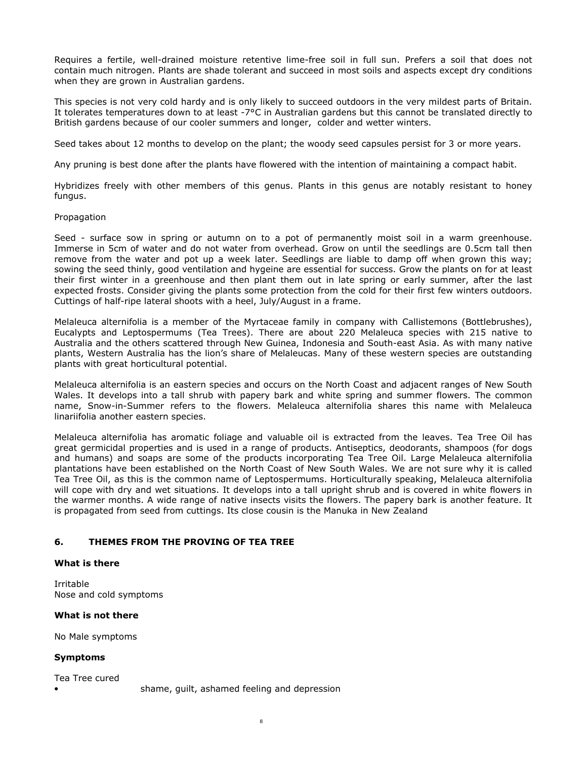Requires a fertile, well-drained moisture retentive lime-free soil in full sun. Prefers a soil that does not contain much nitrogen. Plants are shade tolerant and succeed in most soils and aspects except dry conditions when they are grown in Australian gardens.

This species is not very cold hardy and is only likely to succeed outdoors in the very mildest parts of Britain. It tolerates temperatures down to at least -7°C in Australian gardens but this cannot be translated directly to British gardens because of our cooler summers and longer, colder and wetter winters.

Seed takes about 12 months to develop on the plant; the woody seed capsules persist for 3 or more years.

Any pruning is best done after the plants have flowered with the intention of maintaining a compact habit.

Hybridizes freely with other members of this genus. Plants in this genus are notably resistant to honey fungus.

Propagation

Seed - surface sow in spring or autumn on to a pot of permanently moist soil in a warm greenhouse. Immerse in 5cm of water and do not water from overhead. Grow on until the seedlings are 0.5cm tall then remove from the water and pot up a week later. Seedlings are liable to damp off when grown this way; sowing the seed thinly, good ventilation and hygeine are essential for success. Grow the plants on for at least their first winter in a greenhouse and then plant them out in late spring or early summer, after the last expected frosts. Consider giving the plants some protection from the cold for their first few winters outdoors. Cuttings of half-ripe lateral shoots with a heel, July/August in a frame.

Melaleuca alternifolia is a member of the Myrtaceae family in company with Callistemons (Bottlebrushes), Eucalypts and Leptospermums (Tea Trees). There are about 220 Melaleuca species with 215 native to Australia and the others scattered through New Guinea, Indonesia and South-east Asia. As with many native plants, Western Australia has the lion's share of Melaleucas. Many of these western species are outstanding plants with great horticultural potential.

Melaleuca alternifolia is an eastern species and occurs on the North Coast and adjacent ranges of New South Wales. It develops into a tall shrub with papery bark and white spring and summer flowers. The common name, Snow-in-Summer refers to the flowers. Melaleuca alternifolia shares this name with Melaleuca linariifolia another eastern species.

Melaleuca alternifolia has aromatic foliage and valuable oil is extracted from the leaves. Tea Tree Oil has great germicidal properties and is used in a range of products. Antiseptics, deodorants, shampoos (for dogs and humans) and soaps are some of the products incorporating Tea Tree Oil. Large Melaleuca alternifolia plantations have been established on the North Coast of New South Wales. We are not sure why it is called Tea Tree Oil, as this is the common name of Leptospermums. Horticulturally speaking, Melaleuca alternifolia will cope with dry and wet situations. It develops into a tall upright shrub and is covered in white flowers in the warmer months. A wide range of native insects visits the flowers. The papery bark is another feature. It is propagated from seed from cuttings. Its close cousin is the Manuka in New Zealand

## 6. THEMES FROM THE PROVING OF TEA TREE

**What is there**

Irritable
Nose and cold symptoms

**What is not there**

No Male symptoms

**Symptoms**

Tea Tree cured

- shame, guilt, ashamed feeling and depression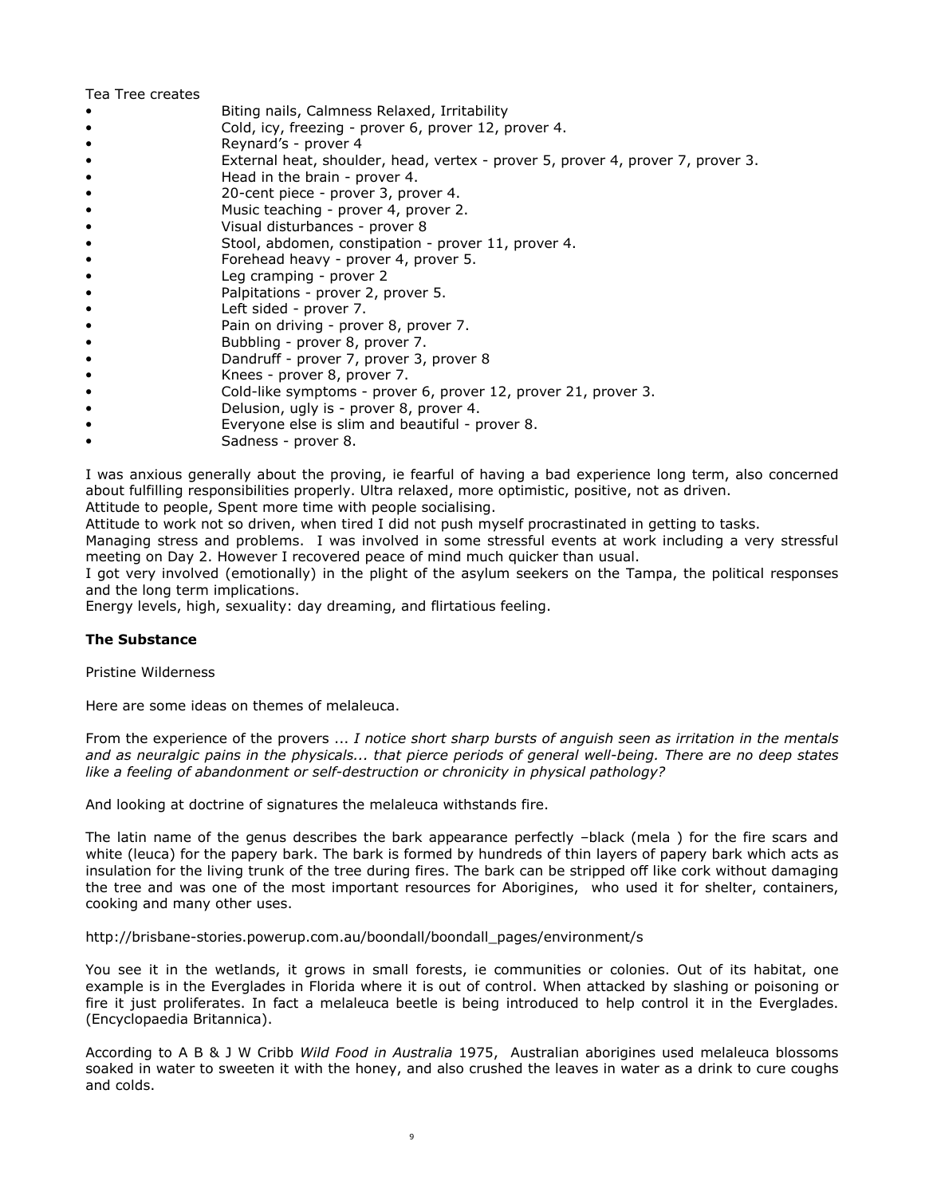Tea Tree creates

- Biting nails, Calmness Relaxed, Irritability
- Cold, icy, freezing - prover 6, prover 12, prover 4.
- Reynard's - prover 4
- External heat, shoulder, head, vertex - prover 5, prover 4, prover 7, prover 3.
- Head in the brain - prover 4.
- 20-cent piece - prover 3, prover 4.
- Music teaching - prover 4, prover 2.
- Visual disturbances - prover 8
- Stool, abdomen, constipation - prover 11, prover 4.
- Forehead heavy - prover 4, prover 5.
- Leg cramping - prover 2
- Palpitations - prover 2, prover 5.
- Left sided - prover 7.
- Pain on driving - prover 8, prover 7.
- Bubbling - prover 8, prover 7.
- Dandruff - prover 7, prover 3, prover 8
- Knees - prover 8, prover 7.
- Cold-like symptoms - prover 6, prover 12, prover 21, prover 3.
- Delusion, ugly is - prover 8, prover 4.
- Everyone else is slim and beautiful - prover 8.
- Sadness - prover 8.

I was anxious generally about the proving, ie fearful of having a bad experience long term, also concerned about fulfilling responsibilities properly. Ultra relaxed, more optimistic, positive, not as driven.
Attitude to people, Spent more time with people socialising.
Attitude to work not so driven, when tired I did not push myself procrastinated in getting to tasks.
Managing stress and problems. I was involved in some stressful events at work including a very stressful meeting on Day 2. However I recovered peace of mind much quicker than usual.
I got very involved (emotionally) in the plight of the asylum seekers on the Tampa, the political responses and the long term implications.
Energy levels, high, sexuality: day dreaming, and flirtatious feeling.

**The Substance**

Pristine Wilderness

Here are some ideas on themes of melaleuca.

From the experience of the provers ... *I notice short sharp bursts of anguish seen as irritation in the mentals and as neuralgic pains in the physicals... that pierce periods of general well-being. There are no deep states like a feeling of abandonment or self-destruction or chronicity in physical pathology?*

And looking at doctrine of signatures the melaleuca withstands fire.

The latin name of the genus describes the bark appearance perfectly –black (mela ) for the fire scars and white (leuca) for the papery bark. The bark is formed by hundreds of thin layers of papery bark which acts as insulation for the living trunk of the tree during fires. The bark can be stripped off like cork without damaging the tree and was one of the most important resources for Aborigines, who used it for shelter, containers, cooking and many other uses.

http://brisbane-stories.powerup.com.au/boondall/boondall_pages/environment/s

You see it in the wetlands, it grows in small forests, ie communities or colonies. Out of its habitat, one example is in the Everglades in Florida where it is out of control. When attacked by slashing or poisoning or fire it just proliferates. In fact a melaleuca beetle is being introduced to help control it in the Everglades. (Encyclopaedia Britannica).

According to A B & J W Cribb *Wild Food in Australia* 1975, Australian aborigines used melaleuca blossoms soaked in water to sweeten it with the honey, and also crushed the leaves in water as a drink to cure coughs and colds.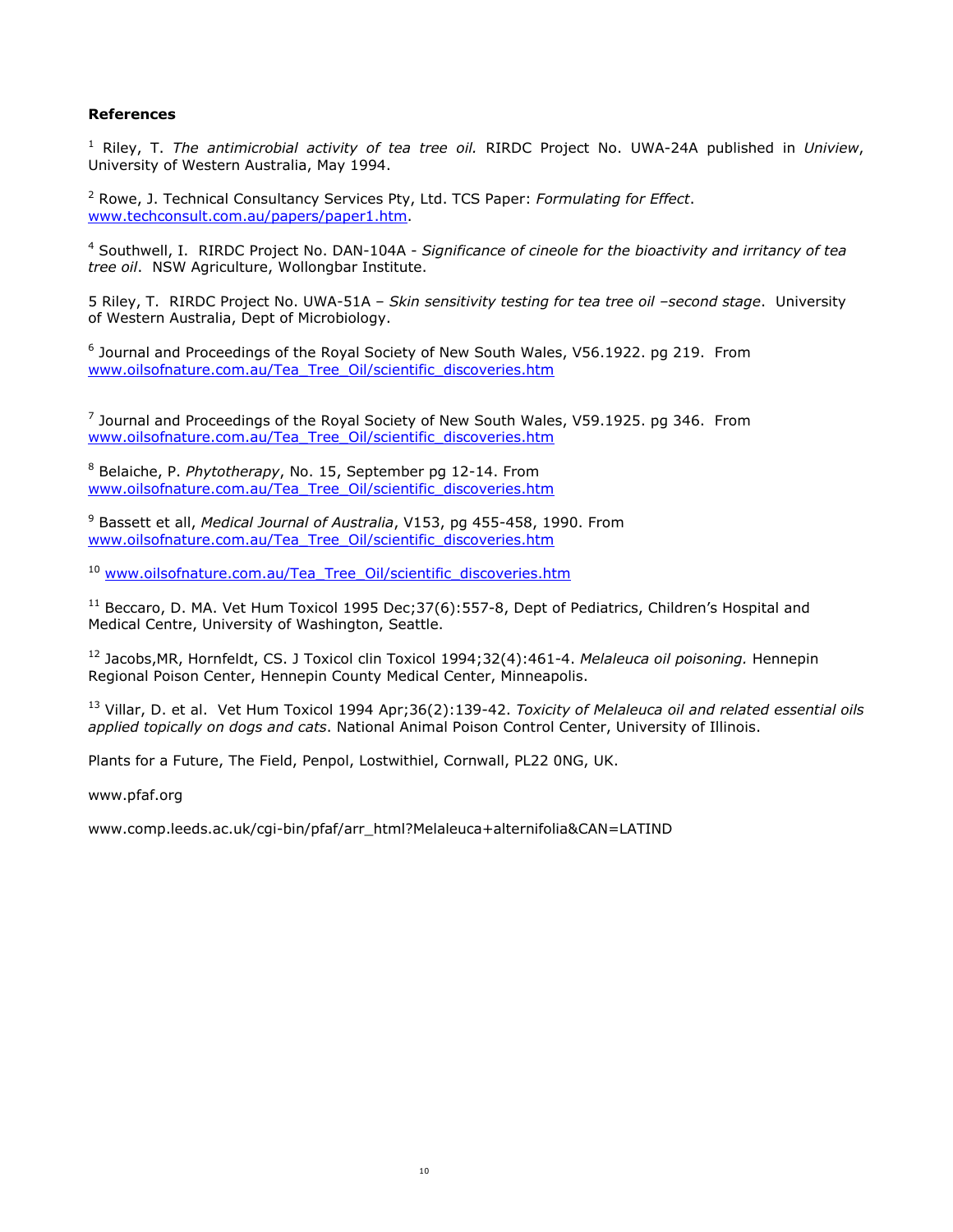**References**

[1] Riley, T. *The antimicrobial activity of tea tree oil.* RIRDC Project No. UWA-24A published in *Uniview*, University of Western Australia, May 1994.

[2] Rowe, J. Technical Consultancy Services Pty, Ltd. TCS Paper: *Formulating for Effect*. www.techconsult.com.au/papers/paper1.htm.

[4] Southwell, I. RIRDC Project No. DAN-104A - *Significance of cineole for the bioactivity and irritancy of tea tree oil*. NSW Agriculture, Wollongbar Institute.

5 Riley, T. RIRDC Project No. UWA-51A – *Skin sensitivity testing for tea tree oil –second stage*. University of Western Australia, Dept of Microbiology.

[6] Journal and Proceedings of the Royal Society of New South Wales, V56.1922. pg 219. From www.oilsofnature.com.au/Tea_Tree_Oil/scientific_discoveries.htm

[7] Journal and Proceedings of the Royal Society of New South Wales, V59.1925. pg 346. From www.oilsofnature.com.au/Tea_Tree_Oil/scientific_discoveries.htm

[8] Belaiche, P. *Phytotherapy*, No. 15, September pg 12-14. From www.oilsofnature.com.au/Tea_Tree_Oil/scientific_discoveries.htm

[9] Bassett et all, *Medical Journal of Australia*, V153, pg 455-458, 1990. From www.oilsofnature.com.au/Tea_Tree_Oil/scientific_discoveries.htm

[10] www.oilsofnature.com.au/Tea_Tree_Oil/scientific_discoveries.htm

[11] Beccaro, D. MA. Vet Hum Toxicol 1995 Dec;37(6):557-8, Dept of Pediatrics, Children's Hospital and Medical Centre, University of Washington, Seattle.

[12] Jacobs,MR, Hornfeldt, CS. J Toxicol clin Toxicol 1994;32(4):461-4. *Melaleuca oil poisoning.* Hennepin Regional Poison Center, Hennepin County Medical Center, Minneapolis.

[13] Villar, D. et al. Vet Hum Toxicol 1994 Apr;36(2):139-42. *Toxicity of Melaleuca oil and related essential oils applied topically on dogs and cats*. National Animal Poison Control Center, University of Illinois.

Plants for a Future, The Field, Penpol, Lostwithiel, Cornwall, PL22 0NG, UK.

www.pfaf.org

www.comp.leeds.ac.uk/cgi-bin/pfaf/arr_html?Melaleuca+alternifolia&CAN=LATIND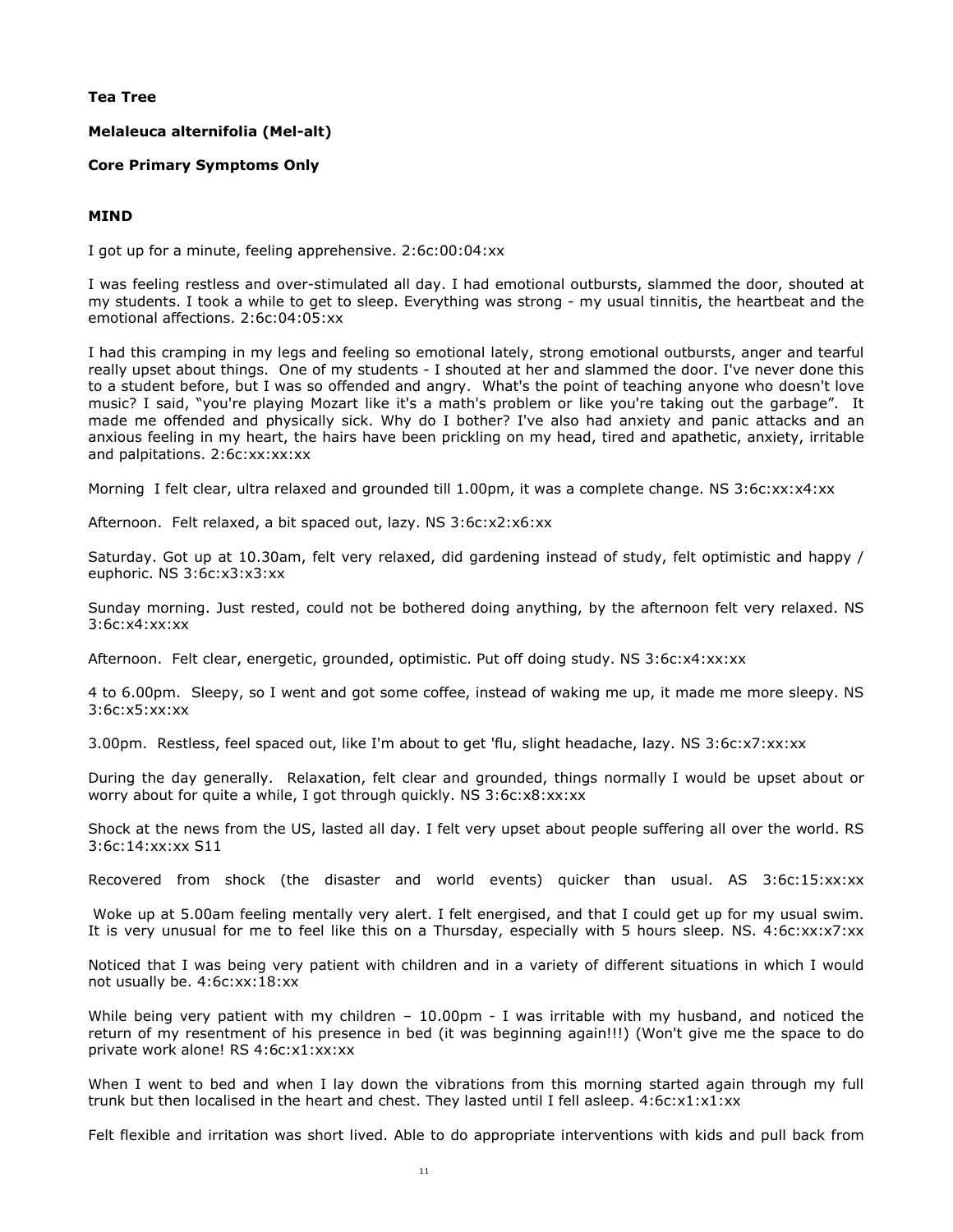**Tea Tree**

**Melaleuca alternifolia (Mel-alt)**

**Core Primary Symptoms Only**

**MIND**

I got up for a minute, feeling apprehensive. 2:6c:00:04:xx

I was feeling restless and over-stimulated all day. I had emotional outbursts, slammed the door, shouted at my students. I took a while to get to sleep. Everything was strong - my usual tinnitis, the heartbeat and the emotional affections. 2:6c:04:05:xx

I had this cramping in my legs and feeling so emotional lately, strong emotional outbursts, anger and tearful really upset about things. One of my students - I shouted at her and slammed the door. I've never done this to a student before, but I was so offended and angry. What's the point of teaching anyone who doesn't love music? I said, "you're playing Mozart like it's a math's problem or like you're taking out the garbage". It made me offended and physically sick. Why do I bother? I've also had anxiety and panic attacks and an anxious feeling in my heart, the hairs have been prickling on my head, tired and apathetic, anxiety, irritable and palpitations. 2:6c:xx:xx:xx

Morning I felt clear, ultra relaxed and grounded till 1.00pm, it was a complete change. NS 3:6c:xx:x4:xx

Afternoon. Felt relaxed, a bit spaced out, lazy. NS 3:6c:x2:x6:xx

Saturday. Got up at 10.30am, felt very relaxed, did gardening instead of study, felt optimistic and happy / euphoric. NS 3:6c:x3:x3:xx

Sunday morning. Just rested, could not be bothered doing anything, by the afternoon felt very relaxed. NS 3:6c:x4:xx:xx

Afternoon. Felt clear, energetic, grounded, optimistic. Put off doing study. NS 3:6c:x4:xx:xx

4 to 6.00pm. Sleepy, so I went and got some coffee, instead of waking me up, it made me more sleepy. NS 3:6c:x5:xx:xx

3.00pm. Restless, feel spaced out, like I'm about to get 'flu, slight headache, lazy. NS 3:6c:x7:xx:xx

During the day generally. Relaxation, felt clear and grounded, things normally I would be upset about or worry about for quite a while, I got through quickly. NS 3:6c:x8:xx:xx

Shock at the news from the US, lasted all day. I felt very upset about people suffering all over the world. RS 3:6c:14:xx:xx S11

Recovered from shock (the disaster and world events) quicker than usual. AS 3:6c:15:xx:xx

Woke up at 5.00am feeling mentally very alert. I felt energised, and that I could get up for my usual swim. It is very unusual for me to feel like this on a Thursday, especially with 5 hours sleep. NS. 4:6c:xx:x7:xx

Noticed that I was being very patient with children and in a variety of different situations in which I would not usually be. 4:6c:xx:18:xx

While being very patient with my children – 10.00pm - I was irritable with my husband, and noticed the return of my resentment of his presence in bed (it was beginning again!!!) (Won't give me the space to do private work alone! RS 4:6c:x1:xx:xx

When I went to bed and when I lay down the vibrations from this morning started again through my full trunk but then localised in the heart and chest. They lasted until I fell asleep. 4:6c:x1:x1:xx

Felt flexible and irritation was short lived. Able to do appropriate interventions with kids and pull back from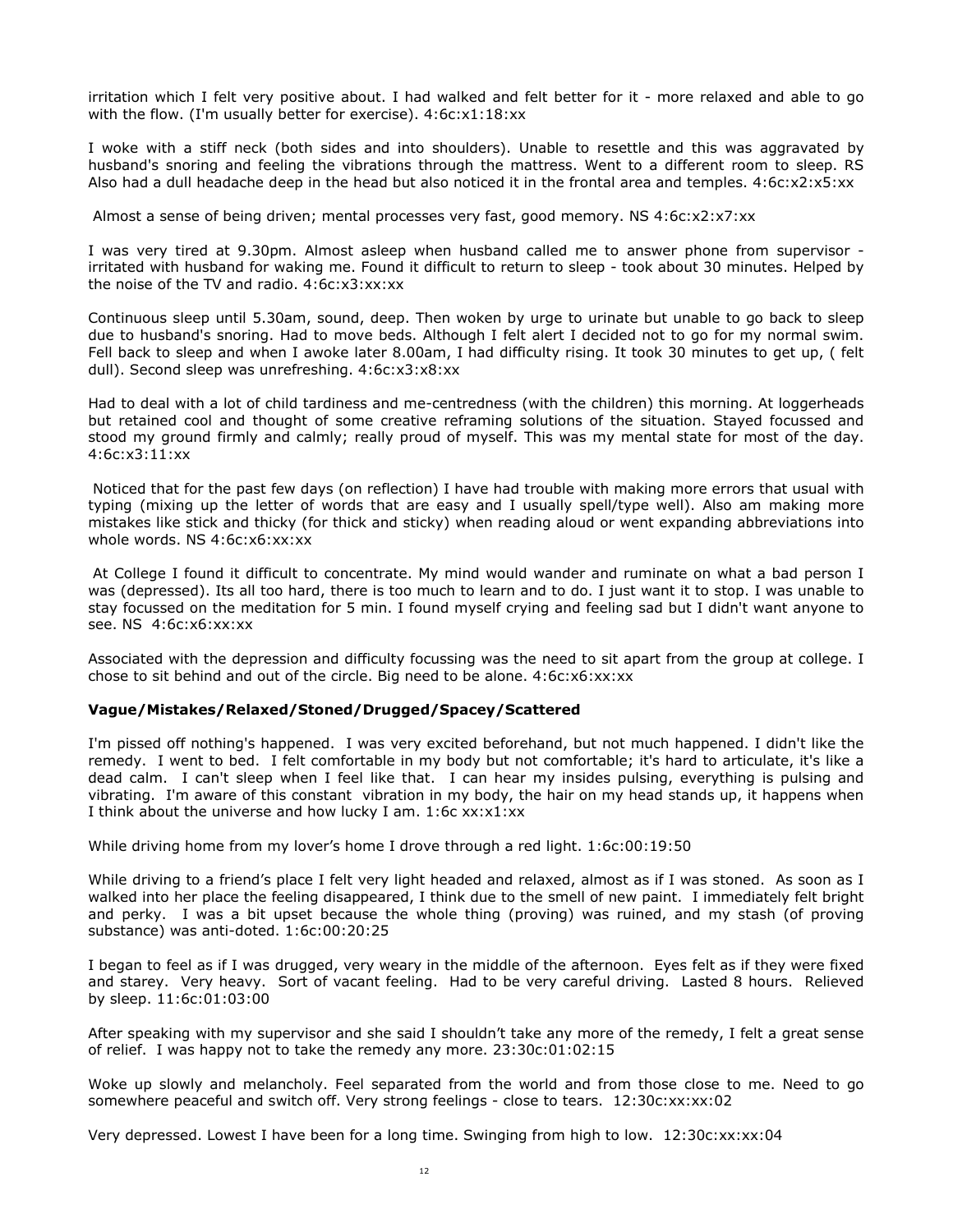irritation which I felt very positive about. I had walked and felt better for it - more relaxed and able to go with the flow. (I'm usually better for exercise). 4:6c:x1:18:xx

I woke with a stiff neck (both sides and into shoulders). Unable to resettle and this was aggravated by husband's snoring and feeling the vibrations through the mattress. Went to a different room to sleep. RS Also had a dull headache deep in the head but also noticed it in the frontal area and temples. 4:6c:x2:x5:xx

Almost a sense of being driven; mental processes very fast, good memory. NS 4:6c:x2:x7:xx

I was very tired at 9.30pm. Almost asleep when husband called me to answer phone from supervisor - irritated with husband for waking me. Found it difficult to return to sleep - took about 30 minutes. Helped by the noise of the TV and radio. 4:6c:x3:xx:xx

Continuous sleep until 5.30am, sound, deep. Then woken by urge to urinate but unable to go back to sleep due to husband's snoring. Had to move beds. Although I felt alert I decided not to go for my normal swim. Fell back to sleep and when I awoke later 8.00am, I had difficulty rising. It took 30 minutes to get up, ( felt dull). Second sleep was unrefreshing. 4:6c:x3:x8:xx

Had to deal with a lot of child tardiness and me-centredness (with the children) this morning. At loggerheads but retained cool and thought of some creative reframing solutions of the situation. Stayed focussed and stood my ground firmly and calmly; really proud of myself. This was my mental state for most of the day. 4:6c:x3:11:xx

Noticed that for the past few days (on reflection) I have had trouble with making more errors that usual with typing (mixing up the letter of words that are easy and I usually spell/type well). Also am making more mistakes like stick and thicky (for thick and sticky) when reading aloud or went expanding abbreviations into whole words. NS 4:6c:x6:xx:xx

At College I found it difficult to concentrate. My mind would wander and ruminate on what a bad person I was (depressed). Its all too hard, there is too much to learn and to do. I just want it to stop. I was unable to stay focussed on the meditation for 5 min. I found myself crying and feeling sad but I didn't want anyone to see. NS 4:6c:x6:xx:xx

Associated with the depression and difficulty focussing was the need to sit apart from the group at college. I chose to sit behind and out of the circle. Big need to be alone. 4:6c:x6:xx:xx

**Vague/Mistakes/Relaxed/Stoned/Drugged/Spacey/Scattered**

I'm pissed off nothing's happened. I was very excited beforehand, but not much happened. I didn't like the remedy. I went to bed. I felt comfortable in my body but not comfortable; it's hard to articulate, it's like a dead calm. I can't sleep when I feel like that. I can hear my insides pulsing, everything is pulsing and vibrating. I'm aware of this constant vibration in my body, the hair on my head stands up, it happens when I think about the universe and how lucky I am. 1:6c xx:x1:xx

While driving home from my lover's home I drove through a red light. 1:6c:00:19:50

While driving to a friend's place I felt very light headed and relaxed, almost as if I was stoned. As soon as I walked into her place the feeling disappeared, I think due to the smell of new paint. I immediately felt bright and perky. I was a bit upset because the whole thing (proving) was ruined, and my stash (of proving substance) was anti-doted. 1:6c:00:20:25

I began to feel as if I was drugged, very weary in the middle of the afternoon. Eyes felt as if they were fixed and starey. Very heavy. Sort of vacant feeling. Had to be very careful driving. Lasted 8 hours. Relieved by sleep. 11:6c:01:03:00

After speaking with my supervisor and she said I shouldn't take any more of the remedy, I felt a great sense of relief. I was happy not to take the remedy any more. 23:30c:01:02:15

Woke up slowly and melancholy. Feel separated from the world and from those close to me. Need to go somewhere peaceful and switch off. Very strong feelings - close to tears. 12:30c:xx:xx:02

Very depressed. Lowest I have been for a long time. Swinging from high to low. 12:30c:xx:xx:04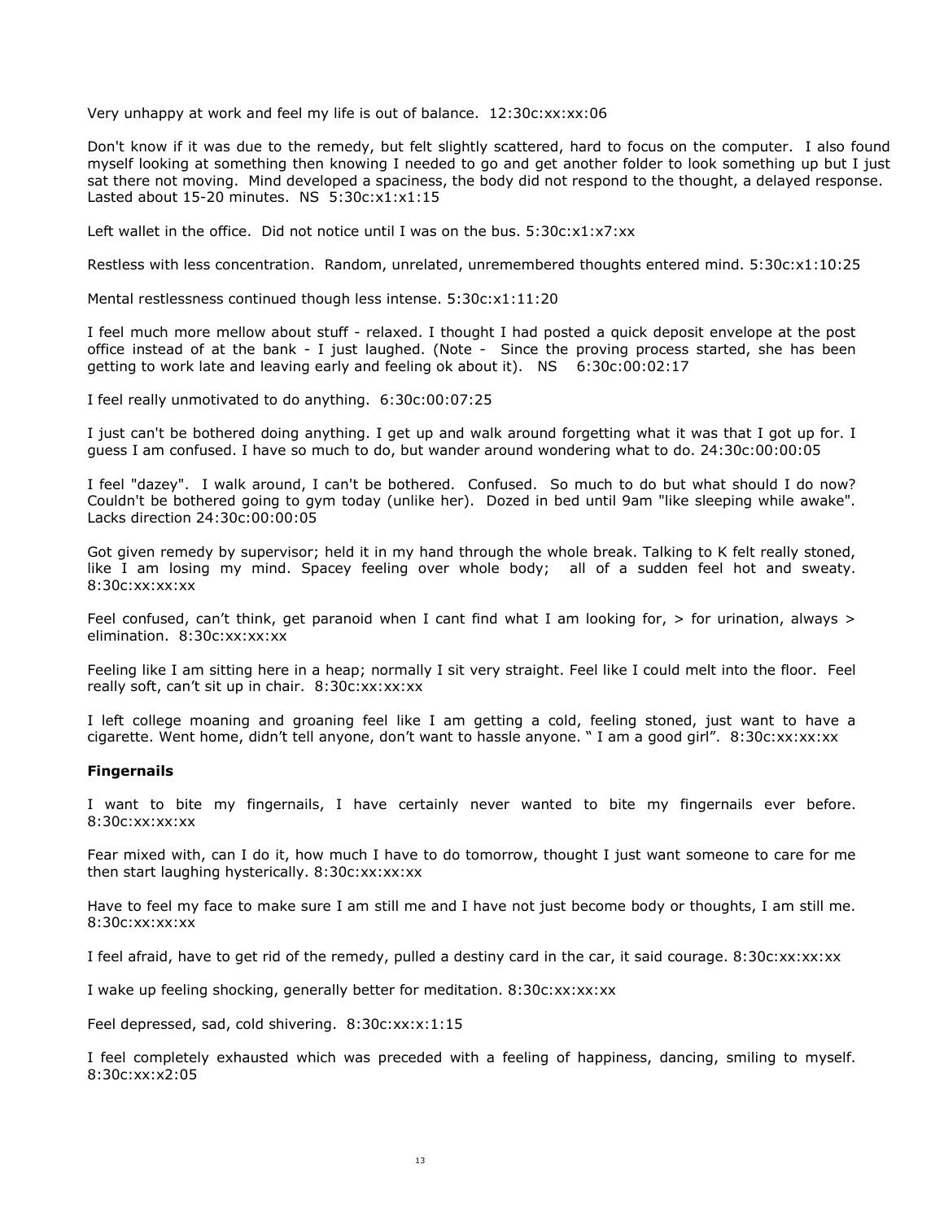Very unhappy at work and feel my life is out of balance. 12:30c:xx:xx:06

Don't know if it was due to the remedy, but felt slightly scattered, hard to focus on the computer. I also found myself looking at something then knowing I needed to go and get another folder to look something up but I just sat there not moving. Mind developed a spaciness, the body did not respond to the thought, a delayed response. Lasted about 15-20 minutes. NS 5:30c:x1:x1:15

Left wallet in the office. Did not notice until I was on the bus. 5:30c:x1:x7:xx

Restless with less concentration. Random, unrelated, unremembered thoughts entered mind. 5:30c:x1:10:25

Mental restlessness continued though less intense. 5:30c:x1:11:20

I feel much more mellow about stuff - relaxed. I thought I had posted a quick deposit envelope at the post office instead of at the bank - I just laughed. (Note - Since the proving process started, she has been getting to work late and leaving early and feeling ok about it). NS 6:30c:00:02:17

I feel really unmotivated to do anything. 6:30c:00:07:25

I just can't be bothered doing anything. I get up and walk around forgetting what it was that I got up for. I guess I am confused. I have so much to do, but wander around wondering what to do. 24:30c:00:00:05

I feel "dazey". I walk around, I can't be bothered. Confused. So much to do but what should I do now? Couldn't be bothered going to gym today (unlike her). Dozed in bed until 9am "like sleeping while awake". Lacks direction 24:30c:00:00:05

Got given remedy by supervisor; held it in my hand through the whole break. Talking to K felt really stoned, like I am losing my mind. Spacey feeling over whole body; all of a sudden feel hot and sweaty. 8:30c:xx:xx:xx

Feel confused, can't think, get paranoid when I cant find what I am looking for, > for urination, always > elimination. 8:30c:xx:xx:xx

Feeling like I am sitting here in a heap; normally I sit very straight. Feel like I could melt into the floor. Feel really soft, can't sit up in chair. 8:30c:xx:xx:xx

I left college moaning and groaning feel like I am getting a cold, feeling stoned, just want to have a cigarette. Went home, didn't tell anyone, don't want to hassle anyone. " I am a good girl". 8:30c:xx:xx:xx

**Fingernails**

I want to bite my fingernails, I have certainly never wanted to bite my fingernails ever before. 8:30c:xx:xx:xx

Fear mixed with, can I do it, how much I have to do tomorrow, thought I just want someone to care for me then start laughing hysterically. 8:30c:xx:xx:xx

Have to feel my face to make sure I am still me and I have not just become body or thoughts, I am still me. 8:30c:xx:xx:xx

I feel afraid, have to get rid of the remedy, pulled a destiny card in the car, it said courage. 8:30c:xx:xx:xx

I wake up feeling shocking, generally better for meditation. 8:30c:xx:xx:xx

Feel depressed, sad, cold shivering. 8:30c:xx:x:1:15

I feel completely exhausted which was preceded with a feeling of happiness, dancing, smiling to myself. 8:30c:xx:x2:05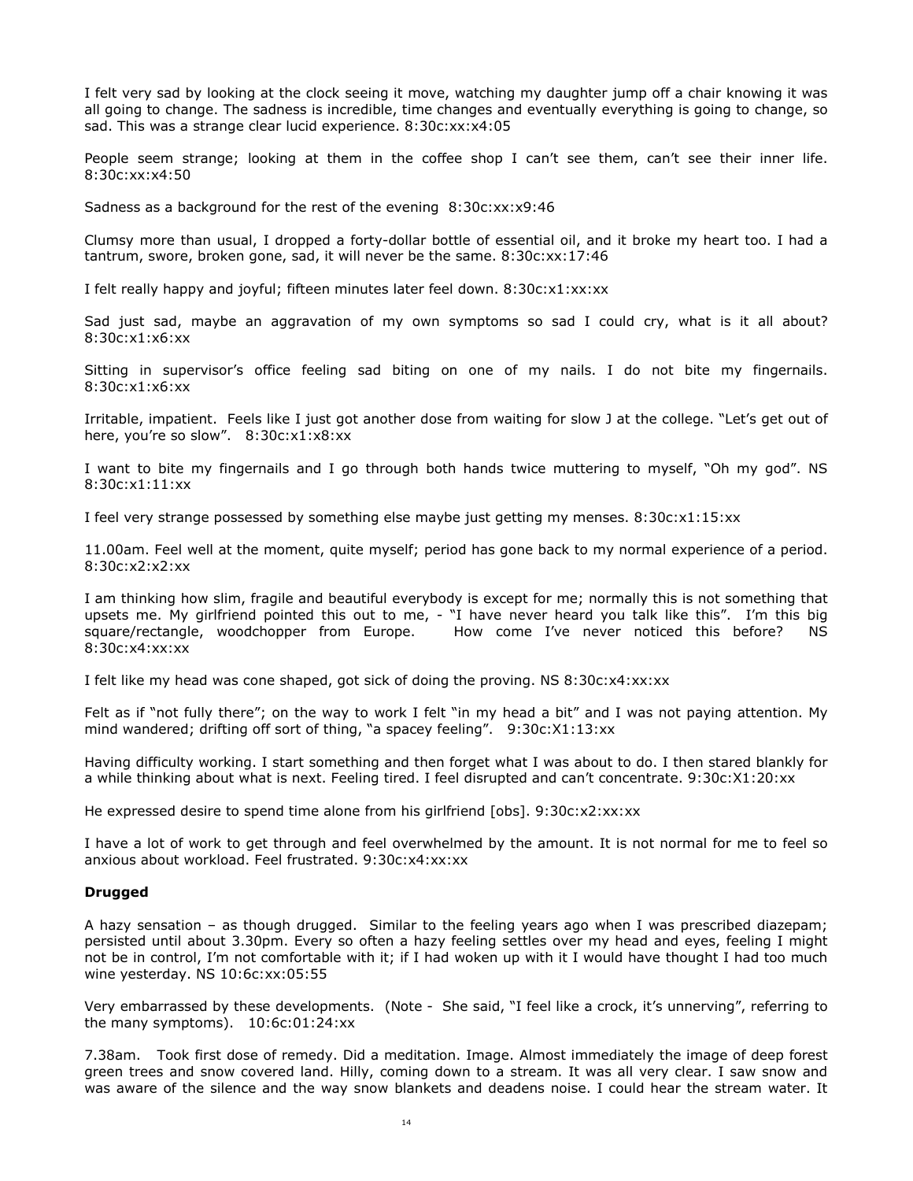I felt very sad by looking at the clock seeing it move, watching my daughter jump off a chair knowing it was all going to change. The sadness is incredible, time changes and eventually everything is going to change, so sad. This was a strange clear lucid experience. 8:30c:xx:x4:05

People seem strange; looking at them in the coffee shop I can't see them, can't see their inner life. 8:30c:xx:x4:50

Sadness as a background for the rest of the evening 8:30c:xx:x9:46

Clumsy more than usual, I dropped a forty-dollar bottle of essential oil, and it broke my heart too. I had a tantrum, swore, broken gone, sad, it will never be the same. 8:30c:xx:17:46

I felt really happy and joyful; fifteen minutes later feel down. 8:30c:x1:xx:xx

Sad just sad, maybe an aggravation of my own symptoms so sad I could cry, what is it all about? 8:30c:x1:x6:xx

Sitting in supervisor's office feeling sad biting on one of my nails. I do not bite my fingernails. 8:30c:x1:x6:xx

Irritable, impatient. Feels like I just got another dose from waiting for slow J at the college. "Let's get out of here, you're so slow". 8:30c:x1:x8:xx

I want to bite my fingernails and I go through both hands twice muttering to myself, "Oh my god". NS 8:30c:x1:11:xx

I feel very strange possessed by something else maybe just getting my menses. 8:30c:x1:15:xx

11.00am. Feel well at the moment, quite myself; period has gone back to my normal experience of a period. 8:30c:x2:x2:xx

I am thinking how slim, fragile and beautiful everybody is except for me; normally this is not something that upsets me. My girlfriend pointed this out to me, - "I have never heard you talk like this". I'm this big square/rectangle, woodchopper from Europe. How come I've never noticed this before? NS 8:30c:x4:xx:xx

I felt like my head was cone shaped, got sick of doing the proving. NS 8:30c:x4:xx:xx

Felt as if "not fully there"; on the way to work I felt "in my head a bit" and I was not paying attention. My mind wandered; drifting off sort of thing, "a spacey feeling". 9:30c:X1:13:xx

Having difficulty working. I start something and then forget what I was about to do. I then stared blankly for a while thinking about what is next. Feeling tired. I feel disrupted and can't concentrate. 9:30c:X1:20:xx

He expressed desire to spend time alone from his girlfriend [obs]. 9:30c:x2:xx:xx

I have a lot of work to get through and feel overwhelmed by the amount. It is not normal for me to feel so anxious about workload. Feel frustrated. 9:30c:x4:xx:xx

**Drugged**

A hazy sensation – as though drugged. Similar to the feeling years ago when I was prescribed diazepam; persisted until about 3.30pm. Every so often a hazy feeling settles over my head and eyes, feeling I might not be in control, I'm not comfortable with it; if I had woken up with it I would have thought I had too much wine yesterday. NS 10:6c:xx:05:55

Very embarrassed by these developments. (Note - She said, "I feel like a crock, it's unnerving", referring to the many symptoms). 10:6c:01:24:xx

7.38am. Took first dose of remedy. Did a meditation. Image. Almost immediately the image of deep forest green trees and snow covered land. Hilly, coming down to a stream. It was all very clear. I saw snow and was aware of the silence and the way snow blankets and deadens noise. I could hear the stream water. It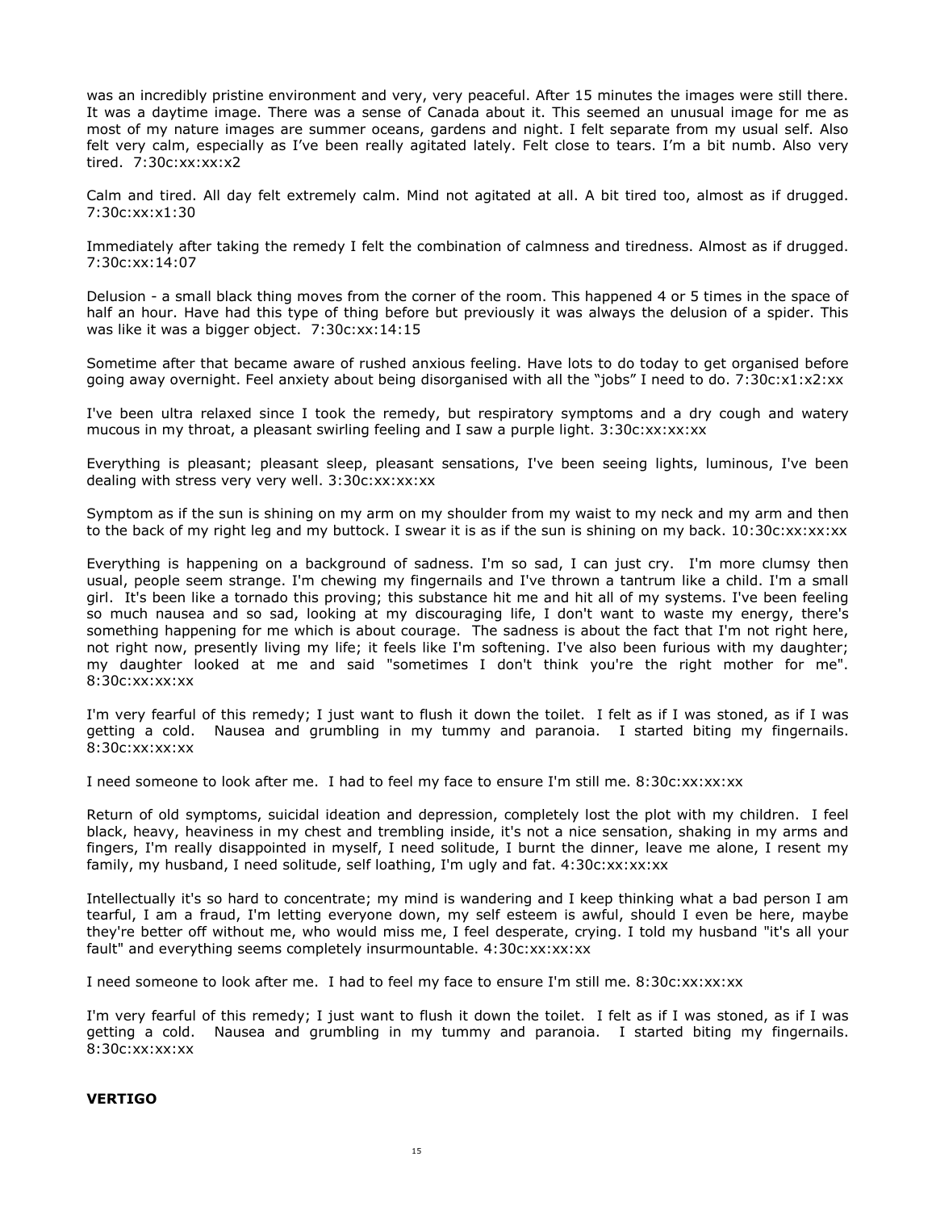was an incredibly pristine environment and very, very peaceful. After 15 minutes the images were still there. It was a daytime image. There was a sense of Canada about it. This seemed an unusual image for me as most of my nature images are summer oceans, gardens and night. I felt separate from my usual self. Also felt very calm, especially as I've been really agitated lately. Felt close to tears. I'm a bit numb. Also very tired. 7:30c:xx:xx:x2

Calm and tired. All day felt extremely calm. Mind not agitated at all. A bit tired too, almost as if drugged. 7:30c:xx:x1:30

Immediately after taking the remedy I felt the combination of calmness and tiredness. Almost as if drugged. 7:30c:xx:14:07

Delusion - a small black thing moves from the corner of the room. This happened 4 or 5 times in the space of half an hour. Have had this type of thing before but previously it was always the delusion of a spider. This was like it was a bigger object. 7:30c:xx:14:15

Sometime after that became aware of rushed anxious feeling. Have lots to do today to get organised before going away overnight. Feel anxiety about being disorganised with all the "jobs" I need to do. 7:30c:x1:x2:xx

I've been ultra relaxed since I took the remedy, but respiratory symptoms and a dry cough and watery mucous in my throat, a pleasant swirling feeling and I saw a purple light. 3:30c:xx:xx:xx

Everything is pleasant; pleasant sleep, pleasant sensations, I've been seeing lights, luminous, I've been dealing with stress very very well. 3:30c:xx:xx:xx

Symptom as if the sun is shining on my arm on my shoulder from my waist to my neck and my arm and then to the back of my right leg and my buttock. I swear it is as if the sun is shining on my back. 10:30c:xx:xx:xx

Everything is happening on a background of sadness. I'm so sad, I can just cry. I'm more clumsy then usual, people seem strange. I'm chewing my fingernails and I've thrown a tantrum like a child. I'm a small girl. It's been like a tornado this proving; this substance hit me and hit all of my systems. I've been feeling so much nausea and so sad, looking at my discouraging life, I don't want to waste my energy, there's something happening for me which is about courage. The sadness is about the fact that I'm not right here, not right now, presently living my life; it feels like I'm softening. I've also been furious with my daughter; my daughter looked at me and said "sometimes I don't think you're the right mother for me". 8:30c:xx:xx:xx

I'm very fearful of this remedy; I just want to flush it down the toilet. I felt as if I was stoned, as if I was getting a cold. Nausea and grumbling in my tummy and paranoia. I started biting my fingernails. 8:30c:xx:xx:xx

I need someone to look after me. I had to feel my face to ensure I'm still me. 8:30c:xx:xx:xx

Return of old symptoms, suicidal ideation and depression, completely lost the plot with my children. I feel black, heavy, heaviness in my chest and trembling inside, it's not a nice sensation, shaking in my arms and fingers, I'm really disappointed in myself, I need solitude, I burnt the dinner, leave me alone, I resent my family, my husband, I need solitude, self loathing, I'm ugly and fat. 4:30c:xx:xx:xx

Intellectually it's so hard to concentrate; my mind is wandering and I keep thinking what a bad person I am tearful, I am a fraud, I'm letting everyone down, my self esteem is awful, should I even be here, maybe they're better off without me, who would miss me, I feel desperate, crying. I told my husband "it's all your fault" and everything seems completely insurmountable. 4:30c:xx:xx:xx

I need someone to look after me. I had to feel my face to ensure I'm still me. 8:30c:xx:xx:xx

I'm very fearful of this remedy; I just want to flush it down the toilet. I felt as if I was stoned, as if I was getting a cold. Nausea and grumbling in my tummy and paranoia. I started biting my fingernails. 8:30c:xx:xx:xx

**VERTIGO**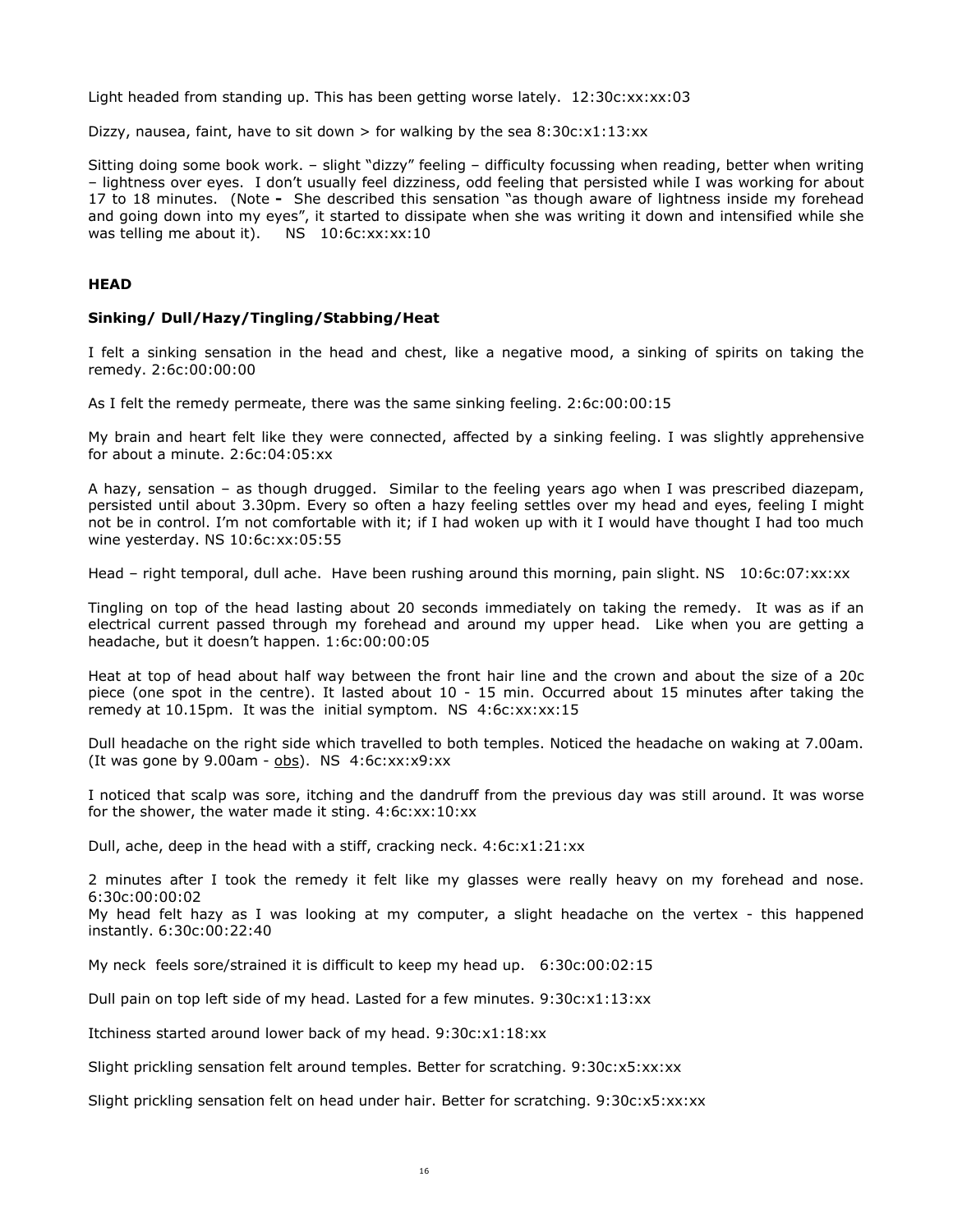Light headed from standing up. This has been getting worse lately. 12:30c:xx:xx:03

Dizzy, nausea, faint, have to sit down > for walking by the sea 8:30c:x1:13:xx

Sitting doing some book work. – slight "dizzy" feeling – difficulty focussing when reading, better when writing – lightness over eyes. I don't usually feel dizziness, odd feeling that persisted while I was working for about 17 to 18 minutes. (Note **-** She described this sensation "as though aware of lightness inside my forehead and going down into my eyes", it started to dissipate when she was writing it down and intensified while she was telling me about it). NS 10:6c:xx:xx:10

## HEAD

### Sinking/ Dull/Hazy/Tingling/Stabbing/Heat

I felt a sinking sensation in the head and chest, like a negative mood, a sinking of spirits on taking the remedy. 2:6c:00:00:00

As I felt the remedy permeate, there was the same sinking feeling. 2:6c:00:00:15

My brain and heart felt like they were connected, affected by a sinking feeling. I was slightly apprehensive for about a minute. 2:6c:04:05:xx

A hazy, sensation – as though drugged. Similar to the feeling years ago when I was prescribed diazepam, persisted until about 3.30pm. Every so often a hazy feeling settles over my head and eyes, feeling I might not be in control. I'm not comfortable with it; if I had woken up with it I would have thought I had too much wine yesterday. NS 10:6c:xx:05:55

Head – right temporal, dull ache. Have been rushing around this morning, pain slight. NS 10:6c:07:xx:xx

Tingling on top of the head lasting about 20 seconds immediately on taking the remedy. It was as if an electrical current passed through my forehead and around my upper head. Like when you are getting a headache, but it doesn't happen. 1:6c:00:00:05

Heat at top of head about half way between the front hair line and the crown and about the size of a 20c piece (one spot in the centre). It lasted about 10 - 15 min. Occurred about 15 minutes after taking the remedy at 10.15pm. It was the initial symptom. NS 4:6c:xx:xx:15

Dull headache on the right side which travelled to both temples. Noticed the headache on waking at 7.00am. (It was gone by 9.00am - obs). NS 4:6c:xx:x9:xx

I noticed that scalp was sore, itching and the dandruff from the previous day was still around. It was worse for the shower, the water made it sting. 4:6c:xx:10:xx

Dull, ache, deep in the head with a stiff, cracking neck. 4:6c:x1:21:xx

2 minutes after I took the remedy it felt like my glasses were really heavy on my forehead and nose. 6:30c:00:00:02
My head felt hazy as I was looking at my computer, a slight headache on the vertex - this happened instantly. 6:30c:00:22:40

My neck feels sore/strained it is difficult to keep my head up. 6:30c:00:02:15

Dull pain on top left side of my head. Lasted for a few minutes. 9:30c:x1:13:xx

Itchiness started around lower back of my head. 9:30c:x1:18:xx

Slight prickling sensation felt around temples. Better for scratching. 9:30c:x5:xx:xx

Slight prickling sensation felt on head under hair. Better for scratching. 9:30c:x5:xx:xx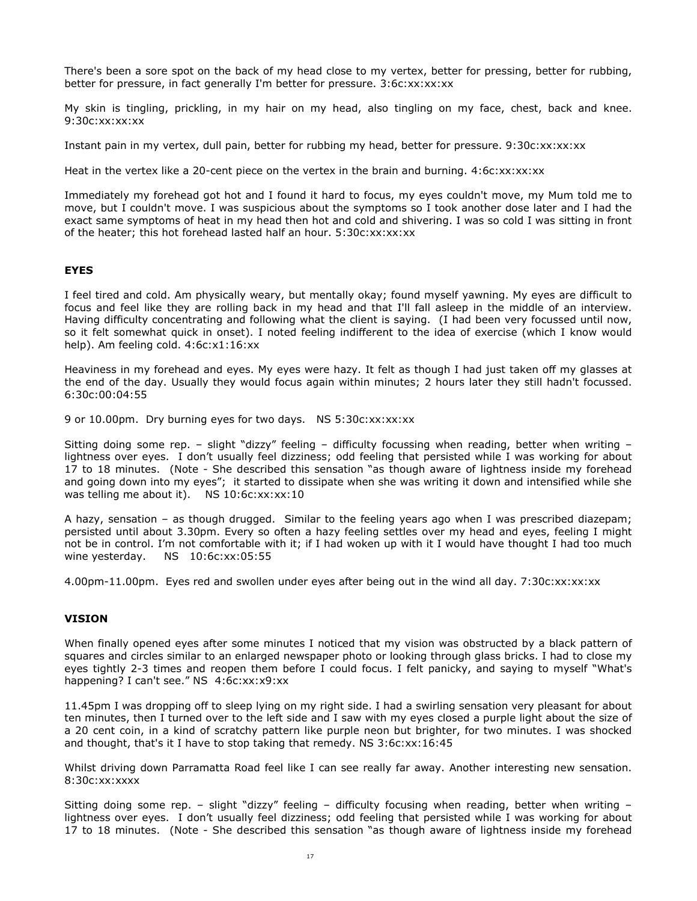There's been a sore spot on the back of my head close to my vertex, better for pressing, better for rubbing, better for pressure, in fact generally I'm better for pressure. 3:6c:xx:xx:xx

My skin is tingling, prickling, in my hair on my head, also tingling on my face, chest, back and knee. 9:30c:xx:xx:xx

Instant pain in my vertex, dull pain, better for rubbing my head, better for pressure. 9:30c:xx:xx:xx

Heat in the vertex like a 20-cent piece on the vertex in the brain and burning. 4:6c:xx:xx:xx

Immediately my forehead got hot and I found it hard to focus, my eyes couldn't move, my Mum told me to move, but I couldn't move. I was suspicious about the symptoms so I took another dose later and I had the exact same symptoms of heat in my head then hot and cold and shivering. I was so cold I was sitting in front of the heater; this hot forehead lasted half an hour. 5:30c:xx:xx:xx

### EYES

I feel tired and cold. Am physically weary, but mentally okay; found myself yawning. My eyes are difficult to focus and feel like they are rolling back in my head and that I'll fall asleep in the middle of an interview. Having difficulty concentrating and following what the client is saying. (I had been very focussed until now, so it felt somewhat quick in onset). I noted feeling indifferent to the idea of exercise (which I know would help). Am feeling cold. 4:6c:x1:16:xx

Heaviness in my forehead and eyes. My eyes were hazy. It felt as though I had just taken off my glasses at the end of the day. Usually they would focus again within minutes; 2 hours later they still hadn't focussed. 6:30c:00:04:55

9 or 10.00pm. Dry burning eyes for two days. NS 5:30c:xx:xx:xx

Sitting doing some rep. – slight "dizzy" feeling – difficulty focussing when reading, better when writing – lightness over eyes. I don't usually feel dizziness; odd feeling that persisted while I was working for about 17 to 18 minutes. (Note - She described this sensation "as though aware of lightness inside my forehead and going down into my eyes"; it started to dissipate when she was writing it down and intensified while she was telling me about it). NS 10:6c:xx:xx:10

A hazy, sensation – as though drugged. Similar to the feeling years ago when I was prescribed diazepam; persisted until about 3.30pm. Every so often a hazy feeling settles over my head and eyes, feeling I might not be in control. I'm not comfortable with it; if I had woken up with it I would have thought I had too much wine yesterday. NS 10:6c:xx:05:55

4.00pm-11.00pm. Eyes red and swollen under eyes after being out in the wind all day. 7:30c:xx:xx:xx

### VISION

When finally opened eyes after some minutes I noticed that my vision was obstructed by a black pattern of squares and circles similar to an enlarged newspaper photo or looking through glass bricks. I had to close my eyes tightly 2-3 times and reopen them before I could focus. I felt panicky, and saying to myself "What's happening? I can't see." NS 4:6c:xx:x9:xx

11.45pm I was dropping off to sleep lying on my right side. I had a swirling sensation very pleasant for about ten minutes, then I turned over to the left side and I saw with my eyes closed a purple light about the size of a 20 cent coin, in a kind of scratchy pattern like purple neon but brighter, for two minutes. I was shocked and thought, that's it I have to stop taking that remedy. NS 3:6c:xx:16:45

Whilst driving down Parramatta Road feel like I can see really far away. Another interesting new sensation. 8:30c:xx:xxxx

Sitting doing some rep. – slight "dizzy" feeling – difficulty focusing when reading, better when writing – lightness over eyes. I don't usually feel dizziness; odd feeling that persisted while I was working for about 17 to 18 minutes. (Note - She described this sensation "as though aware of lightness inside my forehead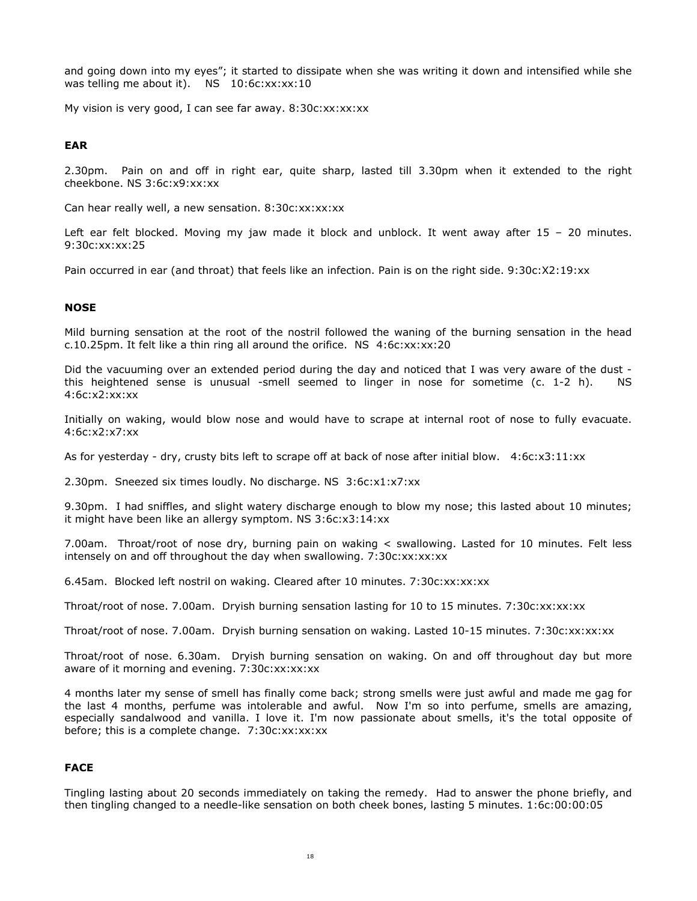and going down into my eyes"; it started to dissipate when she was writing it down and intensified while she was telling me about it). NS 10:6c:xx:xx:10

My vision is very good, I can see far away. 8:30c:xx:xx:xx

**EAR**

2.30pm. Pain on and off in right ear, quite sharp, lasted till 3.30pm when it extended to the right cheekbone. NS 3:6c:x9:xx:xx

Can hear really well, a new sensation. 8:30c:xx:xx:xx

Left ear felt blocked. Moving my jaw made it block and unblock. It went away after 15 – 20 minutes. 9:30c:xx:xx:25

Pain occurred in ear (and throat) that feels like an infection. Pain is on the right side. 9:30c:X2:19:xx

**NOSE**

Mild burning sensation at the root of the nostril followed the waning of the burning sensation in the head c.10.25pm. It felt like a thin ring all around the orifice. NS 4:6c:xx:xx:20

Did the vacuuming over an extended period during the day and noticed that I was very aware of the dust - this heightened sense is unusual -smell seemed to linger in nose for sometime (c. 1-2 h). NS 4:6c:x2:xx:xx

Initially on waking, would blow nose and would have to scrape at internal root of nose to fully evacuate. 4:6c:x2:x7:xx

As for yesterday - dry, crusty bits left to scrape off at back of nose after initial blow. 4:6c:x3:11:xx

2.30pm. Sneezed six times loudly. No discharge. NS 3:6c:x1:x7:xx

9.30pm. I had sniffles, and slight watery discharge enough to blow my nose; this lasted about 10 minutes; it might have been like an allergy symptom. NS 3:6c:x3:14:xx

7.00am. Throat/root of nose dry, burning pain on waking < swallowing. Lasted for 10 minutes. Felt less intensely on and off throughout the day when swallowing. 7:30c:xx:xx:xx

6.45am. Blocked left nostril on waking. Cleared after 10 minutes. 7:30c:xx:xx:xx

Throat/root of nose. 7.00am. Dryish burning sensation lasting for 10 to 15 minutes. 7:30c:xx:xx:xx

Throat/root of nose. 7.00am. Dryish burning sensation on waking. Lasted 10-15 minutes. 7:30c:xx:xx:xx

Throat/root of nose. 6.30am. Dryish burning sensation on waking. On and off throughout day but more aware of it morning and evening. 7:30c:xx:xx:xx

4 months later my sense of smell has finally come back; strong smells were just awful and made me gag for the last 4 months, perfume was intolerable and awful. Now I'm so into perfume, smells are amazing, especially sandalwood and vanilla. I love it. I'm now passionate about smells, it's the total opposite of before; this is a complete change. 7:30c:xx:xx:xx

**FACE**

Tingling lasting about 20 seconds immediately on taking the remedy. Had to answer the phone briefly, and then tingling changed to a needle-like sensation on both cheek bones, lasting 5 minutes. 1:6c:00:00:05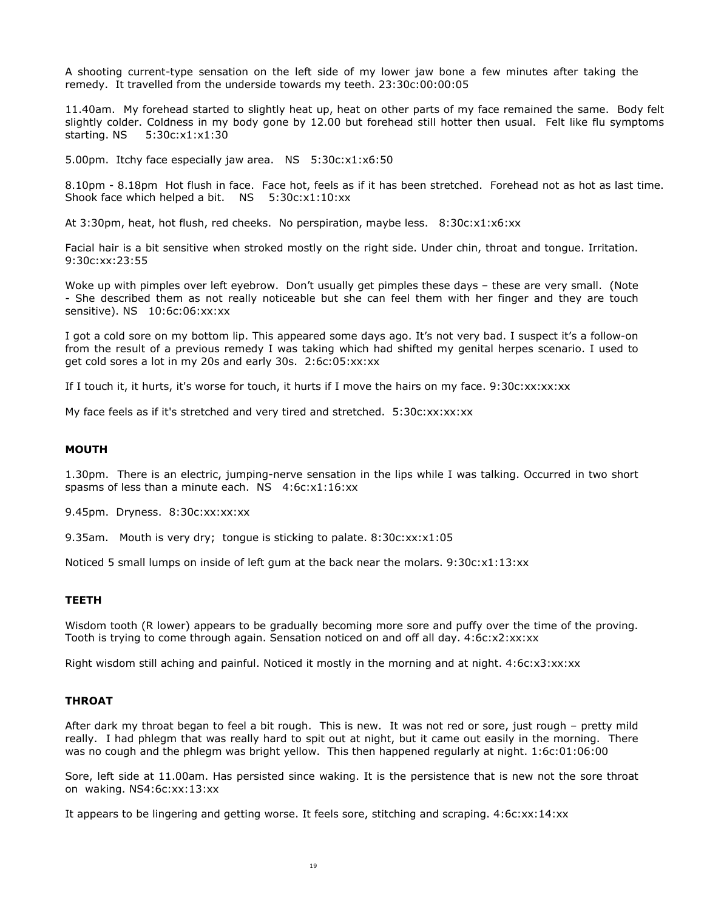A shooting current-type sensation on the left side of my lower jaw bone a few minutes after taking the remedy. It travelled from the underside towards my teeth. 23:30c:00:00:05

11.40am. My forehead started to slightly heat up, heat on other parts of my face remained the same. Body felt slightly colder. Coldness in my body gone by 12.00 but forehead still hotter then usual. Felt like flu symptoms starting. NS 5:30c:x1:x1:30

5.00pm. Itchy face especially jaw area. NS 5:30c:x1:x6:50

8.10pm - 8.18pm Hot flush in face. Face hot, feels as if it has been stretched. Forehead not as hot as last time. Shook face which helped a bit. NS 5:30c:x1:10:xx

At 3:30pm, heat, hot flush, red cheeks. No perspiration, maybe less. 8:30c:x1:x6:xx

Facial hair is a bit sensitive when stroked mostly on the right side. Under chin, throat and tongue. Irritation. 9:30c:xx:23:55

Woke up with pimples over left eyebrow. Don't usually get pimples these days – these are very small. (Note - She described them as not really noticeable but she can feel them with her finger and they are touch sensitive). NS 10:6c:06:xx:xx

I got a cold sore on my bottom lip. This appeared some days ago. It's not very bad. I suspect it's a follow-on from the result of a previous remedy I was taking which had shifted my genital herpes scenario. I used to get cold sores a lot in my 20s and early 30s. 2:6c:05:xx:xx

If I touch it, it hurts, it's worse for touch, it hurts if I move the hairs on my face. 9:30c:xx:xx:xx

My face feels as if it's stretched and very tired and stretched. 5:30c:xx:xx:xx

## MOUTH

1.30pm. There is an electric, jumping-nerve sensation in the lips while I was talking. Occurred in two short spasms of less than a minute each. NS 4:6c:x1:16:xx

9.45pm. Dryness. 8:30c:xx:xx:xx

9.35am. Mouth is very dry; tongue is sticking to palate. 8:30c:xx:x1:05

Noticed 5 small lumps on inside of left gum at the back near the molars. 9:30c:x1:13:xx

## TEETH

Wisdom tooth (R lower) appears to be gradually becoming more sore and puffy over the time of the proving. Tooth is trying to come through again. Sensation noticed on and off all day. 4:6c:x2:xx:xx

Right wisdom still aching and painful. Noticed it mostly in the morning and at night. 4:6c:x3:xx:xx

## THROAT

After dark my throat began to feel a bit rough. This is new. It was not red or sore, just rough – pretty mild really. I had phlegm that was really hard to spit out at night, but it came out easily in the morning. There was no cough and the phlegm was bright yellow. This then happened regularly at night. 1:6c:01:06:00

Sore, left side at 11.00am. Has persisted since waking. It is the persistence that is new not the sore throat on waking. NS4:6c:xx:13:xx

It appears to be lingering and getting worse. It feels sore, stitching and scraping. 4:6c:xx:14:xx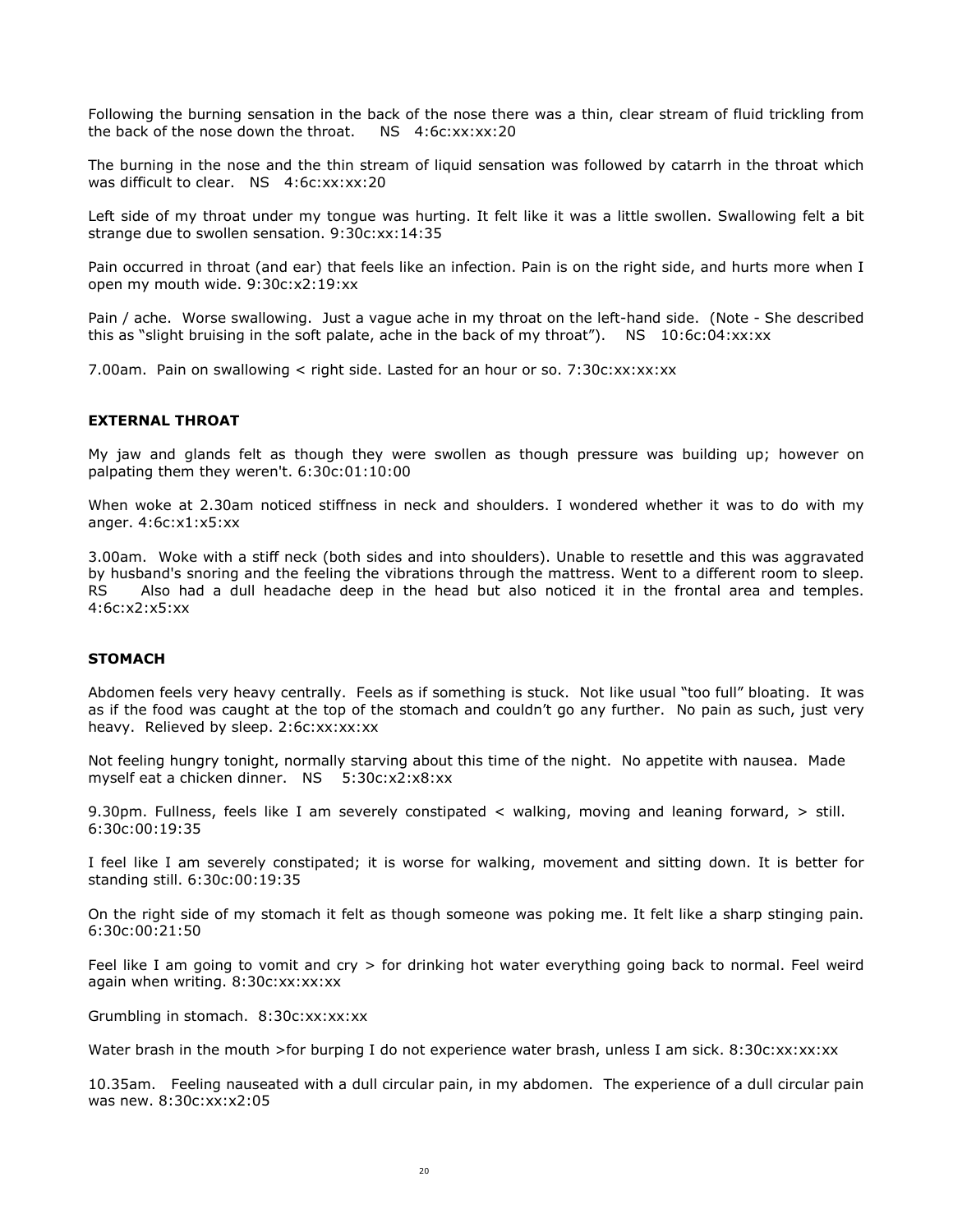Following the burning sensation in the back of the nose there was a thin, clear stream of fluid trickling from the back of the nose down the throat. NS 4:6c:xx:xx:20

The burning in the nose and the thin stream of liquid sensation was followed by catarrh in the throat which was difficult to clear. NS 4:6c:xx:xx:20

Left side of my throat under my tongue was hurting. It felt like it was a little swollen. Swallowing felt a bit strange due to swollen sensation. 9:30c:xx:14:35

Pain occurred in throat (and ear) that feels like an infection. Pain is on the right side, and hurts more when I open my mouth wide. 9:30c:x2:19:xx

Pain / ache. Worse swallowing. Just a vague ache in my throat on the left-hand side. (Note - She described this as "slight bruising in the soft palate, ache in the back of my throat"). NS 10:6c:04:xx:xx

7.00am. Pain on swallowing < right side. Lasted for an hour or so. 7:30c:xx:xx:xx

### EXTERNAL THROAT

My jaw and glands felt as though they were swollen as though pressure was building up; however on palpating them they weren't. 6:30c:01:10:00

When woke at 2.30am noticed stiffness in neck and shoulders. I wondered whether it was to do with my anger. 4:6c:x1:x5:xx

3.00am. Woke with a stiff neck (both sides and into shoulders). Unable to resettle and this was aggravated by husband's snoring and the feeling the vibrations through the mattress. Went to a different room to sleep. RS Also had a dull headache deep in the head but also noticed it in the frontal area and temples. 4:6c:x2:x5:xx

### STOMACH

Abdomen feels very heavy centrally. Feels as if something is stuck. Not like usual "too full" bloating. It was as if the food was caught at the top of the stomach and couldn't go any further. No pain as such, just very heavy. Relieved by sleep. 2:6c:xx:xx:xx

Not feeling hungry tonight, normally starving about this time of the night. No appetite with nausea. Made myself eat a chicken dinner. NS 5:30c:x2:x8:xx

9.30pm. Fullness, feels like I am severely constipated < walking, moving and leaning forward, > still. 6:30c:00:19:35

I feel like I am severely constipated; it is worse for walking, movement and sitting down. It is better for standing still. 6:30c:00:19:35

On the right side of my stomach it felt as though someone was poking me. It felt like a sharp stinging pain. 6:30c:00:21:50

Feel like I am going to vomit and cry > for drinking hot water everything going back to normal. Feel weird again when writing. 8:30c:xx:xx:xx

Grumbling in stomach. 8:30c:xx:xx:xx

Water brash in the mouth >for burping I do not experience water brash, unless I am sick. 8:30c:xx:xx:xx

10.35am. Feeling nauseated with a dull circular pain, in my abdomen. The experience of a dull circular pain was new. 8:30c:xx:x2:05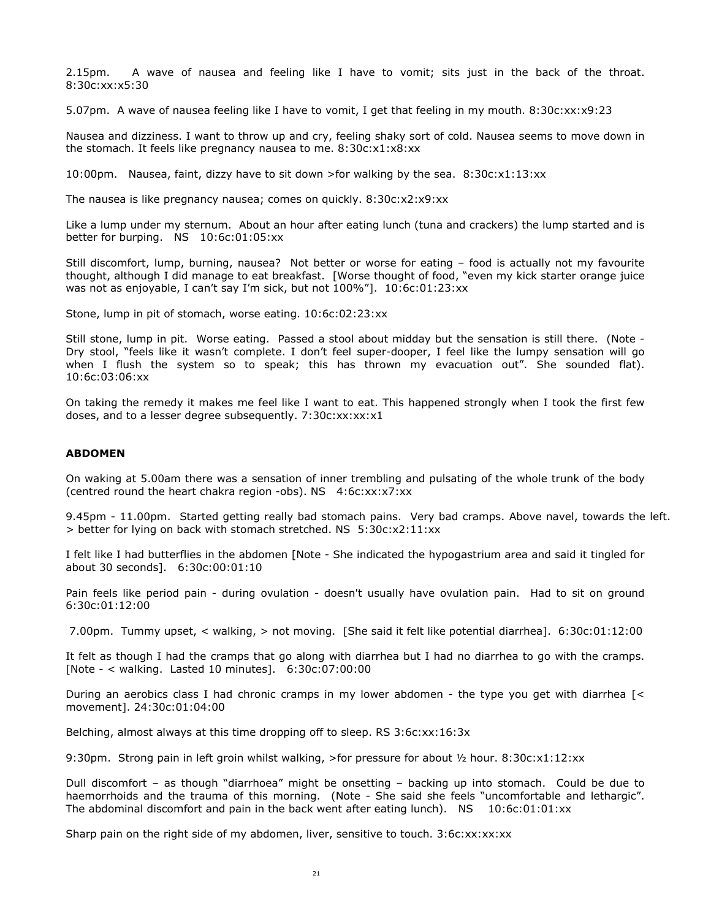2.15pm. A wave of nausea and feeling like I have to vomit; sits just in the back of the throat. 8:30c:xx:x5:30

5.07pm. A wave of nausea feeling like I have to vomit, I get that feeling in my mouth. 8:30c:xx:x9:23

Nausea and dizziness. I want to throw up and cry, feeling shaky sort of cold. Nausea seems to move down in the stomach. It feels like pregnancy nausea to me. 8:30c:x1:x8:xx

10:00pm. Nausea, faint, dizzy have to sit down >for walking by the sea. 8:30c:x1:13:xx

The nausea is like pregnancy nausea; comes on quickly. 8:30c:x2:x9:xx

Like a lump under my sternum. About an hour after eating lunch (tuna and crackers) the lump started and is better for burping. NS 10:6c:01:05:xx

Still discomfort, lump, burning, nausea? Not better or worse for eating – food is actually not my favourite thought, although I did manage to eat breakfast. [Worse thought of food, "even my kick starter orange juice was not as enjoyable, I can't say I'm sick, but not 100%"]. 10:6c:01:23:xx

Stone, lump in pit of stomach, worse eating. 10:6c:02:23:xx

Still stone, lump in pit. Worse eating. Passed a stool about midday but the sensation is still there. (Note - Dry stool, "feels like it wasn't complete. I don't feel super-dooper, I feel like the lumpy sensation will go when I flush the system so to speak; this has thrown my evacuation out". She sounded flat). 10:6c:03:06:xx

On taking the remedy it makes me feel like I want to eat. This happened strongly when I took the first few doses, and to a lesser degree subsequently. 7:30c:xx:xx:x1

## ABDOMEN

On waking at 5.00am there was a sensation of inner trembling and pulsating of the whole trunk of the body (centred round the heart chakra region -obs). NS 4:6c:xx:x7:xx

9.45pm - 11.00pm. Started getting really bad stomach pains. Very bad cramps. Above navel, towards the left. > better for lying on back with stomach stretched. NS 5:30c:x2:11:xx

I felt like I had butterflies in the abdomen [Note - She indicated the hypogastrium area and said it tingled for about 30 seconds]. 6:30c:00:01:10

Pain feels like period pain - during ovulation - doesn't usually have ovulation pain. Had to sit on ground 6:30c:01:12:00

7.00pm. Tummy upset, < walking, > not moving. [She said it felt like potential diarrhea]. 6:30c:01:12:00

It felt as though I had the cramps that go along with diarrhea but I had no diarrhea to go with the cramps. [Note - < walking. Lasted 10 minutes]. 6:30c:07:00:00

During an aerobics class I had chronic cramps in my lower abdomen - the type you get with diarrhea [< movement]. 24:30c:01:04:00

Belching, almost always at this time dropping off to sleep. RS 3:6c:xx:16:3x

9:30pm. Strong pain in left groin whilst walking, >for pressure for about ½ hour. 8:30c:x1:12:xx

Dull discomfort – as though "diarrhoea" might be onsetting – backing up into stomach. Could be due to haemorrhoids and the trauma of this morning. (Note - She said she feels "uncomfortable and lethargic". The abdominal discomfort and pain in the back went after eating lunch). NS 10:6c:01:01:xx

Sharp pain on the right side of my abdomen, liver, sensitive to touch. 3:6c:xx:xx:xx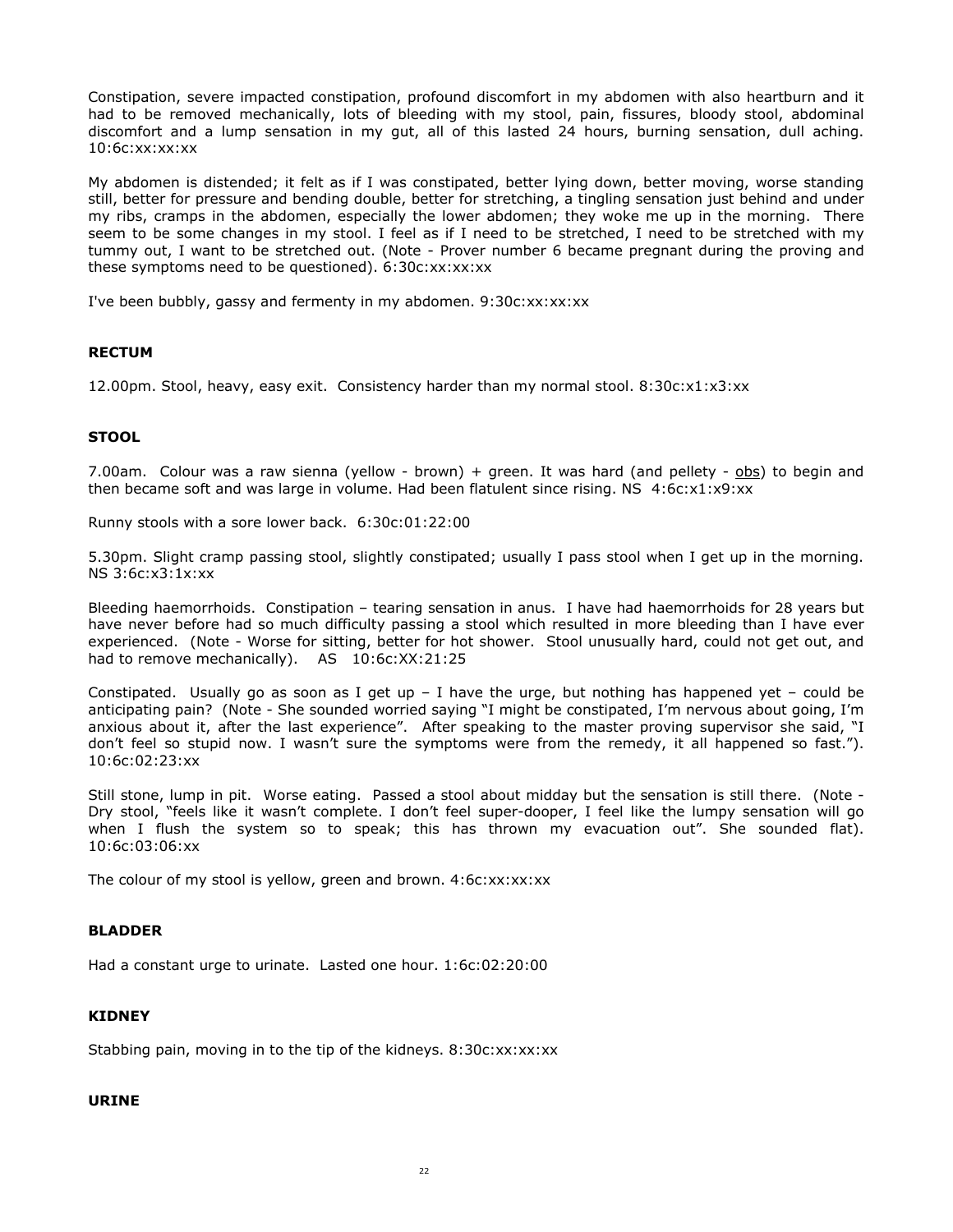Constipation, severe impacted constipation, profound discomfort in my abdomen with also heartburn and it had to be removed mechanically, lots of bleeding with my stool, pain, fissures, bloody stool, abdominal discomfort and a lump sensation in my gut, all of this lasted 24 hours, burning sensation, dull aching. 10:6c:xx:xx:xx

My abdomen is distended; it felt as if I was constipated, better lying down, better moving, worse standing still, better for pressure and bending double, better for stretching, a tingling sensation just behind and under my ribs, cramps in the abdomen, especially the lower abdomen; they woke me up in the morning. There seem to be some changes in my stool. I feel as if I need to be stretched, I need to be stretched with my tummy out, I want to be stretched out. (Note - Prover number 6 became pregnant during the proving and these symptoms need to be questioned). 6:30c:xx:xx:xx

I've been bubbly, gassy and fermenty in my abdomen. 9:30c:xx:xx:xx

### RECTUM

12.00pm. Stool, heavy, easy exit. Consistency harder than my normal stool. 8:30c:x1:x3:xx

### STOOL

7.00am. Colour was a raw sienna (yellow - brown) + green. It was hard (and pellety - obs) to begin and then became soft and was large in volume. Had been flatulent since rising. NS 4:6c:x1:x9:xx

Runny stools with a sore lower back. 6:30c:01:22:00

5.30pm. Slight cramp passing stool, slightly constipated; usually I pass stool when I get up in the morning. NS 3:6c:x3:1x:xx

Bleeding haemorrhoids. Constipation – tearing sensation in anus. I have had haemorrhoids for 28 years but have never before had so much difficulty passing a stool which resulted in more bleeding than I have ever experienced. (Note - Worse for sitting, better for hot shower. Stool unusually hard, could not get out, and had to remove mechanically). AS 10:6c:XX:21:25

Constipated. Usually go as soon as I get up – I have the urge, but nothing has happened yet – could be anticipating pain? (Note - She sounded worried saying "I might be constipated, I'm nervous about going, I'm anxious about it, after the last experience". After speaking to the master proving supervisor she said, "I don't feel so stupid now. I wasn't sure the symptoms were from the remedy, it all happened so fast."). 10:6c:02:23:xx

Still stone, lump in pit. Worse eating. Passed a stool about midday but the sensation is still there. (Note - Dry stool, "feels like it wasn't complete. I don't feel super-dooper, I feel like the lumpy sensation will go when I flush the system so to speak; this has thrown my evacuation out". She sounded flat). 10:6c:03:06:xx

The colour of my stool is yellow, green and brown. 4:6c:xx:xx:xx

### BLADDER

Had a constant urge to urinate. Lasted one hour. 1:6c:02:20:00

### KIDNEY

Stabbing pain, moving in to the tip of the kidneys. 8:30c:xx:xx:xx

### URINE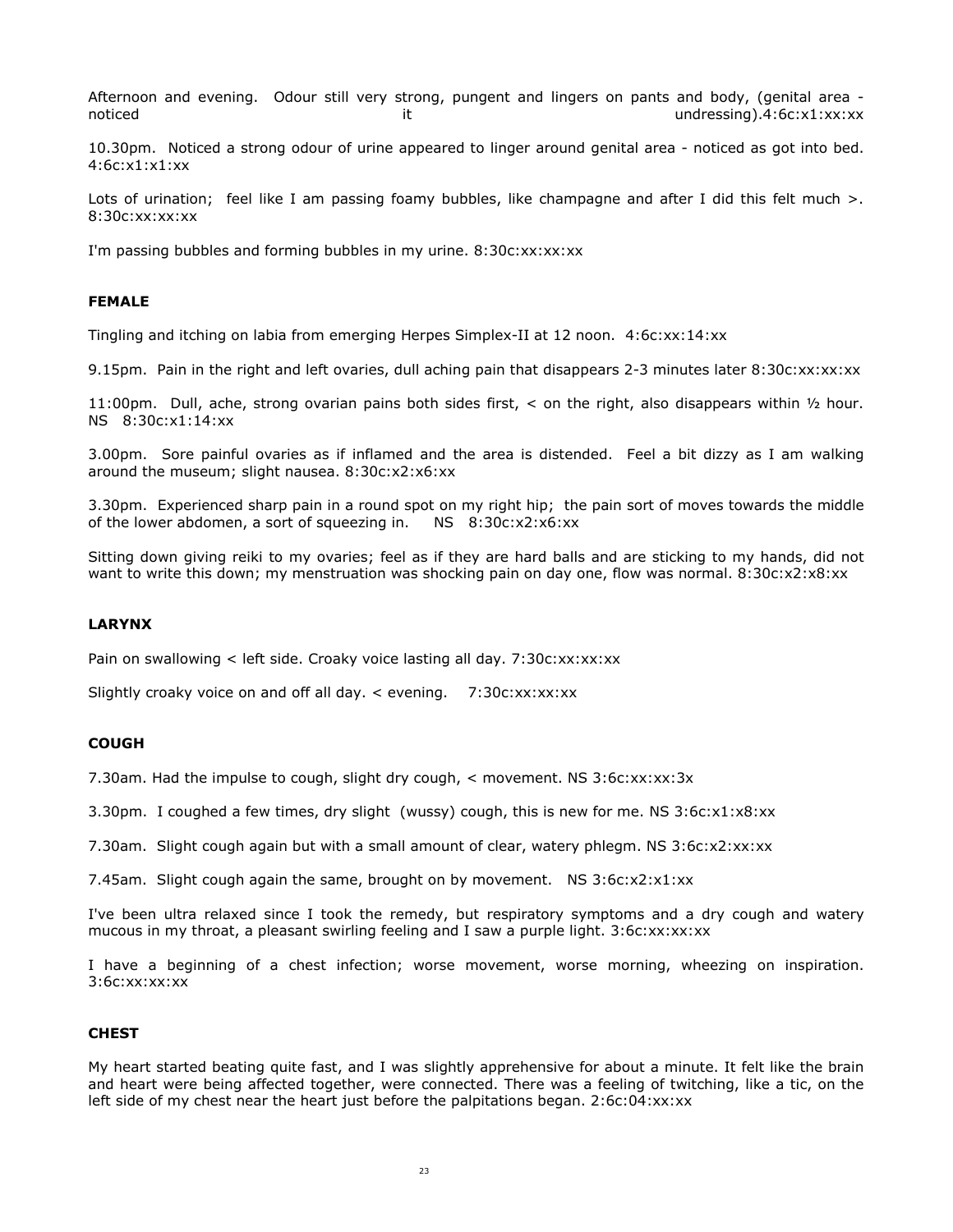Afternoon and evening. Odour still very strong, pungent and lingers on pants and body, (genital area - noticed it undressing).4:6c:x1:xx:xx

10.30pm. Noticed a strong odour of urine appeared to linger around genital area - noticed as got into bed. 4:6c:x1:x1:xx

Lots of urination; feel like I am passing foamy bubbles, like champagne and after I did this felt much >. 8:30c:xx:xx:xx

I'm passing bubbles and forming bubbles in my urine. 8:30c:xx:xx:xx

**FEMALE**

Tingling and itching on labia from emerging Herpes Simplex-II at 12 noon. 4:6c:xx:14:xx

9.15pm. Pain in the right and left ovaries, dull aching pain that disappears 2-3 minutes later 8:30c:xx:xx:xx

11:00pm. Dull, ache, strong ovarian pains both sides first, < on the right, also disappears within ½ hour. NS 8:30c:x1:14:xx

3.00pm. Sore painful ovaries as if inflamed and the area is distended. Feel a bit dizzy as I am walking around the museum; slight nausea. 8:30c:x2:x6:xx

3.30pm. Experienced sharp pain in a round spot on my right hip; the pain sort of moves towards the middle of the lower abdomen, a sort of squeezing in. NS 8:30c:x2:x6:xx

Sitting down giving reiki to my ovaries; feel as if they are hard balls and are sticking to my hands, did not want to write this down; my menstruation was shocking pain on day one, flow was normal. 8:30c:x2:x8:xx

**LARYNX**

Pain on swallowing < left side. Croaky voice lasting all day. 7:30c:xx:xx:xx

Slightly croaky voice on and off all day. < evening. 7:30c:xx:xx:xx

**COUGH**

7.30am. Had the impulse to cough, slight dry cough, < movement. NS 3:6c:xx:xx:3x

3.30pm. I coughed a few times, dry slight (wussy) cough, this is new for me. NS 3:6c:x1:x8:xx

7.30am. Slight cough again but with a small amount of clear, watery phlegm. NS 3:6c:x2:xx:xx

7.45am. Slight cough again the same, brought on by movement. NS 3:6c:x2:x1:xx

I've been ultra relaxed since I took the remedy, but respiratory symptoms and a dry cough and watery mucous in my throat, a pleasant swirling feeling and I saw a purple light. 3:6c:xx:xx:xx

I have a beginning of a chest infection; worse movement, worse morning, wheezing on inspiration. 3:6c:xx:xx:xx

**CHEST**

My heart started beating quite fast, and I was slightly apprehensive for about a minute. It felt like the brain and heart were being affected together, were connected. There was a feeling of twitching, like a tic, on the left side of my chest near the heart just before the palpitations began. 2:6c:04:xx:xx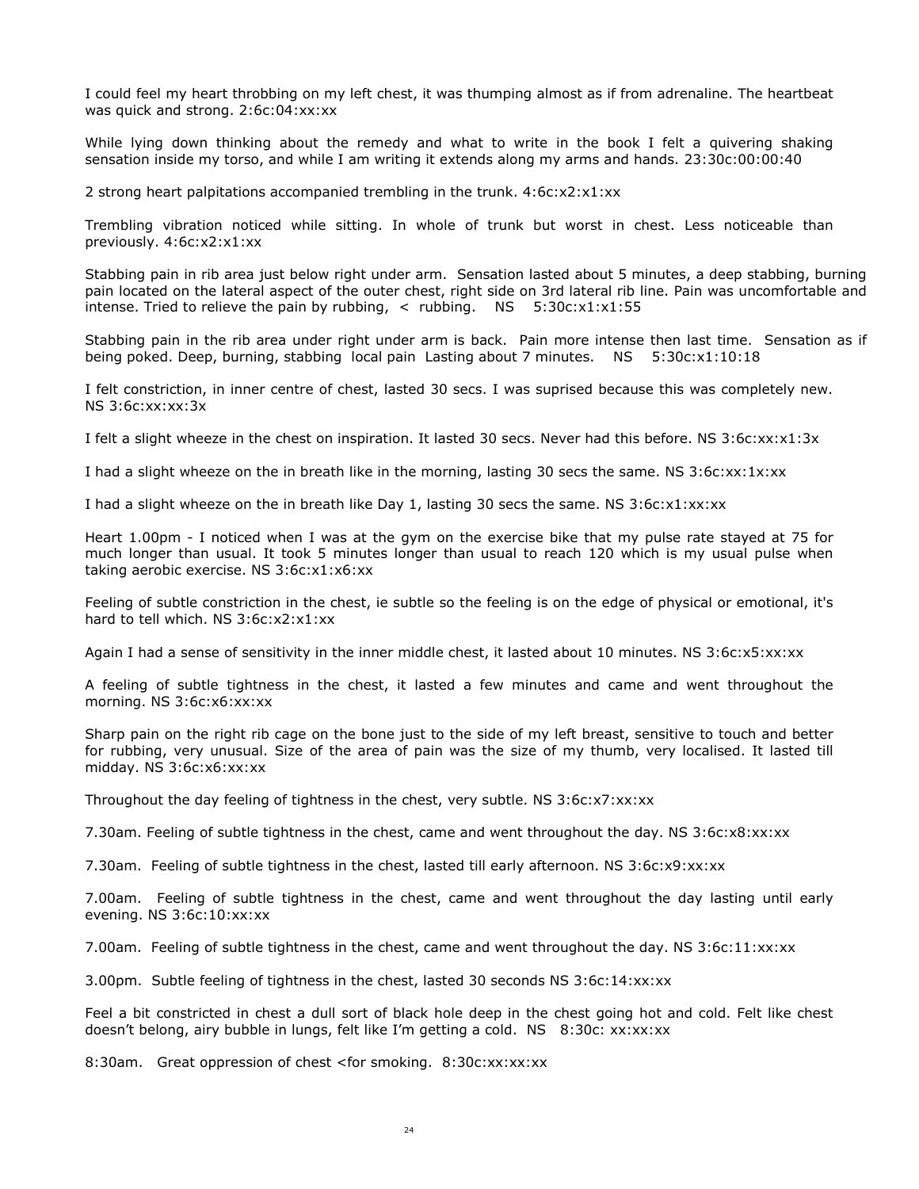I could feel my heart throbbing on my left chest, it was thumping almost as if from adrenaline. The heartbeat was quick and strong. 2:6c:04:xx:xx

While lying down thinking about the remedy and what to write in the book I felt a quivering shaking sensation inside my torso, and while I am writing it extends along my arms and hands. 23:30c:00:00:40

2 strong heart palpitations accompanied trembling in the trunk. 4:6c:x2:x1:xx

Trembling vibration noticed while sitting. In whole of trunk but worst in chest. Less noticeable than previously. 4:6c:x2:x1:xx

Stabbing pain in rib area just below right under arm. Sensation lasted about 5 minutes, a deep stabbing, burning pain located on the lateral aspect of the outer chest, right side on 3rd lateral rib line. Pain was uncomfortable and intense. Tried to relieve the pain by rubbing, < rubbing. NS 5:30c:x1:x1:55

Stabbing pain in the rib area under right under arm is back. Pain more intense then last time. Sensation as if being poked. Deep, burning, stabbing local pain Lasting about 7 minutes. NS 5:30c:x1:10:18

I felt constriction, in inner centre of chest, lasted 30 secs. I was suprised because this was completely new. NS 3:6c:xx:xx:3x

I felt a slight wheeze in the chest on inspiration. It lasted 30 secs. Never had this before. NS 3:6c:xx:x1:3x

I had a slight wheeze on the in breath like in the morning, lasting 30 secs the same. NS 3:6c:xx:1x:xx

I had a slight wheeze on the in breath like Day 1, lasting 30 secs the same. NS 3:6c:x1:xx:xx

Heart 1.00pm - I noticed when I was at the gym on the exercise bike that my pulse rate stayed at 75 for much longer than usual. It took 5 minutes longer than usual to reach 120 which is my usual pulse when taking aerobic exercise. NS 3:6c:x1:x6:xx

Feeling of subtle constriction in the chest, ie subtle so the feeling is on the edge of physical or emotional, it's hard to tell which. NS 3:6c:x2:x1:xx

Again I had a sense of sensitivity in the inner middle chest, it lasted about 10 minutes. NS 3:6c:x5:xx:xx

A feeling of subtle tightness in the chest, it lasted a few minutes and came and went throughout the morning. NS 3:6c:x6:xx:xx

Sharp pain on the right rib cage on the bone just to the side of my left breast, sensitive to touch and better for rubbing, very unusual. Size of the area of pain was the size of my thumb, very localised. It lasted till midday. NS 3:6c:x6:xx:xx

Throughout the day feeling of tightness in the chest, very subtle. NS 3:6c:x7:xx:xx

7.30am. Feeling of subtle tightness in the chest, came and went throughout the day. NS 3:6c:x8:xx:xx

7.30am. Feeling of subtle tightness in the chest, lasted till early afternoon. NS 3:6c:x9:xx:xx

7.00am. Feeling of subtle tightness in the chest, came and went throughout the day lasting until early evening. NS 3:6c:10:xx:xx

7.00am. Feeling of subtle tightness in the chest, came and went throughout the day. NS 3:6c:11:xx:xx

3.00pm. Subtle feeling of tightness in the chest, lasted 30 seconds NS 3:6c:14:xx:xx

Feel a bit constricted in chest a dull sort of black hole deep in the chest going hot and cold. Felt like chest doesn't belong, airy bubble in lungs, felt like I'm getting a cold. NS 8:30c: xx:xx:xx

8:30am. Great oppression of chest <for smoking. 8:30c:xx:xx:xx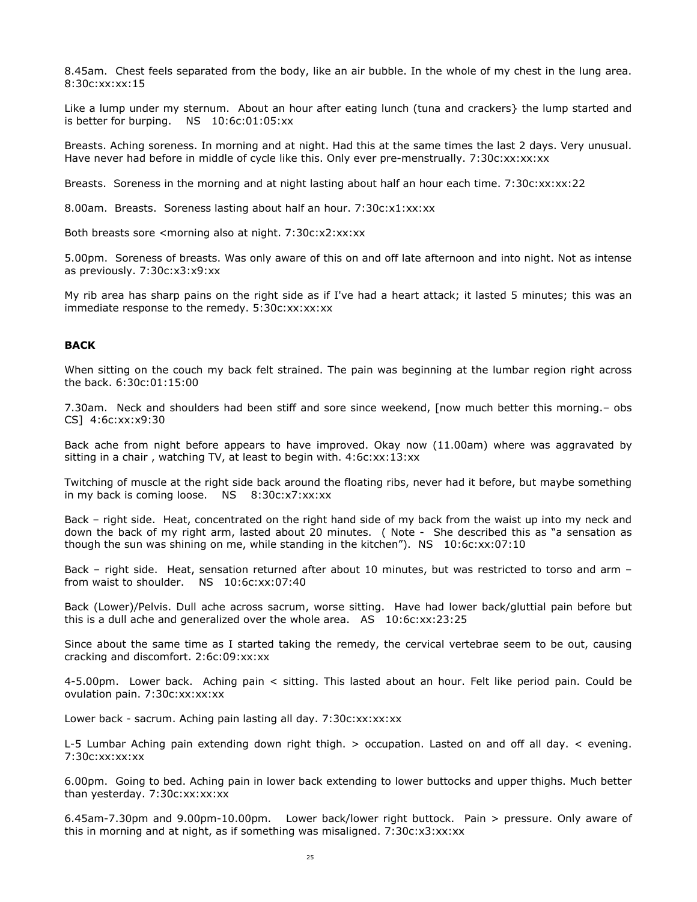8.45am. Chest feels separated from the body, like an air bubble. In the whole of my chest in the lung area. 8:30c:xx:xx:15

Like a lump under my sternum. About an hour after eating lunch (tuna and crackers} the lump started and is better for burping. NS 10:6c:01:05:xx

Breasts. Aching soreness. In morning and at night. Had this at the same times the last 2 days. Very unusual. Have never had before in middle of cycle like this. Only ever pre-menstrually. 7:30c:xx:xx:xx

Breasts. Soreness in the morning and at night lasting about half an hour each time. 7:30c:xx:xx:22

8.00am. Breasts. Soreness lasting about half an hour. 7:30c:x1:xx:xx

Both breasts sore <morning also at night. 7:30c:x2:xx:xx

5.00pm. Soreness of breasts. Was only aware of this on and off late afternoon and into night. Not as intense as previously. 7:30c:x3:x9:xx

My rib area has sharp pains on the right side as if I've had a heart attack; it lasted 5 minutes; this was an immediate response to the remedy. 5:30c:xx:xx:xx

**BACK**

When sitting on the couch my back felt strained. The pain was beginning at the lumbar region right across the back. 6:30c:01:15:00

7.30am. Neck and shoulders had been stiff and sore since weekend, [now much better this morning.– obs CS] 4:6c:xx:x9:30

Back ache from night before appears to have improved. Okay now (11.00am) where was aggravated by sitting in a chair , watching TV, at least to begin with. 4:6c:xx:13:xx

Twitching of muscle at the right side back around the floating ribs, never had it before, but maybe something in my back is coming loose. NS 8:30c:x7:xx:xx

Back – right side. Heat, concentrated on the right hand side of my back from the waist up into my neck and down the back of my right arm, lasted about 20 minutes. ( Note - She described this as "a sensation as though the sun was shining on me, while standing in the kitchen"). NS 10:6c:xx:07:10

Back – right side. Heat, sensation returned after about 10 minutes, but was restricted to torso and arm – from waist to shoulder. NS 10:6c:xx:07:40

Back (Lower)/Pelvis. Dull ache across sacrum, worse sitting. Have had lower back/gluttial pain before but this is a dull ache and generalized over the whole area. AS 10:6c:xx:23:25

Since about the same time as I started taking the remedy, the cervical vertebrae seem to be out, causing cracking and discomfort. 2:6c:09:xx:xx

4-5.00pm. Lower back. Aching pain < sitting. This lasted about an hour. Felt like period pain. Could be ovulation pain. 7:30c:xx:xx:xx

Lower back - sacrum. Aching pain lasting all day. 7:30c:xx:xx:xx

L-5 Lumbar Aching pain extending down right thigh. > occupation. Lasted on and off all day. < evening. 7:30c:xx:xx:xx

6.00pm. Going to bed. Aching pain in lower back extending to lower buttocks and upper thighs. Much better than yesterday. 7:30c:xx:xx:xx

6.45am-7.30pm and 9.00pm-10.00pm. Lower back/lower right buttock. Pain > pressure. Only aware of this in morning and at night, as if something was misaligned. 7:30c:x3:xx:xx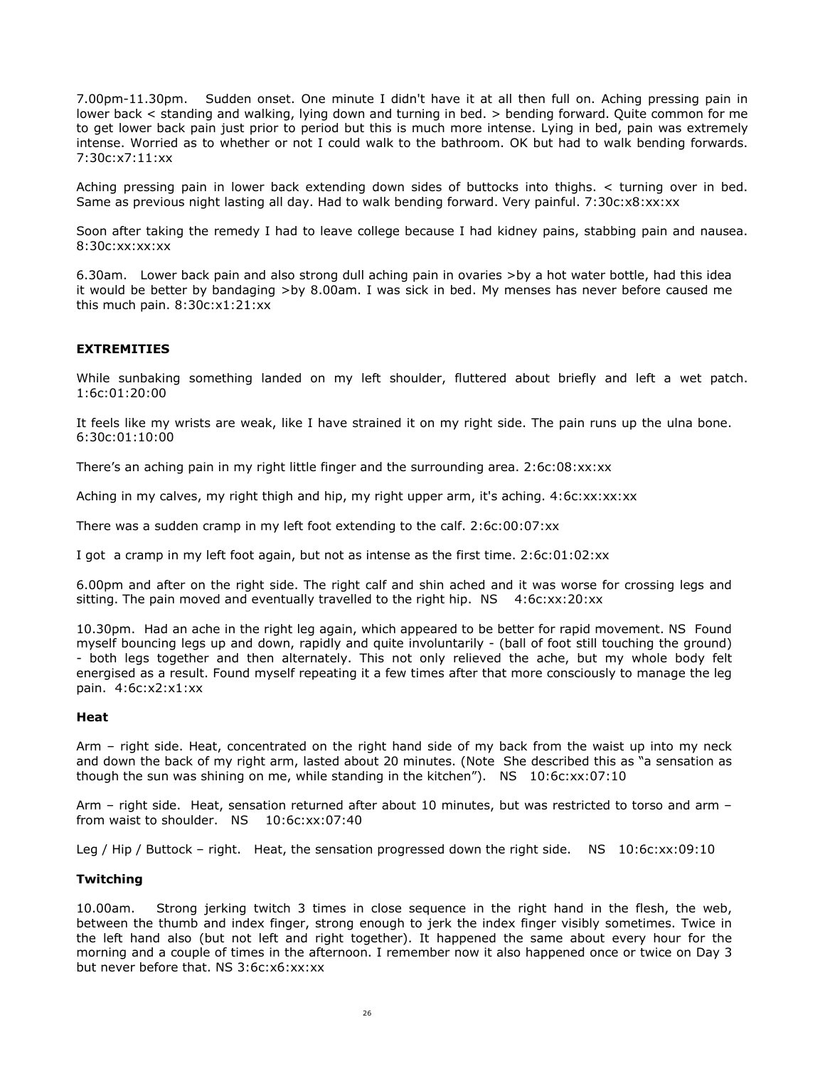7.00pm-11.30pm. Sudden onset. One minute I didn't have it at all then full on. Aching pressing pain in lower back < standing and walking, lying down and turning in bed. > bending forward. Quite common for me to get lower back pain just prior to period but this is much more intense. Lying in bed, pain was extremely intense. Worried as to whether or not I could walk to the bathroom. OK but had to walk bending forwards. 7:30c:x7:11:xx

Aching pressing pain in lower back extending down sides of buttocks into thighs. < turning over in bed. Same as previous night lasting all day. Had to walk bending forward. Very painful. 7:30c:x8:xx:xx

Soon after taking the remedy I had to leave college because I had kidney pains, stabbing pain and nausea. 8:30c:xx:xx:xx

6.30am. Lower back pain and also strong dull aching pain in ovaries >by a hot water bottle, had this idea it would be better by bandaging >by 8.00am. I was sick in bed. My menses has never before caused me this much pain. 8:30c:x1:21:xx

**EXTREMITIES**

While sunbaking something landed on my left shoulder, fluttered about briefly and left a wet patch. 1:6c:01:20:00

It feels like my wrists are weak, like I have strained it on my right side. The pain runs up the ulna bone. 6:30c:01:10:00

There's an aching pain in my right little finger and the surrounding area. 2:6c:08:xx:xx

Aching in my calves, my right thigh and hip, my right upper arm, it's aching. 4:6c:xx:xx:xx

There was a sudden cramp in my left foot extending to the calf. 2:6c:00:07:xx

I got a cramp in my left foot again, but not as intense as the first time. 2:6c:01:02:xx

6.00pm and after on the right side. The right calf and shin ached and it was worse for crossing legs and sitting. The pain moved and eventually travelled to the right hip. NS 4:6c:xx:20:xx

10.30pm. Had an ache in the right leg again, which appeared to be better for rapid movement. NS Found myself bouncing legs up and down, rapidly and quite involuntarily - (ball of foot still touching the ground) - both legs together and then alternately. This not only relieved the ache, but my whole body felt energised as a result. Found myself repeating it a few times after that more consciously to manage the leg pain. 4:6c:x2:x1:xx

**Heat**

Arm – right side. Heat, concentrated on the right hand side of my back from the waist up into my neck and down the back of my right arm, lasted about 20 minutes. (Note She described this as "a sensation as though the sun was shining on me, while standing in the kitchen"). NS 10:6c:xx:07:10

Arm – right side. Heat, sensation returned after about 10 minutes, but was restricted to torso and arm – from waist to shoulder. NS 10:6c:xx:07:40

Leg / Hip / Buttock – right. Heat, the sensation progressed down the right side. NS 10:6c:xx:09:10

**Twitching**

10.00am. Strong jerking twitch 3 times in close sequence in the right hand in the flesh, the web, between the thumb and index finger, strong enough to jerk the index finger visibly sometimes. Twice in the left hand also (but not left and right together). It happened the same about every hour for the morning and a couple of times in the afternoon. I remember now it also happened once or twice on Day 3 but never before that. NS 3:6c:x6:xx:xx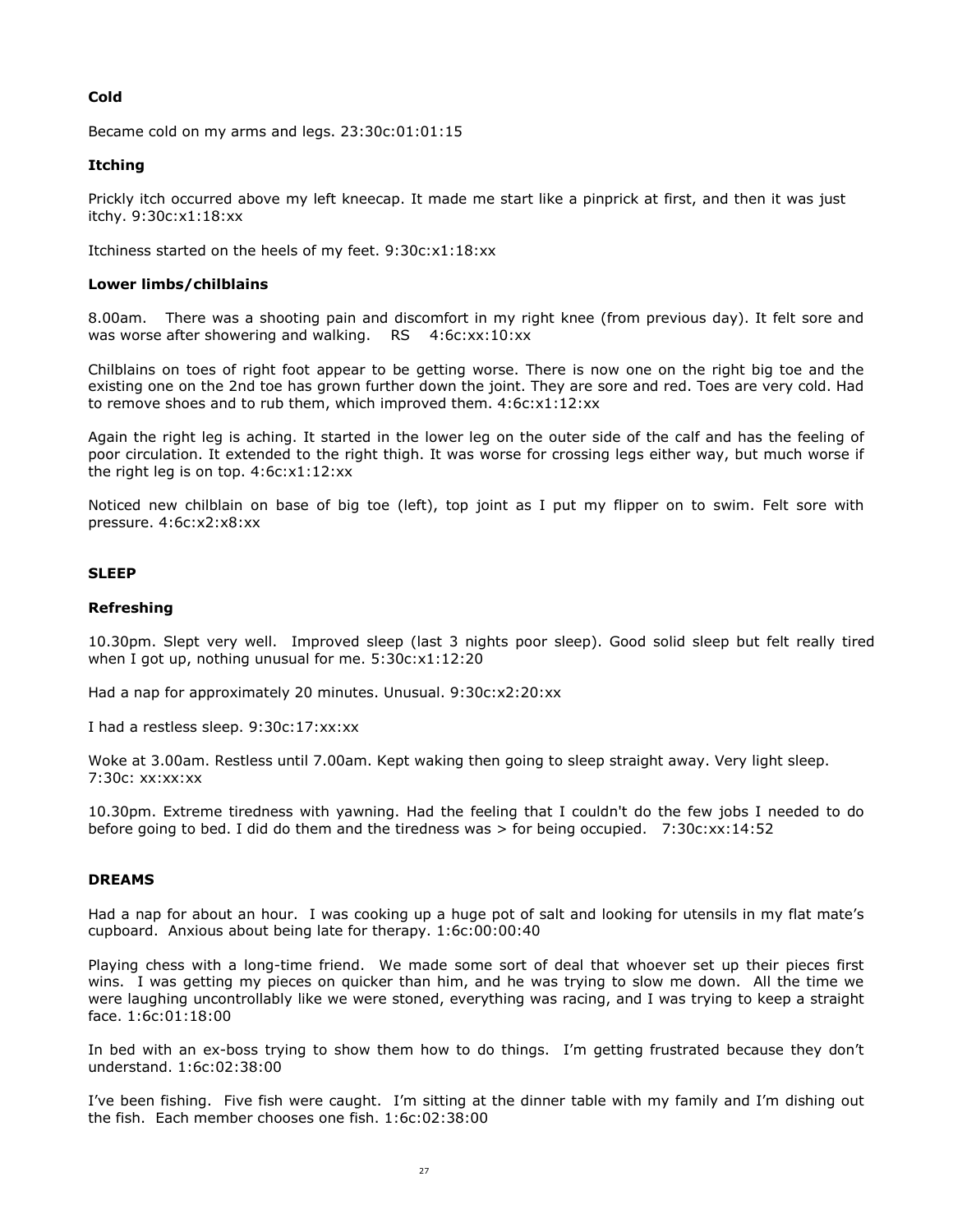### Cold

Became cold on my arms and legs. 23:30c:01:01:15

### Itching

Prickly itch occurred above my left kneecap. It made me start like a pinprick at first, and then it was just itchy. 9:30c:x1:18:xx

Itchiness started on the heels of my feet. 9:30c:x1:18:xx

### Lower limbs/chilblains

8.00am. There was a shooting pain and discomfort in my right knee (from previous day). It felt sore and was worse after showering and walking. RS 4:6c:xx:10:xx

Chilblains on toes of right foot appear to be getting worse. There is now one on the right big toe and the existing one on the 2nd toe has grown further down the joint. They are sore and red. Toes are very cold. Had to remove shoes and to rub them, which improved them. 4:6c:x1:12:xx

Again the right leg is aching. It started in the lower leg on the outer side of the calf and has the feeling of poor circulation. It extended to the right thigh. It was worse for crossing legs either way, but much worse if the right leg is on top. 4:6c:x1:12:xx

Noticed new chilblain on base of big toe (left), top joint as I put my flipper on to swim. Felt sore with pressure. 4:6c:x2:x8:xx

## SLEEP

### Refreshing

10.30pm. Slept very well. Improved sleep (last 3 nights poor sleep). Good solid sleep but felt really tired when I got up, nothing unusual for me. 5:30c:x1:12:20

Had a nap for approximately 20 minutes. Unusual. 9:30c:x2:20:xx

I had a restless sleep. 9:30c:17:xx:xx

Woke at 3.00am. Restless until 7.00am. Kept waking then going to sleep straight away. Very light sleep. 7:30c: xx:xx:xx

10.30pm. Extreme tiredness with yawning. Had the feeling that I couldn't do the few jobs I needed to do before going to bed. I did do them and the tiredness was > for being occupied. 7:30c:xx:14:52

## DREAMS

Had a nap for about an hour. I was cooking up a huge pot of salt and looking for utensils in my flat mate's cupboard. Anxious about being late for therapy. 1:6c:00:00:40

Playing chess with a long-time friend. We made some sort of deal that whoever set up their pieces first wins. I was getting my pieces on quicker than him, and he was trying to slow me down. All the time we were laughing uncontrollably like we were stoned, everything was racing, and I was trying to keep a straight face. 1:6c:01:18:00

In bed with an ex-boss trying to show them how to do things. I'm getting frustrated because they don't understand. 1:6c:02:38:00

I've been fishing. Five fish were caught. I'm sitting at the dinner table with my family and I'm dishing out the fish. Each member chooses one fish. 1:6c:02:38:00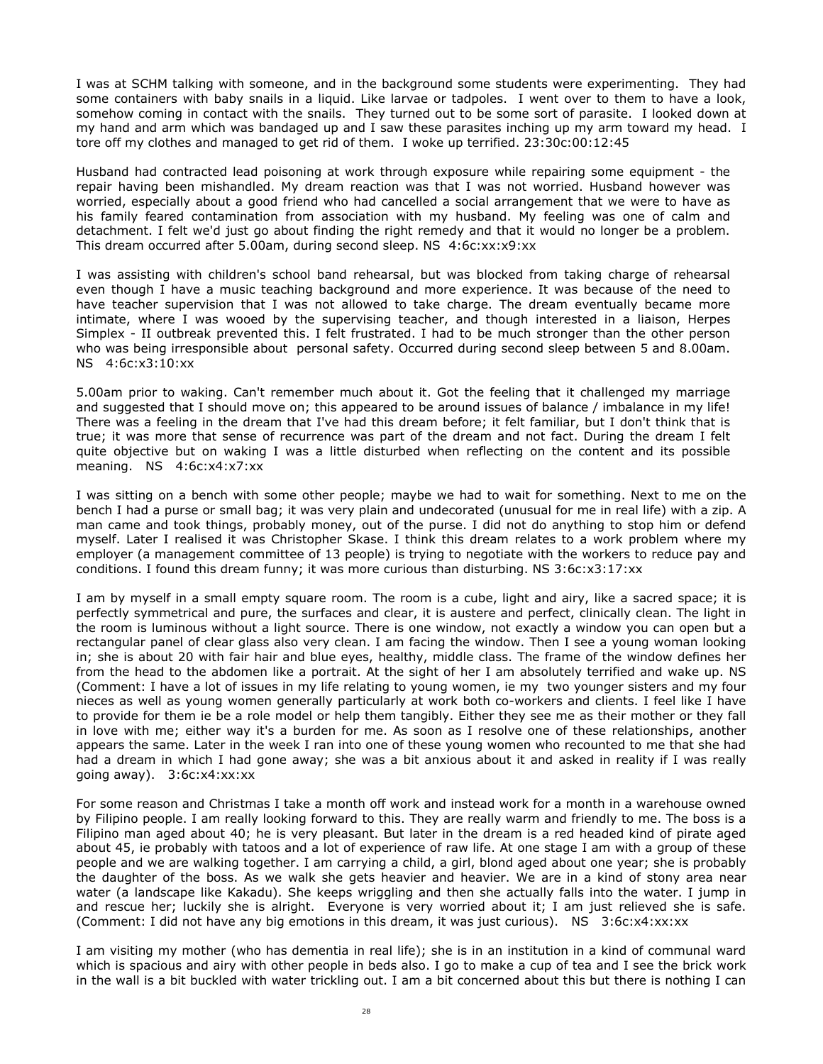I was at SCHM talking with someone, and in the background some students were experimenting. They had some containers with baby snails in a liquid. Like larvae or tadpoles. I went over to them to have a look, somehow coming in contact with the snails. They turned out to be some sort of parasite. I looked down at my hand and arm which was bandaged up and I saw these parasites inching up my arm toward my head. I tore off my clothes and managed to get rid of them. I woke up terrified. 23:30c:00:12:45

Husband had contracted lead poisoning at work through exposure while repairing some equipment - the repair having been mishandled. My dream reaction was that I was not worried. Husband however was worried, especially about a good friend who had cancelled a social arrangement that we were to have as his family feared contamination from association with my husband. My feeling was one of calm and detachment. I felt we'd just go about finding the right remedy and that it would no longer be a problem. This dream occurred after 5.00am, during second sleep. NS 4:6c:xx:x9:xx

I was assisting with children's school band rehearsal, but was blocked from taking charge of rehearsal even though I have a music teaching background and more experience. It was because of the need to have teacher supervision that I was not allowed to take charge. The dream eventually became more intimate, where I was wooed by the supervising teacher, and though interested in a liaison, Herpes Simplex - II outbreak prevented this. I felt frustrated. I had to be much stronger than the other person who was being irresponsible about personal safety. Occurred during second sleep between 5 and 8.00am. NS 4:6c:x3:10:xx

5.00am prior to waking. Can't remember much about it. Got the feeling that it challenged my marriage and suggested that I should move on; this appeared to be around issues of balance / imbalance in my life! There was a feeling in the dream that I've had this dream before; it felt familiar, but I don't think that is true; it was more that sense of recurrence was part of the dream and not fact. During the dream I felt quite objective but on waking I was a little disturbed when reflecting on the content and its possible meaning. NS 4:6c:x4:x7:xx

I was sitting on a bench with some other people; maybe we had to wait for something. Next to me on the bench I had a purse or small bag; it was very plain and undecorated (unusual for me in real life) with a zip. A man came and took things, probably money, out of the purse. I did not do anything to stop him or defend myself. Later I realised it was Christopher Skase. I think this dream relates to a work problem where my employer (a management committee of 13 people) is trying to negotiate with the workers to reduce pay and conditions. I found this dream funny; it was more curious than disturbing. NS 3:6c:x3:17:xx

I am by myself in a small empty square room. The room is a cube, light and airy, like a sacred space; it is perfectly symmetrical and pure, the surfaces and clear, it is austere and perfect, clinically clean. The light in the room is luminous without a light source. There is one window, not exactly a window you can open but a rectangular panel of clear glass also very clean. I am facing the window. Then I see a young woman looking in; she is about 20 with fair hair and blue eyes, healthy, middle class. The frame of the window defines her from the head to the abdomen like a portrait. At the sight of her I am absolutely terrified and wake up. NS (Comment: I have a lot of issues in my life relating to young women, ie my two younger sisters and my four nieces as well as young women generally particularly at work both co-workers and clients. I feel like I have to provide for them ie be a role model or help them tangibly. Either they see me as their mother or they fall in love with me; either way it's a burden for me. As soon as I resolve one of these relationships, another appears the same. Later in the week I ran into one of these young women who recounted to me that she had had a dream in which I had gone away; she was a bit anxious about it and asked in reality if I was really going away). 3:6c:x4:xx:xx

For some reason and Christmas I take a month off work and instead work for a month in a warehouse owned by Filipino people. I am really looking forward to this. They are really warm and friendly to me. The boss is a Filipino man aged about 40; he is very pleasant. But later in the dream is a red headed kind of pirate aged about 45, ie probably with tatoos and a lot of experience of raw life. At one stage I am with a group of these people and we are walking together. I am carrying a child, a girl, blond aged about one year; she is probably the daughter of the boss. As we walk she gets heavier and heavier. We are in a kind of stony area near water (a landscape like Kakadu). She keeps wriggling and then she actually falls into the water. I jump in and rescue her; luckily she is alright. Everyone is very worried about it; I am just relieved she is safe. (Comment: I did not have any big emotions in this dream, it was just curious). NS 3:6c:x4:xx:xx

I am visiting my mother (who has dementia in real life); she is in an institution in a kind of communal ward which is spacious and airy with other people in beds also. I go to make a cup of tea and I see the brick work in the wall is a bit buckled with water trickling out. I am a bit concerned about this but there is nothing I can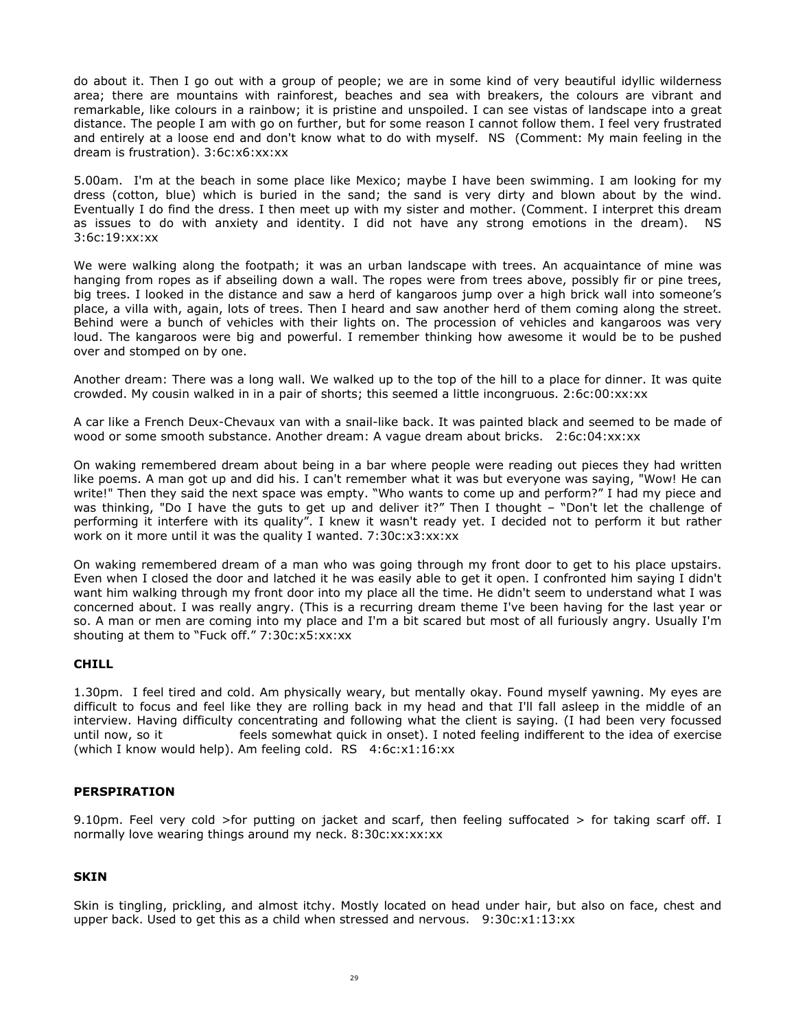do about it. Then I go out with a group of people; we are in some kind of very beautiful idyllic wilderness area; there are mountains with rainforest, beaches and sea with breakers, the colours are vibrant and remarkable, like colours in a rainbow; it is pristine and unspoiled. I can see vistas of landscape into a great distance. The people I am with go on further, but for some reason I cannot follow them. I feel very frustrated and entirely at a loose end and don't know what to do with myself. NS (Comment: My main feeling in the dream is frustration). 3:6c:x6:xx:xx

5.00am. I'm at the beach in some place like Mexico; maybe I have been swimming. I am looking for my dress (cotton, blue) which is buried in the sand; the sand is very dirty and blown about by the wind. Eventually I do find the dress. I then meet up with my sister and mother. (Comment. I interpret this dream as issues to do with anxiety and identity. I did not have any strong emotions in the dream). NS 3:6c:19:xx:xx

We were walking along the footpath; it was an urban landscape with trees. An acquaintance of mine was hanging from ropes as if abseiling down a wall. The ropes were from trees above, possibly fir or pine trees, big trees. I looked in the distance and saw a herd of kangaroos jump over a high brick wall into someone's place, a villa with, again, lots of trees. Then I heard and saw another herd of them coming along the street. Behind were a bunch of vehicles with their lights on. The procession of vehicles and kangaroos was very loud. The kangaroos were big and powerful. I remember thinking how awesome it would be to be pushed over and stomped on by one.

Another dream: There was a long wall. We walked up to the top of the hill to a place for dinner. It was quite crowded. My cousin walked in in a pair of shorts; this seemed a little incongruous. 2:6c:00:xx:xx

A car like a French Deux-Chevaux van with a snail-like back. It was painted black and seemed to be made of wood or some smooth substance. Another dream: A vague dream about bricks. 2:6c:04:xx:xx

On waking remembered dream about being in a bar where people were reading out pieces they had written like poems. A man got up and did his. I can't remember what it was but everyone was saying, "Wow! He can write!" Then they said the next space was empty. "Who wants to come up and perform?" I had my piece and was thinking, "Do I have the guts to get up and deliver it?" Then I thought – "Don't let the challenge of performing it interfere with its quality". I knew it wasn't ready yet. I decided not to perform it but rather work on it more until it was the quality I wanted. 7:30c:x3:xx:xx

On waking remembered dream of a man who was going through my front door to get to his place upstairs. Even when I closed the door and latched it he was easily able to get it open. I confronted him saying I didn't want him walking through my front door into my place all the time. He didn't seem to understand what I was concerned about. I was really angry. (This is a recurring dream theme I've been having for the last year or so. A man or men are coming into my place and I'm a bit scared but most of all furiously angry. Usually I'm shouting at them to "Fuck off." 7:30c:x5:xx:xx

**CHILL**

1.30pm. I feel tired and cold. Am physically weary, but mentally okay. Found myself yawning. My eyes are difficult to focus and feel like they are rolling back in my head and that I'll fall asleep in the middle of an interview. Having difficulty concentrating and following what the client is saying. (I had been very focussed until now, so it feels somewhat quick in onset). I noted feeling indifferent to the idea of exercise (which I know would help). Am feeling cold. RS 4:6c:x1:16:xx

**PERSPIRATION**

9.10pm. Feel very cold >for putting on jacket and scarf, then feeling suffocated > for taking scarf off. I normally love wearing things around my neck. 8:30c:xx:xx:xx

**SKIN**

Skin is tingling, prickling, and almost itchy. Mostly located on head under hair, but also on face, chest and upper back. Used to get this as a child when stressed and nervous. 9:30c:x1:13:xx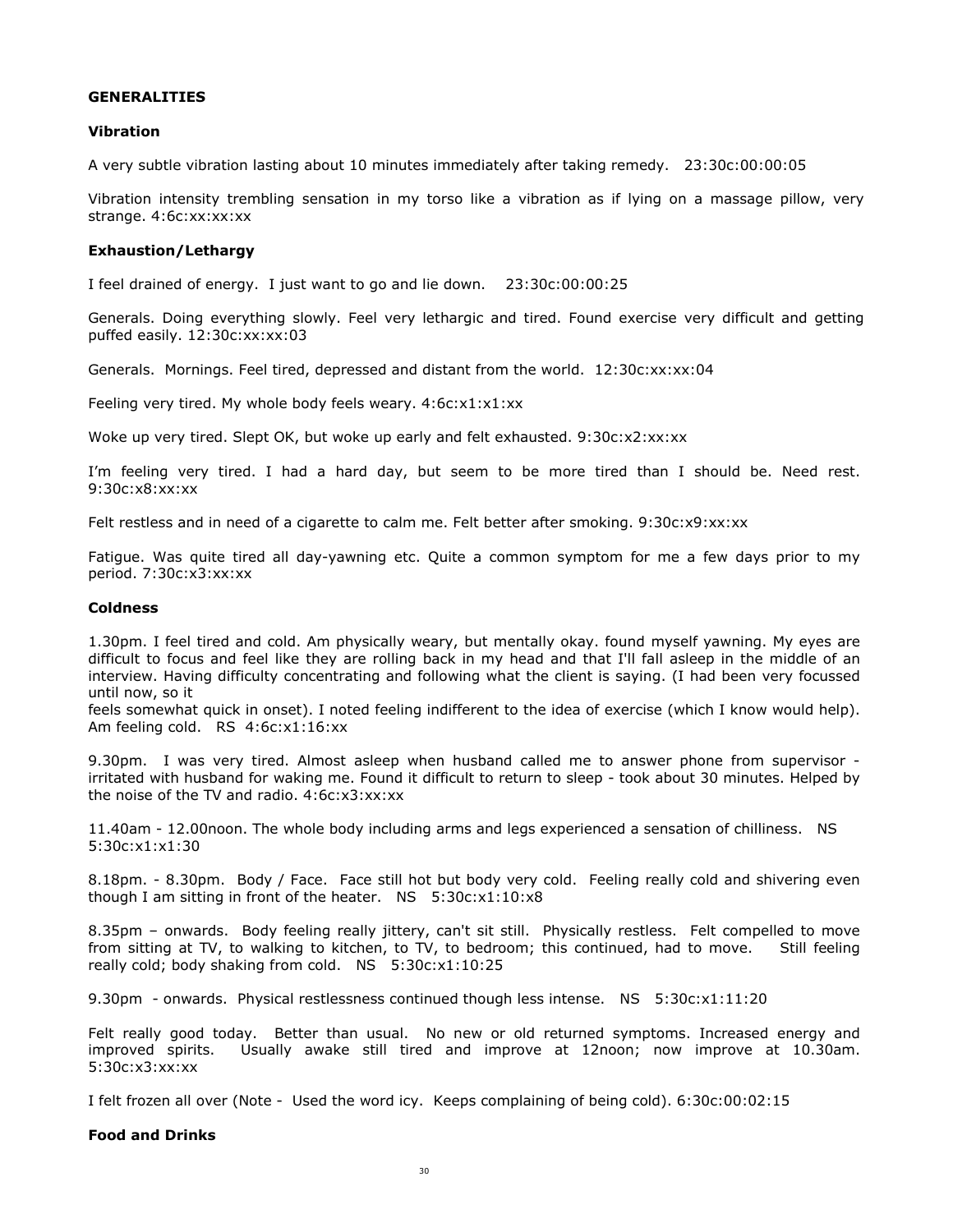**GENERALITIES**

**Vibration**

A very subtle vibration lasting about 10 minutes immediately after taking remedy. 23:30c:00:00:05

Vibration intensity trembling sensation in my torso like a vibration as if lying on a massage pillow, very strange. 4:6c:xx:xx:xx

**Exhaustion/Lethargy**

I feel drained of energy. I just want to go and lie down. 23:30c:00:00:25

Generals. Doing everything slowly. Feel very lethargic and tired. Found exercise very difficult and getting puffed easily. 12:30c:xx:xx:03

Generals. Mornings. Feel tired, depressed and distant from the world. 12:30c:xx:xx:04

Feeling very tired. My whole body feels weary. 4:6c:x1:x1:xx

Woke up very tired. Slept OK, but woke up early and felt exhausted. 9:30c:x2:xx:xx

I'm feeling very tired. I had a hard day, but seem to be more tired than I should be. Need rest. 9:30c:x8:xx:xx

Felt restless and in need of a cigarette to calm me. Felt better after smoking. 9:30c:x9:xx:xx

Fatigue. Was quite tired all day-yawning etc. Quite a common symptom for me a few days prior to my period. 7:30c:x3:xx:xx

**Coldness**

1.30pm. I feel tired and cold. Am physically weary, but mentally okay. found myself yawning. My eyes are difficult to focus and feel like they are rolling back in my head and that I'll fall asleep in the middle of an interview. Having difficulty concentrating and following what the client is saying. (I had been very focussed until now, so it feels somewhat quick in onset). I noted feeling indifferent to the idea of exercise (which I know would help). Am feeling cold. RS 4:6c:x1:16:xx

9.30pm. I was very tired. Almost asleep when husband called me to answer phone from supervisor - irritated with husband for waking me. Found it difficult to return to sleep - took about 30 minutes. Helped by the noise of the TV and radio. 4:6c:x3:xx:xx

11.40am - 12.00noon. The whole body including arms and legs experienced a sensation of chilliness. NS 5:30c:x1:x1:30

8.18pm. - 8.30pm. Body / Face. Face still hot but body very cold. Feeling really cold and shivering even though I am sitting in front of the heater. NS 5:30c:x1:10:x8

8.35pm – onwards. Body feeling really jittery, can't sit still. Physically restless. Felt compelled to move from sitting at TV, to walking to kitchen, to TV, to bedroom; this continued, had to move. Still feeling really cold; body shaking from cold. NS 5:30c:x1:10:25

9.30pm - onwards. Physical restlessness continued though less intense. NS 5:30c:x1:11:20

Felt really good today. Better than usual. No new or old returned symptoms. Increased energy and improved spirits. Usually awake still tired and improve at 12noon; now improve at 10.30am. 5:30c:x3:xx:xx

I felt frozen all over (Note - Used the word icy. Keeps complaining of being cold). 6:30c:00:02:15

**Food and Drinks**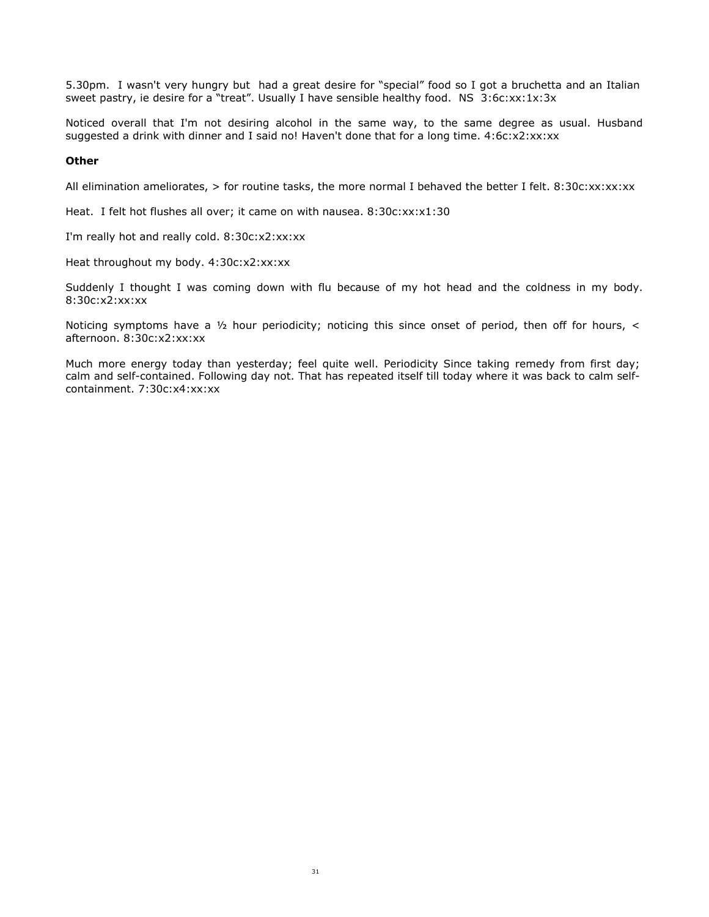5.30pm. I wasn't very hungry but had a great desire for "special" food so I got a bruchetta and an Italian sweet pastry, ie desire for a "treat". Usually I have sensible healthy food. NS 3:6c:xx:1x:3x

Noticed overall that I'm not desiring alcohol in the same way, to the same degree as usual. Husband suggested a drink with dinner and I said no! Haven't done that for a long time. 4:6c:x2:xx:xx

**Other**

All elimination ameliorates, > for routine tasks, the more normal I behaved the better I felt. 8:30c:xx:xx:xx

Heat. I felt hot flushes all over; it came on with nausea. 8:30c:xx:x1:30

I'm really hot and really cold. 8:30c:x2:xx:xx

Heat throughout my body. 4:30c:x2:xx:xx

Suddenly I thought I was coming down with flu because of my hot head and the coldness in my body. 8:30c:x2:xx:xx

Noticing symptoms have a ½ hour periodicity; noticing this since onset of period, then off for hours, < afternoon. 8:30c:x2:xx:xx

Much more energy today than yesterday; feel quite well. Periodicity Since taking remedy from first day; calm and self-contained. Following day not. That has repeated itself till today where it was back to calm self-containment. 7:30c:x4:xx:xx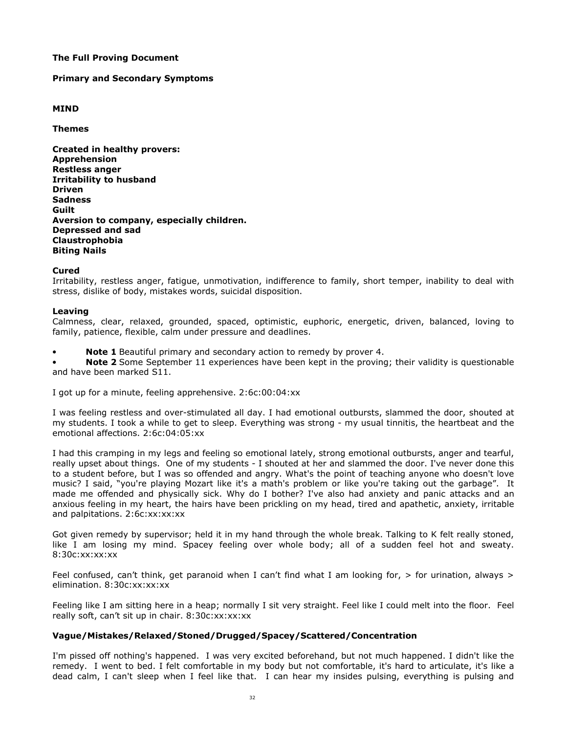**The Full Proving Document**

**Primary and Secondary Symptoms**

**MIND**

**Themes**

**Created in healthy provers:**
**Apprehension**
**Restless anger**
**Irritability to husband**
**Driven**
**Sadness**
**Guilt**
**Aversion to company, especially children.**
**Depressed and sad**
**Claustrophobia**
**Biting Nails**

**Cured**
Irritability, restless anger, fatigue, unmotivation, indifference to family, short temper, inability to deal with stress, dislike of body, mistakes words, suicidal disposition.

**Leaving**
Calmness, clear, relaxed, grounded, spaced, optimistic, euphoric, energetic, driven, balanced, loving to family, patience, flexible, calm under pressure and deadlines.

- **Note 1** Beautiful primary and secondary action to remedy by prover 4.
- **Note 2** Some September 11 experiences have been kept in the proving; their validity is questionable and have been marked S11.

I got up for a minute, feeling apprehensive. 2:6c:00:04:xx

I was feeling restless and over-stimulated all day. I had emotional outbursts, slammed the door, shouted at my students. I took a while to get to sleep. Everything was strong - my usual tinnitis, the heartbeat and the emotional affections. 2:6c:04:05:xx

I had this cramping in my legs and feeling so emotional lately, strong emotional outbursts, anger and tearful, really upset about things. One of my students - I shouted at her and slammed the door. I've never done this to a student before, but I was so offended and angry. What's the point of teaching anyone who doesn't love music? I said, "you're playing Mozart like it's a math's problem or like you're taking out the garbage". It made me offended and physically sick. Why do I bother? I've also had anxiety and panic attacks and an anxious feeling in my heart, the hairs have been prickling on my head, tired and apathetic, anxiety, irritable and palpitations. 2:6c:xx:xx:xx

Got given remedy by supervisor; held it in my hand through the whole break. Talking to K felt really stoned, like I am losing my mind. Spacey feeling over whole body; all of a sudden feel hot and sweaty. 8:30c:xx:xx:xx

Feel confused, can't think, get paranoid when I can't find what I am looking for, > for urination, always > elimination. 8:30c:xx:xx:xx

Feeling like I am sitting here in a heap; normally I sit very straight. Feel like I could melt into the floor. Feel really soft, can't sit up in chair. 8:30c:xx:xx:xx

**Vague/Mistakes/Relaxed/Stoned/Drugged/Spacey/Scattered/Concentration**

I'm pissed off nothing's happened. I was very excited beforehand, but not much happened. I didn't like the remedy. I went to bed. I felt comfortable in my body but not comfortable, it's hard to articulate, it's like a dead calm, I can't sleep when I feel like that. I can hear my insides pulsing, everything is pulsing and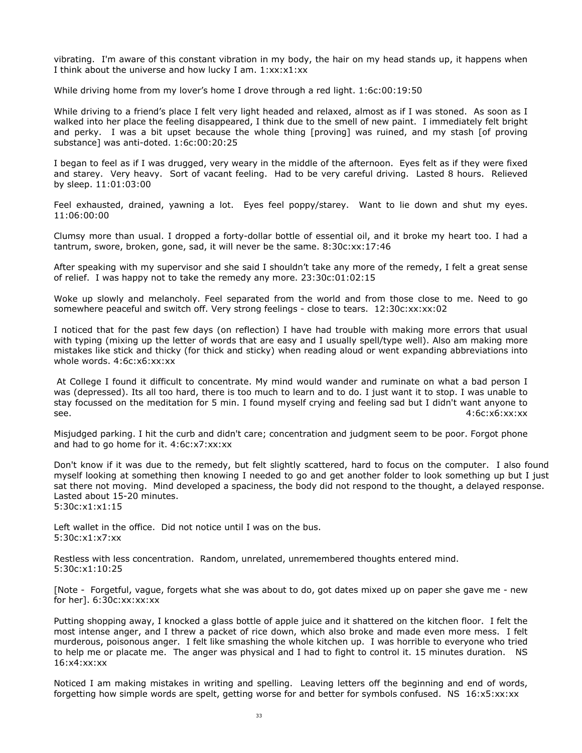vibrating. I'm aware of this constant vibration in my body, the hair on my head stands up, it happens when I think about the universe and how lucky I am. 1:xx:x1:xx

While driving home from my lover's home I drove through a red light. 1:6c:00:19:50

While driving to a friend's place I felt very light headed and relaxed, almost as if I was stoned. As soon as I walked into her place the feeling disappeared, I think due to the smell of new paint. I immediately felt bright and perky. I was a bit upset because the whole thing [proving] was ruined, and my stash [of proving substance] was anti-doted. 1:6c:00:20:25

I began to feel as if I was drugged, very weary in the middle of the afternoon. Eyes felt as if they were fixed and starey. Very heavy. Sort of vacant feeling. Had to be very careful driving. Lasted 8 hours. Relieved by sleep. 11:01:03:00

Feel exhausted, drained, yawning a lot. Eyes feel poppy/starey. Want to lie down and shut my eyes. 11:06:00:00

Clumsy more than usual. I dropped a forty-dollar bottle of essential oil, and it broke my heart too. I had a tantrum, swore, broken, gone, sad, it will never be the same. 8:30c:xx:17:46

After speaking with my supervisor and she said I shouldn't take any more of the remedy, I felt a great sense of relief. I was happy not to take the remedy any more. 23:30c:01:02:15

Woke up slowly and melancholy. Feel separated from the world and from those close to me. Need to go somewhere peaceful and switch off. Very strong feelings - close to tears. 12:30c:xx:xx:02

I noticed that for the past few days (on reflection) I have had trouble with making more errors that usual with typing (mixing up the letter of words that are easy and I usually spell/type well). Also am making more mistakes like stick and thicky (for thick and sticky) when reading aloud or went expanding abbreviations into whole words. 4:6c:x6:xx:xx

At College I found it difficult to concentrate. My mind would wander and ruminate on what a bad person I was (depressed). Its all too hard, there is too much to learn and to do. I just want it to stop. I was unable to stay focussed on the meditation for 5 min. I found myself crying and feeling sad but I didn't want anyone to see. 4:6c:x6:xx:xx

Misjudged parking. I hit the curb and didn't care; concentration and judgment seem to be poor. Forgot phone and had to go home for it. 4:6c:x7:xx:xx

Don't know if it was due to the remedy, but felt slightly scattered, hard to focus on the computer. I also found myself looking at something then knowing I needed to go and get another folder to look something up but I just sat there not moving. Mind developed a spaciness, the body did not respond to the thought, a delayed response. Lasted about 15-20 minutes.
5:30c:x1:x1:15

Left wallet in the office. Did not notice until I was on the bus.
5:30c:x1:x7:xx

Restless with less concentration. Random, unrelated, unremembered thoughts entered mind.
5:30c:x1:10:25

[Note - Forgetful, vague, forgets what she was about to do, got dates mixed up on paper she gave me - new for her]. 6:30c:xx:xx:xx

Putting shopping away, I knocked a glass bottle of apple juice and it shattered on the kitchen floor. I felt the most intense anger, and I threw a packet of rice down, which also broke and made even more mess. I felt murderous, poisonous anger. I felt like smashing the whole kitchen up. I was horrible to everyone who tried to help me or placate me. The anger was physical and I had to fight to control it. 15 minutes duration. NS 16:x4:xx:xx

Noticed I am making mistakes in writing and spelling. Leaving letters off the beginning and end of words, forgetting how simple words are spelt, getting worse for and better for symbols confused. NS 16:x5:xx:xx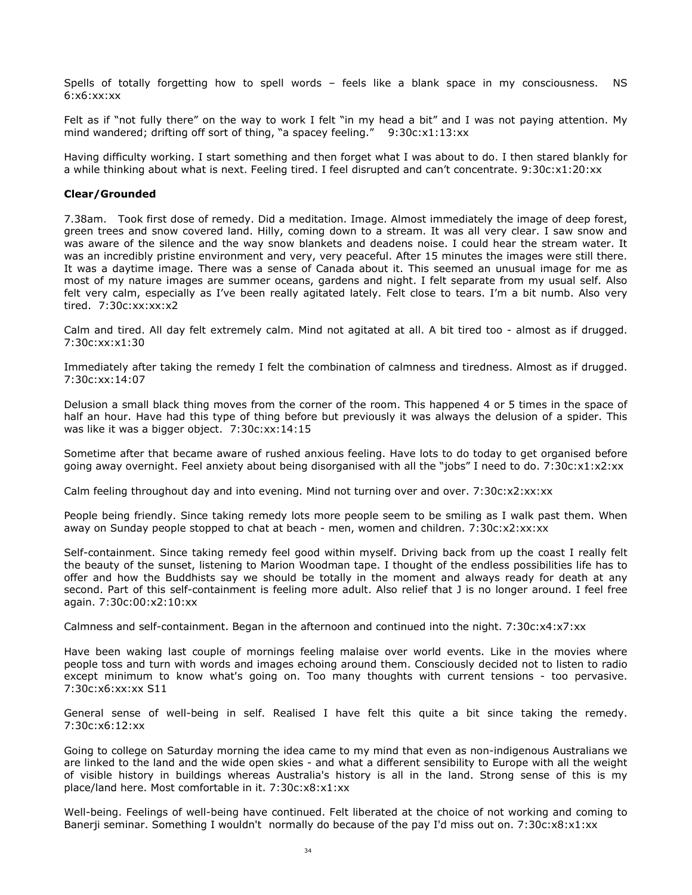Spells of totally forgetting how to spell words – feels like a blank space in my consciousness. NS 6:x6:xx:xx

Felt as if "not fully there" on the way to work I felt "in my head a bit" and I was not paying attention. My mind wandered; drifting off sort of thing, "a spacey feeling." 9:30c:x1:13:xx

Having difficulty working. I start something and then forget what I was about to do. I then stared blankly for a while thinking about what is next. Feeling tired. I feel disrupted and can't concentrate. 9:30c:x1:20:xx

**Clear/Grounded**

7.38am. Took first dose of remedy. Did a meditation. Image. Almost immediately the image of deep forest, green trees and snow covered land. Hilly, coming down to a stream. It was all very clear. I saw snow and was aware of the silence and the way snow blankets and deadens noise. I could hear the stream water. It was an incredibly pristine environment and very, very peaceful. After 15 minutes the images were still there. It was a daytime image. There was a sense of Canada about it. This seemed an unusual image for me as most of my nature images are summer oceans, gardens and night. I felt separate from my usual self. Also felt very calm, especially as I've been really agitated lately. Felt close to tears. I'm a bit numb. Also very tired. 7:30c:xx:xx:x2

Calm and tired. All day felt extremely calm. Mind not agitated at all. A bit tired too - almost as if drugged. 7:30c:xx:x1:30

Immediately after taking the remedy I felt the combination of calmness and tiredness. Almost as if drugged. 7:30c:xx:14:07

Delusion a small black thing moves from the corner of the room. This happened 4 or 5 times in the space of half an hour. Have had this type of thing before but previously it was always the delusion of a spider. This was like it was a bigger object. 7:30c:xx:14:15

Sometime after that became aware of rushed anxious feeling. Have lots to do today to get organised before going away overnight. Feel anxiety about being disorganised with all the "jobs" I need to do. 7:30c:x1:x2:xx

Calm feeling throughout day and into evening. Mind not turning over and over. 7:30c:x2:xx:xx

People being friendly. Since taking remedy lots more people seem to be smiling as I walk past them. When away on Sunday people stopped to chat at beach - men, women and children. 7:30c:x2:xx:xx

Self-containment. Since taking remedy feel good within myself. Driving back from up the coast I really felt the beauty of the sunset, listening to Marion Woodman tape. I thought of the endless possibilities life has to offer and how the Buddhists say we should be totally in the moment and always ready for death at any second. Part of this self-containment is feeling more adult. Also relief that J is no longer around. I feel free again. 7:30c:00:x2:10:xx

Calmness and self-containment. Began in the afternoon and continued into the night. 7:30c:x4:x7:xx

Have been waking last couple of mornings feeling malaise over world events. Like in the movies where people toss and turn with words and images echoing around them. Consciously decided not to listen to radio except minimum to know what's going on. Too many thoughts with current tensions - too pervasive. 7:30c:x6:xx:xx S11

General sense of well-being in self. Realised I have felt this quite a bit since taking the remedy. 7:30c:x6:12:xx

Going to college on Saturday morning the idea came to my mind that even as non-indigenous Australians we are linked to the land and the wide open skies - and what a different sensibility to Europe with all the weight of visible history in buildings whereas Australia's history is all in the land. Strong sense of this is my place/land here. Most comfortable in it. 7:30c:x8:x1:xx

Well-being. Feelings of well-being have continued. Felt liberated at the choice of not working and coming to Banerji seminar. Something I wouldn't normally do because of the pay I'd miss out on. 7:30c:x8:x1:xx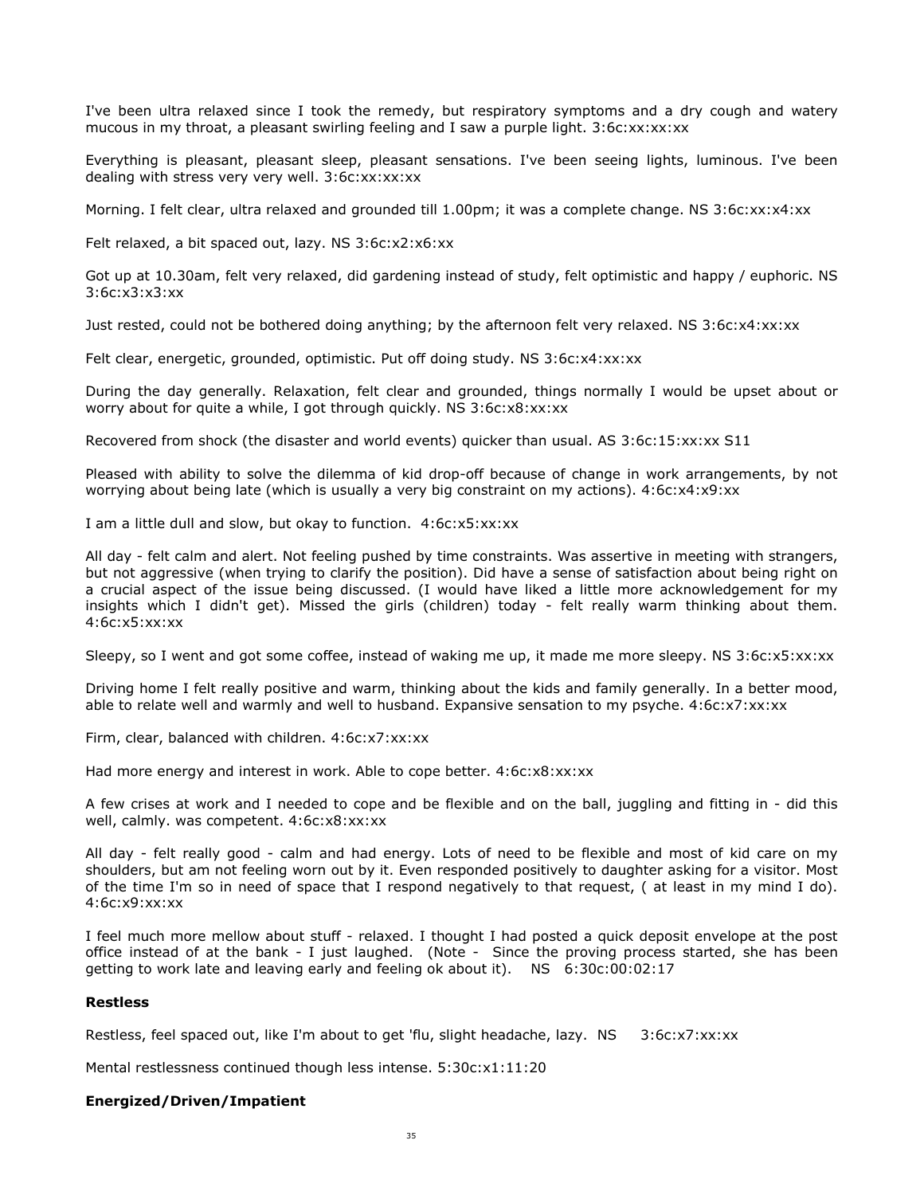I've been ultra relaxed since I took the remedy, but respiratory symptoms and a dry cough and watery mucous in my throat, a pleasant swirling feeling and I saw a purple light. 3:6c:xx:xx:xx

Everything is pleasant, pleasant sleep, pleasant sensations. I've been seeing lights, luminous. I've been dealing with stress very very well. 3:6c:xx:xx:xx

Morning. I felt clear, ultra relaxed and grounded till 1.00pm; it was a complete change. NS 3:6c:xx:x4:xx

Felt relaxed, a bit spaced out, lazy. NS 3:6c:x2:x6:xx

Got up at 10.30am, felt very relaxed, did gardening instead of study, felt optimistic and happy / euphoric. NS 3:6c:x3:x3:xx

Just rested, could not be bothered doing anything; by the afternoon felt very relaxed. NS 3:6c:x4:xx:xx

Felt clear, energetic, grounded, optimistic. Put off doing study. NS 3:6c:x4:xx:xx

During the day generally. Relaxation, felt clear and grounded, things normally I would be upset about or worry about for quite a while, I got through quickly. NS 3:6c:x8:xx:xx

Recovered from shock (the disaster and world events) quicker than usual. AS 3:6c:15:xx:xx S11

Pleased with ability to solve the dilemma of kid drop-off because of change in work arrangements, by not worrying about being late (which is usually a very big constraint on my actions). 4:6c:x4:x9:xx

I am a little dull and slow, but okay to function. 4:6c:x5:xx:xx

All day - felt calm and alert. Not feeling pushed by time constraints. Was assertive in meeting with strangers, but not aggressive (when trying to clarify the position). Did have a sense of satisfaction about being right on a crucial aspect of the issue being discussed. (I would have liked a little more acknowledgement for my insights which I didn't get). Missed the girls (children) today - felt really warm thinking about them. 4:6c:x5:xx:xx

Sleepy, so I went and got some coffee, instead of waking me up, it made me more sleepy. NS 3:6c:x5:xx:xx

Driving home I felt really positive and warm, thinking about the kids and family generally. In a better mood, able to relate well and warmly and well to husband. Expansive sensation to my psyche. 4:6c:x7:xx:xx

Firm, clear, balanced with children. 4:6c:x7:xx:xx

Had more energy and interest in work. Able to cope better. 4:6c:x8:xx:xx

A few crises at work and I needed to cope and be flexible and on the ball, juggling and fitting in - did this well, calmly. was competent. 4:6c:x8:xx:xx

All day - felt really good - calm and had energy. Lots of need to be flexible and most of kid care on my shoulders, but am not feeling worn out by it. Even responded positively to daughter asking for a visitor. Most of the time I'm so in need of space that I respond negatively to that request, ( at least in my mind I do). 4:6c:x9:xx:xx

I feel much more mellow about stuff - relaxed. I thought I had posted a quick deposit envelope at the post office instead of at the bank - I just laughed. (Note - Since the proving process started, she has been getting to work late and leaving early and feeling ok about it). NS 6:30c:00:02:17

**Restless**

Restless, feel spaced out, like I'm about to get 'flu, slight headache, lazy. NS 3:6c:x7:xx:xx

Mental restlessness continued though less intense. 5:30c:x1:11:20

**Energized/Driven/Impatient**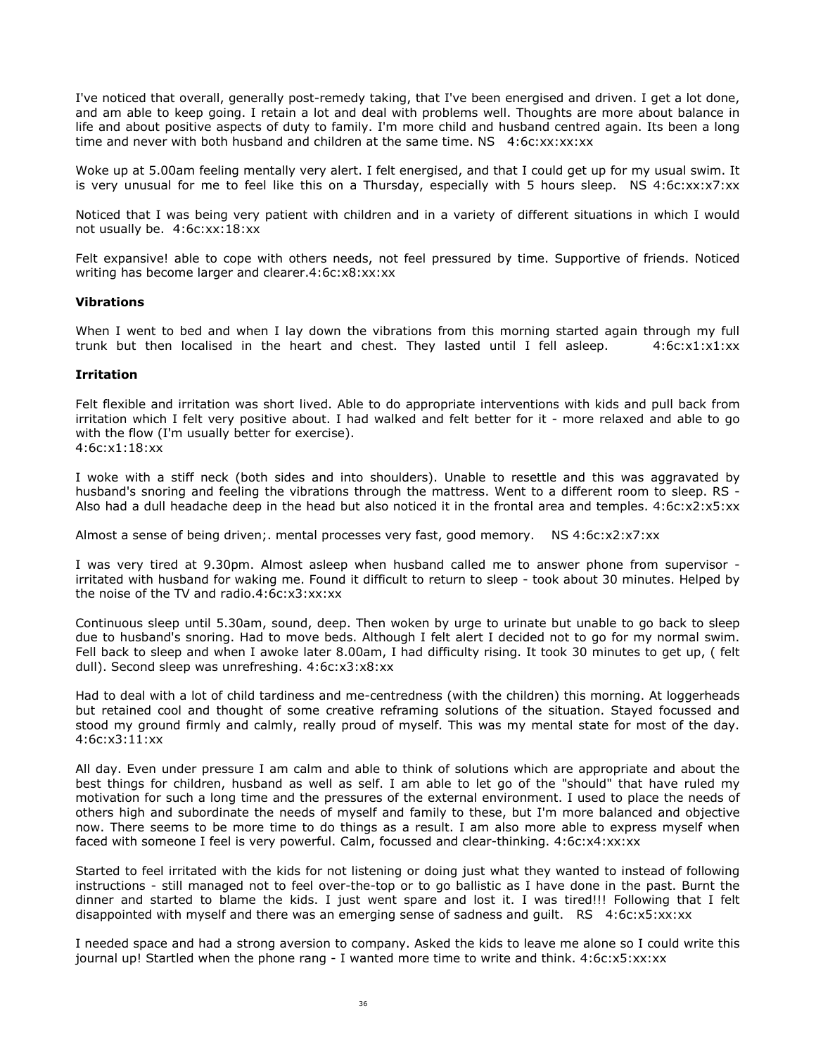I've noticed that overall, generally post-remedy taking, that I've been energised and driven. I get a lot done, and am able to keep going. I retain a lot and deal with problems well. Thoughts are more about balance in life and about positive aspects of duty to family. I'm more child and husband centred again. Its been a long time and never with both husband and children at the same time. NS 4:6c:xx:xx:xx

Woke up at 5.00am feeling mentally very alert. I felt energised, and that I could get up for my usual swim. It is very unusual for me to feel like this on a Thursday, especially with 5 hours sleep. NS 4:6c:xx:x7:xx

Noticed that I was being very patient with children and in a variety of different situations in which I would not usually be. 4:6c:xx:18:xx

Felt expansive! able to cope with others needs, not feel pressured by time. Supportive of friends. Noticed writing has become larger and clearer.4:6c:x8:xx:xx

**Vibrations**

When I went to bed and when I lay down the vibrations from this morning started again through my full trunk but then localised in the heart and chest. They lasted until I fell asleep. 4:6c:x1:x1:xx

**Irritation**

Felt flexible and irritation was short lived. Able to do appropriate interventions with kids and pull back from irritation which I felt very positive about. I had walked and felt better for it - more relaxed and able to go with the flow (I'm usually better for exercise).
4:6c:x1:18:xx

I woke with a stiff neck (both sides and into shoulders). Unable to resettle and this was aggravated by husband's snoring and feeling the vibrations through the mattress. Went to a different room to sleep. RS - Also had a dull headache deep in the head but also noticed it in the frontal area and temples. 4:6c:x2:x5:xx

Almost a sense of being driven;. mental processes very fast, good memory. NS 4:6c:x2:x7:xx

I was very tired at 9.30pm. Almost asleep when husband called me to answer phone from supervisor - irritated with husband for waking me. Found it difficult to return to sleep - took about 30 minutes. Helped by the noise of the TV and radio.4:6c:x3:xx:xx

Continuous sleep until 5.30am, sound, deep. Then woken by urge to urinate but unable to go back to sleep due to husband's snoring. Had to move beds. Although I felt alert I decided not to go for my normal swim. Fell back to sleep and when I awoke later 8.00am, I had difficulty rising. It took 30 minutes to get up, ( felt dull). Second sleep was unrefreshing. 4:6c:x3:x8:xx

Had to deal with a lot of child tardiness and me-centredness (with the children) this morning. At loggerheads but retained cool and thought of some creative reframing solutions of the situation. Stayed focussed and stood my ground firmly and calmly, really proud of myself. This was my mental state for most of the day. 4:6c:x3:11:xx

All day. Even under pressure I am calm and able to think of solutions which are appropriate and about the best things for children, husband as well as self. I am able to let go of the "should" that have ruled my motivation for such a long time and the pressures of the external environment. I used to place the needs of others high and subordinate the needs of myself and family to these, but I'm more balanced and objective now. There seems to be more time to do things as a result. I am also more able to express myself when faced with someone I feel is very powerful. Calm, focussed and clear-thinking. 4:6c:x4:xx:xx

Started to feel irritated with the kids for not listening or doing just what they wanted to instead of following instructions - still managed not to feel over-the-top or to go ballistic as I have done in the past. Burnt the dinner and started to blame the kids. I just went spare and lost it. I was tired!!! Following that I felt disappointed with myself and there was an emerging sense of sadness and guilt. RS 4:6c:x5:xx:xx

I needed space and had a strong aversion to company. Asked the kids to leave me alone so I could write this journal up! Startled when the phone rang - I wanted more time to write and think. 4:6c:x5:xx:xx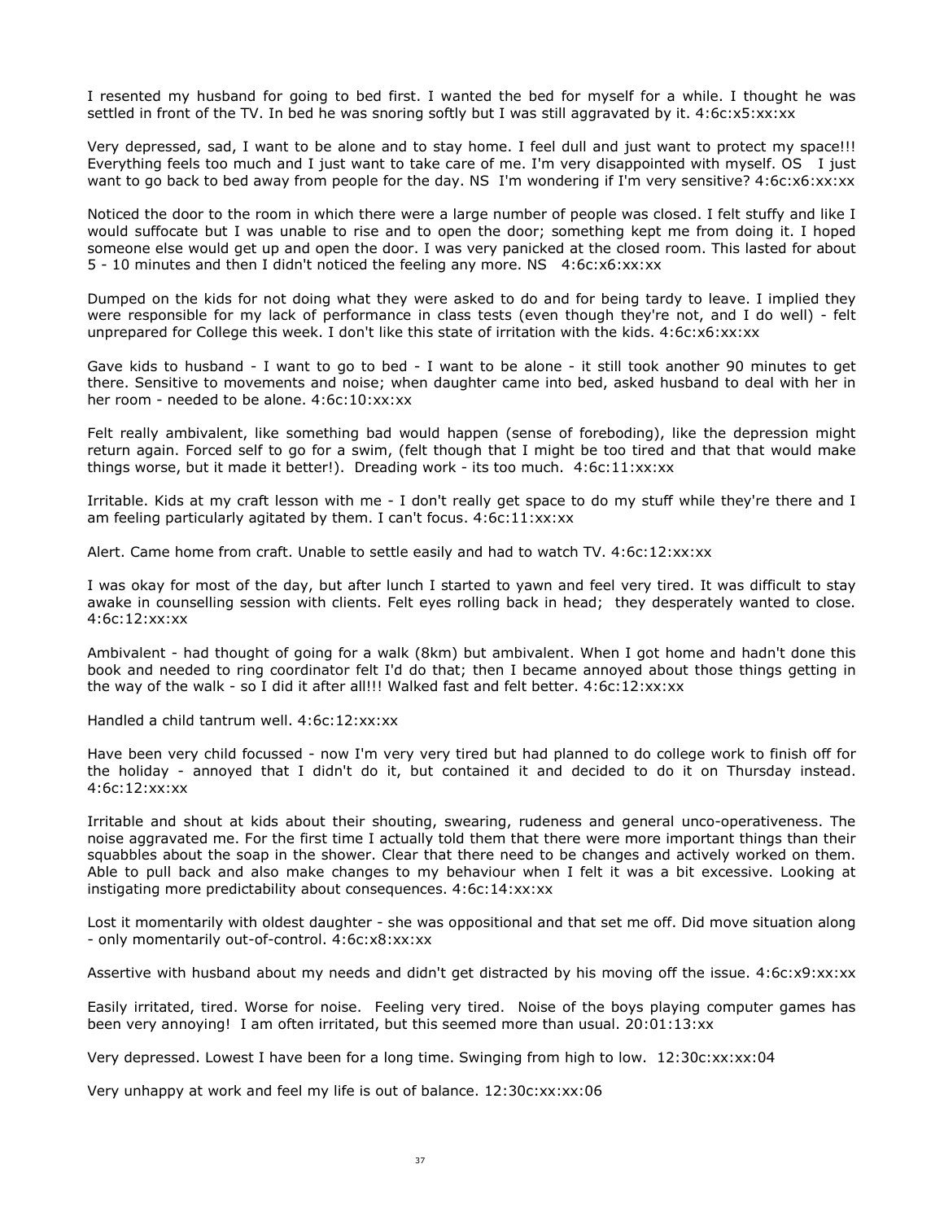I resented my husband for going to bed first. I wanted the bed for myself for a while. I thought he was settled in front of the TV. In bed he was snoring softly but I was still aggravated by it. 4:6c:x5:xx:xx

Very depressed, sad, I want to be alone and to stay home. I feel dull and just want to protect my space!!! Everything feels too much and I just want to take care of me. I'm very disappointed with myself. OS I just want to go back to bed away from people for the day. NS I'm wondering if I'm very sensitive? 4:6c:x6:xx:xx

Noticed the door to the room in which there were a large number of people was closed. I felt stuffy and like I would suffocate but I was unable to rise and to open the door; something kept me from doing it. I hoped someone else would get up and open the door. I was very panicked at the closed room. This lasted for about 5 - 10 minutes and then I didn't noticed the feeling any more. NS 4:6c:x6:xx:xx

Dumped on the kids for not doing what they were asked to do and for being tardy to leave. I implied they were responsible for my lack of performance in class tests (even though they're not, and I do well) - felt unprepared for College this week. I don't like this state of irritation with the kids. 4:6c:x6:xx:xx

Gave kids to husband - I want to go to bed - I want to be alone - it still took another 90 minutes to get there. Sensitive to movements and noise; when daughter came into bed, asked husband to deal with her in her room - needed to be alone. 4:6c:10:xx:xx

Felt really ambivalent, like something bad would happen (sense of foreboding), like the depression might return again. Forced self to go for a swim, (felt though that I might be too tired and that that would make things worse, but it made it better!). Dreading work - its too much. 4:6c:11:xx:xx

Irritable. Kids at my craft lesson with me - I don't really get space to do my stuff while they're there and I am feeling particularly agitated by them. I can't focus. 4:6c:11:xx:xx

Alert. Came home from craft. Unable to settle easily and had to watch TV. 4:6c:12:xx:xx

I was okay for most of the day, but after lunch I started to yawn and feel very tired. It was difficult to stay awake in counselling session with clients. Felt eyes rolling back in head; they desperately wanted to close. 4:6c:12:xx:xx

Ambivalent - had thought of going for a walk (8km) but ambivalent. When I got home and hadn't done this book and needed to ring coordinator felt I'd do that; then I became annoyed about those things getting in the way of the walk - so I did it after all!!! Walked fast and felt better. 4:6c:12:xx:xx

Handled a child tantrum well. 4:6c:12:xx:xx

Have been very child focussed - now I'm very very tired but had planned to do college work to finish off for the holiday - annoyed that I didn't do it, but contained it and decided to do it on Thursday instead. 4:6c:12:xx:xx

Irritable and shout at kids about their shouting, swearing, rudeness and general unco-operativeness. The noise aggravated me. For the first time I actually told them that there were more important things than their squabbles about the soap in the shower. Clear that there need to be changes and actively worked on them. Able to pull back and also make changes to my behaviour when I felt it was a bit excessive. Looking at instigating more predictability about consequences. 4:6c:14:xx:xx

Lost it momentarily with oldest daughter - she was oppositional and that set me off. Did move situation along - only momentarily out-of-control. 4:6c:x8:xx:xx

Assertive with husband about my needs and didn't get distracted by his moving off the issue. 4:6c:x9:xx:xx

Easily irritated, tired. Worse for noise. Feeling very tired. Noise of the boys playing computer games has been very annoying! I am often irritated, but this seemed more than usual. 20:01:13:xx

Very depressed. Lowest I have been for a long time. Swinging from high to low. 12:30c:xx:xx:04

Very unhappy at work and feel my life is out of balance. 12:30c:xx:xx:06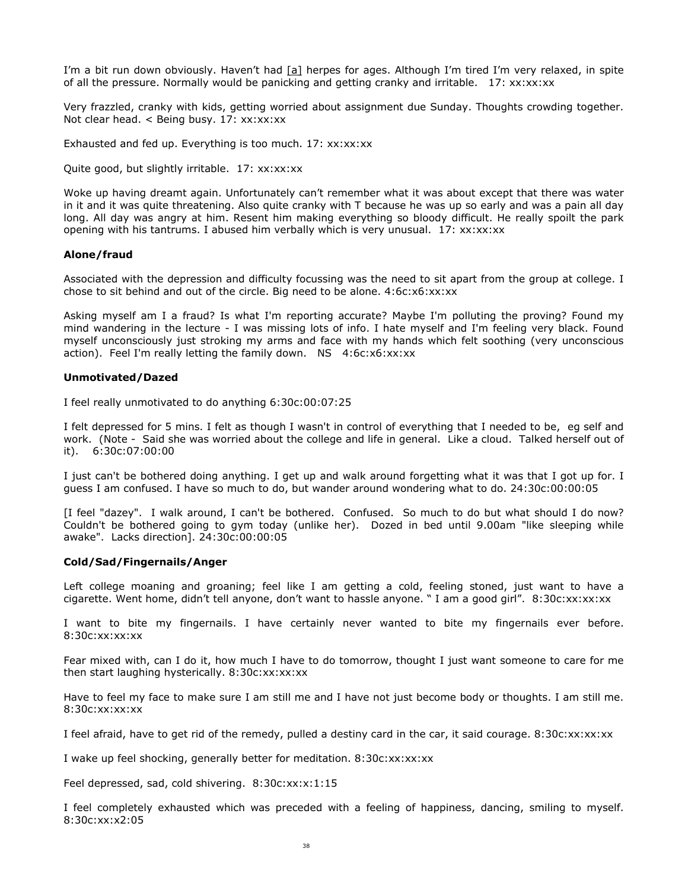I'm a bit run down obviously. Haven't had [a] herpes for ages. Although I'm tired I'm very relaxed, in spite of all the pressure. Normally would be panicking and getting cranky and irritable. 17: xx:xx:xx

Very frazzled, cranky with kids, getting worried about assignment due Sunday. Thoughts crowding together. Not clear head. < Being busy. 17: xx:xx:xx

Exhausted and fed up. Everything is too much. 17: xx:xx:xx

Quite good, but slightly irritable. 17: xx:xx:xx

Woke up having dreamt again. Unfortunately can't remember what it was about except that there was water in it and it was quite threatening. Also quite cranky with T because he was up so early and was a pain all day long. All day was angry at him. Resent him making everything so bloody difficult. He really spoilt the park opening with his tantrums. I abused him verbally which is very unusual. 17: xx:xx:xx

**Alone/fraud**

Associated with the depression and difficulty focussing was the need to sit apart from the group at college. I chose to sit behind and out of the circle. Big need to be alone. 4:6c:x6:xx:xx

Asking myself am I a fraud? Is what I'm reporting accurate? Maybe I'm polluting the proving? Found my mind wandering in the lecture - I was missing lots of info. I hate myself and I'm feeling very black. Found myself unconsciously just stroking my arms and face with my hands which felt soothing (very unconscious action). Feel I'm really letting the family down. NS 4:6c:x6:xx:xx

**Unmotivated/Dazed**

I feel really unmotivated to do anything 6:30c:00:07:25

I felt depressed for 5 mins. I felt as though I wasn't in control of everything that I needed to be, eg self and work. (Note - Said she was worried about the college and life in general. Like a cloud. Talked herself out of it). 6:30c:07:00:00

I just can't be bothered doing anything. I get up and walk around forgetting what it was that I got up for. I guess I am confused. I have so much to do, but wander around wondering what to do. 24:30c:00:00:05

[I feel "dazey". I walk around, I can't be bothered. Confused. So much to do but what should I do now? Couldn't be bothered going to gym today (unlike her). Dozed in bed until 9.00am "like sleeping while awake". Lacks direction]. 24:30c:00:00:05

**Cold/Sad/Fingernails/Anger**

Left college moaning and groaning; feel like I am getting a cold, feeling stoned, just want to have a cigarette. Went home, didn't tell anyone, don't want to hassle anyone. " I am a good girl". 8:30c:xx:xx:xx

I want to bite my fingernails. I have certainly never wanted to bite my fingernails ever before. 8:30c:xx:xx:xx

Fear mixed with, can I do it, how much I have to do tomorrow, thought I just want someone to care for me then start laughing hysterically. 8:30c:xx:xx:xx

Have to feel my face to make sure I am still me and I have not just become body or thoughts. I am still me. 8:30c:xx:xx:xx

I feel afraid, have to get rid of the remedy, pulled a destiny card in the car, it said courage. 8:30c:xx:xx:xx

I wake up feel shocking, generally better for meditation. 8:30c:xx:xx:xx

Feel depressed, sad, cold shivering. 8:30c:xx:x:1:15

I feel completely exhausted which was preceded with a feeling of happiness, dancing, smiling to myself. 8:30c:xx:x2:05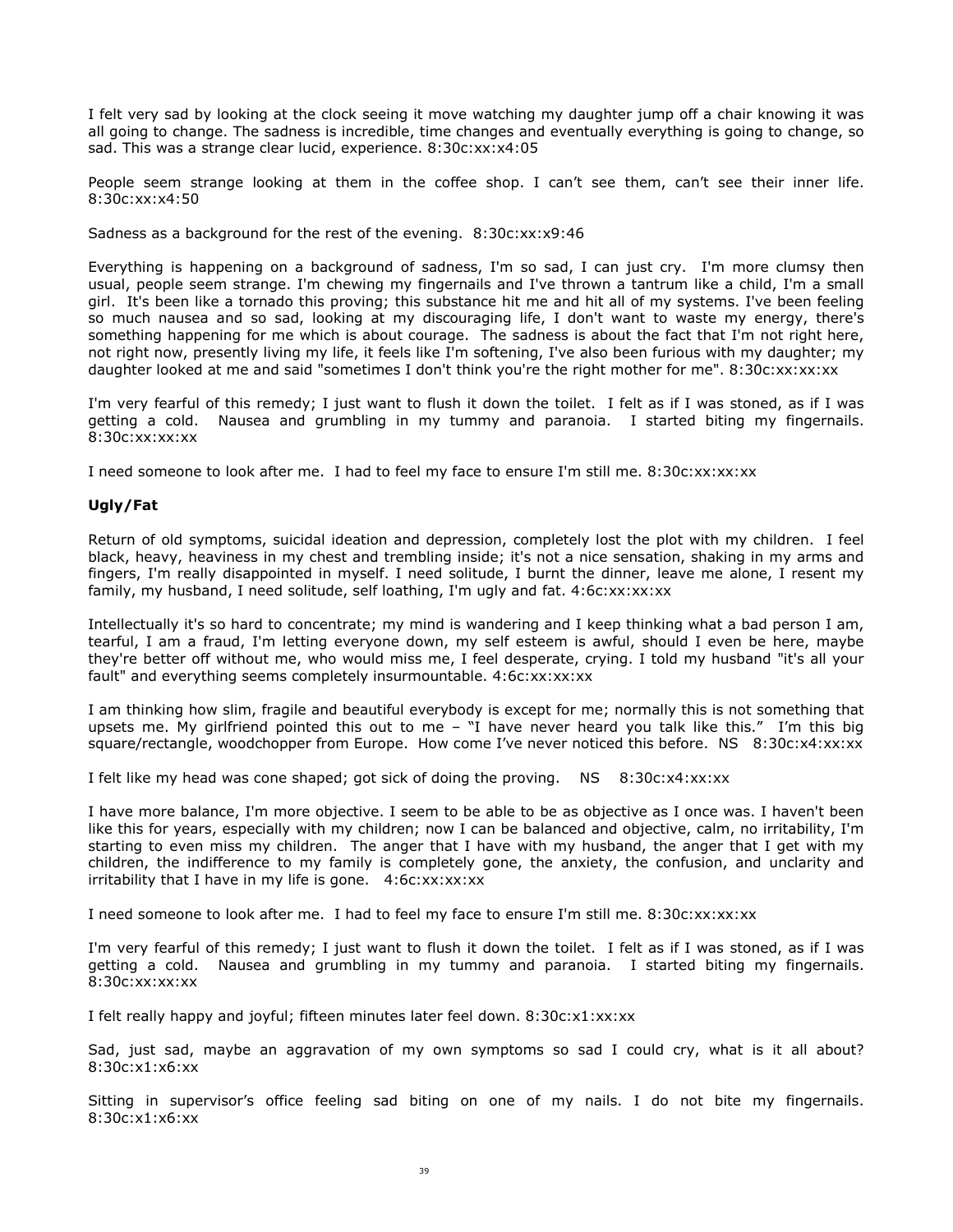I felt very sad by looking at the clock seeing it move watching my daughter jump off a chair knowing it was all going to change. The sadness is incredible, time changes and eventually everything is going to change, so sad. This was a strange clear lucid, experience. 8:30c:xx:x4:05

People seem strange looking at them in the coffee shop. I can't see them, can't see their inner life. 8:30c:xx:x4:50

Sadness as a background for the rest of the evening. 8:30c:xx:x9:46

Everything is happening on a background of sadness, I'm so sad, I can just cry. I'm more clumsy then usual, people seem strange. I'm chewing my fingernails and I've thrown a tantrum like a child, I'm a small girl. It's been like a tornado this proving; this substance hit me and hit all of my systems. I've been feeling so much nausea and so sad, looking at my discouraging life, I don't want to waste my energy, there's something happening for me which is about courage. The sadness is about the fact that I'm not right here, not right now, presently living my life, it feels like I'm softening, I've also been furious with my daughter; my daughter looked at me and said "sometimes I don't think you're the right mother for me". 8:30c:xx:xx:xx

I'm very fearful of this remedy; I just want to flush it down the toilet. I felt as if I was stoned, as if I was getting a cold. Nausea and grumbling in my tummy and paranoia. I started biting my fingernails. 8:30c:xx:xx:xx

I need someone to look after me. I had to feel my face to ensure I'm still me. 8:30c:xx:xx:xx

**Ugly/Fat**

Return of old symptoms, suicidal ideation and depression, completely lost the plot with my children. I feel black, heavy, heaviness in my chest and trembling inside; it's not a nice sensation, shaking in my arms and fingers, I'm really disappointed in myself. I need solitude, I burnt the dinner, leave me alone, I resent my family, my husband, I need solitude, self loathing, I'm ugly and fat. 4:6c:xx:xx:xx

Intellectually it's so hard to concentrate; my mind is wandering and I keep thinking what a bad person I am, tearful, I am a fraud, I'm letting everyone down, my self esteem is awful, should I even be here, maybe they're better off without me, who would miss me, I feel desperate, crying. I told my husband "it's all your fault" and everything seems completely insurmountable. 4:6c:xx:xx:xx

I am thinking how slim, fragile and beautiful everybody is except for me; normally this is not something that upsets me. My girlfriend pointed this out to me – "I have never heard you talk like this." I'm this big square/rectangle, woodchopper from Europe. How come I've never noticed this before. NS 8:30c:x4:xx:xx

I felt like my head was cone shaped; got sick of doing the proving. NS 8:30c:x4:xx:xx

I have more balance, I'm more objective. I seem to be able to be as objective as I once was. I haven't been like this for years, especially with my children; now I can be balanced and objective, calm, no irritability, I'm starting to even miss my children. The anger that I have with my husband, the anger that I get with my children, the indifference to my family is completely gone, the anxiety, the confusion, and unclarity and irritability that I have in my life is gone. 4:6c:xx:xx:xx

I need someone to look after me. I had to feel my face to ensure I'm still me. 8:30c:xx:xx:xx

I'm very fearful of this remedy; I just want to flush it down the toilet. I felt as if I was stoned, as if I was getting a cold. Nausea and grumbling in my tummy and paranoia. I started biting my fingernails. 8:30c:xx:xx:xx

I felt really happy and joyful; fifteen minutes later feel down. 8:30c:x1:xx:xx

Sad, just sad, maybe an aggravation of my own symptoms so sad I could cry, what is it all about? 8:30c:x1:x6:xx

Sitting in supervisor's office feeling sad biting on one of my nails. I do not bite my fingernails. 8:30c:x1:x6:xx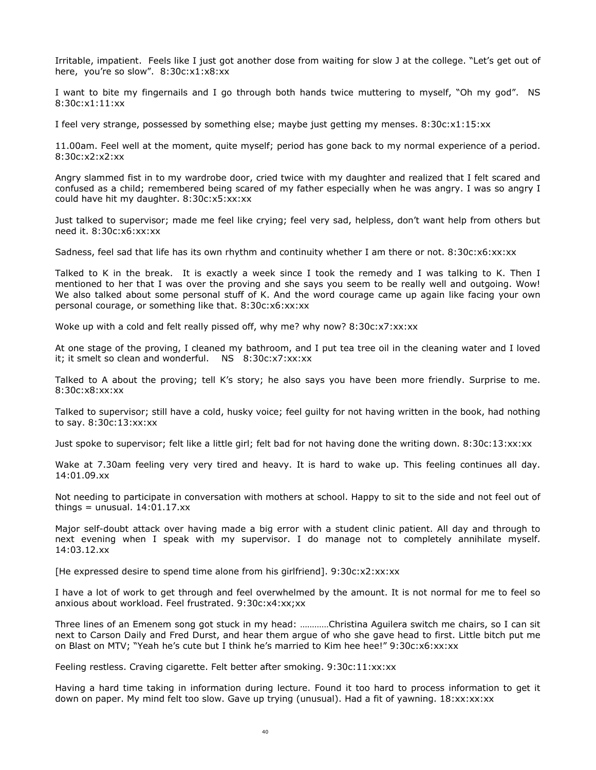Irritable, impatient. Feels like I just got another dose from waiting for slow J at the college. "Let's get out of here, you're so slow". 8:30c:x1:x8:xx

I want to bite my fingernails and I go through both hands twice muttering to myself, "Oh my god". NS 8:30c:x1:11:xx

I feel very strange, possessed by something else; maybe just getting my menses. 8:30c:x1:15:xx

11.00am. Feel well at the moment, quite myself; period has gone back to my normal experience of a period. 8:30c:x2:x2:xx

Angry slammed fist in to my wardrobe door, cried twice with my daughter and realized that I felt scared and confused as a child; remembered being scared of my father especially when he was angry. I was so angry I could have hit my daughter. 8:30c:x5:xx:xx

Just talked to supervisor; made me feel like crying; feel very sad, helpless, don't want help from others but need it. 8:30c:x6:xx:xx

Sadness, feel sad that life has its own rhythm and continuity whether I am there or not. 8:30c:x6:xx:xx

Talked to K in the break. It is exactly a week since I took the remedy and I was talking to K. Then I mentioned to her that I was over the proving and she says you seem to be really well and outgoing. Wow! We also talked about some personal stuff of K. And the word courage came up again like facing your own personal courage, or something like that. 8:30c:x6:xx:xx

Woke up with a cold and felt really pissed off, why me? why now? 8:30c:x7:xx:xx

At one stage of the proving, I cleaned my bathroom, and I put tea tree oil in the cleaning water and I loved it; it smelt so clean and wonderful. NS 8:30c:x7:xx:xx

Talked to A about the proving; tell K's story; he also says you have been more friendly. Surprise to me. 8:30c:x8:xx:xx

Talked to supervisor; still have a cold, husky voice; feel guilty for not having written in the book, had nothing to say. 8:30c:13:xx:xx

Just spoke to supervisor; felt like a little girl; felt bad for not having done the writing down. 8:30c:13:xx:xx

Wake at 7.30am feeling very very tired and heavy. It is hard to wake up. This feeling continues all day. 14:01.09.xx

Not needing to participate in conversation with mothers at school. Happy to sit to the side and not feel out of things = unusual. 14:01.17.xx

Major self-doubt attack over having made a big error with a student clinic patient. All day and through to next evening when I speak with my supervisor. I do manage not to completely annihilate myself. 14:03.12.xx

[He expressed desire to spend time alone from his girlfriend]. 9:30c:x2:xx:xx

I have a lot of work to get through and feel overwhelmed by the amount. It is not normal for me to feel so anxious about workload. Feel frustrated. 9:30c:x4:xx;xx

Three lines of an Emenem song got stuck in my head: …………Christina Aguilera switch me chairs, so I can sit next to Carson Daily and Fred Durst, and hear them argue of who she gave head to first. Little bitch put me on Blast on MTV; "Yeah he's cute but I think he's married to Kim hee hee!" 9:30c:x6:xx:xx

Feeling restless. Craving cigarette. Felt better after smoking. 9:30c:11:xx:xx

Having a hard time taking in information during lecture. Found it too hard to process information to get it down on paper. My mind felt too slow. Gave up trying (unusual). Had a fit of yawning. 18:xx:xx:xx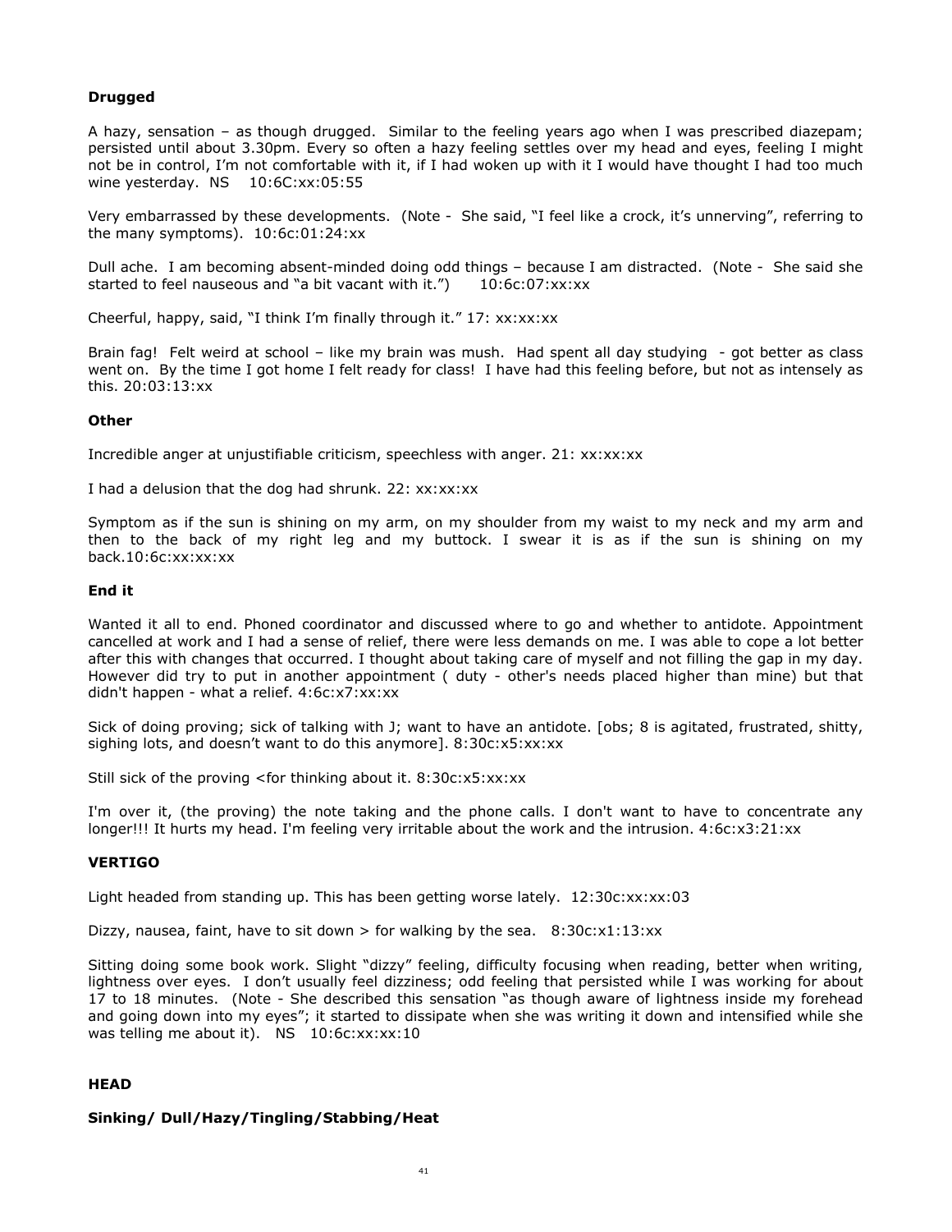**Drugged**

A hazy, sensation – as though drugged. Similar to the feeling years ago when I was prescribed diazepam; persisted until about 3.30pm. Every so often a hazy feeling settles over my head and eyes, feeling I might not be in control, I'm not comfortable with it, if I had woken up with it I would have thought I had too much wine yesterday. NS 10:6C:xx:05:55

Very embarrassed by these developments. (Note - She said, "I feel like a crock, it's unnerving", referring to the many symptoms). 10:6c:01:24:xx

Dull ache. I am becoming absent-minded doing odd things – because I am distracted. (Note - She said she started to feel nauseous and "a bit vacant with it.") 10:6c:07:xx:xx

Cheerful, happy, said, "I think I'm finally through it." 17: xx:xx:xx

Brain fag! Felt weird at school – like my brain was mush. Had spent all day studying - got better as class went on. By the time I got home I felt ready for class! I have had this feeling before, but not as intensely as this. 20:03:13:xx

**Other**

Incredible anger at unjustifiable criticism, speechless with anger. 21: xx:xx:xx

I had a delusion that the dog had shrunk. 22: xx:xx:xx

Symptom as if the sun is shining on my arm, on my shoulder from my waist to my neck and my arm and then to the back of my right leg and my buttock. I swear it is as if the sun is shining on my back.10:6c:xx:xx:xx

**End it**

Wanted it all to end. Phoned coordinator and discussed where to go and whether to antidote. Appointment cancelled at work and I had a sense of relief, there were less demands on me. I was able to cope a lot better after this with changes that occurred. I thought about taking care of myself and not filling the gap in my day. However did try to put in another appointment ( duty - other's needs placed higher than mine) but that didn't happen - what a relief. 4:6c:x7:xx:xx

Sick of doing proving; sick of talking with J; want to have an antidote. [obs; 8 is agitated, frustrated, shitty, sighing lots, and doesn't want to do this anymore]. 8:30c:x5:xx:xx

Still sick of the proving <for thinking about it. 8:30c:x5:xx:xx

I'm over it, (the proving) the note taking and the phone calls. I don't want to have to concentrate any longer!!! It hurts my head. I'm feeling very irritable about the work and the intrusion. 4:6c:x3:21:xx

**VERTIGO**

Light headed from standing up. This has been getting worse lately. 12:30c:xx:xx:03

Dizzy, nausea, faint, have to sit down > for walking by the sea. 8:30c:x1:13:xx

Sitting doing some book work. Slight "dizzy" feeling, difficulty focusing when reading, better when writing, lightness over eyes. I don't usually feel dizziness; odd feeling that persisted while I was working for about 17 to 18 minutes. (Note - She described this sensation "as though aware of lightness inside my forehead and going down into my eyes"; it started to dissipate when she was writing it down and intensified while she was telling me about it). NS 10:6c:xx:xx:10

**HEAD**

**Sinking/ Dull/Hazy/Tingling/Stabbing/Heat**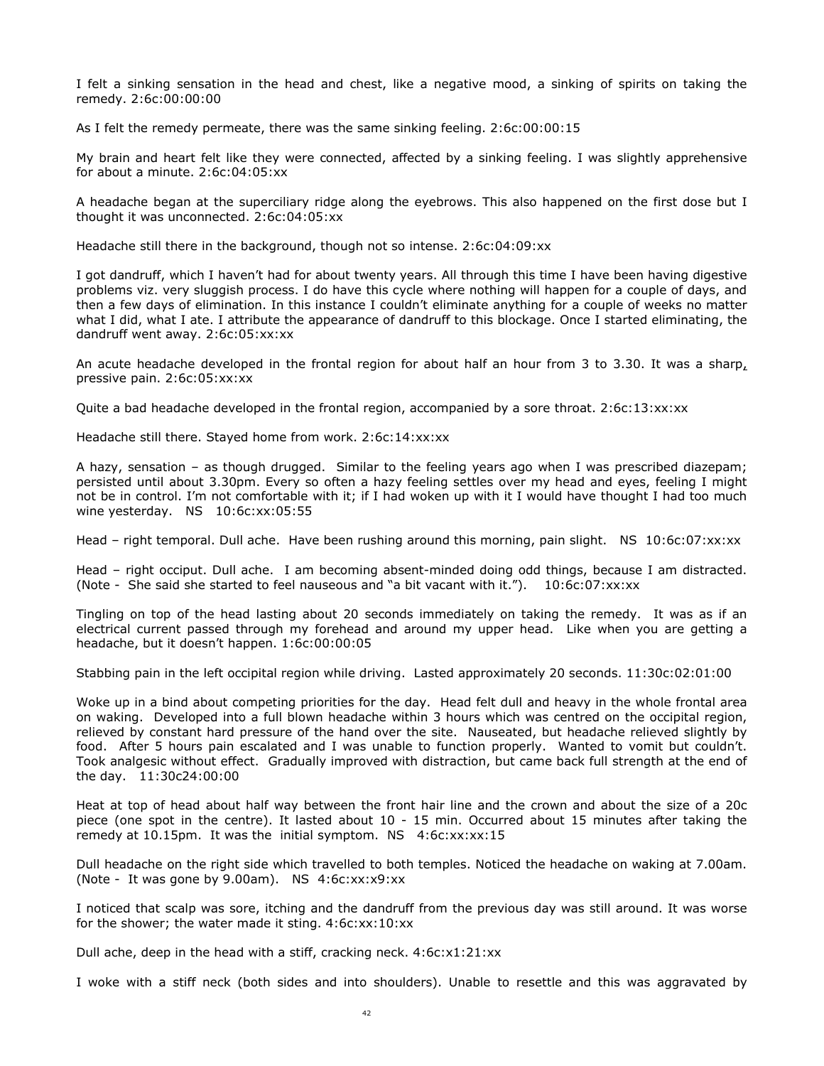I felt a sinking sensation in the head and chest, like a negative mood, a sinking of spirits on taking the remedy. 2:6c:00:00:00

As I felt the remedy permeate, there was the same sinking feeling. 2:6c:00:00:15

My brain and heart felt like they were connected, affected by a sinking feeling. I was slightly apprehensive for about a minute. 2:6c:04:05:xx

A headache began at the superciliary ridge along the eyebrows. This also happened on the first dose but I thought it was unconnected. 2:6c:04:05:xx

Headache still there in the background, though not so intense. 2:6c:04:09:xx

I got dandruff, which I haven't had for about twenty years. All through this time I have been having digestive problems viz. very sluggish process. I do have this cycle where nothing will happen for a couple of days, and then a few days of elimination. In this instance I couldn't eliminate anything for a couple of weeks no matter what I did, what I ate. I attribute the appearance of dandruff to this blockage. Once I started eliminating, the dandruff went away. 2:6c:05:xx:xx

An acute headache developed in the frontal region for about half an hour from 3 to 3.30. It was a sharp, pressive pain. 2:6c:05:xx:xx

Quite a bad headache developed in the frontal region, accompanied by a sore throat. 2:6c:13:xx:xx

Headache still there. Stayed home from work. 2:6c:14:xx:xx

A hazy, sensation – as though drugged. Similar to the feeling years ago when I was prescribed diazepam; persisted until about 3.30pm. Every so often a hazy feeling settles over my head and eyes, feeling I might not be in control. I'm not comfortable with it; if I had woken up with it I would have thought I had too much wine yesterday. NS 10:6c:xx:05:55

Head – right temporal. Dull ache. Have been rushing around this morning, pain slight. NS 10:6c:07:xx:xx

Head – right occiput. Dull ache. I am becoming absent-minded doing odd things, because I am distracted. (Note - She said she started to feel nauseous and "a bit vacant with it."). 10:6c:07:xx:xx

Tingling on top of the head lasting about 20 seconds immediately on taking the remedy. It was as if an electrical current passed through my forehead and around my upper head. Like when you are getting a headache, but it doesn't happen. 1:6c:00:00:05

Stabbing pain in the left occipital region while driving. Lasted approximately 20 seconds. 11:30c:02:01:00

Woke up in a bind about competing priorities for the day. Head felt dull and heavy in the whole frontal area on waking. Developed into a full blown headache within 3 hours which was centred on the occipital region, relieved by constant hard pressure of the hand over the site. Nauseated, but headache relieved slightly by food. After 5 hours pain escalated and I was unable to function properly. Wanted to vomit but couldn't. Took analgesic without effect. Gradually improved with distraction, but came back full strength at the end of the day. 11:30c24:00:00

Heat at top of head about half way between the front hair line and the crown and about the size of a 20c piece (one spot in the centre). It lasted about 10 - 15 min. Occurred about 15 minutes after taking the remedy at 10.15pm. It was the initial symptom. NS 4:6c:xx:xx:15

Dull headache on the right side which travelled to both temples. Noticed the headache on waking at 7.00am. (Note - It was gone by 9.00am). NS 4:6c:xx:x9:xx

I noticed that scalp was sore, itching and the dandruff from the previous day was still around. It was worse for the shower; the water made it sting. 4:6c:xx:10:xx

Dull ache, deep in the head with a stiff, cracking neck. 4:6c:x1:21:xx

I woke with a stiff neck (both sides and into shoulders). Unable to resettle and this was aggravated by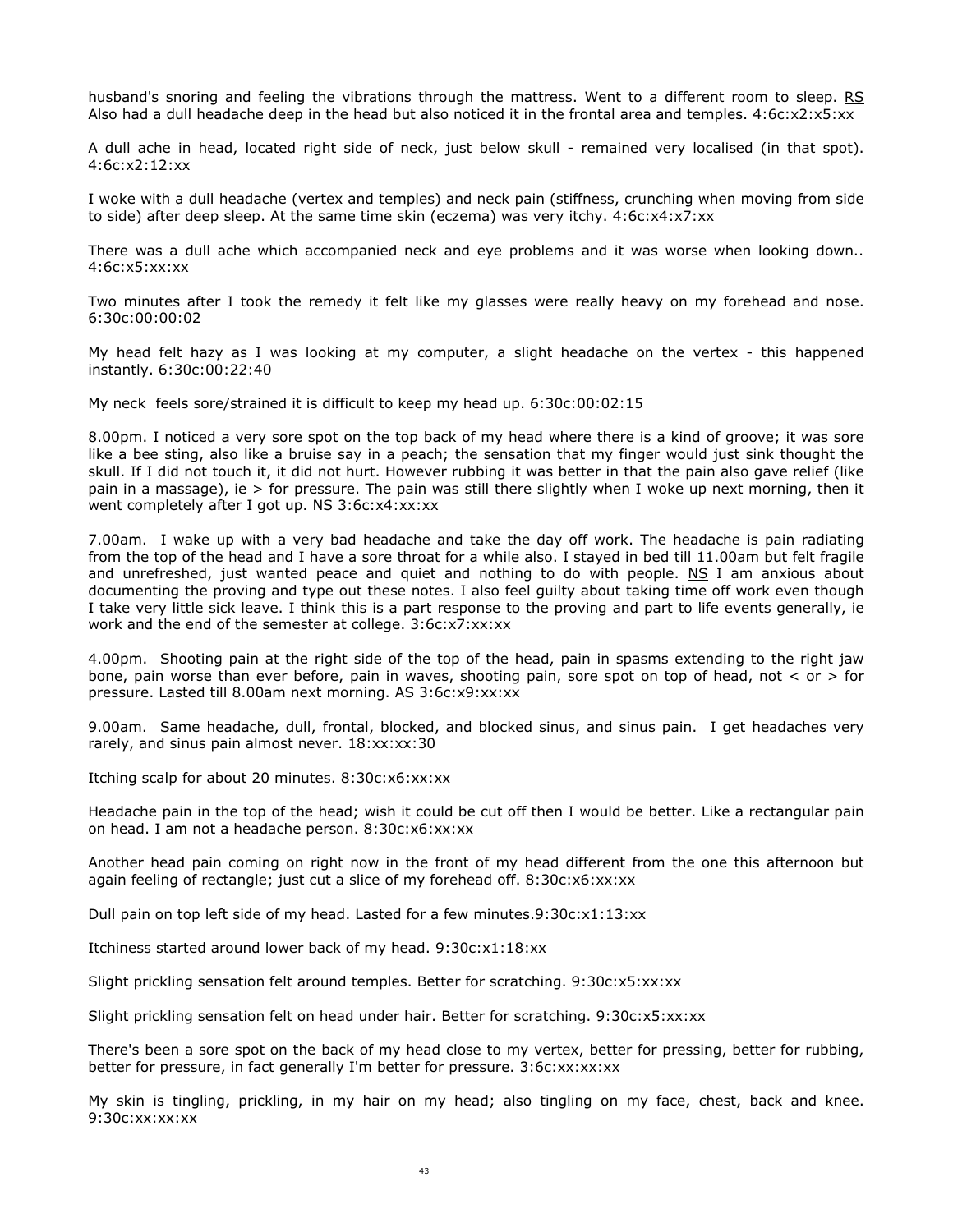husband's snoring and feeling the vibrations through the mattress. Went to a different room to sleep. RS Also had a dull headache deep in the head but also noticed it in the frontal area and temples. 4:6c:x2:x5:xx

A dull ache in head, located right side of neck, just below skull - remained very localised (in that spot). 4:6c:x2:12:xx

I woke with a dull headache (vertex and temples) and neck pain (stiffness, crunching when moving from side to side) after deep sleep. At the same time skin (eczema) was very itchy. 4:6c:x4:x7:xx

There was a dull ache which accompanied neck and eye problems and it was worse when looking down.. 4:6c:x5:xx:xx

Two minutes after I took the remedy it felt like my glasses were really heavy on my forehead and nose. 6:30c:00:00:02

My head felt hazy as I was looking at my computer, a slight headache on the vertex - this happened instantly. 6:30c:00:22:40

My neck feels sore/strained it is difficult to keep my head up. 6:30c:00:02:15

8.00pm. I noticed a very sore spot on the top back of my head where there is a kind of groove; it was sore like a bee sting, also like a bruise say in a peach; the sensation that my finger would just sink thought the skull. If I did not touch it, it did not hurt. However rubbing it was better in that the pain also gave relief (like pain in a massage), ie > for pressure. The pain was still there slightly when I woke up next morning, then it went completely after I got up. NS 3:6c:x4:xx:xx

7.00am. I wake up with a very bad headache and take the day off work. The headache is pain radiating from the top of the head and I have a sore throat for a while also. I stayed in bed till 11.00am but felt fragile and unrefreshed, just wanted peace and quiet and nothing to do with people. NS I am anxious about documenting the proving and type out these notes. I also feel guilty about taking time off work even though I take very little sick leave. I think this is a part response to the proving and part to life events generally, ie work and the end of the semester at college. 3:6c:x7:xx:xx

4.00pm. Shooting pain at the right side of the top of the head, pain in spasms extending to the right jaw bone, pain worse than ever before, pain in waves, shooting pain, sore spot on top of head, not < or > for pressure. Lasted till 8.00am next morning. AS 3:6c:x9:xx:xx

9.00am. Same headache, dull, frontal, blocked, and blocked sinus, and sinus pain. I get headaches very rarely, and sinus pain almost never. 18:xx:xx:30

Itching scalp for about 20 minutes. 8:30c:x6:xx:xx

Headache pain in the top of the head; wish it could be cut off then I would be better. Like a rectangular pain on head. I am not a headache person. 8:30c:x6:xx:xx

Another head pain coming on right now in the front of my head different from the one this afternoon but again feeling of rectangle; just cut a slice of my forehead off. 8:30c:x6:xx:xx

Dull pain on top left side of my head. Lasted for a few minutes.9:30c:x1:13:xx

Itchiness started around lower back of my head. 9:30c:x1:18:xx

Slight prickling sensation felt around temples. Better for scratching. 9:30c:x5:xx:xx

Slight prickling sensation felt on head under hair. Better for scratching. 9:30c:x5:xx:xx

There's been a sore spot on the back of my head close to my vertex, better for pressing, better for rubbing, better for pressure, in fact generally I'm better for pressure. 3:6c:xx:xx:xx

My skin is tingling, prickling, in my hair on my head; also tingling on my face, chest, back and knee. 9:30c:xx:xx:xx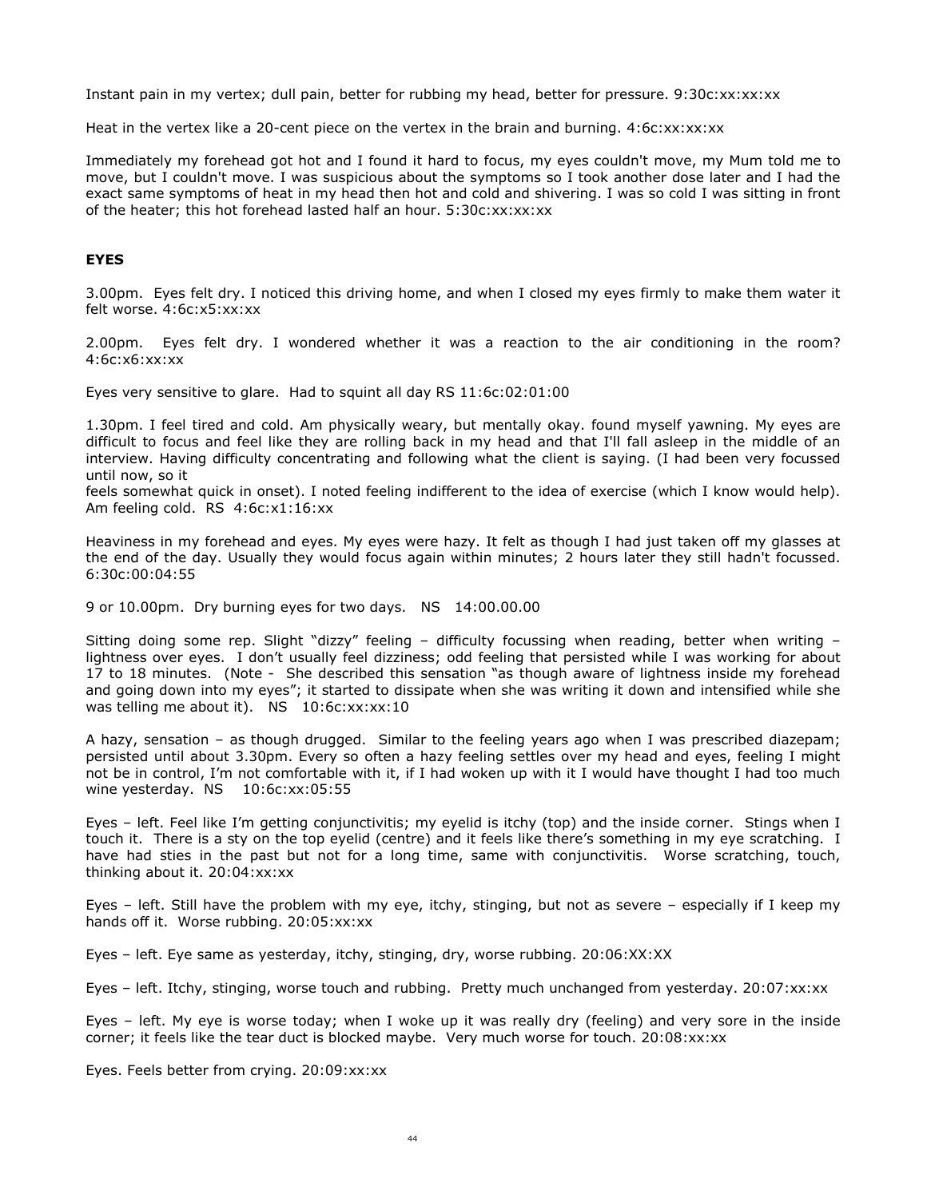Instant pain in my vertex; dull pain, better for rubbing my head, better for pressure. 9:30c:xx:xx:xx

Heat in the vertex like a 20-cent piece on the vertex in the brain and burning. 4:6c:xx:xx:xx

Immediately my forehead got hot and I found it hard to focus, my eyes couldn't move, my Mum told me to move, but I couldn't move. I was suspicious about the symptoms so I took another dose later and I had the exact same symptoms of heat in my head then hot and cold and shivering. I was so cold I was sitting in front of the heater; this hot forehead lasted half an hour. 5:30c:xx:xx:xx

## EYES

3.00pm. Eyes felt dry. I noticed this driving home, and when I closed my eyes firmly to make them water it felt worse. 4:6c:x5:xx:xx

2.00pm. Eyes felt dry. I wondered whether it was a reaction to the air conditioning in the room? 4:6c:x6:xx:xx

Eyes very sensitive to glare. Had to squint all day RS 11:6c:02:01:00

1.30pm. I feel tired and cold. Am physically weary, but mentally okay. found myself yawning. My eyes are difficult to focus and feel like they are rolling back in my head and that I'll fall asleep in the middle of an interview. Having difficulty concentrating and following what the client is saying. (I had been very focussed until now, so it
feels somewhat quick in onset). I noted feeling indifferent to the idea of exercise (which I know would help). Am feeling cold. RS 4:6c:x1:16:xx

Heaviness in my forehead and eyes. My eyes were hazy. It felt as though I had just taken off my glasses at the end of the day. Usually they would focus again within minutes; 2 hours later they still hadn't focussed. 6:30c:00:04:55

9 or 10.00pm. Dry burning eyes for two days. NS 14:00.00.00

Sitting doing some rep. Slight "dizzy" feeling – difficulty focussing when reading, better when writing – lightness over eyes. I don't usually feel dizziness; odd feeling that persisted while I was working for about 17 to 18 minutes. (Note - She described this sensation "as though aware of lightness inside my forehead and going down into my eyes"; it started to dissipate when she was writing it down and intensified while she was telling me about it). NS 10:6c:xx:xx:10

A hazy, sensation – as though drugged. Similar to the feeling years ago when I was prescribed diazepam; persisted until about 3.30pm. Every so often a hazy feeling settles over my head and eyes, feeling I might not be in control, I'm not comfortable with it, if I had woken up with it I would have thought I had too much wine yesterday. NS 10:6c:xx:05:55

Eyes – left. Feel like I'm getting conjunctivitis; my eyelid is itchy (top) and the inside corner. Stings when I touch it. There is a sty on the top eyelid (centre) and it feels like there's something in my eye scratching. I have had sties in the past but not for a long time, same with conjunctivitis. Worse scratching, touch, thinking about it. 20:04:xx:xx

Eyes – left. Still have the problem with my eye, itchy, stinging, but not as severe – especially if I keep my hands off it. Worse rubbing. 20:05:xx:xx

Eyes – left. Eye same as yesterday, itchy, stinging, dry, worse rubbing. 20:06:XX:XX

Eyes – left. Itchy, stinging, worse touch and rubbing. Pretty much unchanged from yesterday. 20:07:xx:xx

Eyes – left. My eye is worse today; when I woke up it was really dry (feeling) and very sore in the inside corner; it feels like the tear duct is blocked maybe. Very much worse for touch. 20:08:xx:xx

Eyes. Feels better from crying. 20:09:xx:xx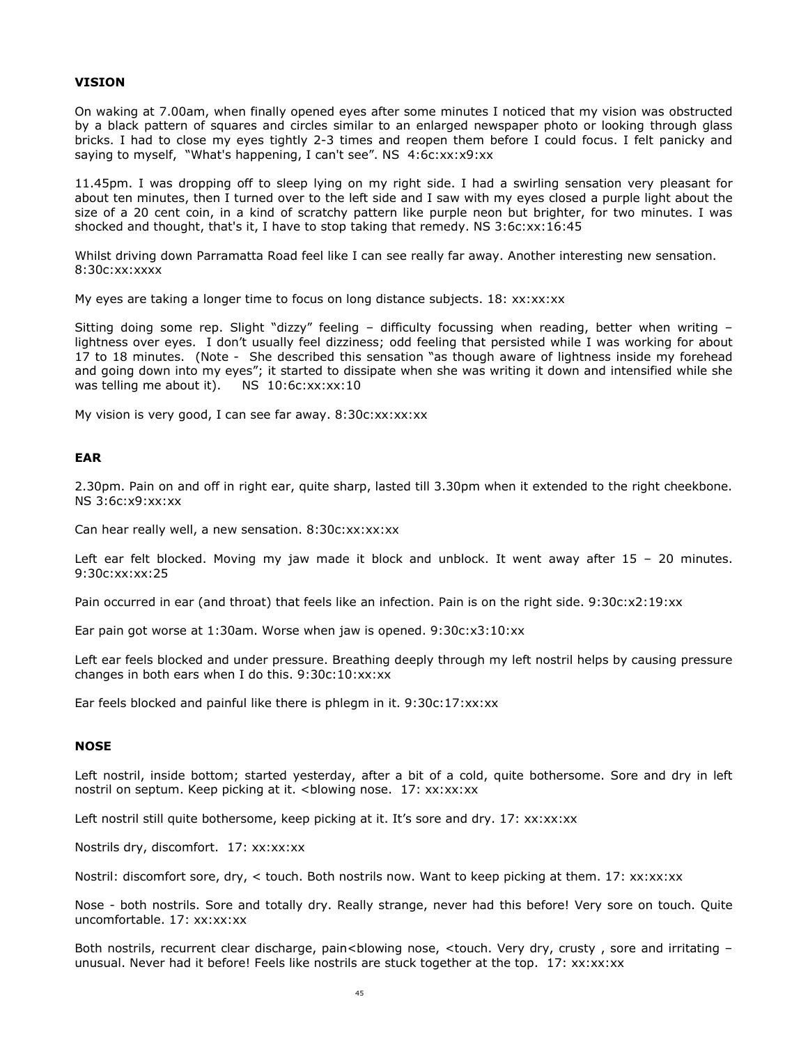**VISION**

On waking at 7.00am, when finally opened eyes after some minutes I noticed that my vision was obstructed by a black pattern of squares and circles similar to an enlarged newspaper photo or looking through glass bricks. I had to close my eyes tightly 2-3 times and reopen them before I could focus. I felt panicky and saying to myself, "What's happening, I can't see". NS 4:6c:xx:x9:xx

11.45pm. I was dropping off to sleep lying on my right side. I had a swirling sensation very pleasant for about ten minutes, then I turned over to the left side and I saw with my eyes closed a purple light about the size of a 20 cent coin, in a kind of scratchy pattern like purple neon but brighter, for two minutes. I was shocked and thought, that's it, I have to stop taking that remedy. NS 3:6c:xx:16:45

Whilst driving down Parramatta Road feel like I can see really far away. Another interesting new sensation. 8:30c:xx:xxxx

My eyes are taking a longer time to focus on long distance subjects. 18: xx:xx:xx

Sitting doing some rep. Slight "dizzy" feeling – difficulty focussing when reading, better when writing – lightness over eyes. I don't usually feel dizziness; odd feeling that persisted while I was working for about 17 to 18 minutes. (Note - She described this sensation "as though aware of lightness inside my forehead and going down into my eyes"; it started to dissipate when she was writing it down and intensified while she was telling me about it). NS 10:6c:xx:xx:10

My vision is very good, I can see far away. 8:30c:xx:xx:xx

**EAR**

2.30pm. Pain on and off in right ear, quite sharp, lasted till 3.30pm when it extended to the right cheekbone. NS 3:6c:x9:xx:xx

Can hear really well, a new sensation. 8:30c:xx:xx:xx

Left ear felt blocked. Moving my jaw made it block and unblock. It went away after 15 – 20 minutes. 9:30c:xx:xx:25

Pain occurred in ear (and throat) that feels like an infection. Pain is on the right side. 9:30c:x2:19:xx

Ear pain got worse at 1:30am. Worse when jaw is opened. 9:30c:x3:10:xx

Left ear feels blocked and under pressure. Breathing deeply through my left nostril helps by causing pressure changes in both ears when I do this. 9:30c:10:xx:xx

Ear feels blocked and painful like there is phlegm in it. 9:30c:17:xx:xx

**NOSE**

Left nostril, inside bottom; started yesterday, after a bit of a cold, quite bothersome. Sore and dry in left nostril on septum. Keep picking at it. <blowing nose. 17: xx:xx:xx

Left nostril still quite bothersome, keep picking at it. It's sore and dry. 17: xx:xx:xx

Nostrils dry, discomfort. 17: xx:xx:xx

Nostril: discomfort sore, dry, < touch. Both nostrils now. Want to keep picking at them. 17: xx:xx:xx

Nose - both nostrils. Sore and totally dry. Really strange, never had this before! Very sore on touch. Quite uncomfortable. 17: xx:xx:xx

Both nostrils, recurrent clear discharge, pain<blowing nose, <touch. Very dry, crusty , sore and irritating – unusual. Never had it before! Feels like nostrils are stuck together at the top. 17: xx:xx:xx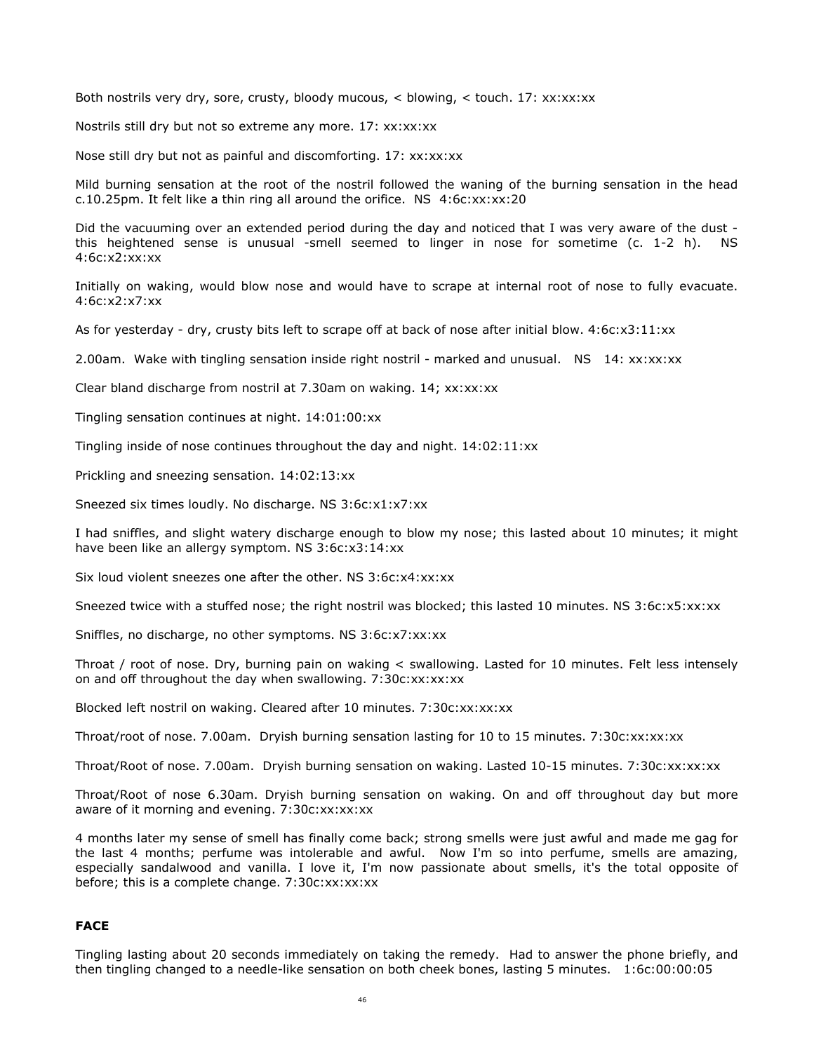Both nostrils very dry, sore, crusty, bloody mucous, < blowing, < touch. 17: xx:xx:xx

Nostrils still dry but not so extreme any more. 17: xx:xx:xx

Nose still dry but not as painful and discomforting. 17: xx:xx:xx

Mild burning sensation at the root of the nostril followed the waning of the burning sensation in the head c.10.25pm. It felt like a thin ring all around the orifice. NS 4:6c:xx:xx:20

Did the vacuuming over an extended period during the day and noticed that I was very aware of the dust - this heightened sense is unusual -smell seemed to linger in nose for sometime (c. 1-2 h). NS 4:6c:x2:xx:xx

Initially on waking, would blow nose and would have to scrape at internal root of nose to fully evacuate. 4:6c:x2:x7:xx

As for yesterday - dry, crusty bits left to scrape off at back of nose after initial blow. 4:6c:x3:11:xx

2.00am. Wake with tingling sensation inside right nostril - marked and unusual. NS 14: xx:xx:xx

Clear bland discharge from nostril at 7.30am on waking. 14; xx:xx:xx

Tingling sensation continues at night. 14:01:00:xx

Tingling inside of nose continues throughout the day and night. 14:02:11:xx

Prickling and sneezing sensation. 14:02:13:xx

Sneezed six times loudly. No discharge. NS 3:6c:x1:x7:xx

I had sniffles, and slight watery discharge enough to blow my nose; this lasted about 10 minutes; it might have been like an allergy symptom. NS 3:6c:x3:14:xx

Six loud violent sneezes one after the other. NS 3:6c:x4:xx:xx

Sneezed twice with a stuffed nose; the right nostril was blocked; this lasted 10 minutes. NS 3:6c:x5:xx:xx

Sniffles, no discharge, no other symptoms. NS 3:6c:x7:xx:xx

Throat / root of nose. Dry, burning pain on waking < swallowing. Lasted for 10 minutes. Felt less intensely on and off throughout the day when swallowing. 7:30c:xx:xx:xx

Blocked left nostril on waking. Cleared after 10 minutes. 7:30c:xx:xx:xx

Throat/root of nose. 7.00am. Dryish burning sensation lasting for 10 to 15 minutes. 7:30c:xx:xx:xx

Throat/Root of nose. 7.00am. Dryish burning sensation on waking. Lasted 10-15 minutes. 7:30c:xx:xx:xx

Throat/Root of nose 6.30am. Dryish burning sensation on waking. On and off throughout day but more aware of it morning and evening. 7:30c:xx:xx:xx

4 months later my sense of smell has finally come back; strong smells were just awful and made me gag for the last 4 months; perfume was intolerable and awful. Now I'm so into perfume, smells are amazing, especially sandalwood and vanilla. I love it, I'm now passionate about smells, it's the total opposite of before; this is a complete change. 7:30c:xx:xx:xx

**FACE**

Tingling lasting about 20 seconds immediately on taking the remedy. Had to answer the phone briefly, and then tingling changed to a needle-like sensation on both cheek bones, lasting 5 minutes. 1:6c:00:00:05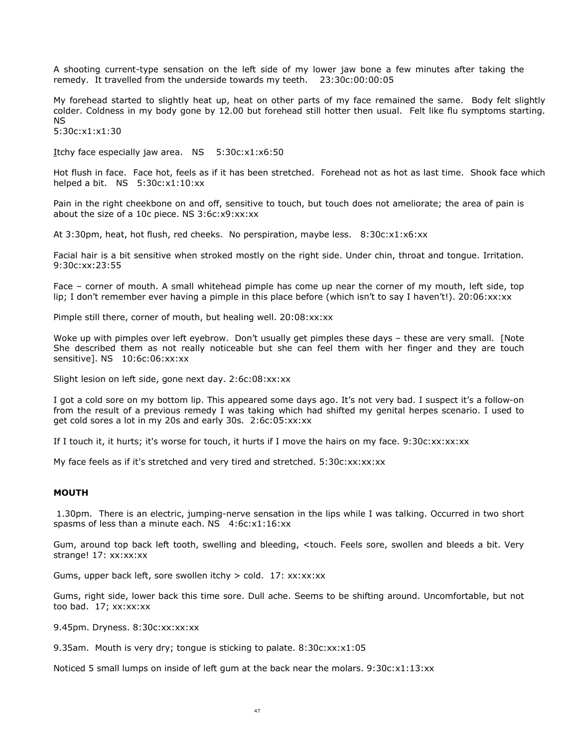A shooting current-type sensation on the left side of my lower jaw bone a few minutes after taking the remedy. It travelled from the underside towards my teeth. 23:30c:00:00:05

My forehead started to slightly heat up, heat on other parts of my face remained the same. Body felt slightly colder. Coldness in my body gone by 12.00 but forehead still hotter then usual. Felt like flu symptoms starting. NS
5:30c:x1:x1:30

Itchy face especially jaw area. NS 5:30c:x1:x6:50

Hot flush in face. Face hot, feels as if it has been stretched. Forehead not as hot as last time. Shook face which helped a bit. NS 5:30c:x1:10:xx

Pain in the right cheekbone on and off, sensitive to touch, but touch does not ameliorate; the area of pain is about the size of a 10c piece. NS 3:6c:x9:xx:xx

At 3:30pm, heat, hot flush, red cheeks. No perspiration, maybe less. 8:30c:x1:x6:xx

Facial hair is a bit sensitive when stroked mostly on the right side. Under chin, throat and tongue. Irritation. 9:30c:xx:23:55

Face – corner of mouth. A small whitehead pimple has come up near the corner of my mouth, left side, top lip; I don't remember ever having a pimple in this place before (which isn't to say I haven't!). 20:06:xx:xx

Pimple still there, corner of mouth, but healing well. 20:08:xx:xx

Woke up with pimples over left eyebrow. Don't usually get pimples these days – these are very small. [Note She described them as not really noticeable but she can feel them with her finger and they are touch sensitive]. NS 10:6c:06:xx:xx

Slight lesion on left side, gone next day. 2:6c:08:xx:xx

I got a cold sore on my bottom lip. This appeared some days ago. It's not very bad. I suspect it's a follow-on from the result of a previous remedy I was taking which had shifted my genital herpes scenario. I used to get cold sores a lot in my 20s and early 30s. 2:6c:05:xx:xx

If I touch it, it hurts; it's worse for touch, it hurts if I move the hairs on my face. 9:30c:xx:xx:xx

My face feels as if it's stretched and very tired and stretched. 5:30c:xx:xx:xx

**MOUTH**

1.30pm. There is an electric, jumping-nerve sensation in the lips while I was talking. Occurred in two short spasms of less than a minute each. NS 4:6c:x1:16:xx

Gum, around top back left tooth, swelling and bleeding, <touch. Feels sore, swollen and bleeds a bit. Very strange! 17: xx:xx:xx

Gums, upper back left, sore swollen itchy > cold. 17: xx:xx:xx

Gums, right side, lower back this time sore. Dull ache. Seems to be shifting around. Uncomfortable, but not too bad. 17; xx:xx:xx

9.45pm. Dryness. 8:30c:xx:xx:xx

9.35am. Mouth is very dry; tongue is sticking to palate. 8:30c:xx:x1:05

Noticed 5 small lumps on inside of left gum at the back near the molars. 9:30c:x1:13:xx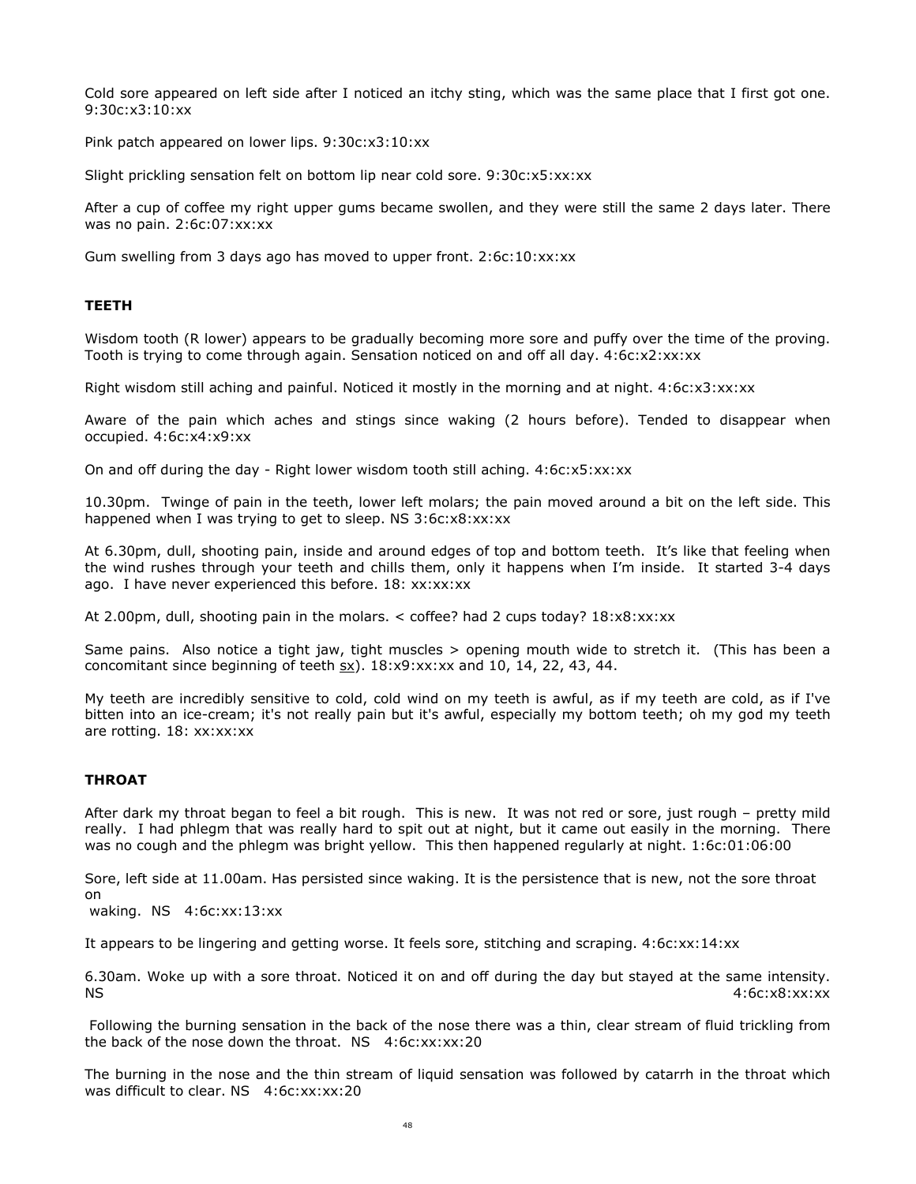Cold sore appeared on left side after I noticed an itchy sting, which was the same place that I first got one. 9:30c:x3:10:xx

Pink patch appeared on lower lips. 9:30c:x3:10:xx

Slight prickling sensation felt on bottom lip near cold sore. 9:30c:x5:xx:xx

After a cup of coffee my right upper gums became swollen, and they were still the same 2 days later. There was no pain. 2:6c:07:xx:xx

Gum swelling from 3 days ago has moved to upper front. 2:6c:10:xx:xx

## TEETH

Wisdom tooth (R lower) appears to be gradually becoming more sore and puffy over the time of the proving. Tooth is trying to come through again. Sensation noticed on and off all day. 4:6c:x2:xx:xx

Right wisdom still aching and painful. Noticed it mostly in the morning and at night. 4:6c:x3:xx:xx

Aware of the pain which aches and stings since waking (2 hours before). Tended to disappear when occupied. 4:6c:x4:x9:xx

On and off during the day - Right lower wisdom tooth still aching. 4:6c:x5:xx:xx

10.30pm. Twinge of pain in the teeth, lower left molars; the pain moved around a bit on the left side. This happened when I was trying to get to sleep. NS 3:6c:x8:xx:xx

At 6.30pm, dull, shooting pain, inside and around edges of top and bottom teeth. It's like that feeling when the wind rushes through your teeth and chills them, only it happens when I'm inside. It started 3-4 days ago. I have never experienced this before. 18: xx:xx:xx

At 2.00pm, dull, shooting pain in the molars. < coffee? had 2 cups today? 18:x8:xx:xx

Same pains. Also notice a tight jaw, tight muscles > opening mouth wide to stretch it. (This has been a concomitant since beginning of teeth sx). 18:x9:xx:xx and 10, 14, 22, 43, 44.

My teeth are incredibly sensitive to cold, cold wind on my teeth is awful, as if my teeth are cold, as if I've bitten into an ice-cream; it's not really pain but it's awful, especially my bottom teeth; oh my god my teeth are rotting. 18: xx:xx:xx

## THROAT

After dark my throat began to feel a bit rough. This is new. It was not red or sore, just rough – pretty mild really. I had phlegm that was really hard to spit out at night, but it came out easily in the morning. There was no cough and the phlegm was bright yellow. This then happened regularly at night. 1:6c:01:06:00

Sore, left side at 11.00am. Has persisted since waking. It is the persistence that is new, not the sore throat on waking. NS 4:6c:xx:13:xx

It appears to be lingering and getting worse. It feels sore, stitching and scraping. 4:6c:xx:14:xx

6.30am. Woke up with a sore throat. Noticed it on and off during the day but stayed at the same intensity. NS 4:6c:x8:xx:xx

Following the burning sensation in the back of the nose there was a thin, clear stream of fluid trickling from the back of the nose down the throat. NS 4:6c:xx:xx:20

The burning in the nose and the thin stream of liquid sensation was followed by catarrh in the throat which was difficult to clear. NS 4:6c:xx:xx:20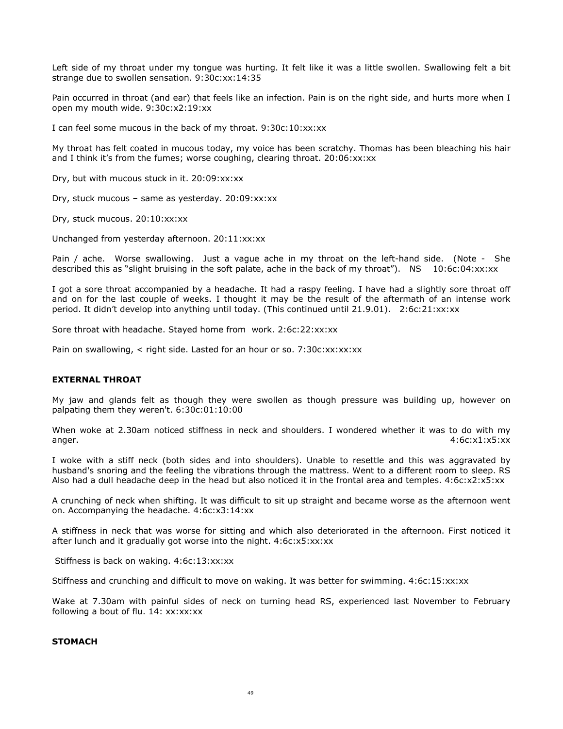Left side of my throat under my tongue was hurting. It felt like it was a little swollen. Swallowing felt a bit strange due to swollen sensation. 9:30c:xx:14:35

Pain occurred in throat (and ear) that feels like an infection. Pain is on the right side, and hurts more when I open my mouth wide. 9:30c:x2:19:xx

I can feel some mucous in the back of my throat. 9:30c:10:xx:xx

My throat has felt coated in mucous today, my voice has been scratchy. Thomas has been bleaching his hair and I think it's from the fumes; worse coughing, clearing throat. 20:06:xx:xx

Dry, but with mucous stuck in it. 20:09:xx:xx

Dry, stuck mucous – same as yesterday. 20:09:xx:xx

Dry, stuck mucous. 20:10:xx:xx

Unchanged from yesterday afternoon. 20:11:xx:xx

Pain / ache. Worse swallowing. Just a vague ache in my throat on the left-hand side. (Note - She described this as "slight bruising in the soft palate, ache in the back of my throat"). NS 10:6c:04:xx:xx

I got a sore throat accompanied by a headache. It had a raspy feeling. I have had a slightly sore throat off and on for the last couple of weeks. I thought it may be the result of the aftermath of an intense work period. It didn't develop into anything until today. (This continued until 21.9.01). 2:6c:21:xx:xx

Sore throat with headache. Stayed home from work. 2:6c:22:xx:xx

Pain on swallowing, < right side. Lasted for an hour or so. 7:30c:xx:xx:xx

**EXTERNAL THROAT**

My jaw and glands felt as though they were swollen as though pressure was building up, however on palpating them they weren't. 6:30c:01:10:00

When woke at 2.30am noticed stiffness in neck and shoulders. I wondered whether it was to do with my anger. 4:6c:x1:x5:xx

I woke with a stiff neck (both sides and into shoulders). Unable to resettle and this was aggravated by husband's snoring and the feeling the vibrations through the mattress. Went to a different room to sleep. RS Also had a dull headache deep in the head but also noticed it in the frontal area and temples. 4:6c:x2:x5:xx

A crunching of neck when shifting. It was difficult to sit up straight and became worse as the afternoon went on. Accompanying the headache. 4:6c:x3:14:xx

A stiffness in neck that was worse for sitting and which also deteriorated in the afternoon. First noticed it after lunch and it gradually got worse into the night. 4:6c:x5:xx:xx

Stiffness is back on waking. 4:6c:13:xx:xx

Stiffness and crunching and difficult to move on waking. It was better for swimming. 4:6c:15:xx:xx

Wake at 7.30am with painful sides of neck on turning head RS, experienced last November to February following a bout of flu. 14: xx:xx:xx

**STOMACH**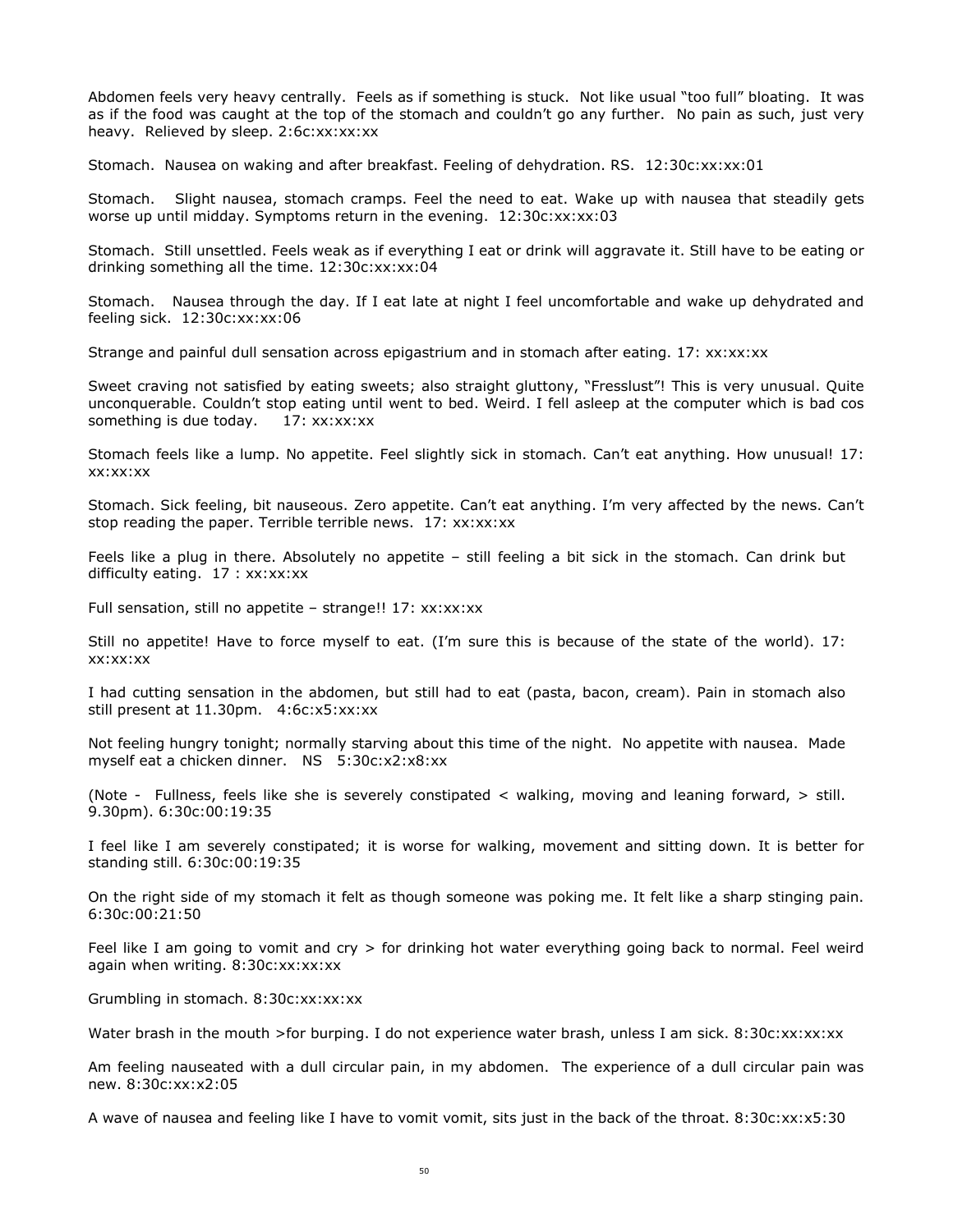Abdomen feels very heavy centrally. Feels as if something is stuck. Not like usual "too full" bloating. It was as if the food was caught at the top of the stomach and couldn't go any further. No pain as such, just very heavy. Relieved by sleep. 2:6c:xx:xx:xx

Stomach. Nausea on waking and after breakfast. Feeling of dehydration. RS. 12:30c:xx:xx:01

Stomach. Slight nausea, stomach cramps. Feel the need to eat. Wake up with nausea that steadily gets worse up until midday. Symptoms return in the evening. 12:30c:xx:xx:03

Stomach. Still unsettled. Feels weak as if everything I eat or drink will aggravate it. Still have to be eating or drinking something all the time. 12:30c:xx:xx:04

Stomach. Nausea through the day. If I eat late at night I feel uncomfortable and wake up dehydrated and feeling sick. 12:30c:xx:xx:06

Strange and painful dull sensation across epigastrium and in stomach after eating. 17: xx:xx:xx

Sweet craving not satisfied by eating sweets; also straight gluttony, "Fresslust"! This is very unusual. Quite unconquerable. Couldn't stop eating until went to bed. Weird. I fell asleep at the computer which is bad cos something is due today. 17: xx:xx:xx

Stomach feels like a lump. No appetite. Feel slightly sick in stomach. Can't eat anything. How unusual! 17: xx:xx:xx

Stomach. Sick feeling, bit nauseous. Zero appetite. Can't eat anything. I'm very affected by the news. Can't stop reading the paper. Terrible terrible news. 17: xx:xx:xx

Feels like a plug in there. Absolutely no appetite – still feeling a bit sick in the stomach. Can drink but difficulty eating. 17 : xx:xx:xx

Full sensation, still no appetite – strange!! 17: xx:xx:xx

Still no appetite! Have to force myself to eat. (I'm sure this is because of the state of the world). 17: xx:xx:xx

I had cutting sensation in the abdomen, but still had to eat (pasta, bacon, cream). Pain in stomach also still present at 11.30pm. 4:6c:x5:xx:xx

Not feeling hungry tonight; normally starving about this time of the night. No appetite with nausea. Made myself eat a chicken dinner. NS 5:30c:x2:x8:xx

(Note - Fullness, feels like she is severely constipated < walking, moving and leaning forward, > still. 9.30pm). 6:30c:00:19:35

I feel like I am severely constipated; it is worse for walking, movement and sitting down. It is better for standing still. 6:30c:00:19:35

On the right side of my stomach it felt as though someone was poking me. It felt like a sharp stinging pain. 6:30c:00:21:50

Feel like I am going to vomit and cry > for drinking hot water everything going back to normal. Feel weird again when writing. 8:30c:xx:xx:xx

Grumbling in stomach. 8:30c:xx:xx:xx

Water brash in the mouth >for burping. I do not experience water brash, unless I am sick. 8:30c:xx:xx:xx

Am feeling nauseated with a dull circular pain, in my abdomen. The experience of a dull circular pain was new. 8:30c:xx:x2:05

A wave of nausea and feeling like I have to vomit vomit, sits just in the back of the throat. 8:30c:xx:x5:30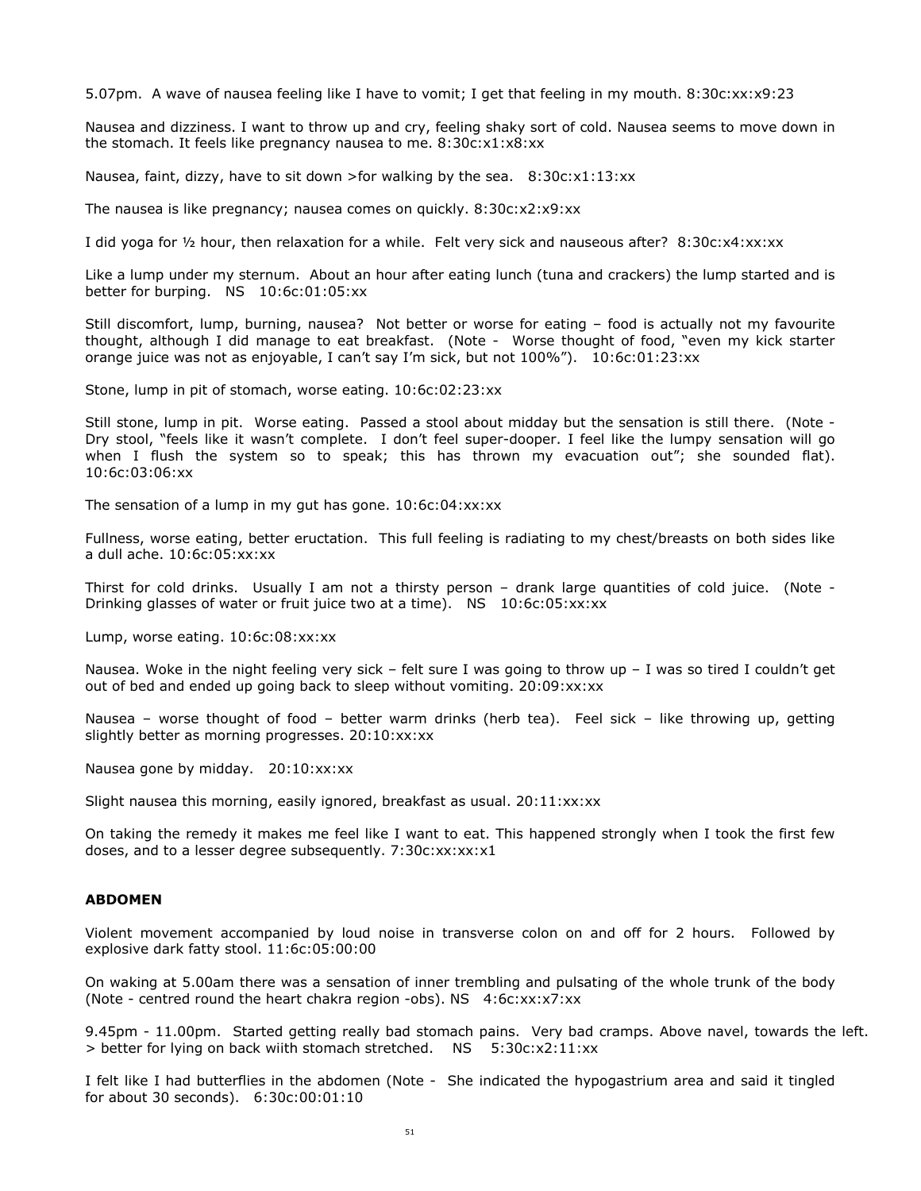5.07pm. A wave of nausea feeling like I have to vomit; I get that feeling in my mouth. 8:30c:xx:x9:23

Nausea and dizziness. I want to throw up and cry, feeling shaky sort of cold. Nausea seems to move down in the stomach. It feels like pregnancy nausea to me. 8:30c:x1:x8:xx

Nausea, faint, dizzy, have to sit down >for walking by the sea. 8:30c:x1:13:xx

The nausea is like pregnancy; nausea comes on quickly. 8:30c:x2:x9:xx

I did yoga for ½ hour, then relaxation for a while. Felt very sick and nauseous after? 8:30c:x4:xx:xx

Like a lump under my sternum. About an hour after eating lunch (tuna and crackers) the lump started and is better for burping. NS 10:6c:01:05:xx

Still discomfort, lump, burning, nausea? Not better or worse for eating – food is actually not my favourite thought, although I did manage to eat breakfast. (Note - Worse thought of food, "even my kick starter orange juice was not as enjoyable, I can't say I'm sick, but not 100%"). 10:6c:01:23:xx

Stone, lump in pit of stomach, worse eating. 10:6c:02:23:xx

Still stone, lump in pit. Worse eating. Passed a stool about midday but the sensation is still there. (Note - Dry stool, "feels like it wasn't complete. I don't feel super-dooper. I feel like the lumpy sensation will go when I flush the system so to speak; this has thrown my evacuation out"; she sounded flat). 10:6c:03:06:xx

The sensation of a lump in my gut has gone. 10:6c:04:xx:xx

Fullness, worse eating, better eructation. This full feeling is radiating to my chest/breasts on both sides like a dull ache. 10:6c:05:xx:xx

Thirst for cold drinks. Usually I am not a thirsty person – drank large quantities of cold juice. (Note - Drinking glasses of water or fruit juice two at a time). NS 10:6c:05:xx:xx

Lump, worse eating. 10:6c:08:xx:xx

Nausea. Woke in the night feeling very sick – felt sure I was going to throw up – I was so tired I couldn't get out of bed and ended up going back to sleep without vomiting. 20:09:xx:xx

Nausea – worse thought of food – better warm drinks (herb tea). Feel sick – like throwing up, getting slightly better as morning progresses. 20:10:xx:xx

Nausea gone by midday. 20:10:xx:xx

Slight nausea this morning, easily ignored, breakfast as usual. 20:11:xx:xx

On taking the remedy it makes me feel like I want to eat. This happened strongly when I took the first few doses, and to a lesser degree subsequently. 7:30c:xx:xx:x1

## ABDOMEN

Violent movement accompanied by loud noise in transverse colon on and off for 2 hours. Followed by explosive dark fatty stool. 11:6c:05:00:00

On waking at 5.00am there was a sensation of inner trembling and pulsating of the whole trunk of the body (Note - centred round the heart chakra region -obs). NS 4:6c:xx:x7:xx

9.45pm - 11.00pm. Started getting really bad stomach pains. Very bad cramps. Above navel, towards the left. > better for lying on back wiith stomach stretched. NS 5:30c:x2:11:xx

I felt like I had butterflies in the abdomen (Note - She indicated the hypogastrium area and said it tingled for about 30 seconds). 6:30c:00:01:10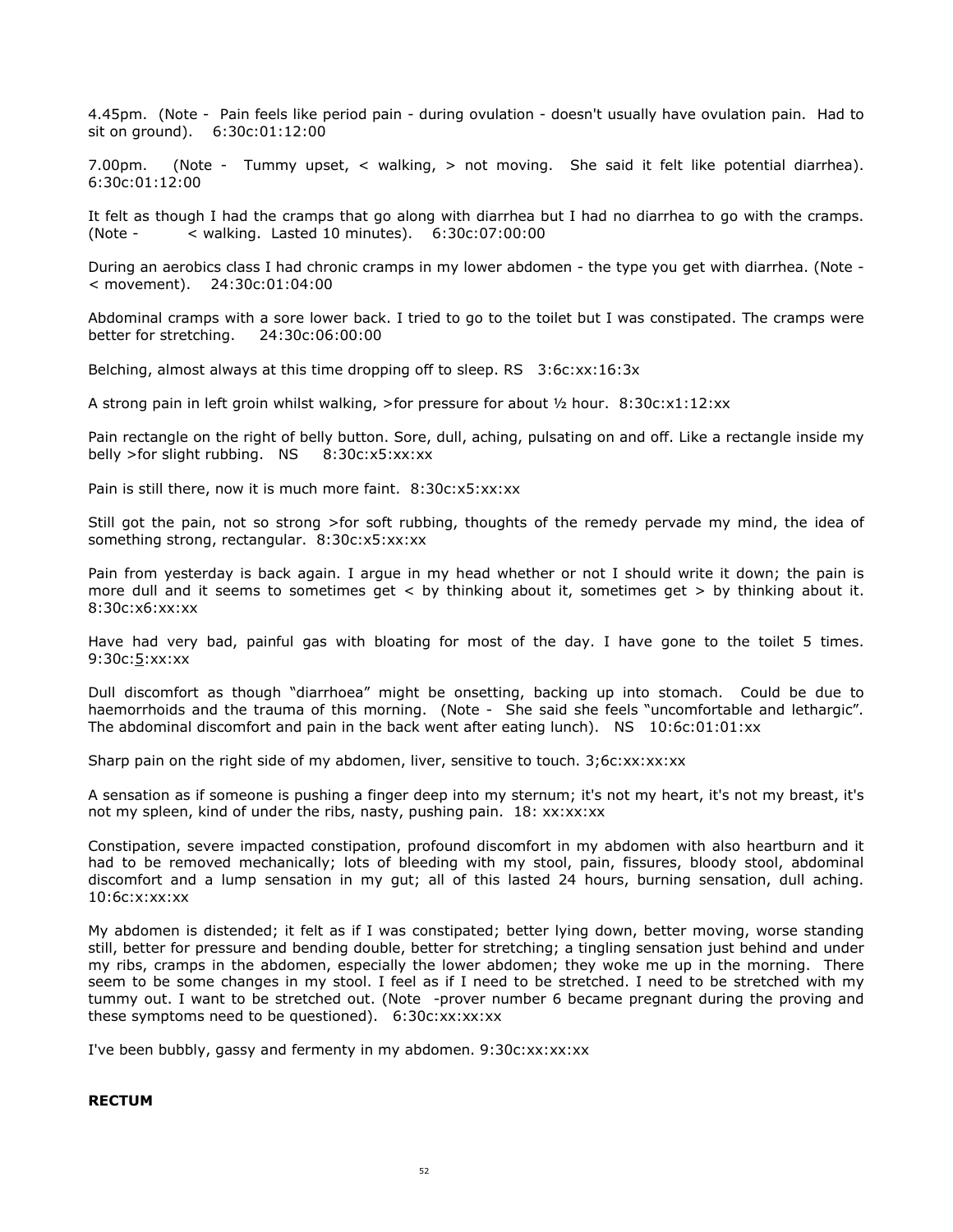4.45pm. (Note - Pain feels like period pain - during ovulation - doesn't usually have ovulation pain. Had to sit on ground). 6:30c:01:12:00

7.00pm. (Note - Tummy upset, < walking, > not moving. She said it felt like potential diarrhea). 6:30c:01:12:00

It felt as though I had the cramps that go along with diarrhea but I had no diarrhea to go with the cramps. (Note - < walking. Lasted 10 minutes). 6:30c:07:00:00

During an aerobics class I had chronic cramps in my lower abdomen - the type you get with diarrhea. (Note - < movement). 24:30c:01:04:00

Abdominal cramps with a sore lower back. I tried to go to the toilet but I was constipated. The cramps were better for stretching. 24:30c:06:00:00

Belching, almost always at this time dropping off to sleep. RS 3:6c:xx:16:3x

A strong pain in left groin whilst walking, >for pressure for about ½ hour. 8:30c:x1:12:xx

Pain rectangle on the right of belly button. Sore, dull, aching, pulsating on and off. Like a rectangle inside my belly >for slight rubbing. NS 8:30c:x5:xx:xx

Pain is still there, now it is much more faint. 8:30c:x5:xx:xx

Still got the pain, not so strong >for soft rubbing, thoughts of the remedy pervade my mind, the idea of something strong, rectangular. 8:30c:x5:xx:xx

Pain from yesterday is back again. I argue in my head whether or not I should write it down; the pain is more dull and it seems to sometimes get < by thinking about it, sometimes get > by thinking about it. 8:30c:x6:xx:xx

Have had very bad, painful gas with bloating for most of the day. I have gone to the toilet 5 times. 9:30c:5:xx:xx

Dull discomfort as though "diarrhoea" might be onsetting, backing up into stomach. Could be due to haemorrhoids and the trauma of this morning. (Note - She said she feels "uncomfortable and lethargic". The abdominal discomfort and pain in the back went after eating lunch). NS 10:6c:01:01:xx

Sharp pain on the right side of my abdomen, liver, sensitive to touch. 3;6c:xx:xx:xx

A sensation as if someone is pushing a finger deep into my sternum; it's not my heart, it's not my breast, it's not my spleen, kind of under the ribs, nasty, pushing pain. 18: xx:xx:xx

Constipation, severe impacted constipation, profound discomfort in my abdomen with also heartburn and it had to be removed mechanically; lots of bleeding with my stool, pain, fissures, bloody stool, abdominal discomfort and a lump sensation in my gut; all of this lasted 24 hours, burning sensation, dull aching. 10:6c:x:xx:xx

My abdomen is distended; it felt as if I was constipated; better lying down, better moving, worse standing still, better for pressure and bending double, better for stretching; a tingling sensation just behind and under my ribs, cramps in the abdomen, especially the lower abdomen; they woke me up in the morning. There seem to be some changes in my stool. I feel as if I need to be stretched. I need to be stretched with my tummy out. I want to be stretched out. (Note -prover number 6 became pregnant during the proving and these symptoms need to be questioned). 6:30c:xx:xx:xx

I've been bubbly, gassy and fermenty in my abdomen. 9:30c:xx:xx:xx

**RECTUM**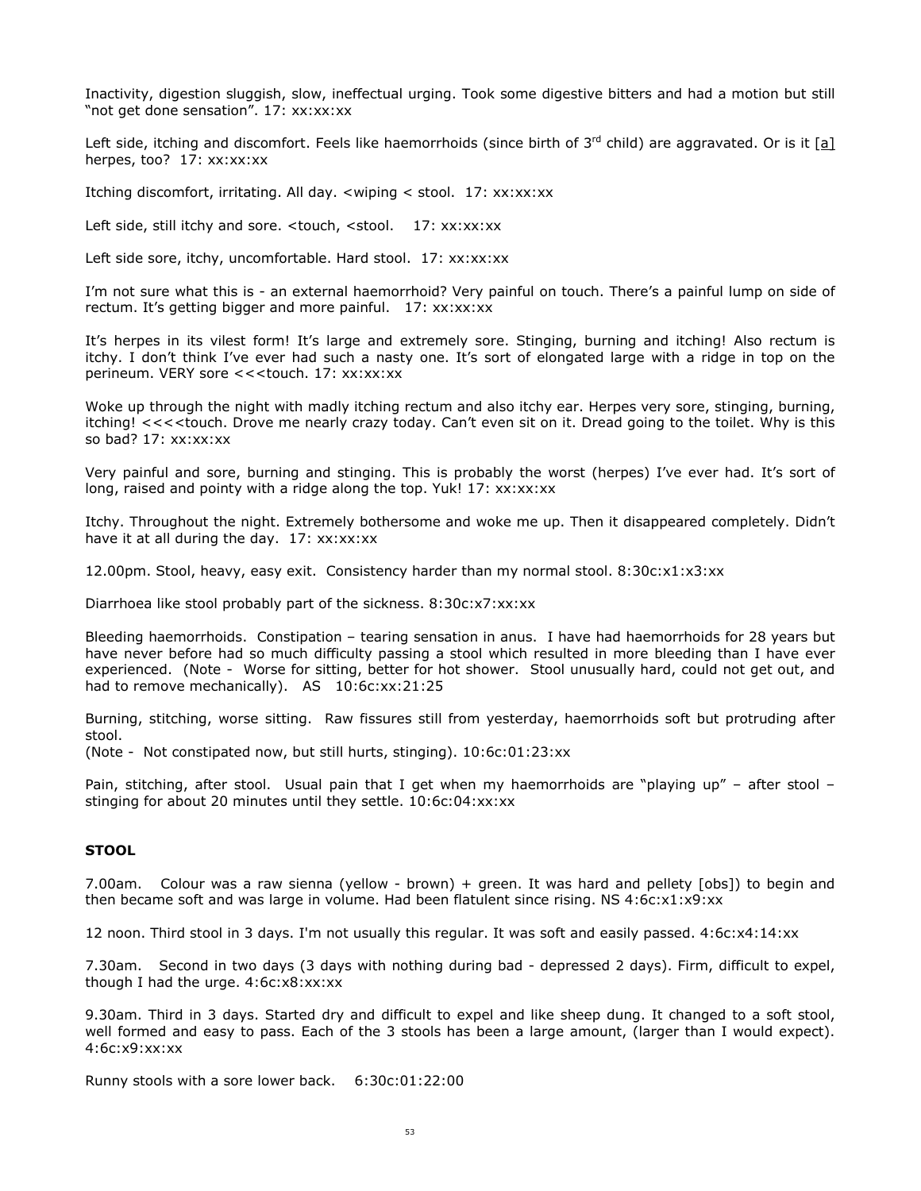Inactivity, digestion sluggish, slow, ineffectual urging. Took some digestive bitters and had a motion but still "not get done sensation". 17: xx:xx:xx

Left side, itching and discomfort. Feels like haemorrhoids (since birth of 3rd child) are aggravated. Or is it [a] herpes, too? 17: xx:xx:xx

Itching discomfort, irritating. All day. <wiping < stool. 17: xx:xx:xx

Left side, still itchy and sore. <touch, <stool. 17: xx:xx:xx

Left side sore, itchy, uncomfortable. Hard stool. 17: xx:xx:xx

I'm not sure what this is - an external haemorrhoid? Very painful on touch. There's a painful lump on side of rectum. It's getting bigger and more painful. 17: xx:xx:xx

It's herpes in its vilest form! It's large and extremely sore. Stinging, burning and itching! Also rectum is itchy. I don't think I've ever had such a nasty one. It's sort of elongated large with a ridge in top on the perineum. VERY sore <<<touch. 17: xx:xx:xx

Woke up through the night with madly itching rectum and also itchy ear. Herpes very sore, stinging, burning, itching! <<<<touch. Drove me nearly crazy today. Can't even sit on it. Dread going to the toilet. Why is this so bad? 17: xx:xx:xx

Very painful and sore, burning and stinging. This is probably the worst (herpes) I've ever had. It's sort of long, raised and pointy with a ridge along the top. Yuk! 17: xx:xx:xx

Itchy. Throughout the night. Extremely bothersome and woke me up. Then it disappeared completely. Didn't have it at all during the day. 17: xx:xx:xx

12.00pm. Stool, heavy, easy exit. Consistency harder than my normal stool. 8:30c:x1:x3:xx

Diarrhoea like stool probably part of the sickness. 8:30c:x7:xx:xx

Bleeding haemorrhoids. Constipation – tearing sensation in anus. I have had haemorrhoids for 28 years but have never before had so much difficulty passing a stool which resulted in more bleeding than I have ever experienced. (Note - Worse for sitting, better for hot shower. Stool unusually hard, could not get out, and had to remove mechanically). AS 10:6c:xx:21:25

Burning, stitching, worse sitting. Raw fissures still from yesterday, haemorrhoids soft but protruding after stool.
(Note - Not constipated now, but still hurts, stinging). 10:6c:01:23:xx

Pain, stitching, after stool. Usual pain that I get when my haemorrhoids are "playing up" – after stool – stinging for about 20 minutes until they settle. 10:6c:04:xx:xx

**STOOL**

7.00am. Colour was a raw sienna (yellow - brown) + green. It was hard and pellety [obs]) to begin and then became soft and was large in volume. Had been flatulent since rising. NS 4:6c:x1:x9:xx

12 noon. Third stool in 3 days. I'm not usually this regular. It was soft and easily passed. 4:6c:x4:14:xx

7.30am. Second in two days (3 days with nothing during bad - depressed 2 days). Firm, difficult to expel, though I had the urge. 4:6c:x8:xx:xx

9.30am. Third in 3 days. Started dry and difficult to expel and like sheep dung. It changed to a soft stool, well formed and easy to pass. Each of the 3 stools has been a large amount, (larger than I would expect). 4:6c:x9:xx:xx

Runny stools with a sore lower back. 6:30c:01:22:00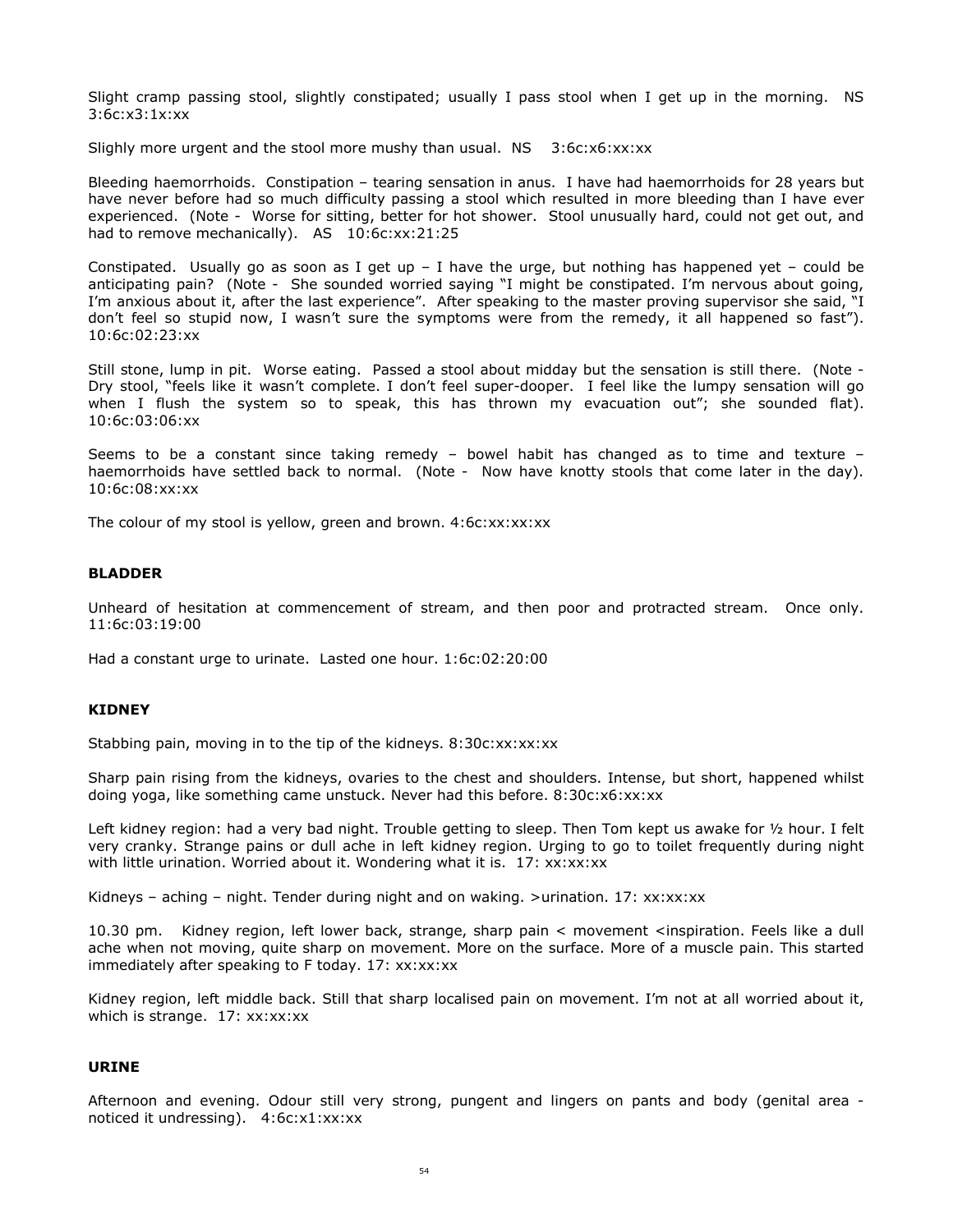Slight cramp passing stool, slightly constipated; usually I pass stool when I get up in the morning. NS 3:6c:x3:1x:xx

Slighly more urgent and the stool more mushy than usual. NS 3:6c:x6:xx:xx

Bleeding haemorrhoids. Constipation – tearing sensation in anus. I have had haemorrhoids for 28 years but have never before had so much difficulty passing a stool which resulted in more bleeding than I have ever experienced. (Note - Worse for sitting, better for hot shower. Stool unusually hard, could not get out, and had to remove mechanically). AS 10:6c:xx:21:25

Constipated. Usually go as soon as I get up – I have the urge, but nothing has happened yet – could be anticipating pain? (Note - She sounded worried saying "I might be constipated. I'm nervous about going, I'm anxious about it, after the last experience". After speaking to the master proving supervisor she said, "I don't feel so stupid now, I wasn't sure the symptoms were from the remedy, it all happened so fast"). 10:6c:02:23:xx

Still stone, lump in pit. Worse eating. Passed a stool about midday but the sensation is still there. (Note - Dry stool, "feels like it wasn't complete. I don't feel super-dooper. I feel like the lumpy sensation will go when I flush the system so to speak, this has thrown my evacuation out"; she sounded flat). 10:6c:03:06:xx

Seems to be a constant since taking remedy – bowel habit has changed as to time and texture – haemorrhoids have settled back to normal. (Note - Now have knotty stools that come later in the day). 10:6c:08:xx:xx

The colour of my stool is yellow, green and brown. 4:6c:xx:xx:xx

### BLADDER

Unheard of hesitation at commencement of stream, and then poor and protracted stream. Once only. 11:6c:03:19:00

Had a constant urge to urinate. Lasted one hour. 1:6c:02:20:00

### KIDNEY

Stabbing pain, moving in to the tip of the kidneys. 8:30c:xx:xx:xx

Sharp pain rising from the kidneys, ovaries to the chest and shoulders. Intense, but short, happened whilst doing yoga, like something came unstuck. Never had this before. 8:30c:x6:xx:xx

Left kidney region: had a very bad night. Trouble getting to sleep. Then Tom kept us awake for ½ hour. I felt very cranky. Strange pains or dull ache in left kidney region. Urging to go to toilet frequently during night with little urination. Worried about it. Wondering what it is. 17: xx:xx:xx

Kidneys – aching – night. Tender during night and on waking. >urination. 17: xx:xx:xx

10.30 pm. Kidney region, left lower back, strange, sharp pain < movement <inspiration. Feels like a dull ache when not moving, quite sharp on movement. More on the surface. More of a muscle pain. This started immediately after speaking to F today. 17: xx:xx:xx

Kidney region, left middle back. Still that sharp localised pain on movement. I'm not at all worried about it, which is strange. 17: xx:xx:xx

### URINE

Afternoon and evening. Odour still very strong, pungent and lingers on pants and body (genital area - noticed it undressing). 4:6c:x1:xx:xx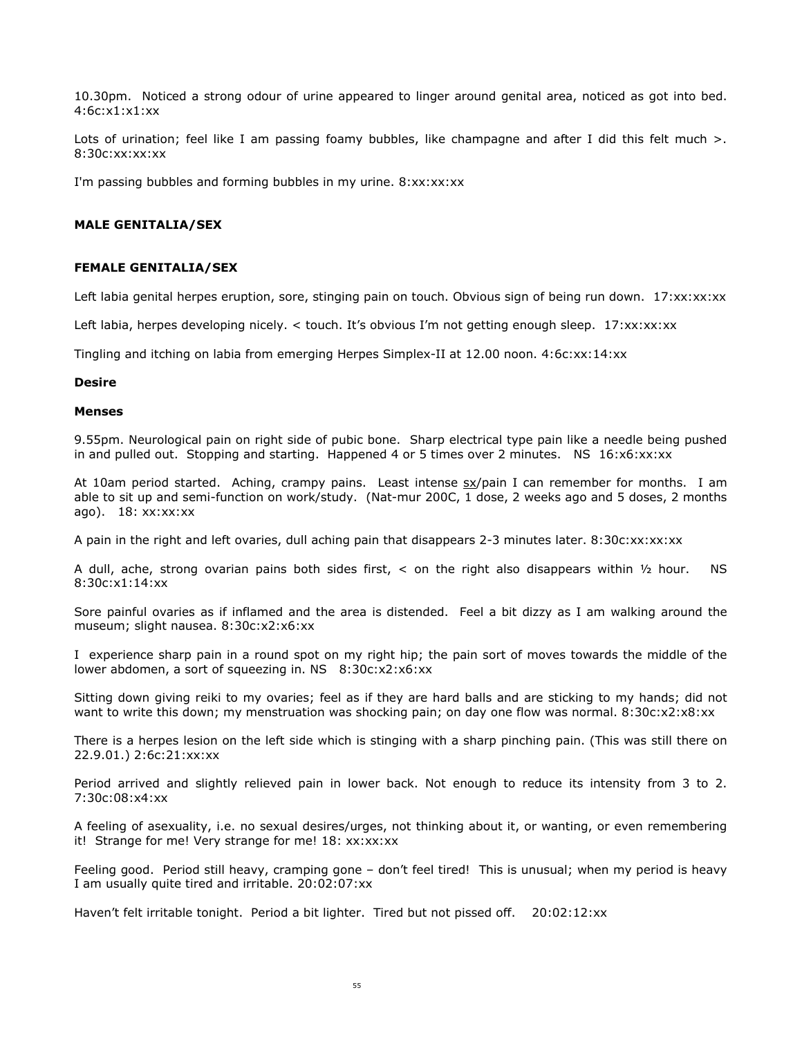10.30pm. Noticed a strong odour of urine appeared to linger around genital area, noticed as got into bed. 4:6c:x1:x1:xx

Lots of urination; feel like I am passing foamy bubbles, like champagne and after I did this felt much >. 8:30c:xx:xx:xx

I'm passing bubbles and forming bubbles in my urine. 8:xx:xx:xx

### MALE GENITALIA/SEX

### FEMALE GENITALIA/SEX

Left labia genital herpes eruption, sore, stinging pain on touch. Obvious sign of being run down. 17:xx:xx:xx

Left labia, herpes developing nicely. < touch. It's obvious I'm not getting enough sleep. 17:xx:xx:xx

Tingling and itching on labia from emerging Herpes Simplex-II at 12.00 noon. 4:6c:xx:14:xx

**Desire**

**Menses**

9.55pm. Neurological pain on right side of pubic bone. Sharp electrical type pain like a needle being pushed in and pulled out. Stopping and starting. Happened 4 or 5 times over 2 minutes. NS 16:x6:xx:xx

At 10am period started. Aching, crampy pains. Least intense <u>sx</u>/pain I can remember for months. I am able to sit up and semi-function on work/study. (Nat-mur 200C, 1 dose, 2 weeks ago and 5 doses, 2 months ago). 18: xx:xx:xx

A pain in the right and left ovaries, dull aching pain that disappears 2-3 minutes later. 8:30c:xx:xx:xx

A dull, ache, strong ovarian pains both sides first, < on the right also disappears within ½ hour. NS 8:30c:x1:14:xx

Sore painful ovaries as if inflamed and the area is distended. Feel a bit dizzy as I am walking around the museum; slight nausea. 8:30c:x2:x6:xx

I experience sharp pain in a round spot on my right hip; the pain sort of moves towards the middle of the lower abdomen, a sort of squeezing in. NS 8:30c:x2:x6:xx

Sitting down giving reiki to my ovaries; feel as if they are hard balls and are sticking to my hands; did not want to write this down; my menstruation was shocking pain; on day one flow was normal. 8:30c:x2:x8:xx

There is a herpes lesion on the left side which is stinging with a sharp pinching pain. (This was still there on 22.9.01.) 2:6c:21:xx:xx

Period arrived and slightly relieved pain in lower back. Not enough to reduce its intensity from 3 to 2. 7:30c:08:x4:xx

A feeling of asexuality, i.e. no sexual desires/urges, not thinking about it, or wanting, or even remembering it! Strange for me! Very strange for me! 18: xx:xx:xx

Feeling good. Period still heavy, cramping gone – don't feel tired! This is unusual; when my period is heavy I am usually quite tired and irritable. 20:02:07:xx

Haven't felt irritable tonight. Period a bit lighter. Tired but not pissed off. 20:02:12:xx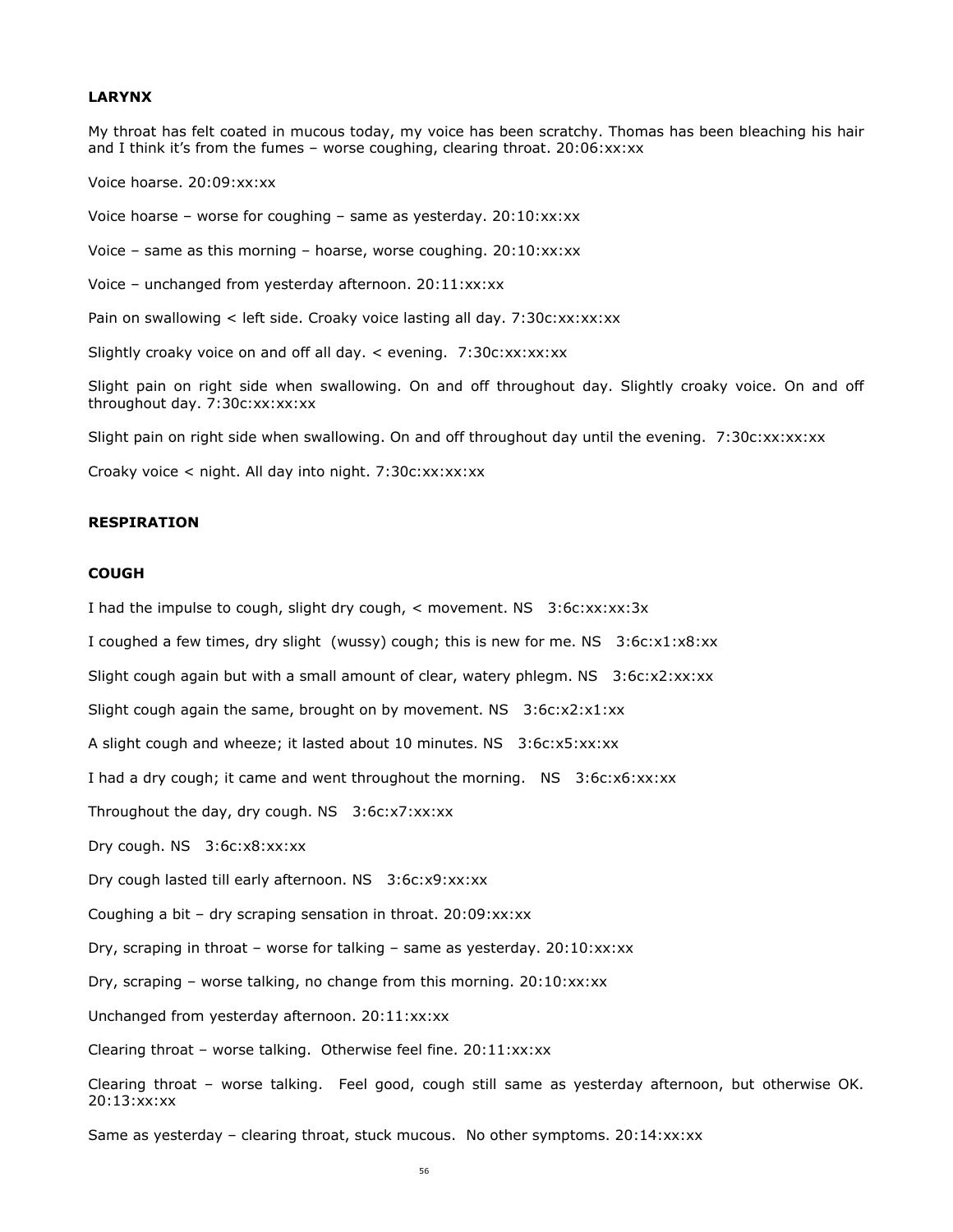**LARYNX**

My throat has felt coated in mucous today, my voice has been scratchy. Thomas has been bleaching his hair and I think it's from the fumes – worse coughing, clearing throat. 20:06:xx:xx

Voice hoarse. 20:09:xx:xx

Voice hoarse – worse for coughing – same as yesterday. 20:10:xx:xx

Voice – same as this morning – hoarse, worse coughing. 20:10:xx:xx

Voice – unchanged from yesterday afternoon. 20:11:xx:xx

Pain on swallowing < left side. Croaky voice lasting all day. 7:30c:xx:xx:xx

Slightly croaky voice on and off all day. < evening. 7:30c:xx:xx:xx

Slight pain on right side when swallowing. On and off throughout day. Slightly croaky voice. On and off throughout day. 7:30c:xx:xx:xx

Slight pain on right side when swallowing. On and off throughout day until the evening. 7:30c:xx:xx:xx

Croaky voice < night. All day into night. 7:30c:xx:xx:xx

**RESPIRATION**

**COUGH**

I had the impulse to cough, slight dry cough, < movement. NS 3:6c:xx:xx:3x

I coughed a few times, dry slight (wussy) cough; this is new for me. NS 3:6c:x1:x8:xx

Slight cough again but with a small amount of clear, watery phlegm. NS 3:6c:x2:xx:xx

Slight cough again the same, brought on by movement. NS 3:6c:x2:x1:xx

A slight cough and wheeze; it lasted about 10 minutes. NS 3:6c:x5:xx:xx

I had a dry cough; it came and went throughout the morning. NS 3:6c:x6:xx:xx

Throughout the day, dry cough. NS 3:6c:x7:xx:xx

Dry cough. NS 3:6c:x8:xx:xx

Dry cough lasted till early afternoon. NS 3:6c:x9:xx:xx

Coughing a bit – dry scraping sensation in throat. 20:09:xx:xx

Dry, scraping in throat – worse for talking – same as yesterday. 20:10:xx:xx

Dry, scraping – worse talking, no change from this morning. 20:10:xx:xx

Unchanged from yesterday afternoon. 20:11:xx:xx

Clearing throat – worse talking. Otherwise feel fine. 20:11:xx:xx

Clearing throat – worse talking. Feel good, cough still same as yesterday afternoon, but otherwise OK. 20:13:xx:xx

Same as yesterday – clearing throat, stuck mucous. No other symptoms. 20:14:xx:xx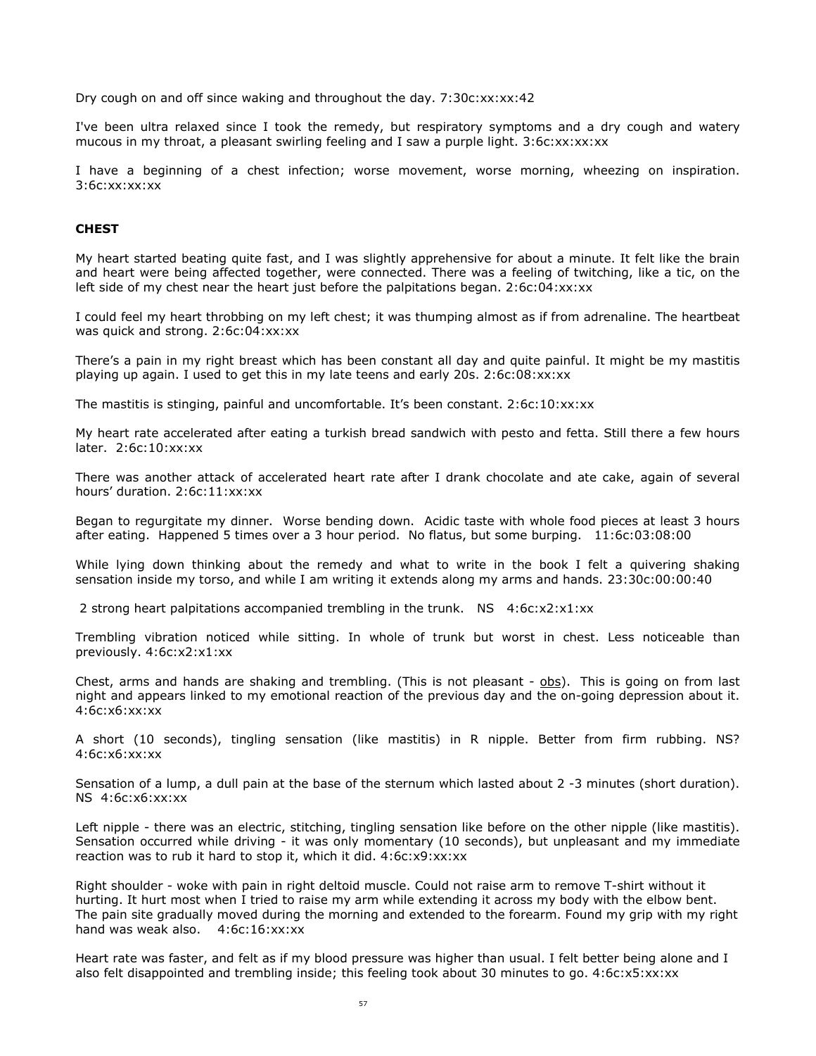Dry cough on and off since waking and throughout the day. 7:30c:xx:xx:42

I've been ultra relaxed since I took the remedy, but respiratory symptoms and a dry cough and watery mucous in my throat, a pleasant swirling feeling and I saw a purple light. 3:6c:xx:xx:xx

I have a beginning of a chest infection; worse movement, worse morning, wheezing on inspiration. 3:6c:xx:xx:xx

**CHEST**

My heart started beating quite fast, and I was slightly apprehensive for about a minute. It felt like the brain and heart were being affected together, were connected. There was a feeling of twitching, like a tic, on the left side of my chest near the heart just before the palpitations began. 2:6c:04:xx:xx

I could feel my heart throbbing on my left chest; it was thumping almost as if from adrenaline. The heartbeat was quick and strong. 2:6c:04:xx:xx

There's a pain in my right breast which has been constant all day and quite painful. It might be my mastitis playing up again. I used to get this in my late teens and early 20s. 2:6c:08:xx:xx

The mastitis is stinging, painful and uncomfortable. It's been constant. 2:6c:10:xx:xx

My heart rate accelerated after eating a turkish bread sandwich with pesto and fetta. Still there a few hours later. 2:6c:10:xx:xx

There was another attack of accelerated heart rate after I drank chocolate and ate cake, again of several hours' duration. 2:6c:11:xx:xx

Began to regurgitate my dinner. Worse bending down. Acidic taste with whole food pieces at least 3 hours after eating. Happened 5 times over a 3 hour period. No flatus, but some burping. 11:6c:03:08:00

While lying down thinking about the remedy and what to write in the book I felt a quivering shaking sensation inside my torso, and while I am writing it extends along my arms and hands. 23:30c:00:00:40

2 strong heart palpitations accompanied trembling in the trunk. NS 4:6c:x2:x1:xx

Trembling vibration noticed while sitting. In whole of trunk but worst in chest. Less noticeable than previously. 4:6c:x2:x1:xx

Chest, arms and hands are shaking and trembling. (This is not pleasant - obs). This is going on from last night and appears linked to my emotional reaction of the previous day and the on-going depression about it. 4:6c:x6:xx:xx

A short (10 seconds), tingling sensation (like mastitis) in R nipple. Better from firm rubbing. NS? 4:6c:x6:xx:xx

Sensation of a lump, a dull pain at the base of the sternum which lasted about 2 -3 minutes (short duration). NS 4:6c:x6:xx:xx

Left nipple - there was an electric, stitching, tingling sensation like before on the other nipple (like mastitis). Sensation occurred while driving - it was only momentary (10 seconds), but unpleasant and my immediate reaction was to rub it hard to stop it, which it did. 4:6c:x9:xx:xx

Right shoulder - woke with pain in right deltoid muscle. Could not raise arm to remove T-shirt without it hurting. It hurt most when I tried to raise my arm while extending it across my body with the elbow bent. The pain site gradually moved during the morning and extended to the forearm. Found my grip with my right hand was weak also. 4:6c:16:xx:xx

Heart rate was faster, and felt as if my blood pressure was higher than usual. I felt better being alone and I also felt disappointed and trembling inside; this feeling took about 30 minutes to go. 4:6c:x5:xx:xx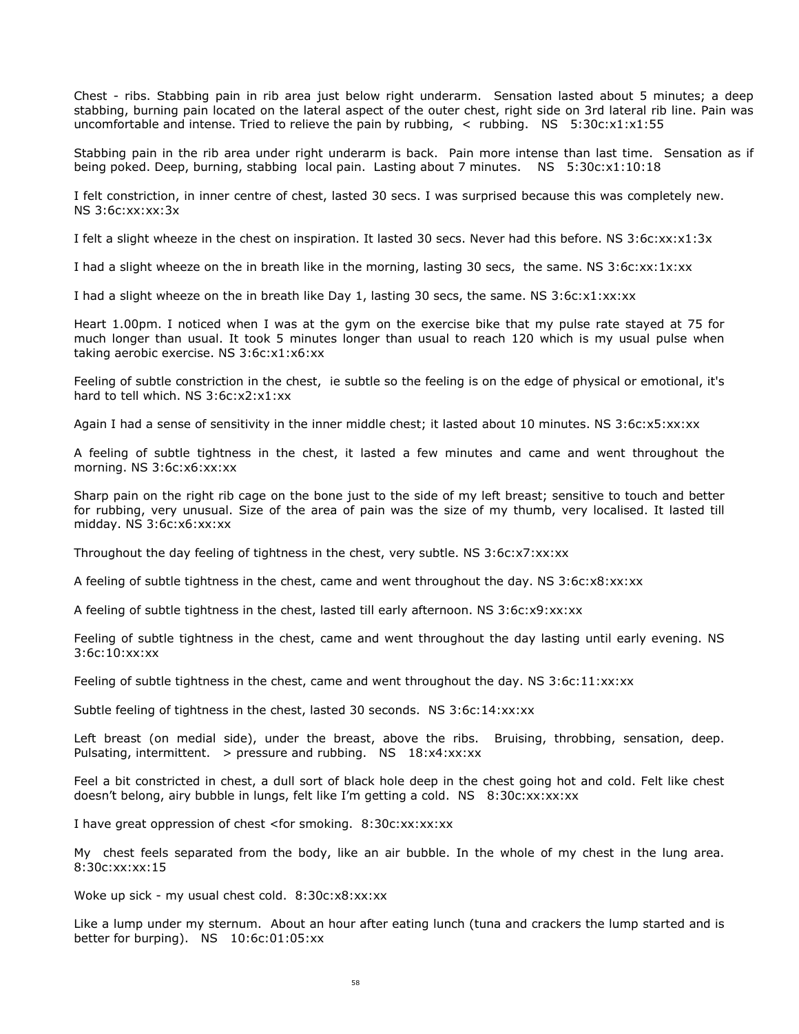Chest - ribs. Stabbing pain in rib area just below right underarm. Sensation lasted about 5 minutes; a deep stabbing, burning pain located on the lateral aspect of the outer chest, right side on 3rd lateral rib line. Pain was uncomfortable and intense. Tried to relieve the pain by rubbing, < rubbing. NS 5:30c:x1:x1:55

Stabbing pain in the rib area under right underarm is back. Pain more intense than last time. Sensation as if being poked. Deep, burning, stabbing local pain. Lasting about 7 minutes. NS 5:30c:x1:10:18

I felt constriction, in inner centre of chest, lasted 30 secs. I was surprised because this was completely new. NS 3:6c:xx:xx:3x

I felt a slight wheeze in the chest on inspiration. It lasted 30 secs. Never had this before. NS 3:6c:xx:x1:3x

I had a slight wheeze on the in breath like in the morning, lasting 30 secs, the same. NS 3:6c:xx:1x:xx

I had a slight wheeze on the in breath like Day 1, lasting 30 secs, the same. NS 3:6c:x1:xx:xx

Heart 1.00pm. I noticed when I was at the gym on the exercise bike that my pulse rate stayed at 75 for much longer than usual. It took 5 minutes longer than usual to reach 120 which is my usual pulse when taking aerobic exercise. NS 3:6c:x1:x6:xx

Feeling of subtle constriction in the chest, ie subtle so the feeling is on the edge of physical or emotional, it's hard to tell which. NS 3:6c:x2:x1:xx

Again I had a sense of sensitivity in the inner middle chest; it lasted about 10 minutes. NS 3:6c:x5:xx:xx

A feeling of subtle tightness in the chest, it lasted a few minutes and came and went throughout the morning. NS 3:6c:x6:xx:xx

Sharp pain on the right rib cage on the bone just to the side of my left breast; sensitive to touch and better for rubbing, very unusual. Size of the area of pain was the size of my thumb, very localised. It lasted till midday. NS 3:6c:x6:xx:xx

Throughout the day feeling of tightness in the chest, very subtle. NS 3:6c:x7:xx:xx

A feeling of subtle tightness in the chest, came and went throughout the day. NS 3:6c:x8:xx:xx

A feeling of subtle tightness in the chest, lasted till early afternoon. NS 3:6c:x9:xx:xx

Feeling of subtle tightness in the chest, came and went throughout the day lasting until early evening. NS 3:6c:10:xx:xx

Feeling of subtle tightness in the chest, came and went throughout the day. NS 3:6c:11:xx:xx

Subtle feeling of tightness in the chest, lasted 30 seconds. NS 3:6c:14:xx:xx

Left breast (on medial side), under the breast, above the ribs. Bruising, throbbing, sensation, deep. Pulsating, intermittent. > pressure and rubbing. NS 18:x4:xx:xx

Feel a bit constricted in chest, a dull sort of black hole deep in the chest going hot and cold. Felt like chest doesn't belong, airy bubble in lungs, felt like I'm getting a cold. NS 8:30c:xx:xx:xx

I have great oppression of chest <for smoking. 8:30c:xx:xx:xx

My chest feels separated from the body, like an air bubble. In the whole of my chest in the lung area. 8:30c:xx:xx:15

Woke up sick - my usual chest cold. 8:30c:x8:xx:xx

Like a lump under my sternum. About an hour after eating lunch (tuna and crackers the lump started and is better for burping). NS 10:6c:01:05:xx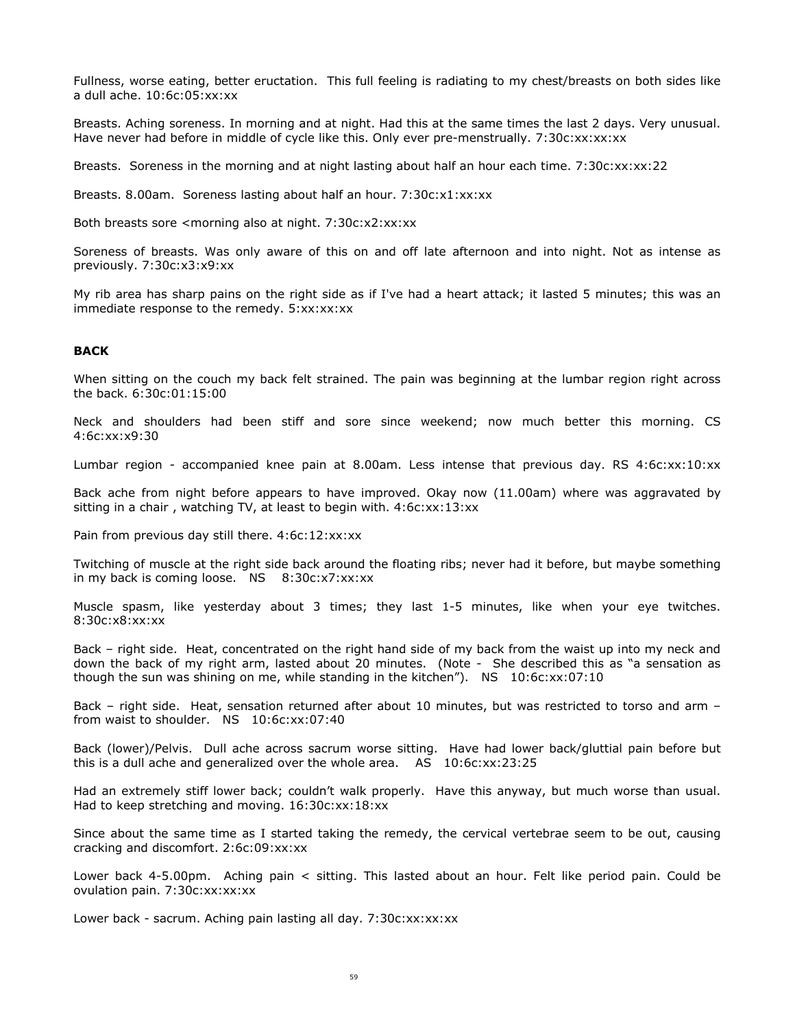Fullness, worse eating, better eructation.  This full feeling is radiating to my chest/breasts on both sides like a dull ache. 10:6c:05:xx:xx

Breasts. Aching soreness. In morning and at night. Had this at the same times the last 2 days. Very unusual. Have never had before in middle of cycle like this. Only ever pre-menstrually. 7:30c:xx:xx:xx

Breasts.  Soreness in the morning and at night lasting about half an hour each time. 7:30c:xx:xx:22

Breasts. 8.00am.  Soreness lasting about half an hour. 7:30c:x1:xx:xx

Both breasts sore <morning also at night. 7:30c:x2:xx:xx

Soreness of breasts. Was only aware of this on and off late afternoon and into night. Not as intense as previously. 7:30c:x3:x9:xx

My rib area has sharp pains on the right side as if I've had a heart attack; it lasted 5 minutes; this was an immediate response to the remedy. 5:xx:xx:xx

### BACK

When sitting on the couch my back felt strained. The pain was beginning at the lumbar region right across the back. 6:30c:01:15:00

Neck and shoulders had been stiff and sore since weekend; now much better this morning. CS 4:6c:xx:x9:30

Lumbar region - accompanied knee pain at 8.00am. Less intense that previous day. RS 4:6c:xx:10:xx

Back ache from night before appears to have improved. Okay now (11.00am) where was aggravated by sitting in a chair , watching TV, at least to begin with. 4:6c:xx:13:xx

Pain from previous day still there. 4:6c:12:xx:xx

Twitching of muscle at the right side back around the floating ribs; never had it before, but maybe something in my back is coming loose.   NS    8:30c:x7:xx:xx

Muscle spasm, like yesterday about 3 times; they last 1-5 minutes, like when your eye twitches. 8:30c:x8:xx:xx

Back – right side.  Heat, concentrated on the right hand side of my back from the waist up into my neck and down the back of my right arm, lasted about 20 minutes.  (Note -  She described this as "a sensation as though the sun was shining on me, while standing in the kitchen").   NS   10:6c:xx:07:10

Back – right side.  Heat, sensation returned after about 10 minutes, but was restricted to torso and arm – from waist to shoulder.   NS   10:6c:xx:07:40

Back (lower)/Pelvis.  Dull ache across sacrum worse sitting.  Have had lower back/gluttial pain before but this is a dull ache and generalized over the whole area.    AS   10:6c:xx:23:25

Had an extremely stiff lower back; couldn't walk properly.  Have this anyway, but much worse than usual. Had to keep stretching and moving. 16:30c:xx:18:xx

Since about the same time as I started taking the remedy, the cervical vertebrae seem to be out, causing cracking and discomfort. 2:6c:09:xx:xx

Lower back 4-5.00pm.  Aching pain < sitting. This lasted about an hour. Felt like period pain. Could be ovulation pain. 7:30c:xx:xx:xx

Lower back - sacrum. Aching pain lasting all day. 7:30c:xx:xx:xx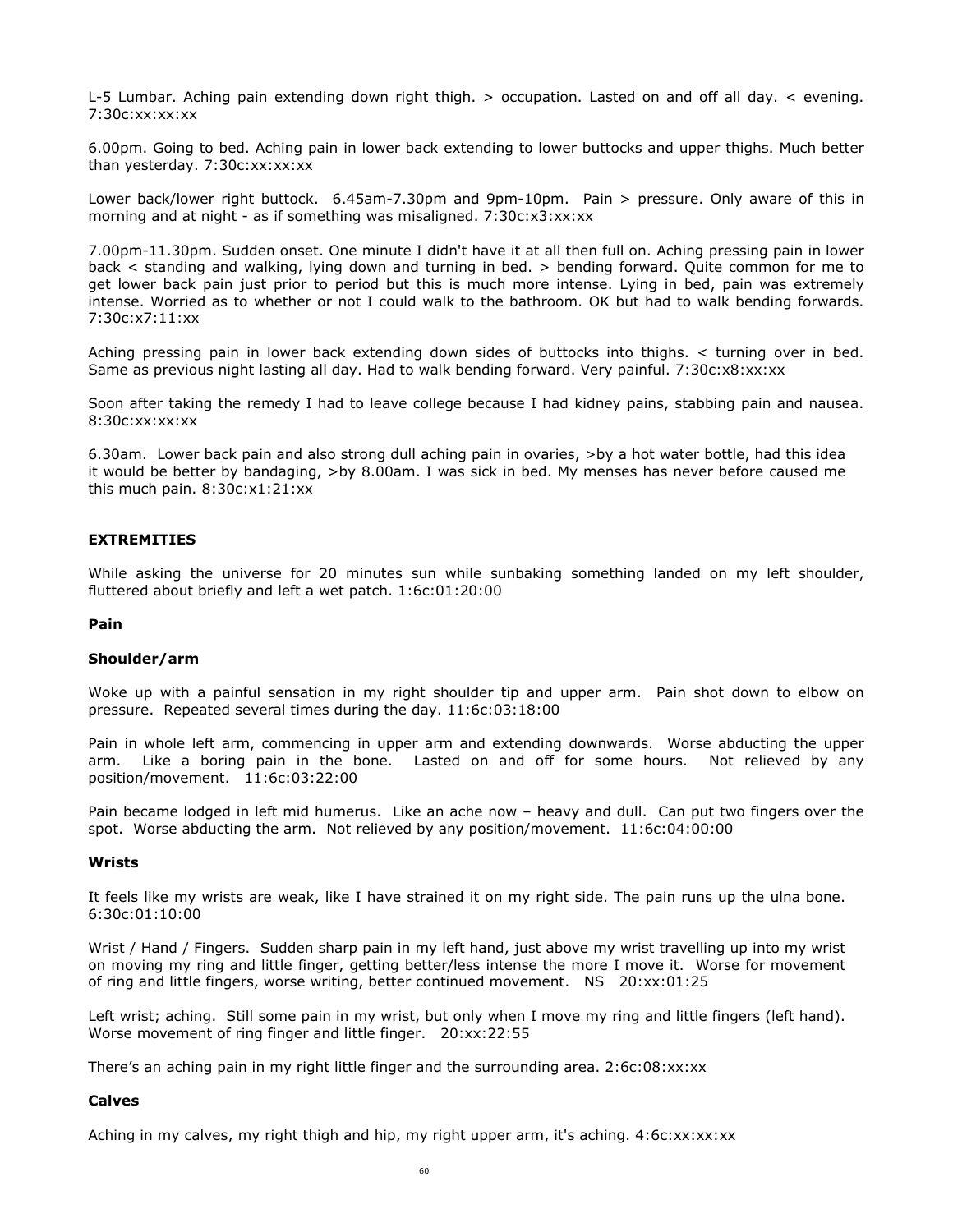L-5 Lumbar. Aching pain extending down right thigh. > occupation. Lasted on and off all day. < evening. 7:30c:xx:xx:xx

6.00pm. Going to bed. Aching pain in lower back extending to lower buttocks and upper thighs. Much better than yesterday. 7:30c:xx:xx:xx

Lower back/lower right buttock. 6.45am-7.30pm and 9pm-10pm. Pain > pressure. Only aware of this in morning and at night - as if something was misaligned. 7:30c:x3:xx:xx

7.00pm-11.30pm. Sudden onset. One minute I didn't have it at all then full on. Aching pressing pain in lower back < standing and walking, lying down and turning in bed. > bending forward. Quite common for me to get lower back pain just prior to period but this is much more intense. Lying in bed, pain was extremely intense. Worried as to whether or not I could walk to the bathroom. OK but had to walk bending forwards. 7:30c:x7:11:xx

Aching pressing pain in lower back extending down sides of buttocks into thighs. < turning over in bed. Same as previous night lasting all day. Had to walk bending forward. Very painful. 7:30c:x8:xx:xx

Soon after taking the remedy I had to leave college because I had kidney pains, stabbing pain and nausea. 8:30c:xx:xx:xx

6.30am. Lower back pain and also strong dull aching pain in ovaries, >by a hot water bottle, had this idea it would be better by bandaging, >by 8.00am. I was sick in bed. My menses has never before caused me this much pain. 8:30c:x1:21:xx

## EXTREMITIES

While asking the universe for 20 minutes sun while sunbaking something landed on my left shoulder, fluttered about briefly and left a wet patch. 1:6c:01:20:00

### Pain

### Shoulder/arm

Woke up with a painful sensation in my right shoulder tip and upper arm. Pain shot down to elbow on pressure. Repeated several times during the day. 11:6c:03:18:00

Pain in whole left arm, commencing in upper arm and extending downwards. Worse abducting the upper arm. Like a boring pain in the bone. Lasted on and off for some hours. Not relieved by any position/movement. 11:6c:03:22:00

Pain became lodged in left mid humerus. Like an ache now – heavy and dull. Can put two fingers over the spot. Worse abducting the arm. Not relieved by any position/movement. 11:6c:04:00:00

### Wrists

It feels like my wrists are weak, like I have strained it on my right side. The pain runs up the ulna bone. 6:30c:01:10:00

Wrist / Hand / Fingers. Sudden sharp pain in my left hand, just above my wrist travelling up into my wrist on moving my ring and little finger, getting better/less intense the more I move it. Worse for movement of ring and little fingers, worse writing, better continued movement. NS 20:xx:01:25

Left wrist; aching. Still some pain in my wrist, but only when I move my ring and little fingers (left hand). Worse movement of ring finger and little finger. 20:xx:22:55

There's an aching pain in my right little finger and the surrounding area. 2:6c:08:xx:xx

### Calves

Aching in my calves, my right thigh and hip, my right upper arm, it's aching. 4:6c:xx:xx:xx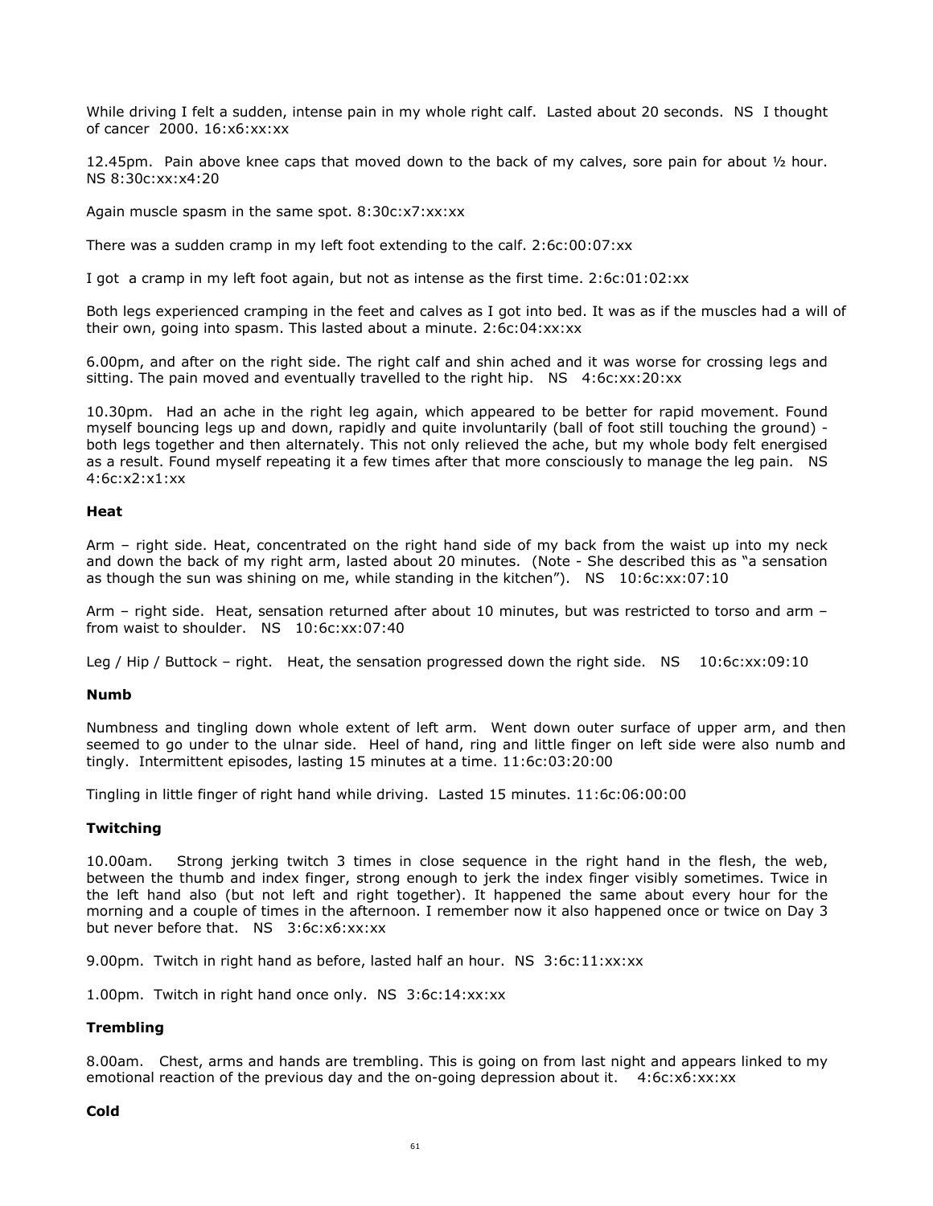While driving I felt a sudden, intense pain in my whole right calf. Lasted about 20 seconds. NS I thought of cancer 2000. 16:x6:xx:xx

12.45pm. Pain above knee caps that moved down to the back of my calves, sore pain for about ½ hour. NS 8:30c:xx:x4:20

Again muscle spasm in the same spot. 8:30c:x7:xx:xx

There was a sudden cramp in my left foot extending to the calf. 2:6c:00:07:xx

I got a cramp in my left foot again, but not as intense as the first time. 2:6c:01:02:xx

Both legs experienced cramping in the feet and calves as I got into bed. It was as if the muscles had a will of their own, going into spasm. This lasted about a minute. 2:6c:04:xx:xx

6.00pm, and after on the right side. The right calf and shin ached and it was worse for crossing legs and sitting. The pain moved and eventually travelled to the right hip. NS 4:6c:xx:20:xx

10.30pm. Had an ache in the right leg again, which appeared to be better for rapid movement. Found myself bouncing legs up and down, rapidly and quite involuntarily (ball of foot still touching the ground) - both legs together and then alternately. This not only relieved the ache, but my whole body felt energised as a result. Found myself repeating it a few times after that more consciously to manage the leg pain. NS 4:6c:x2:x1:xx

**Heat**

Arm – right side. Heat, concentrated on the right hand side of my back from the waist up into my neck and down the back of my right arm, lasted about 20 minutes. (Note - She described this as "a sensation as though the sun was shining on me, while standing in the kitchen"). NS 10:6c:xx:07:10

Arm – right side. Heat, sensation returned after about 10 minutes, but was restricted to torso and arm – from waist to shoulder. NS 10:6c:xx:07:40

Leg / Hip / Buttock – right. Heat, the sensation progressed down the right side. NS 10:6c:xx:09:10

**Numb**

Numbness and tingling down whole extent of left arm. Went down outer surface of upper arm, and then seemed to go under to the ulnar side. Heel of hand, ring and little finger on left side were also numb and tingly. Intermittent episodes, lasting 15 minutes at a time. 11:6c:03:20:00

Tingling in little finger of right hand while driving. Lasted 15 minutes. 11:6c:06:00:00

**Twitching**

10.00am. Strong jerking twitch 3 times in close sequence in the right hand in the flesh, the web, between the thumb and index finger, strong enough to jerk the index finger visibly sometimes. Twice in the left hand also (but not left and right together). It happened the same about every hour for the morning and a couple of times in the afternoon. I remember now it also happened once or twice on Day 3 but never before that. NS 3:6c:x6:xx:xx

9.00pm. Twitch in right hand as before, lasted half an hour. NS 3:6c:11:xx:xx

1.00pm. Twitch in right hand once only. NS 3:6c:14:xx:xx

**Trembling**

8.00am. Chest, arms and hands are trembling. This is going on from last night and appears linked to my emotional reaction of the previous day and the on-going depression about it. 4:6c:x6:xx:xx

**Cold**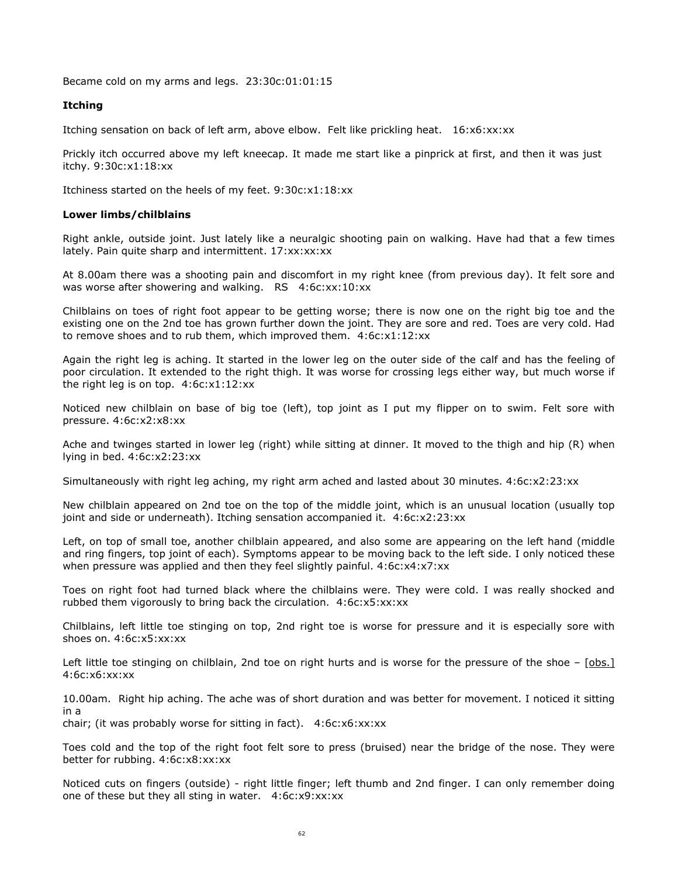Became cold on my arms and legs. 23:30c:01:01:15

**Itching**

Itching sensation on back of left arm, above elbow. Felt like prickling heat. 16:x6:xx:xx

Prickly itch occurred above my left kneecap. It made me start like a pinprick at first, and then it was just itchy. 9:30c:x1:18:xx

Itchiness started on the heels of my feet. 9:30c:x1:18:xx

**Lower limbs/chilblains**

Right ankle, outside joint. Just lately like a neuralgic shooting pain on walking. Have had that a few times lately. Pain quite sharp and intermittent. 17:xx:xx:xx

At 8.00am there was a shooting pain and discomfort in my right knee (from previous day). It felt sore and was worse after showering and walking. RS 4:6c:xx:10:xx

Chilblains on toes of right foot appear to be getting worse; there is now one on the right big toe and the existing one on the 2nd toe has grown further down the joint. They are sore and red. Toes are very cold. Had to remove shoes and to rub them, which improved them. 4:6c:x1:12:xx

Again the right leg is aching. It started in the lower leg on the outer side of the calf and has the feeling of poor circulation. It extended to the right thigh. It was worse for crossing legs either way, but much worse if the right leg is on top. 4:6c:x1:12:xx

Noticed new chilblain on base of big toe (left), top joint as I put my flipper on to swim. Felt sore with pressure. 4:6c:x2:x8:xx

Ache and twinges started in lower leg (right) while sitting at dinner. It moved to the thigh and hip (R) when lying in bed. 4:6c:x2:23:xx

Simultaneously with right leg aching, my right arm ached and lasted about 30 minutes. 4:6c:x2:23:xx

New chilblain appeared on 2nd toe on the top of the middle joint, which is an unusual location (usually top joint and side or underneath). Itching sensation accompanied it. 4:6c:x2:23:xx

Left, on top of small toe, another chilblain appeared, and also some are appearing on the left hand (middle and ring fingers, top joint of each). Symptoms appear to be moving back to the left side. I only noticed these when pressure was applied and then they feel slightly painful. 4:6c:x4:x7:xx

Toes on right foot had turned black where the chilblains were. They were cold. I was really shocked and rubbed them vigorously to bring back the circulation. 4:6c:x5:xx:xx

Chilblains, left little toe stinging on top, 2nd right toe is worse for pressure and it is especially sore with shoes on. 4:6c:x5:xx:xx

Left little toe stinging on chilblain, 2nd toe on right hurts and is worse for the pressure of the shoe – [obs.] 4:6c:x6:xx:xx

10.00am. Right hip aching. The ache was of short duration and was better for movement. I noticed it sitting in a
chair; (it was probably worse for sitting in fact). 4:6c:x6:xx:xx

Toes cold and the top of the right foot felt sore to press (bruised) near the bridge of the nose. They were better for rubbing. 4:6c:x8:xx:xx

Noticed cuts on fingers (outside) - right little finger; left thumb and 2nd finger. I can only remember doing one of these but they all sting in water. 4:6c:x9:xx:xx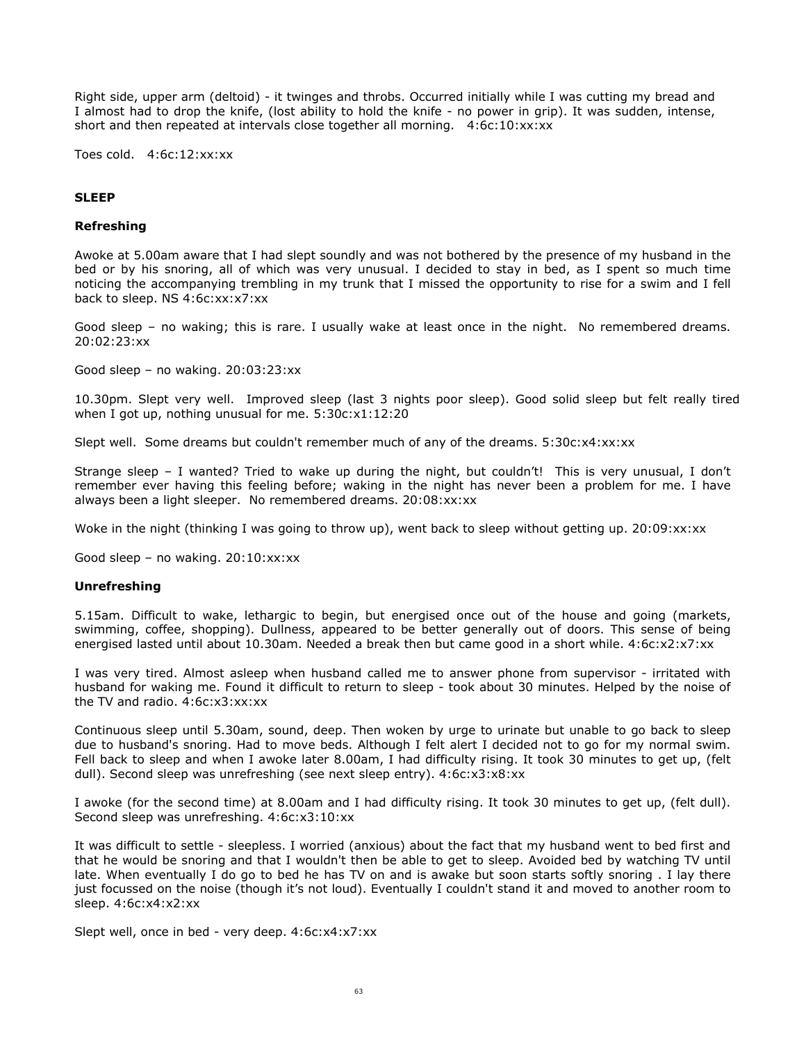Right side, upper arm (deltoid) - it twinges and throbs. Occurred initially while I was cutting my bread and I almost had to drop the knife, (lost ability to hold the knife - no power in grip). It was sudden, intense, short and then repeated at intervals close together all morning. 4:6c:10:xx:xx

Toes cold. 4:6c:12:xx:xx

**SLEEP**

**Refreshing**

Awoke at 5.00am aware that I had slept soundly and was not bothered by the presence of my husband in the bed or by his snoring, all of which was very unusual. I decided to stay in bed, as I spent so much time noticing the accompanying trembling in my trunk that I missed the opportunity to rise for a swim and I fell back to sleep. NS 4:6c:xx:x7:xx

Good sleep – no waking; this is rare. I usually wake at least once in the night. No remembered dreams. 20:02:23:xx

Good sleep – no waking. 20:03:23:xx

10.30pm. Slept very well. Improved sleep (last 3 nights poor sleep). Good solid sleep but felt really tired when I got up, nothing unusual for me. 5:30c:x1:12:20

Slept well. Some dreams but couldn't remember much of any of the dreams. 5:30c:x4:xx:xx

Strange sleep – I wanted? Tried to wake up during the night, but couldn't! This is very unusual, I don't remember ever having this feeling before; waking in the night has never been a problem for me. I have always been a light sleeper. No remembered dreams. 20:08:xx:xx

Woke in the night (thinking I was going to throw up), went back to sleep without getting up. 20:09:xx:xx

Good sleep – no waking. 20:10:xx:xx

**Unrefreshing**

5.15am. Difficult to wake, lethargic to begin, but energised once out of the house and going (markets, swimming, coffee, shopping). Dullness, appeared to be better generally out of doors. This sense of being energised lasted until about 10.30am. Needed a break then but came good in a short while. 4:6c:x2:x7:xx

I was very tired. Almost asleep when husband called me to answer phone from supervisor - irritated with husband for waking me. Found it difficult to return to sleep - took about 30 minutes. Helped by the noise of the TV and radio. 4:6c:x3:xx:xx

Continuous sleep until 5.30am, sound, deep. Then woken by urge to urinate but unable to go back to sleep due to husband's snoring. Had to move beds. Although I felt alert I decided not to go for my normal swim. Fell back to sleep and when I awoke later 8.00am, I had difficulty rising. It took 30 minutes to get up, (felt dull). Second sleep was unrefreshing (see next sleep entry). 4:6c:x3:x8:xx

I awoke (for the second time) at 8.00am and I had difficulty rising. It took 30 minutes to get up, (felt dull). Second sleep was unrefreshing. 4:6c:x3:10:xx

It was difficult to settle - sleepless. I worried (anxious) about the fact that my husband went to bed first and that he would be snoring and that I wouldn't then be able to get to sleep. Avoided bed by watching TV until late. When eventually I do go to bed he has TV on and is awake but soon starts softly snoring . I lay there just focussed on the noise (though it's not loud). Eventually I couldn't stand it and moved to another room to sleep. 4:6c:x4:x2:xx

Slept well, once in bed - very deep. 4:6c:x4:x7:xx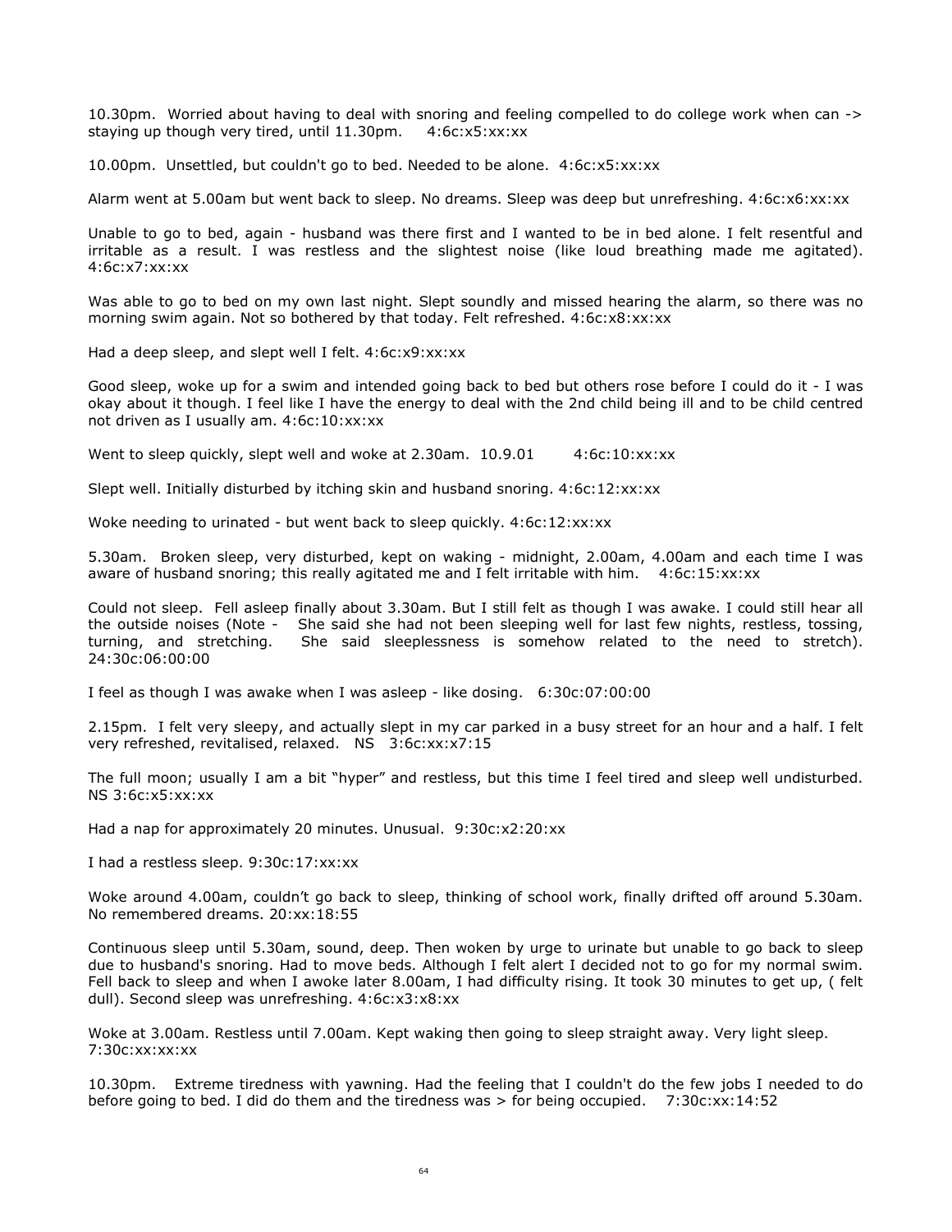10.30pm. Worried about having to deal with snoring and feeling compelled to do college work when can -> staying up though very tired, until 11.30pm. 4:6c:x5:xx:xx

10.00pm. Unsettled, but couldn't go to bed. Needed to be alone. 4:6c:x5:xx:xx

Alarm went at 5.00am but went back to sleep. No dreams. Sleep was deep but unrefreshing. 4:6c:x6:xx:xx

Unable to go to bed, again - husband was there first and I wanted to be in bed alone. I felt resentful and irritable as a result. I was restless and the slightest noise (like loud breathing made me agitated). 4:6c:x7:xx:xx

Was able to go to bed on my own last night. Slept soundly and missed hearing the alarm, so there was no morning swim again. Not so bothered by that today. Felt refreshed. 4:6c:x8:xx:xx

Had a deep sleep, and slept well I felt. 4:6c:x9:xx:xx

Good sleep, woke up for a swim and intended going back to bed but others rose before I could do it - I was okay about it though. I feel like I have the energy to deal with the 2nd child being ill and to be child centred not driven as I usually am. 4:6c:10:xx:xx

Went to sleep quickly, slept well and woke at 2.30am. 10.9.01 4:6c:10:xx:xx

Slept well. Initially disturbed by itching skin and husband snoring. 4:6c:12:xx:xx

Woke needing to urinated - but went back to sleep quickly. 4:6c:12:xx:xx

5.30am. Broken sleep, very disturbed, kept on waking - midnight, 2.00am, 4.00am and each time I was aware of husband snoring; this really agitated me and I felt irritable with him. 4:6c:15:xx:xx

Could not sleep. Fell asleep finally about 3.30am. But I still felt as though I was awake. I could still hear all the outside noises (Note - She said she had not been sleeping well for last few nights, restless, tossing, turning, and stretching. She said sleeplessness is somehow related to the need to stretch). 24:30c:06:00:00

I feel as though I was awake when I was asleep - like dosing. 6:30c:07:00:00

2.15pm. I felt very sleepy, and actually slept in my car parked in a busy street for an hour and a half. I felt very refreshed, revitalised, relaxed. NS 3:6c:xx:x7:15

The full moon; usually I am a bit "hyper" and restless, but this time I feel tired and sleep well undisturbed. NS 3:6c:x5:xx:xx

Had a nap for approximately 20 minutes. Unusual. 9:30c:x2:20:xx

I had a restless sleep. 9:30c:17:xx:xx

Woke around 4.00am, couldn't go back to sleep, thinking of school work, finally drifted off around 5.30am. No remembered dreams. 20:xx:18:55

Continuous sleep until 5.30am, sound, deep. Then woken by urge to urinate but unable to go back to sleep due to husband's snoring. Had to move beds. Although I felt alert I decided not to go for my normal swim. Fell back to sleep and when I awoke later 8.00am, I had difficulty rising. It took 30 minutes to get up, ( felt dull). Second sleep was unrefreshing. 4:6c:x3:x8:xx

Woke at 3.00am. Restless until 7.00am. Kept waking then going to sleep straight away. Very light sleep. 7:30c:xx:xx:xx

10.30pm. Extreme tiredness with yawning. Had the feeling that I couldn't do the few jobs I needed to do before going to bed. I did do them and the tiredness was > for being occupied. 7:30c:xx:14:52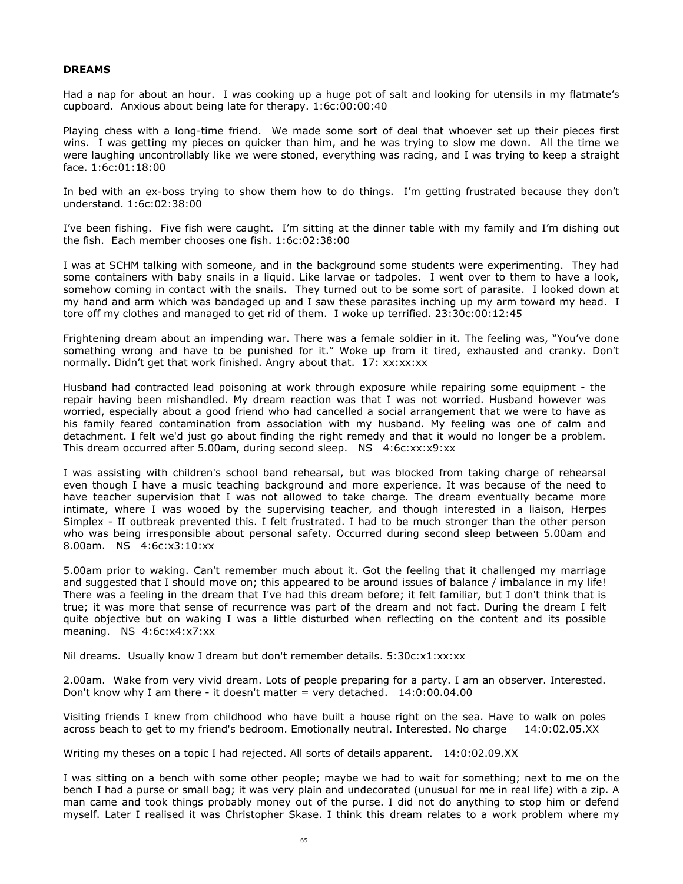**DREAMS**

Had a nap for about an hour. I was cooking up a huge pot of salt and looking for utensils in my flatmate's cupboard. Anxious about being late for therapy. 1:6c:00:00:40

Playing chess with a long-time friend. We made some sort of deal that whoever set up their pieces first wins. I was getting my pieces on quicker than him, and he was trying to slow me down. All the time we were laughing uncontrollably like we were stoned, everything was racing, and I was trying to keep a straight face. 1:6c:01:18:00

In bed with an ex-boss trying to show them how to do things. I'm getting frustrated because they don't understand. 1:6c:02:38:00

I've been fishing. Five fish were caught. I'm sitting at the dinner table with my family and I'm dishing out the fish. Each member chooses one fish. 1:6c:02:38:00

I was at SCHM talking with someone, and in the background some students were experimenting. They had some containers with baby snails in a liquid. Like larvae or tadpoles. I went over to them to have a look, somehow coming in contact with the snails. They turned out to be some sort of parasite. I looked down at my hand and arm which was bandaged up and I saw these parasites inching up my arm toward my head. I tore off my clothes and managed to get rid of them. I woke up terrified. 23:30c:00:12:45

Frightening dream about an impending war. There was a female soldier in it. The feeling was, "You've done something wrong and have to be punished for it." Woke up from it tired, exhausted and cranky. Don't normally. Didn't get that work finished. Angry about that. 17: xx:xx:xx

Husband had contracted lead poisoning at work through exposure while repairing some equipment - the repair having been mishandled. My dream reaction was that I was not worried. Husband however was worried, especially about a good friend who had cancelled a social arrangement that we were to have as his family feared contamination from association with my husband. My feeling was one of calm and detachment. I felt we'd just go about finding the right remedy and that it would no longer be a problem. This dream occurred after 5.00am, during second sleep. NS 4:6c:xx:x9:xx

I was assisting with children's school band rehearsal, but was blocked from taking charge of rehearsal even though I have a music teaching background and more experience. It was because of the need to have teacher supervision that I was not allowed to take charge. The dream eventually became more intimate, where I was wooed by the supervising teacher, and though interested in a liaison, Herpes Simplex - II outbreak prevented this. I felt frustrated. I had to be much stronger than the other person who was being irresponsible about personal safety. Occurred during second sleep between 5.00am and 8.00am. NS 4:6c:x3:10:xx

5.00am prior to waking. Can't remember much about it. Got the feeling that it challenged my marriage and suggested that I should move on; this appeared to be around issues of balance / imbalance in my life! There was a feeling in the dream that I've had this dream before; it felt familiar, but I don't think that is true; it was more that sense of recurrence was part of the dream and not fact. During the dream I felt quite objective but on waking I was a little disturbed when reflecting on the content and its possible meaning. NS 4:6c:x4:x7:xx

Nil dreams. Usually know I dream but don't remember details. 5:30c:x1:xx:xx

2.00am. Wake from very vivid dream. Lots of people preparing for a party. I am an observer. Interested. Don't know why I am there - it doesn't matter = very detached. 14:0:00.04.00

Visiting friends I knew from childhood who have built a house right on the sea. Have to walk on poles across beach to get to my friend's bedroom. Emotionally neutral. Interested. No charge 14:0:02.05.XX

Writing my theses on a topic I had rejected. All sorts of details apparent. 14:0:02.09.XX

I was sitting on a bench with some other people; maybe we had to wait for something; next to me on the bench I had a purse or small bag; it was very plain and undecorated (unusual for me in real life) with a zip. A man came and took things probably money out of the purse. I did not do anything to stop him or defend myself. Later I realised it was Christopher Skase. I think this dream relates to a work problem where my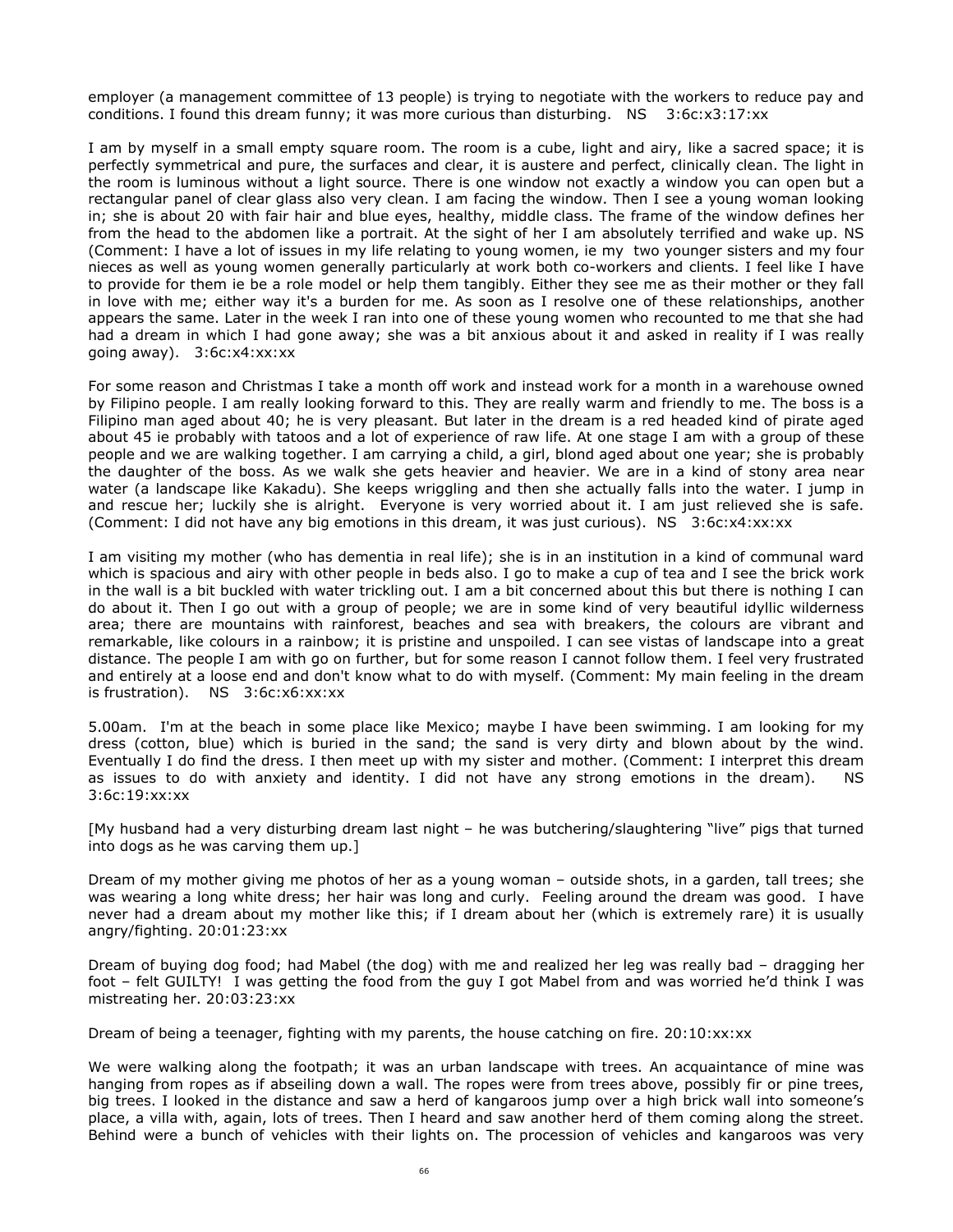employer (a management committee of 13 people) is trying to negotiate with the workers to reduce pay and conditions. I found this dream funny; it was more curious than disturbing. NS 3:6c:x3:17:xx

I am by myself in a small empty square room. The room is a cube, light and airy, like a sacred space; it is perfectly symmetrical and pure, the surfaces and clear, it is austere and perfect, clinically clean. The light in the room is luminous without a light source. There is one window not exactly a window you can open but a rectangular panel of clear glass also very clean. I am facing the window. Then I see a young woman looking in; she is about 20 with fair hair and blue eyes, healthy, middle class. The frame of the window defines her from the head to the abdomen like a portrait. At the sight of her I am absolutely terrified and wake up. NS (Comment: I have a lot of issues in my life relating to young women, ie my two younger sisters and my four nieces as well as young women generally particularly at work both co-workers and clients. I feel like I have to provide for them ie be a role model or help them tangibly. Either they see me as their mother or they fall in love with me; either way it's a burden for me. As soon as I resolve one of these relationships, another appears the same. Later in the week I ran into one of these young women who recounted to me that she had had a dream in which I had gone away; she was a bit anxious about it and asked in reality if I was really going away). 3:6c:x4:xx:xx

For some reason and Christmas I take a month off work and instead work for a month in a warehouse owned by Filipino people. I am really looking forward to this. They are really warm and friendly to me. The boss is a Filipino man aged about 40; he is very pleasant. But later in the dream is a red headed kind of pirate aged about 45 ie probably with tatoos and a lot of experience of raw life. At one stage I am with a group of these people and we are walking together. I am carrying a child, a girl, blond aged about one year; she is probably the daughter of the boss. As we walk she gets heavier and heavier. We are in a kind of stony area near water (a landscape like Kakadu). She keeps wriggling and then she actually falls into the water. I jump in and rescue her; luckily she is alright. Everyone is very worried about it. I am just relieved she is safe. (Comment: I did not have any big emotions in this dream, it was just curious). NS 3:6c:x4:xx:xx

I am visiting my mother (who has dementia in real life); she is in an institution in a kind of communal ward which is spacious and airy with other people in beds also. I go to make a cup of tea and I see the brick work in the wall is a bit buckled with water trickling out. I am a bit concerned about this but there is nothing I can do about it. Then I go out with a group of people; we are in some kind of very beautiful idyllic wilderness area; there are mountains with rainforest, beaches and sea with breakers, the colours are vibrant and remarkable, like colours in a rainbow; it is pristine and unspoiled. I can see vistas of landscape into a great distance. The people I am with go on further, but for some reason I cannot follow them. I feel very frustrated and entirely at a loose end and don't know what to do with myself. (Comment: My main feeling in the dream is frustration). NS 3:6c:x6:xx:xx

5.00am. I'm at the beach in some place like Mexico; maybe I have been swimming. I am looking for my dress (cotton, blue) which is buried in the sand; the sand is very dirty and blown about by the wind. Eventually I do find the dress. I then meet up with my sister and mother. (Comment: I interpret this dream as issues to do with anxiety and identity. I did not have any strong emotions in the dream). NS 3:6c:19:xx:xx

[My husband had a very disturbing dream last night – he was butchering/slaughtering "live" pigs that turned into dogs as he was carving them up.]

Dream of my mother giving me photos of her as a young woman – outside shots, in a garden, tall trees; she was wearing a long white dress; her hair was long and curly. Feeling around the dream was good. I have never had a dream about my mother like this; if I dream about her (which is extremely rare) it is usually angry/fighting. 20:01:23:xx

Dream of buying dog food; had Mabel (the dog) with me and realized her leg was really bad – dragging her foot – felt GUILTY! I was getting the food from the guy I got Mabel from and was worried he'd think I was mistreating her. 20:03:23:xx

Dream of being a teenager, fighting with my parents, the house catching on fire. 20:10:xx:xx

We were walking along the footpath; it was an urban landscape with trees. An acquaintance of mine was hanging from ropes as if abseiling down a wall. The ropes were from trees above, possibly fir or pine trees, big trees. I looked in the distance and saw a herd of kangaroos jump over a high brick wall into someone's place, a villa with, again, lots of trees. Then I heard and saw another herd of them coming along the street. Behind were a bunch of vehicles with their lights on. The procession of vehicles and kangaroos was very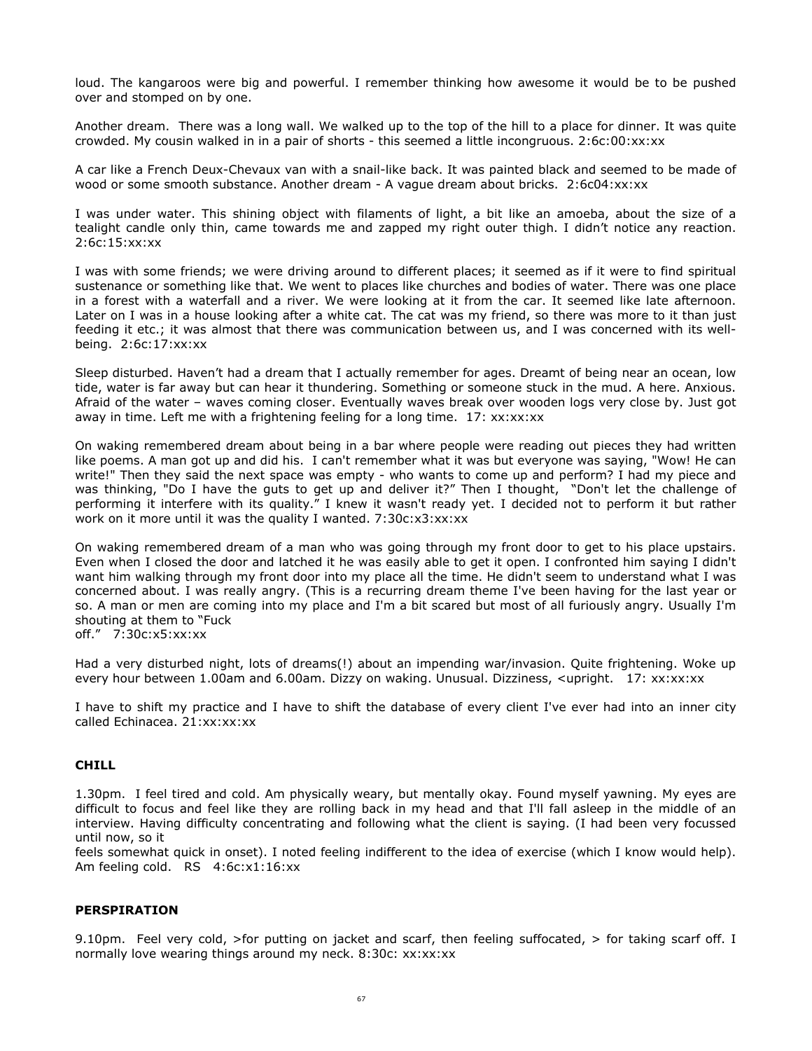loud. The kangaroos were big and powerful. I remember thinking how awesome it would be to be pushed over and stomped on by one.

Another dream. There was a long wall. We walked up to the top of the hill to a place for dinner. It was quite crowded. My cousin walked in in a pair of shorts - this seemed a little incongruous. 2:6c:00:xx:xx

A car like a French Deux-Chevaux van with a snail-like back. It was painted black and seemed to be made of wood or some smooth substance. Another dream - A vague dream about bricks. 2:6c04:xx:xx

I was under water. This shining object with filaments of light, a bit like an amoeba, about the size of a tealight candle only thin, came towards me and zapped my right outer thigh. I didn't notice any reaction. 2:6c:15:xx:xx

I was with some friends; we were driving around to different places; it seemed as if it were to find spiritual sustenance or something like that. We went to places like churches and bodies of water. There was one place in a forest with a waterfall and a river. We were looking at it from the car. It seemed like late afternoon. Later on I was in a house looking after a white cat. The cat was my friend, so there was more to it than just feeding it etc.; it was almost that there was communication between us, and I was concerned with its well-being. 2:6c:17:xx:xx

Sleep disturbed. Haven't had a dream that I actually remember for ages. Dreamt of being near an ocean, low tide, water is far away but can hear it thundering. Something or someone stuck in the mud. A here. Anxious. Afraid of the water – waves coming closer. Eventually waves break over wooden logs very close by. Just got away in time. Left me with a frightening feeling for a long time. 17: xx:xx:xx

On waking remembered dream about being in a bar where people were reading out pieces they had written like poems. A man got up and did his. I can't remember what it was but everyone was saying, "Wow! He can write!" Then they said the next space was empty - who wants to come up and perform? I had my piece and was thinking, "Do I have the guts to get up and deliver it?" Then I thought, "Don't let the challenge of performing it interfere with its quality." I knew it wasn't ready yet. I decided not to perform it but rather work on it more until it was the quality I wanted. 7:30c:x3:xx:xx

On waking remembered dream of a man who was going through my front door to get to his place upstairs. Even when I closed the door and latched it he was easily able to get it open. I confronted him saying I didn't want him walking through my front door into my place all the time. He didn't seem to understand what I was concerned about. I was really angry. (This is a recurring dream theme I've been having for the last year or so. A man or men are coming into my place and I'm a bit scared but most of all furiously angry. Usually I'm shouting at them to "Fuck off." 7:30c:x5:xx:xx

Had a very disturbed night, lots of dreams(!) about an impending war/invasion. Quite frightening. Woke up every hour between 1.00am and 6.00am. Dizzy on waking. Unusual. Dizziness, <upright. 17: xx:xx:xx

I have to shift my practice and I have to shift the database of every client I've ever had into an inner city called Echinacea. 21:xx:xx:xx

**CHILL**

1.30pm. I feel tired and cold. Am physically weary, but mentally okay. Found myself yawning. My eyes are difficult to focus and feel like they are rolling back in my head and that I'll fall asleep in the middle of an interview. Having difficulty concentrating and following what the client is saying. (I had been very focussed until now, so it feels somewhat quick in onset). I noted feeling indifferent to the idea of exercise (which I know would help). Am feeling cold. RS 4:6c:x1:16:xx

**PERSPIRATION**

9.10pm. Feel very cold, >for putting on jacket and scarf, then feeling suffocated, > for taking scarf off. I normally love wearing things around my neck. 8:30c: xx:xx:xx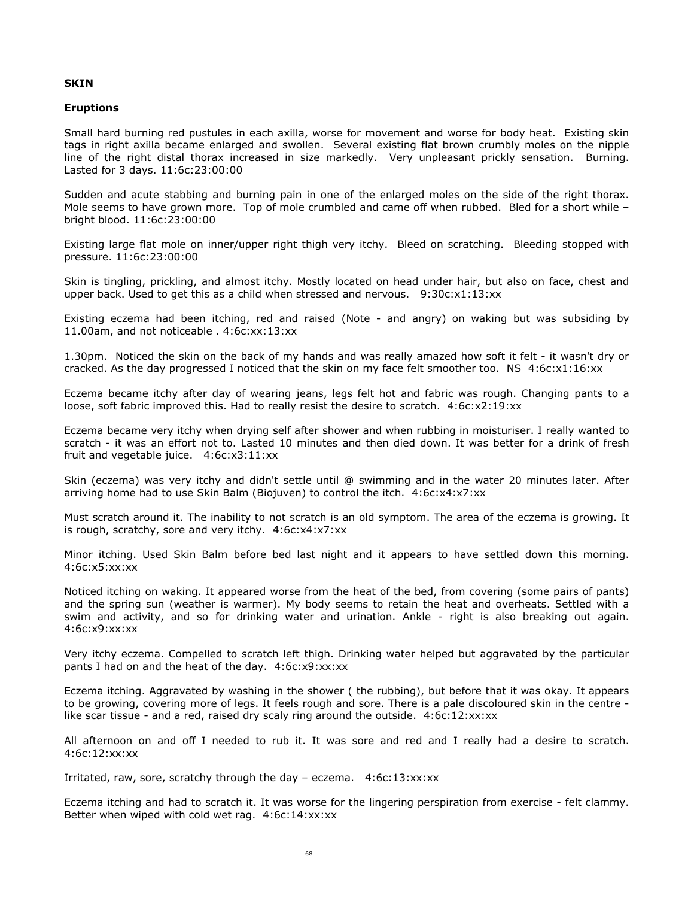**SKIN**

**Eruptions**

Small hard burning red pustules in each axilla, worse for movement and worse for body heat. Existing skin tags in right axilla became enlarged and swollen. Several existing flat brown crumbly moles on the nipple line of the right distal thorax increased in size markedly. Very unpleasant prickly sensation. Burning. Lasted for 3 days. 11:6c:23:00:00

Sudden and acute stabbing and burning pain in one of the enlarged moles on the side of the right thorax. Mole seems to have grown more. Top of mole crumbled and came off when rubbed. Bled for a short while – bright blood. 11:6c:23:00:00

Existing large flat mole on inner/upper right thigh very itchy. Bleed on scratching. Bleeding stopped with pressure. 11:6c:23:00:00

Skin is tingling, prickling, and almost itchy. Mostly located on head under hair, but also on face, chest and upper back. Used to get this as a child when stressed and nervous. 9:30c:x1:13:xx

Existing eczema had been itching, red and raised (Note - and angry) on waking but was subsiding by 11.00am, and not noticeable . 4:6c:xx:13:xx

1.30pm. Noticed the skin on the back of my hands and was really amazed how soft it felt - it wasn't dry or cracked. As the day progressed I noticed that the skin on my face felt smoother too. NS 4:6c:x1:16:xx

Eczema became itchy after day of wearing jeans, legs felt hot and fabric was rough. Changing pants to a loose, soft fabric improved this. Had to really resist the desire to scratch. 4:6c:x2:19:xx

Eczema became very itchy when drying self after shower and when rubbing in moisturiser. I really wanted to scratch - it was an effort not to. Lasted 10 minutes and then died down. It was better for a drink of fresh fruit and vegetable juice. 4:6c:x3:11:xx

Skin (eczema) was very itchy and didn't settle until @ swimming and in the water 20 minutes later. After arriving home had to use Skin Balm (Biojuven) to control the itch. 4:6c:x4:x7:xx

Must scratch around it. The inability to not scratch is an old symptom. The area of the eczema is growing. It is rough, scratchy, sore and very itchy. 4:6c:x4:x7:xx

Minor itching. Used Skin Balm before bed last night and it appears to have settled down this morning. 4:6c:x5:xx:xx

Noticed itching on waking. It appeared worse from the heat of the bed, from covering (some pairs of pants) and the spring sun (weather is warmer). My body seems to retain the heat and overheats. Settled with a swim and activity, and so for drinking water and urination. Ankle - right is also breaking out again. 4:6c:x9:xx:xx

Very itchy eczema. Compelled to scratch left thigh. Drinking water helped but aggravated by the particular pants I had on and the heat of the day. 4:6c:x9:xx:xx

Eczema itching. Aggravated by washing in the shower ( the rubbing), but before that it was okay. It appears to be growing, covering more of legs. It feels rough and sore. There is a pale discoloured skin in the centre - like scar tissue - and a red, raised dry scaly ring around the outside. 4:6c:12:xx:xx

All afternoon on and off I needed to rub it. It was sore and red and I really had a desire to scratch. 4:6c:12:xx:xx

Irritated, raw, sore, scratchy through the day – eczema. 4:6c:13:xx:xx

Eczema itching and had to scratch it. It was worse for the lingering perspiration from exercise - felt clammy. Better when wiped with cold wet rag. 4:6c:14:xx:xx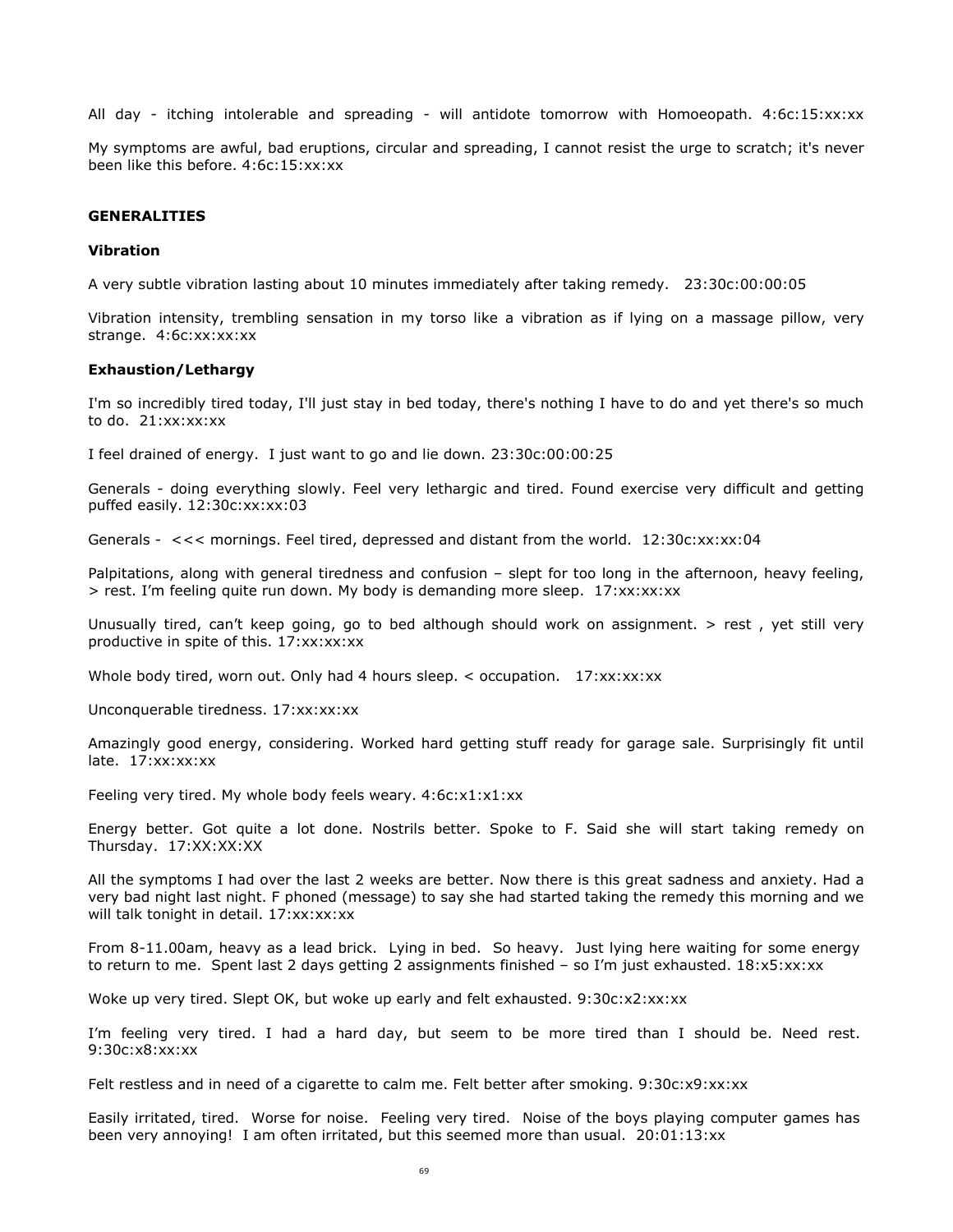All day - itching intolerable and spreading - will antidote tomorrow with Homoeopath. 4:6c:15:xx:xx

My symptoms are awful, bad eruptions, circular and spreading, I cannot resist the urge to scratch; it's never been like this before. 4:6c:15:xx:xx

**GENERALITIES**

**Vibration**

A very subtle vibration lasting about 10 minutes immediately after taking remedy. 23:30c:00:00:05

Vibration intensity, trembling sensation in my torso like a vibration as if lying on a massage pillow, very strange. 4:6c:xx:xx:xx

**Exhaustion/Lethargy**

I'm so incredibly tired today, I'll just stay in bed today, there's nothing I have to do and yet there's so much to do. 21:xx:xx:xx

I feel drained of energy. I just want to go and lie down. 23:30c:00:00:25

Generals - doing everything slowly. Feel very lethargic and tired. Found exercise very difficult and getting puffed easily. 12:30c:xx:xx:03

Generals - <<< mornings. Feel tired, depressed and distant from the world. 12:30c:xx:xx:04

Palpitations, along with general tiredness and confusion – slept for too long in the afternoon, heavy feeling, > rest. I'm feeling quite run down. My body is demanding more sleep. 17:xx:xx:xx

Unusually tired, can't keep going, go to bed although should work on assignment. > rest , yet still very productive in spite of this. 17:xx:xx:xx

Whole body tired, worn out. Only had 4 hours sleep. < occupation. 17:xx:xx:xx

Unconquerable tiredness. 17:xx:xx:xx

Amazingly good energy, considering. Worked hard getting stuff ready for garage sale. Surprisingly fit until late. 17:xx:xx:xx

Feeling very tired. My whole body feels weary. 4:6c:x1:x1:xx

Energy better. Got quite a lot done. Nostrils better. Spoke to F. Said she will start taking remedy on Thursday. 17:XX:XX:XX

All the symptoms I had over the last 2 weeks are better. Now there is this great sadness and anxiety. Had a very bad night last night. F phoned (message) to say she had started taking the remedy this morning and we will talk tonight in detail. 17:xx:xx:xx

From 8-11.00am, heavy as a lead brick. Lying in bed. So heavy. Just lying here waiting for some energy to return to me. Spent last 2 days getting 2 assignments finished – so I'm just exhausted. 18:x5:xx:xx

Woke up very tired. Slept OK, but woke up early and felt exhausted. 9:30c:x2:xx:xx

I'm feeling very tired. I had a hard day, but seem to be more tired than I should be. Need rest. 9:30c:x8:xx:xx

Felt restless and in need of a cigarette to calm me. Felt better after smoking. 9:30c:x9:xx:xx

Easily irritated, tired. Worse for noise. Feeling very tired. Noise of the boys playing computer games has been very annoying! I am often irritated, but this seemed more than usual. 20:01:13:xx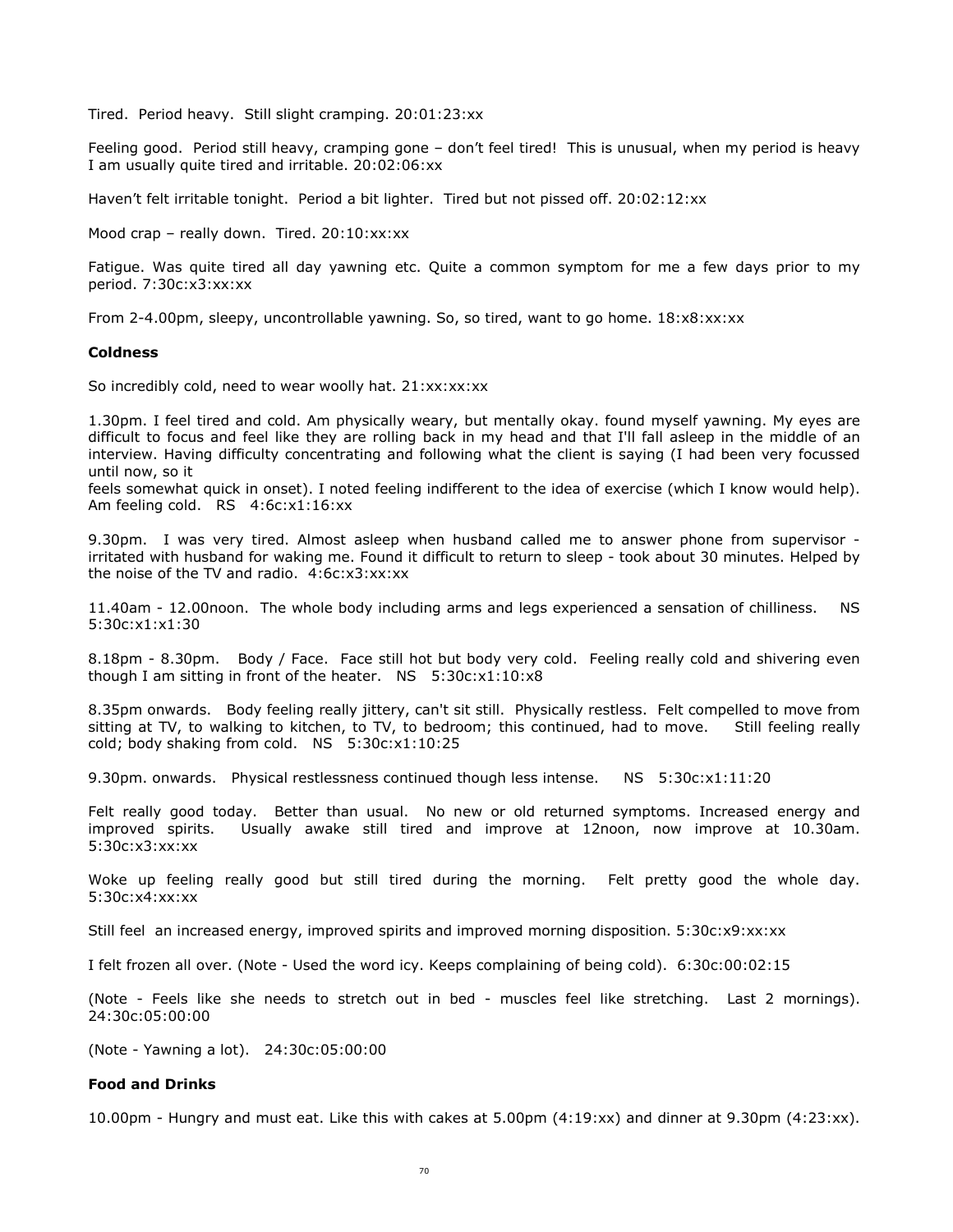Tired. Period heavy. Still slight cramping. 20:01:23:xx

Feeling good. Period still heavy, cramping gone – don't feel tired! This is unusual, when my period is heavy I am usually quite tired and irritable. 20:02:06:xx

Haven't felt irritable tonight. Period a bit lighter. Tired but not pissed off. 20:02:12:xx

Mood crap – really down. Tired. 20:10:xx:xx

Fatigue. Was quite tired all day yawning etc. Quite a common symptom for me a few days prior to my period. 7:30c:x3:xx:xx

From 2-4.00pm, sleepy, uncontrollable yawning. So, so tired, want to go home. 18:x8:xx:xx

**Coldness**

So incredibly cold, need to wear woolly hat. 21:xx:xx:xx

1.30pm. I feel tired and cold. Am physically weary, but mentally okay. found myself yawning. My eyes are difficult to focus and feel like they are rolling back in my head and that I'll fall asleep in the middle of an interview. Having difficulty concentrating and following what the client is saying (I had been very focussed until now, so it
feels somewhat quick in onset). I noted feeling indifferent to the idea of exercise (which I know would help). Am feeling cold. RS 4:6c:x1:16:xx

9.30pm. I was very tired. Almost asleep when husband called me to answer phone from supervisor - irritated with husband for waking me. Found it difficult to return to sleep - took about 30 minutes. Helped by the noise of the TV and radio. 4:6c:x3:xx:xx

11.40am - 12.00noon. The whole body including arms and legs experienced a sensation of chilliness. NS 5:30c:x1:x1:30

8.18pm - 8.30pm. Body / Face. Face still hot but body very cold. Feeling really cold and shivering even though I am sitting in front of the heater. NS 5:30c:x1:10:x8

8.35pm onwards. Body feeling really jittery, can't sit still. Physically restless. Felt compelled to move from sitting at TV, to walking to kitchen, to TV, to bedroom; this continued, had to move. Still feeling really cold; body shaking from cold. NS 5:30c:x1:10:25

9.30pm. onwards. Physical restlessness continued though less intense. NS 5:30c:x1:11:20

Felt really good today. Better than usual. No new or old returned symptoms. Increased energy and improved spirits. Usually awake still tired and improve at 12noon, now improve at 10.30am. 5:30c:x3:xx:xx

Woke up feeling really good but still tired during the morning. Felt pretty good the whole day. 5:30c:x4:xx:xx

Still feel an increased energy, improved spirits and improved morning disposition. 5:30c:x9:xx:xx

I felt frozen all over. (Note - Used the word icy. Keeps complaining of being cold). 6:30c:00:02:15

(Note - Feels like she needs to stretch out in bed - muscles feel like stretching. Last 2 mornings). 24:30c:05:00:00

(Note - Yawning a lot). 24:30c:05:00:00

**Food and Drinks**

10.00pm - Hungry and must eat. Like this with cakes at 5.00pm (4:19:xx) and dinner at 9.30pm (4:23:xx).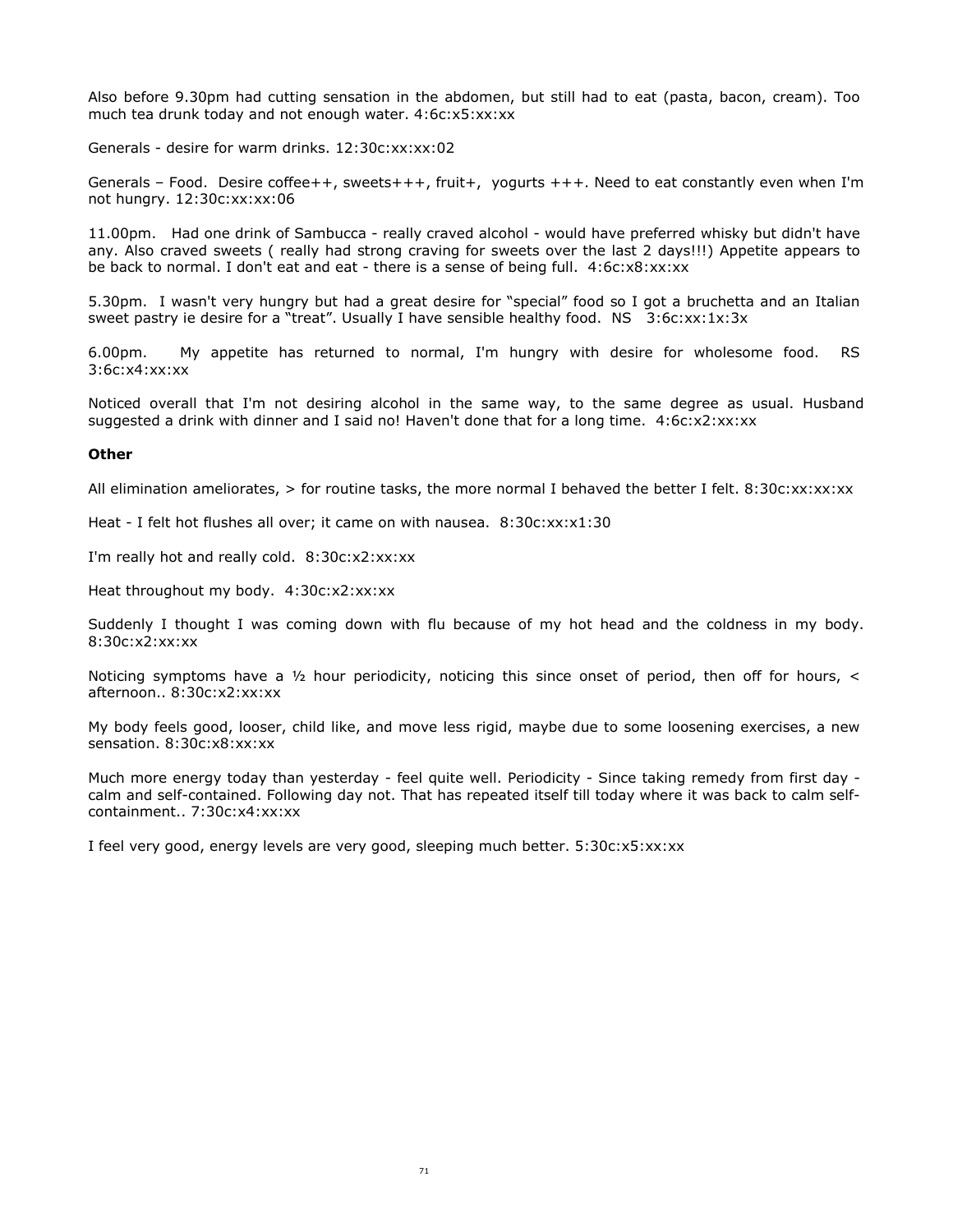Also before 9.30pm had cutting sensation in the abdomen, but still had to eat (pasta, bacon, cream). Too much tea drunk today and not enough water. 4:6c:x5:xx:xx

Generals - desire for warm drinks. 12:30c:xx:xx:02

Generals – Food. Desire coffee++, sweets+++, fruit+, yogurts +++. Need to eat constantly even when I'm not hungry. 12:30c:xx:xx:06

11.00pm. Had one drink of Sambucca - really craved alcohol - would have preferred whisky but didn't have any. Also craved sweets ( really had strong craving for sweets over the last 2 days!!!) Appetite appears to be back to normal. I don't eat and eat - there is a sense of being full. 4:6c:x8:xx:xx

5.30pm. I wasn't very hungry but had a great desire for "special" food so I got a bruchetta and an Italian sweet pastry ie desire for a "treat". Usually I have sensible healthy food. NS 3:6c:xx:1x:3x

6.00pm. My appetite has returned to normal, I'm hungry with desire for wholesome food. RS 3:6c:x4:xx:xx

Noticed overall that I'm not desiring alcohol in the same way, to the same degree as usual. Husband suggested a drink with dinner and I said no! Haven't done that for a long time. 4:6c:x2:xx:xx

**Other**

All elimination ameliorates, > for routine tasks, the more normal I behaved the better I felt. 8:30c:xx:xx:xx

Heat - I felt hot flushes all over; it came on with nausea. 8:30c:xx:x1:30

I'm really hot and really cold. 8:30c:x2:xx:xx

Heat throughout my body. 4:30c:x2:xx:xx

Suddenly I thought I was coming down with flu because of my hot head and the coldness in my body. 8:30c:x2:xx:xx

Noticing symptoms have a ½ hour periodicity, noticing this since onset of period, then off for hours, < afternoon.. 8:30c:x2:xx:xx

My body feels good, looser, child like, and move less rigid, maybe due to some loosening exercises, a new sensation. 8:30c:x8:xx:xx

Much more energy today than yesterday - feel quite well. Periodicity - Since taking remedy from first day - calm and self-contained. Following day not. That has repeated itself till today where it was back to calm self-containment.. 7:30c:x4:xx:xx

I feel very good, energy levels are very good, sleeping much better. 5:30c:x5:xx:xx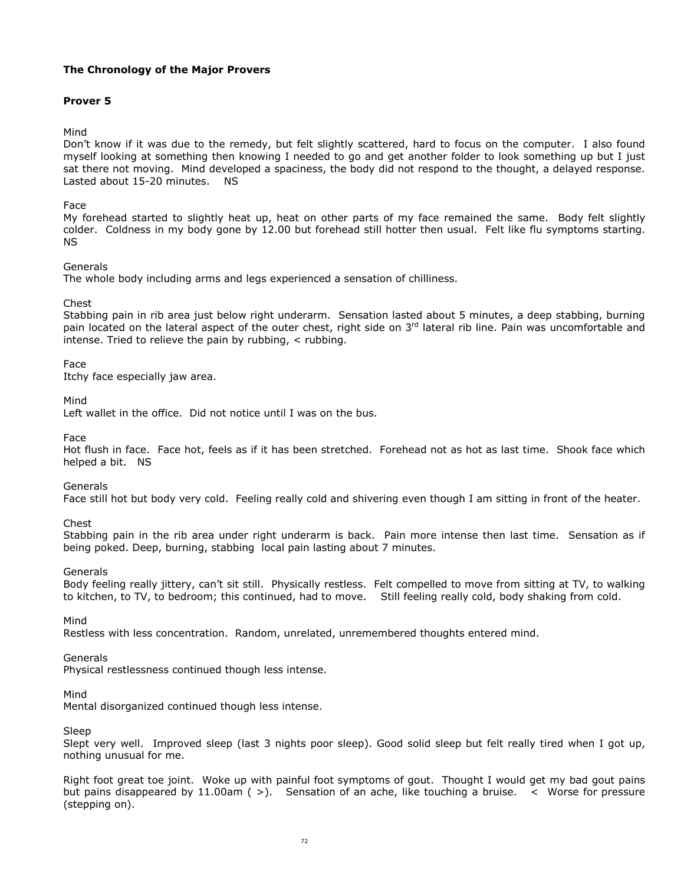**The Chronology of the Major Provers**

**Prover 5**

Mind
Don't know if it was due to the remedy, but felt slightly scattered, hard to focus on the computer. I also found myself looking at something then knowing I needed to go and get another folder to look something up but I just sat there not moving. Mind developed a spaciness, the body did not respond to the thought, a delayed response. Lasted about 15-20 minutes. NS

Face
My forehead started to slightly heat up, heat on other parts of my face remained the same. Body felt slightly colder. Coldness in my body gone by 12.00 but forehead still hotter then usual. Felt like flu symptoms starting. NS

Generals
The whole body including arms and legs experienced a sensation of chilliness.

Chest
Stabbing pain in rib area just below right underarm. Sensation lasted about 5 minutes, a deep stabbing, burning pain located on the lateral aspect of the outer chest, right side on 3rd lateral rib line. Pain was uncomfortable and intense. Tried to relieve the pain by rubbing, < rubbing.

Face
Itchy face especially jaw area.

Mind
Left wallet in the office. Did not notice until I was on the bus.

Face
Hot flush in face. Face hot, feels as if it has been stretched. Forehead not as hot as last time. Shook face which helped a bit. NS

Generals
Face still hot but body very cold. Feeling really cold and shivering even though I am sitting in front of the heater.

Chest
Stabbing pain in the rib area under right underarm is back. Pain more intense then last time. Sensation as if being poked. Deep, burning, stabbing local pain lasting about 7 minutes.

Generals
Body feeling really jittery, can't sit still. Physically restless. Felt compelled to move from sitting at TV, to walking to kitchen, to TV, to bedroom; this continued, had to move. Still feeling really cold, body shaking from cold.

Mind
Restless with less concentration. Random, unrelated, unremembered thoughts entered mind.

Generals
Physical restlessness continued though less intense.

Mind
Mental disorganized continued though less intense.

Sleep
Slept very well. Improved sleep (last 3 nights poor sleep). Good solid sleep but felt really tired when I got up, nothing unusual for me.

Right foot great toe joint. Woke up with painful foot symptoms of gout. Thought I would get my bad gout pains but pains disappeared by 11.00am ( >). Sensation of an ache, like touching a bruise. < Worse for pressure (stepping on).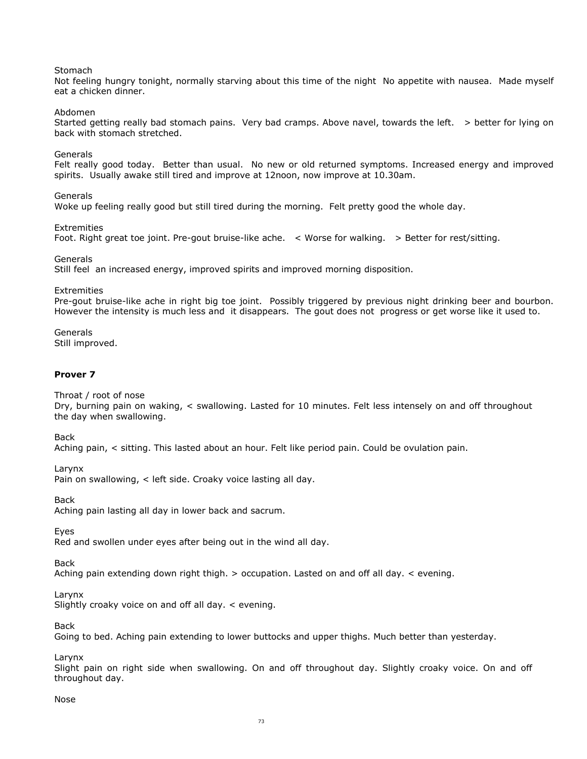Stomach
Not feeling hungry tonight, normally starving about this time of the night No appetite with nausea. Made myself eat a chicken dinner.

Abdomen
Started getting really bad stomach pains. Very bad cramps. Above navel, towards the left. > better for lying on back with stomach stretched.

Generals
Felt really good today. Better than usual. No new or old returned symptoms. Increased energy and improved spirits. Usually awake still tired and improve at 12noon, now improve at 10.30am.

Generals
Woke up feeling really good but still tired during the morning. Felt pretty good the whole day.

Extremities
Foot. Right great toe joint. Pre-gout bruise-like ache. < Worse for walking. > Better for rest/sitting.

Generals
Still feel an increased energy, improved spirits and improved morning disposition.

Extremities
Pre-gout bruise-like ache in right big toe joint. Possibly triggered by previous night drinking beer and bourbon. However the intensity is much less and it disappears. The gout does not progress or get worse like it used to.

Generals
Still improved.

**Prover 7**

Throat / root of nose
Dry, burning pain on waking, < swallowing. Lasted for 10 minutes. Felt less intensely on and off throughout the day when swallowing.

Back
Aching pain, < sitting. This lasted about an hour. Felt like period pain. Could be ovulation pain.

Larynx
Pain on swallowing, < left side. Croaky voice lasting all day.

Back
Aching pain lasting all day in lower back and sacrum.

Eyes
Red and swollen under eyes after being out in the wind all day.

Back
Aching pain extending down right thigh. > occupation. Lasted on and off all day. < evening.

Larynx
Slightly croaky voice on and off all day. < evening.

Back
Going to bed. Aching pain extending to lower buttocks and upper thighs. Much better than yesterday.

Larynx
Slight pain on right side when swallowing. On and off throughout day. Slightly croaky voice. On and off throughout day.

Nose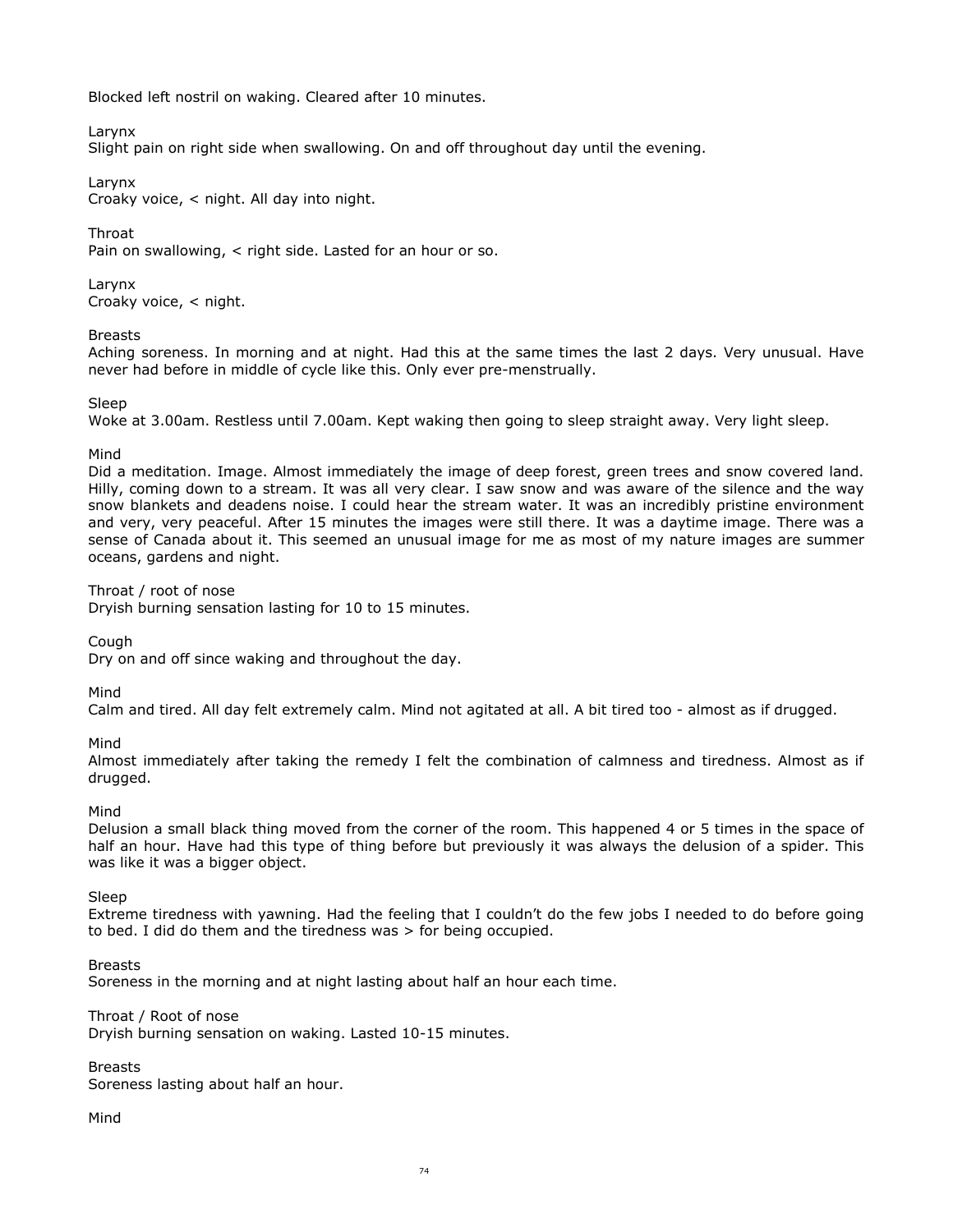Blocked left nostril on waking. Cleared after 10 minutes.

Larynx
Slight pain on right side when swallowing. On and off throughout day until the evening.

Larynx
Croaky voice, < night. All day into night.

Throat
Pain on swallowing, < right side. Lasted for an hour or so.

Larynx
Croaky voice, < night.

Breasts
Aching soreness. In morning and at night. Had this at the same times the last 2 days. Very unusual. Have never had before in middle of cycle like this. Only ever pre-menstrually.

Sleep
Woke at 3.00am. Restless until 7.00am. Kept waking then going to sleep straight away. Very light sleep.

Mind
Did a meditation. Image. Almost immediately the image of deep forest, green trees and snow covered land. Hilly, coming down to a stream. It was all very clear. I saw snow and was aware of the silence and the way snow blankets and deadens noise. I could hear the stream water. It was an incredibly pristine environment and very, very peaceful. After 15 minutes the images were still there. It was a daytime image. There was a sense of Canada about it. This seemed an unusual image for me as most of my nature images are summer oceans, gardens and night.

Throat / root of nose
Dryish burning sensation lasting for 10 to 15 minutes.

Cough
Dry on and off since waking and throughout the day.

Mind
Calm and tired. All day felt extremely calm. Mind not agitated at all. A bit tired too - almost as if drugged.

Mind
Almost immediately after taking the remedy I felt the combination of calmness and tiredness. Almost as if drugged.

Mind
Delusion a small black thing moved from the corner of the room. This happened 4 or 5 times in the space of half an hour. Have had this type of thing before but previously it was always the delusion of a spider. This was like it was a bigger object.

Sleep
Extreme tiredness with yawning. Had the feeling that I couldn't do the few jobs I needed to do before going to bed. I did do them and the tiredness was > for being occupied.

Breasts
Soreness in the morning and at night lasting about half an hour each time.

Throat / Root of nose
Dryish burning sensation on waking. Lasted 10-15 minutes.

Breasts
Soreness lasting about half an hour.

Mind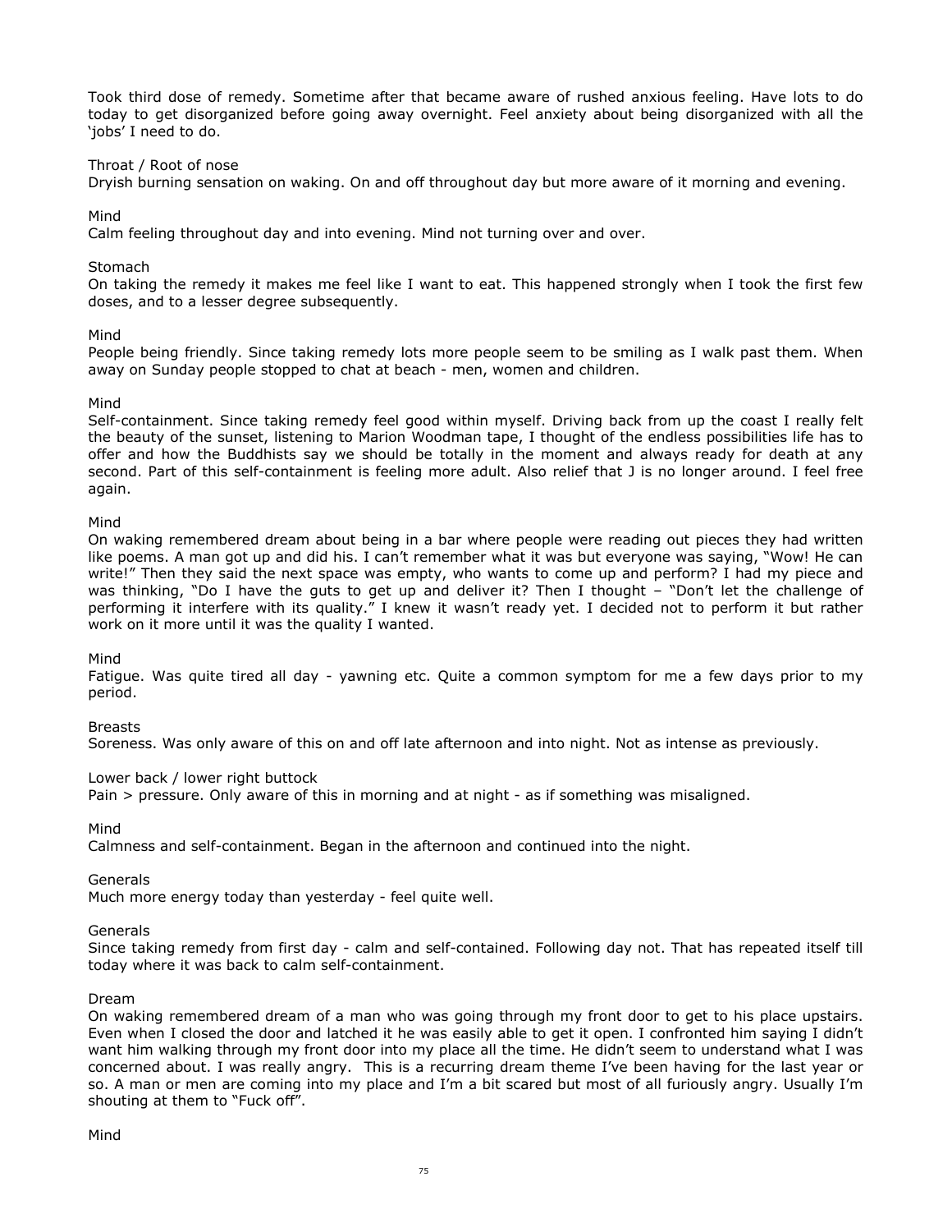Took third dose of remedy. Sometime after that became aware of rushed anxious feeling. Have lots to do today to get disorganized before going away overnight. Feel anxiety about being disorganized with all the 'jobs' I need to do.

Throat / Root of nose
Dryish burning sensation on waking. On and off throughout day but more aware of it morning and evening.

Mind
Calm feeling throughout day and into evening. Mind not turning over and over.

Stomach
On taking the remedy it makes me feel like I want to eat. This happened strongly when I took the first few doses, and to a lesser degree subsequently.

Mind
People being friendly. Since taking remedy lots more people seem to be smiling as I walk past them. When away on Sunday people stopped to chat at beach - men, women and children.

Mind
Self-containment. Since taking remedy feel good within myself. Driving back from up the coast I really felt the beauty of the sunset, listening to Marion Woodman tape, I thought of the endless possibilities life has to offer and how the Buddhists say we should be totally in the moment and always ready for death at any second. Part of this self-containment is feeling more adult. Also relief that J is no longer around. I feel free again.

Mind
On waking remembered dream about being in a bar where people were reading out pieces they had written like poems. A man got up and did his. I can't remember what it was but everyone was saying, "Wow! He can write!" Then they said the next space was empty, who wants to come up and perform? I had my piece and was thinking, "Do I have the guts to get up and deliver it? Then I thought – "Don't let the challenge of performing it interfere with its quality." I knew it wasn't ready yet. I decided not to perform it but rather work on it more until it was the quality I wanted.

Mind
Fatigue. Was quite tired all day - yawning etc. Quite a common symptom for me a few days prior to my period.

Breasts
Soreness. Was only aware of this on and off late afternoon and into night. Not as intense as previously.

Lower back / lower right buttock
Pain > pressure. Only aware of this in morning and at night - as if something was misaligned.

Mind
Calmness and self-containment. Began in the afternoon and continued into the night.

Generals
Much more energy today than yesterday - feel quite well.

Generals
Since taking remedy from first day - calm and self-contained. Following day not. That has repeated itself till today where it was back to calm self-containment.

Dream
On waking remembered dream of a man who was going through my front door to get to his place upstairs. Even when I closed the door and latched it he was easily able to get it open. I confronted him saying I didn't want him walking through my front door into my place all the time. He didn't seem to understand what I was concerned about. I was really angry. This is a recurring dream theme I've been having for the last year or so. A man or men are coming into my place and I'm a bit scared but most of all furiously angry. Usually I'm shouting at them to "Fuck off".

Mind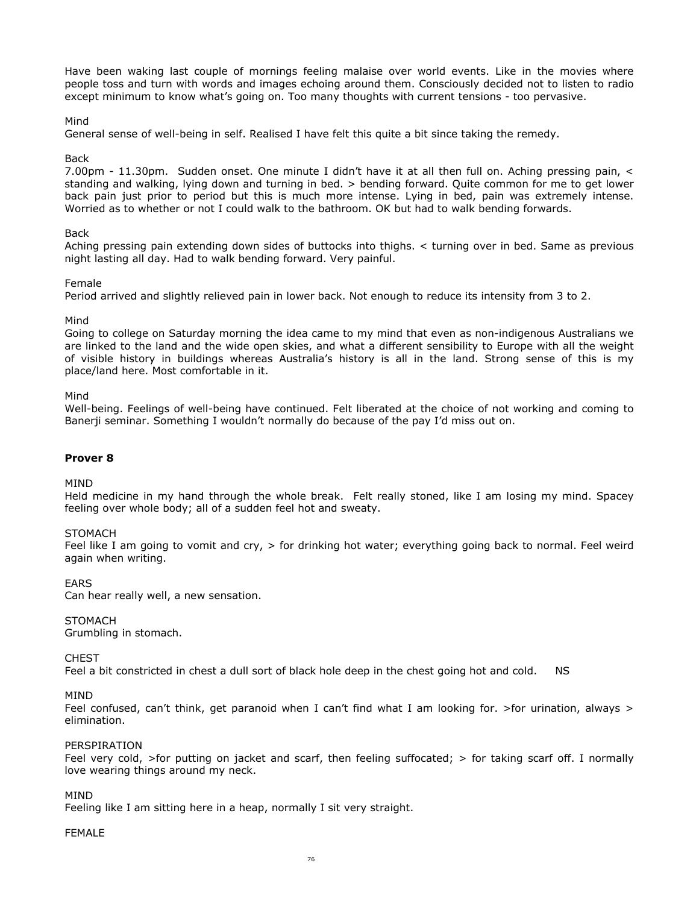Have been waking last couple of mornings feeling malaise over world events. Like in the movies where people toss and turn with words and images echoing around them. Consciously decided not to listen to radio except minimum to know what's going on. Too many thoughts with current tensions - too pervasive.

Mind
General sense of well-being in self. Realised I have felt this quite a bit since taking the remedy.

Back
7.00pm - 11.30pm. Sudden onset. One minute I didn't have it at all then full on. Aching pressing pain, < standing and walking, lying down and turning in bed. > bending forward. Quite common for me to get lower back pain just prior to period but this is much more intense. Lying in bed, pain was extremely intense. Worried as to whether or not I could walk to the bathroom. OK but had to walk bending forwards.

Back
Aching pressing pain extending down sides of buttocks into thighs. < turning over in bed. Same as previous night lasting all day. Had to walk bending forward. Very painful.

Female
Period arrived and slightly relieved pain in lower back. Not enough to reduce its intensity from 3 to 2.

Mind
Going to college on Saturday morning the idea came to my mind that even as non-indigenous Australians we are linked to the land and the wide open skies, and what a different sensibility to Europe with all the weight of visible history in buildings whereas Australia's history is all in the land. Strong sense of this is my place/land here. Most comfortable in it.

Mind
Well-being. Feelings of well-being have continued. Felt liberated at the choice of not working and coming to Banerji seminar. Something I wouldn't normally do because of the pay I'd miss out on.

**Prover 8**

MIND
Held medicine in my hand through the whole break. Felt really stoned, like I am losing my mind. Spacey feeling over whole body; all of a sudden feel hot and sweaty.

STOMACH
Feel like I am going to vomit and cry, > for drinking hot water; everything going back to normal. Feel weird again when writing.

EARS
Can hear really well, a new sensation.

STOMACH
Grumbling in stomach.

CHEST
Feel a bit constricted in chest a dull sort of black hole deep in the chest going hot and cold. NS

MIND
Feel confused, can't think, get paranoid when I can't find what I am looking for. >for urination, always > elimination.

PERSPIRATION
Feel very cold, >for putting on jacket and scarf, then feeling suffocated; > for taking scarf off. I normally love wearing things around my neck.

MIND
Feeling like I am sitting here in a heap, normally I sit very straight.

FEMALE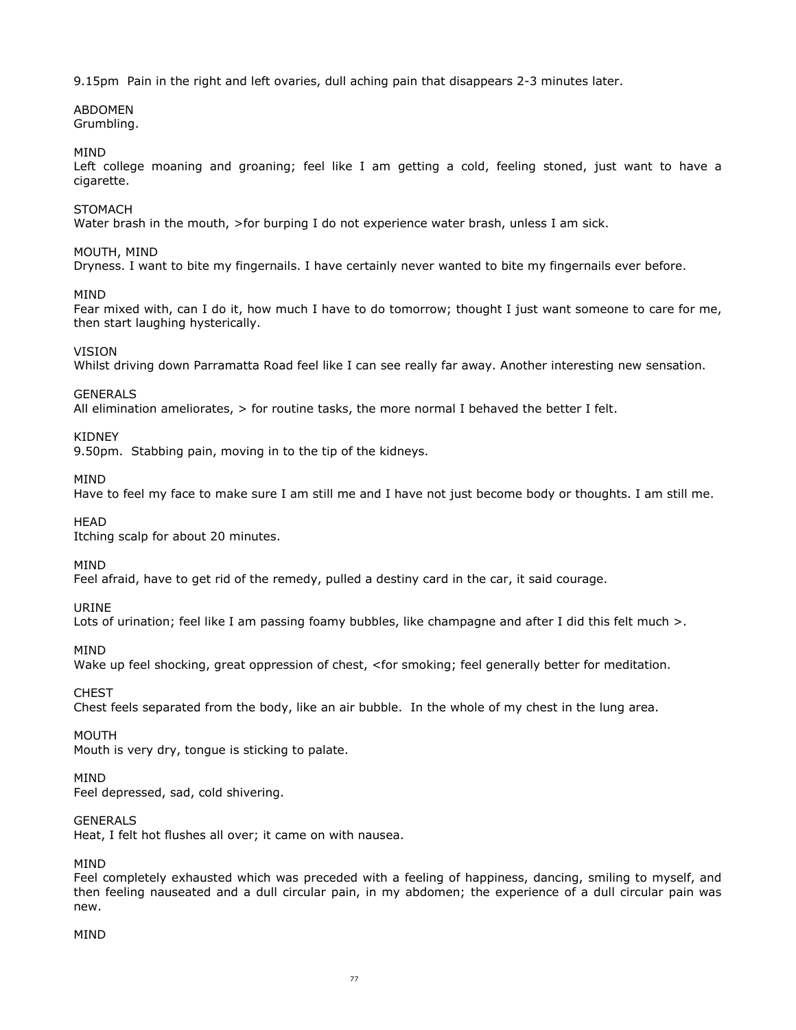9.15pm Pain in the right and left ovaries, dull aching pain that disappears 2-3 minutes later.

ABDOMEN
Grumbling.

MIND
Left college moaning and groaning; feel like I am getting a cold, feeling stoned, just want to have a cigarette.

STOMACH
Water brash in the mouth, >for burping I do not experience water brash, unless I am sick.

MOUTH, MIND
Dryness. I want to bite my fingernails. I have certainly never wanted to bite my fingernails ever before.

MIND
Fear mixed with, can I do it, how much I have to do tomorrow; thought I just want someone to care for me, then start laughing hysterically.

VISION
Whilst driving down Parramatta Road feel like I can see really far away. Another interesting new sensation.

GENERALS
All elimination ameliorates, > for routine tasks, the more normal I behaved the better I felt.

KIDNEY
9.50pm. Stabbing pain, moving in to the tip of the kidneys.

MIND
Have to feel my face to make sure I am still me and I have not just become body or thoughts. I am still me.

HEAD
Itching scalp for about 20 minutes.

MIND
Feel afraid, have to get rid of the remedy, pulled a destiny card in the car, it said courage.

URINE
Lots of urination; feel like I am passing foamy bubbles, like champagne and after I did this felt much >.

MIND
Wake up feel shocking, great oppression of chest, <for smoking; feel generally better for meditation.

CHEST
Chest feels separated from the body, like an air bubble. In the whole of my chest in the lung area.

MOUTH
Mouth is very dry, tongue is sticking to palate.

MIND
Feel depressed, sad, cold shivering.

GENERALS
Heat, I felt hot flushes all over; it came on with nausea.

MIND
Feel completely exhausted which was preceded with a feeling of happiness, dancing, smiling to myself, and then feeling nauseated and a dull circular pain, in my abdomen; the experience of a dull circular pain was new.

MIND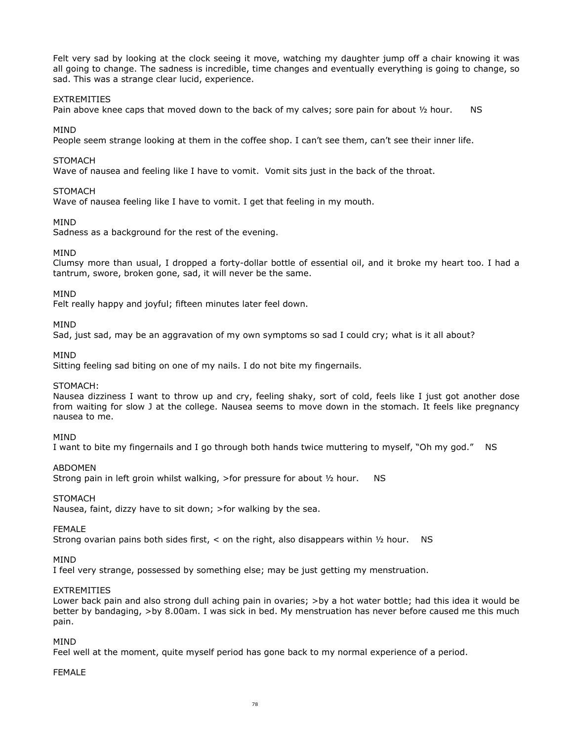Felt very sad by looking at the clock seeing it move, watching my daughter jump off a chair knowing it was all going to change. The sadness is incredible, time changes and eventually everything is going to change, so sad. This was a strange clear lucid, experience.

EXTREMITIES

Pain above knee caps that moved down to the back of my calves; sore pain for about ½ hour. NS

MIND

People seem strange looking at them in the coffee shop. I can't see them, can't see their inner life.

STOMACH

Wave of nausea and feeling like I have to vomit. Vomit sits just in the back of the throat.

STOMACH

Wave of nausea feeling like I have to vomit. I get that feeling in my mouth.

MIND

Sadness as a background for the rest of the evening.

MIND

Clumsy more than usual, I dropped a forty-dollar bottle of essential oil, and it broke my heart too. I had a tantrum, swore, broken gone, sad, it will never be the same.

MIND

Felt really happy and joyful; fifteen minutes later feel down.

MIND

Sad, just sad, may be an aggravation of my own symptoms so sad I could cry; what is it all about?

MIND

Sitting feeling sad biting on one of my nails. I do not bite my fingernails.

STOMACH:

Nausea dizziness I want to throw up and cry, feeling shaky, sort of cold, feels like I just got another dose from waiting for slow J at the college. Nausea seems to move down in the stomach. It feels like pregnancy nausea to me.

MIND

I want to bite my fingernails and I go through both hands twice muttering to myself, "Oh my god." NS

ABDOMEN

Strong pain in left groin whilst walking, >for pressure for about ½ hour. NS

STOMACH

Nausea, faint, dizzy have to sit down; >for walking by the sea.

FEMALE

Strong ovarian pains both sides first, < on the right, also disappears within ½ hour. NS

MIND

I feel very strange, possessed by something else; may be just getting my menstruation.

EXTREMITIES

Lower back pain and also strong dull aching pain in ovaries; >by a hot water bottle; had this idea it would be better by bandaging, >by 8.00am. I was sick in bed. My menstruation has never before caused me this much pain.

MIND

Feel well at the moment, quite myself period has gone back to my normal experience of a period.

FEMALE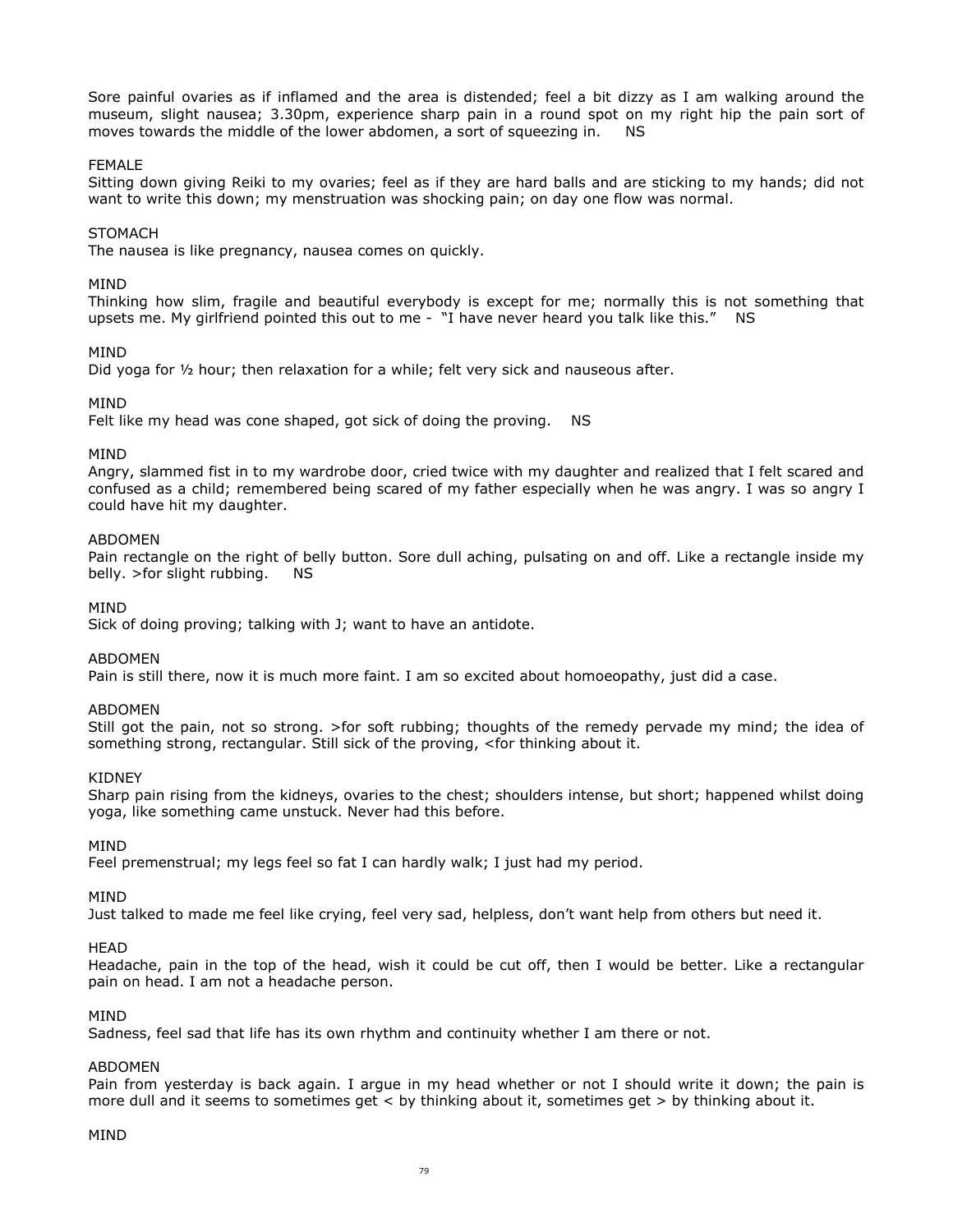Sore painful ovaries as if inflamed and the area is distended; feel a bit dizzy as I am walking around the museum, slight nausea; 3.30pm, experience sharp pain in a round spot on my right hip the pain sort of moves towards the middle of the lower abdomen, a sort of squeezing in. NS

FEMALE
Sitting down giving Reiki to my ovaries; feel as if they are hard balls and are sticking to my hands; did not want to write this down; my menstruation was shocking pain; on day one flow was normal.

STOMACH
The nausea is like pregnancy, nausea comes on quickly.

MIND
Thinking how slim, fragile and beautiful everybody is except for me; normally this is not something that upsets me. My girlfriend pointed this out to me - "I have never heard you talk like this." NS

MIND
Did yoga for ½ hour; then relaxation for a while; felt very sick and nauseous after.

MIND
Felt like my head was cone shaped, got sick of doing the proving. NS

MIND
Angry, slammed fist in to my wardrobe door, cried twice with my daughter and realized that I felt scared and confused as a child; remembered being scared of my father especially when he was angry. I was so angry I could have hit my daughter.

ABDOMEN
Pain rectangle on the right of belly button. Sore dull aching, pulsating on and off. Like a rectangle inside my belly. >for slight rubbing. NS

MIND
Sick of doing proving; talking with J; want to have an antidote.

ABDOMEN
Pain is still there, now it is much more faint. I am so excited about homoeopathy, just did a case.

ABDOMEN
Still got the pain, not so strong. >for soft rubbing; thoughts of the remedy pervade my mind; the idea of something strong, rectangular. Still sick of the proving, <for thinking about it.

KIDNEY
Sharp pain rising from the kidneys, ovaries to the chest; shoulders intense, but short; happened whilst doing yoga, like something came unstuck. Never had this before.

MIND
Feel premenstrual; my legs feel so fat I can hardly walk; I just had my period.

MIND
Just talked to made me feel like crying, feel very sad, helpless, don't want help from others but need it.

HEAD
Headache, pain in the top of the head, wish it could be cut off, then I would be better. Like a rectangular pain on head. I am not a headache person.

MIND
Sadness, feel sad that life has its own rhythm and continuity whether I am there or not.

ABDOMEN
Pain from yesterday is back again. I argue in my head whether or not I should write it down; the pain is more dull and it seems to sometimes get < by thinking about it, sometimes get > by thinking about it.

MIND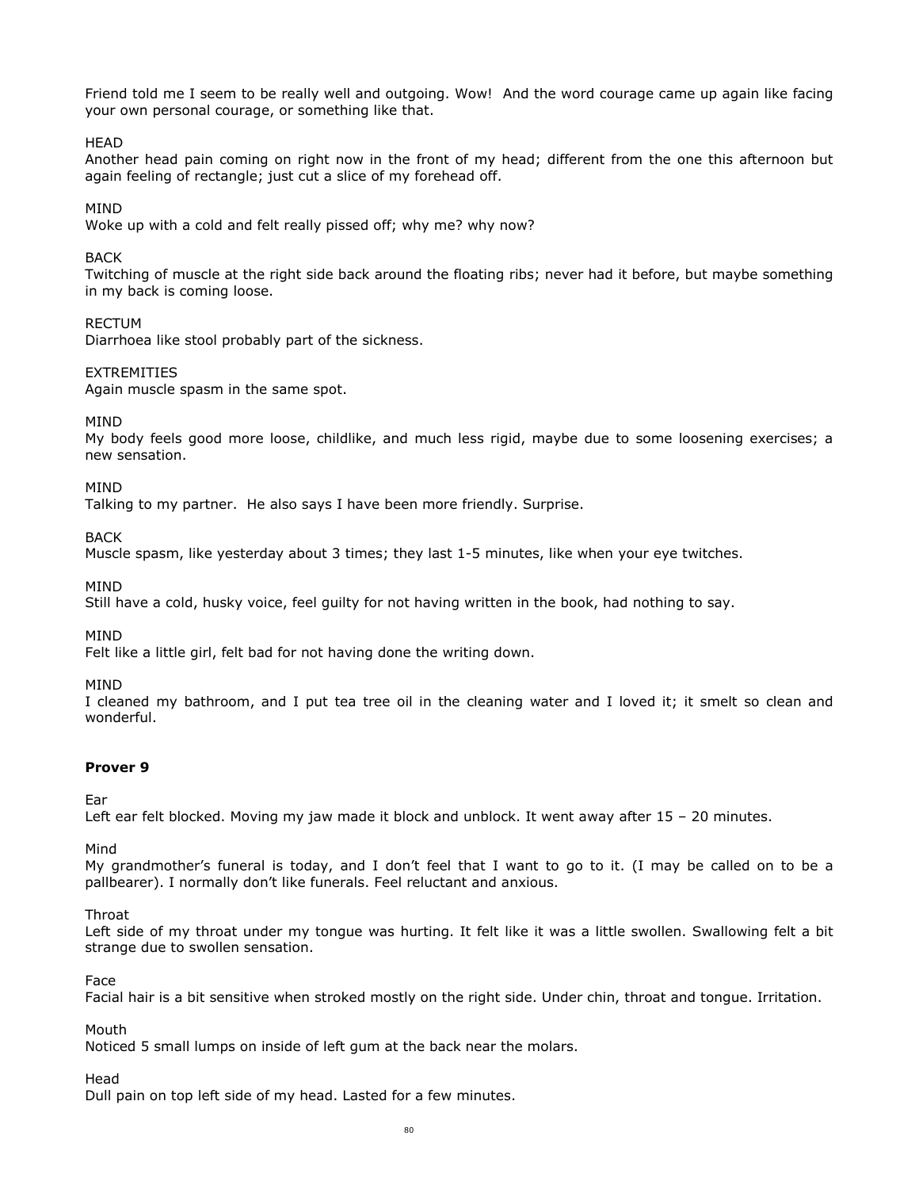Friend told me I seem to be really well and outgoing. Wow! And the word courage came up again like facing your own personal courage, or something like that.

HEAD
Another head pain coming on right now in the front of my head; different from the one this afternoon but again feeling of rectangle; just cut a slice of my forehead off.

MIND
Woke up with a cold and felt really pissed off; why me? why now?

BACK
Twitching of muscle at the right side back around the floating ribs; never had it before, but maybe something in my back is coming loose.

RECTUM
Diarrhoea like stool probably part of the sickness.

EXTREMITIES
Again muscle spasm in the same spot.

MIND
My body feels good more loose, childlike, and much less rigid, maybe due to some loosening exercises; a new sensation.

MIND
Talking to my partner. He also says I have been more friendly. Surprise.

BACK
Muscle spasm, like yesterday about 3 times; they last 1-5 minutes, like when your eye twitches.

MIND
Still have a cold, husky voice, feel guilty for not having written in the book, had nothing to say.

MIND
Felt like a little girl, felt bad for not having done the writing down.

MIND
I cleaned my bathroom, and I put tea tree oil in the cleaning water and I loved it; it smelt so clean and wonderful.

**Prover 9**

Ear
Left ear felt blocked. Moving my jaw made it block and unblock. It went away after 15 – 20 minutes.

Mind
My grandmother's funeral is today, and I don't feel that I want to go to it. (I may be called on to be a pallbearer). I normally don't like funerals. Feel reluctant and anxious.

Throat
Left side of my throat under my tongue was hurting. It felt like it was a little swollen. Swallowing felt a bit strange due to swollen sensation.

Face
Facial hair is a bit sensitive when stroked mostly on the right side. Under chin, throat and tongue. Irritation.

Mouth
Noticed 5 small lumps on inside of left gum at the back near the molars.

Head
Dull pain on top left side of my head. Lasted for a few minutes.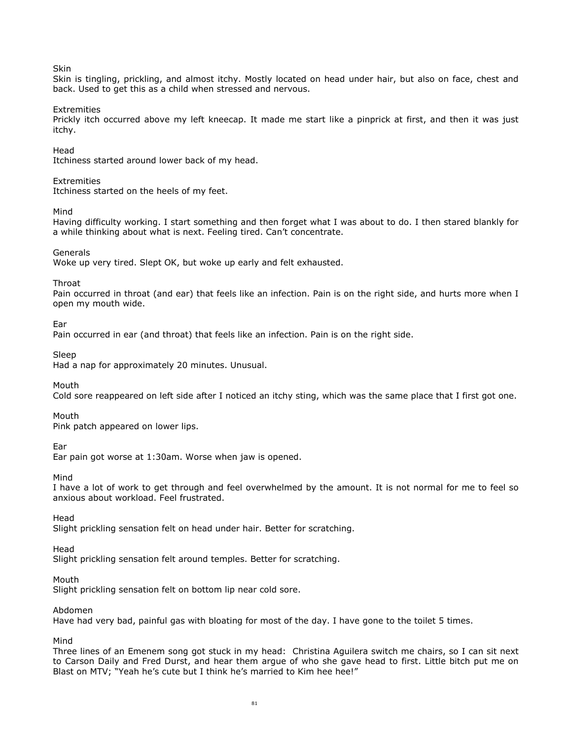Skin

Skin is tingling, prickling, and almost itchy. Mostly located on head under hair, but also on face, chest and back. Used to get this as a child when stressed and nervous.

Extremities

Prickly itch occurred above my left kneecap. It made me start like a pinprick at first, and then it was just itchy.

Head

Itchiness started around lower back of my head.

Extremities

Itchiness started on the heels of my feet.

Mind

Having difficulty working. I start something and then forget what I was about to do. I then stared blankly for a while thinking about what is next. Feeling tired. Can't concentrate.

Generals

Woke up very tired. Slept OK, but woke up early and felt exhausted.

Throat

Pain occurred in throat (and ear) that feels like an infection. Pain is on the right side, and hurts more when I open my mouth wide.

Ear

Pain occurred in ear (and throat) that feels like an infection. Pain is on the right side.

Sleep

Had a nap for approximately 20 minutes. Unusual.

Mouth

Cold sore reappeared on left side after I noticed an itchy sting, which was the same place that I first got one.

Mouth

Pink patch appeared on lower lips.

Ear

Ear pain got worse at 1:30am. Worse when jaw is opened.

Mind

I have a lot of work to get through and feel overwhelmed by the amount. It is not normal for me to feel so anxious about workload. Feel frustrated.

Head

Slight prickling sensation felt on head under hair. Better for scratching.

Head

Slight prickling sensation felt around temples. Better for scratching.

Mouth

Slight prickling sensation felt on bottom lip near cold sore.

Abdomen

Have had very bad, painful gas with bloating for most of the day. I have gone to the toilet 5 times.

Mind

Three lines of an Emenem song got stuck in my head: Christina Aguilera switch me chairs, so I can sit next to Carson Daily and Fred Durst, and hear them argue of who she gave head to first. Little bitch put me on Blast on MTV; "Yeah he's cute but I think he's married to Kim hee hee!"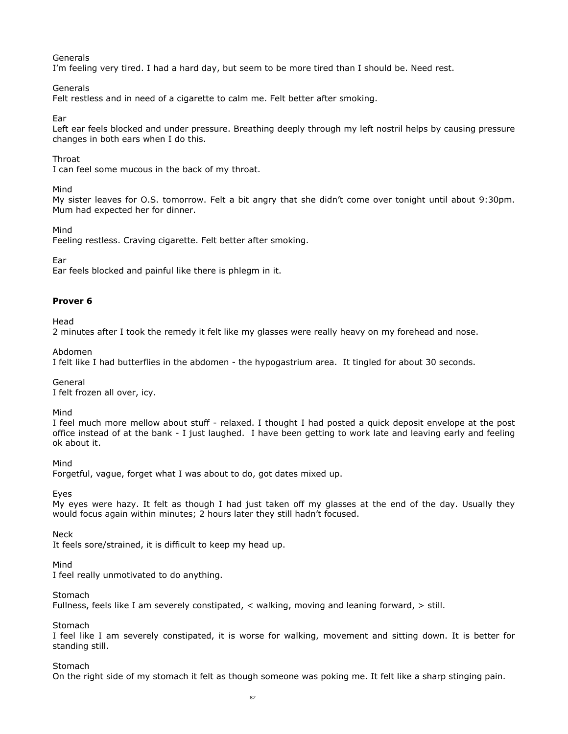Generals

I'm feeling very tired. I had a hard day, but seem to be more tired than I should be. Need rest.

Generals

Felt restless and in need of a cigarette to calm me. Felt better after smoking.

Ear

Left ear feels blocked and under pressure. Breathing deeply through my left nostril helps by causing pressure changes in both ears when I do this.

Throat

I can feel some mucous in the back of my throat.

Mind

My sister leaves for O.S. tomorrow. Felt a bit angry that she didn't come over tonight until about 9:30pm. Mum had expected her for dinner.

Mind

Feeling restless. Craving cigarette. Felt better after smoking.

Ear

Ear feels blocked and painful like there is phlegm in it.

**Prover 6**

Head

2 minutes after I took the remedy it felt like my glasses were really heavy on my forehead and nose.

Abdomen

I felt like I had butterflies in the abdomen - the hypogastrium area. It tingled for about 30 seconds.

General

I felt frozen all over, icy.

Mind

I feel much more mellow about stuff - relaxed. I thought I had posted a quick deposit envelope at the post office instead of at the bank - I just laughed. I have been getting to work late and leaving early and feeling ok about it.

Mind

Forgetful, vague, forget what I was about to do, got dates mixed up.

Eyes

My eyes were hazy. It felt as though I had just taken off my glasses at the end of the day. Usually they would focus again within minutes; 2 hours later they still hadn't focused.

Neck

It feels sore/strained, it is difficult to keep my head up.

Mind

I feel really unmotivated to do anything.

Stomach

Fullness, feels like I am severely constipated, < walking, moving and leaning forward, > still.

Stomach

I feel like I am severely constipated, it is worse for walking, movement and sitting down. It is better for standing still.

Stomach

On the right side of my stomach it felt as though someone was poking me. It felt like a sharp stinging pain.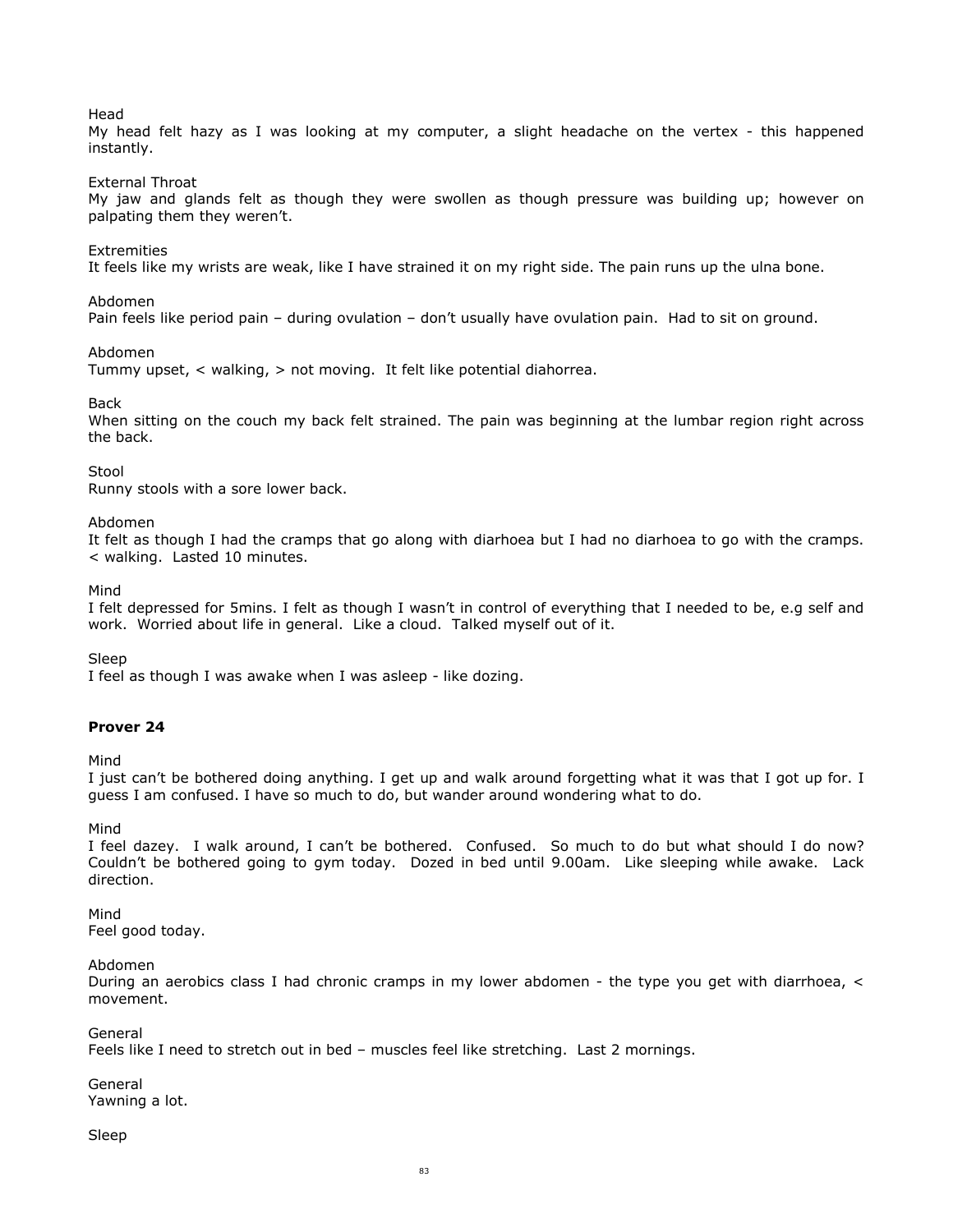Head
My head felt hazy as I was looking at my computer, a slight headache on the vertex - this happened instantly.

External Throat
My jaw and glands felt as though they were swollen as though pressure was building up; however on palpating them they weren't.

Extremities
It feels like my wrists are weak, like I have strained it on my right side. The pain runs up the ulna bone.

Abdomen
Pain feels like period pain – during ovulation – don't usually have ovulation pain. Had to sit on ground.

Abdomen
Tummy upset, < walking, > not moving. It felt like potential diahorrea.

Back
When sitting on the couch my back felt strained. The pain was beginning at the lumbar region right across the back.

Stool
Runny stools with a sore lower back.

Abdomen
It felt as though I had the cramps that go along with diarhoea but I had no diarhoea to go with the cramps. < walking. Lasted 10 minutes.

Mind
I felt depressed for 5mins. I felt as though I wasn't in control of everything that I needed to be, e.g self and work. Worried about life in general. Like a cloud. Talked myself out of it.

Sleep
I feel as though I was awake when I was asleep - like dozing.

**Prover 24**

Mind
I just can't be bothered doing anything. I get up and walk around forgetting what it was that I got up for. I guess I am confused. I have so much to do, but wander around wondering what to do.

Mind
I feel dazey. I walk around, I can't be bothered. Confused. So much to do but what should I do now? Couldn't be bothered going to gym today. Dozed in bed until 9.00am. Like sleeping while awake. Lack direction.

Mind
Feel good today.

Abdomen
During an aerobics class I had chronic cramps in my lower abdomen - the type you get with diarrhoea, < movement.

General
Feels like I need to stretch out in bed – muscles feel like stretching. Last 2 mornings.

General
Yawning a lot.

Sleep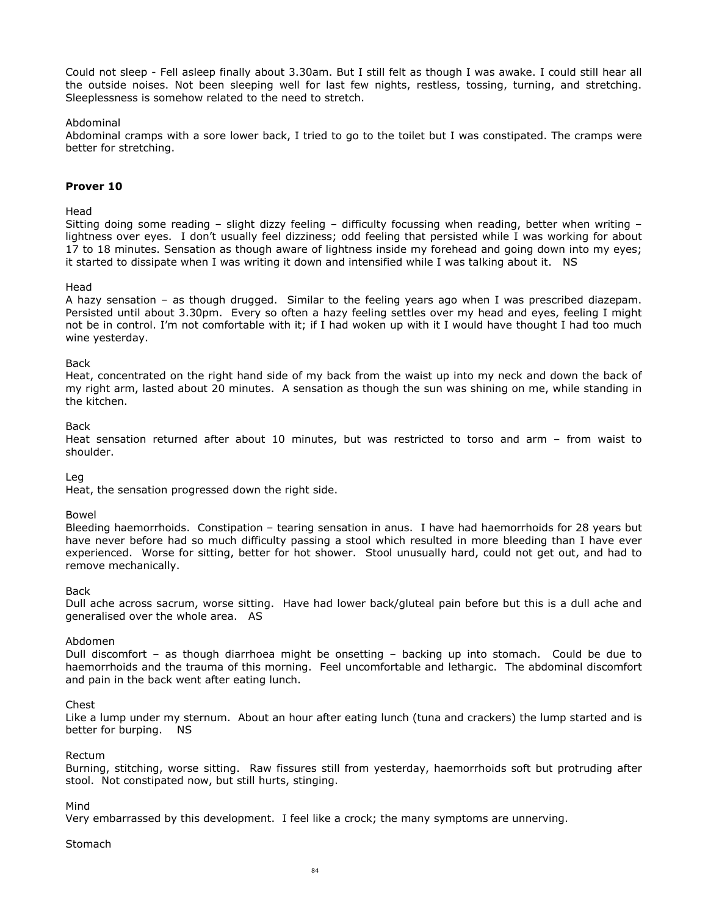Could not sleep - Fell asleep finally about 3.30am. But I still felt as though I was awake. I could still hear all the outside noises. Not been sleeping well for last few nights, restless, tossing, turning, and stretching. Sleeplessness is somehow related to the need to stretch.

Abdominal
Abdominal cramps with a sore lower back, I tried to go to the toilet but I was constipated. The cramps were better for stretching.

**Prover 10**

Head
Sitting doing some reading – slight dizzy feeling – difficulty focussing when reading, better when writing – lightness over eyes. I don't usually feel dizziness; odd feeling that persisted while I was working for about 17 to 18 minutes. Sensation as though aware of lightness inside my forehead and going down into my eyes; it started to dissipate when I was writing it down and intensified while I was talking about it. NS

Head
A hazy sensation – as though drugged. Similar to the feeling years ago when I was prescribed diazepam. Persisted until about 3.30pm. Every so often a hazy feeling settles over my head and eyes, feeling I might not be in control. I'm not comfortable with it; if I had woken up with it I would have thought I had too much wine yesterday.

Back
Heat, concentrated on the right hand side of my back from the waist up into my neck and down the back of my right arm, lasted about 20 minutes. A sensation as though the sun was shining on me, while standing in the kitchen.

Back
Heat sensation returned after about 10 minutes, but was restricted to torso and arm – from waist to shoulder.

Leg
Heat, the sensation progressed down the right side.

Bowel
Bleeding haemorrhoids. Constipation – tearing sensation in anus. I have had haemorrhoids for 28 years but have never before had so much difficulty passing a stool which resulted in more bleeding than I have ever experienced. Worse for sitting, better for hot shower. Stool unusually hard, could not get out, and had to remove mechanically.

Back
Dull ache across sacrum, worse sitting. Have had lower back/gluteal pain before but this is a dull ache and generalised over the whole area. AS

Abdomen
Dull discomfort – as though diarrhoea might be onsetting – backing up into stomach. Could be due to haemorrhoids and the trauma of this morning. Feel uncomfortable and lethargic. The abdominal discomfort and pain in the back went after eating lunch.

Chest
Like a lump under my sternum. About an hour after eating lunch (tuna and crackers) the lump started and is better for burping. NS

Rectum
Burning, stitching, worse sitting. Raw fissures still from yesterday, haemorrhoids soft but protruding after stool. Not constipated now, but still hurts, stinging.

Mind
Very embarrassed by this development. I feel like a crock; the many symptoms are unnerving.

Stomach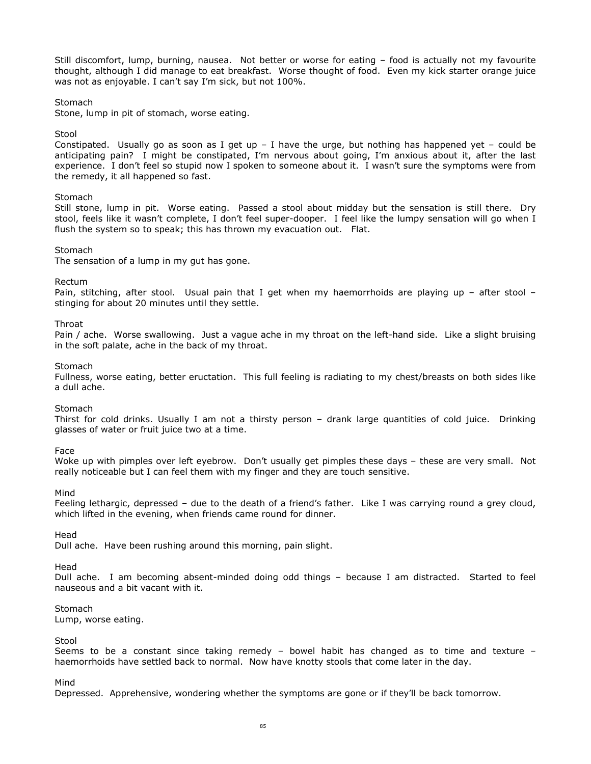Still discomfort, lump, burning, nausea. Not better or worse for eating – food is actually not my favourite thought, although I did manage to eat breakfast. Worse thought of food. Even my kick starter orange juice was not as enjoyable. I can't say I'm sick, but not 100%.

Stomach
Stone, lump in pit of stomach, worse eating.

Stool
Constipated. Usually go as soon as I get up – I have the urge, but nothing has happened yet – could be anticipating pain? I might be constipated, I'm nervous about going, I'm anxious about it, after the last experience. I don't feel so stupid now I spoken to someone about it. I wasn't sure the symptoms were from the remedy, it all happened so fast.

Stomach
Still stone, lump in pit. Worse eating. Passed a stool about midday but the sensation is still there. Dry stool, feels like it wasn't complete, I don't feel super-dooper. I feel like the lumpy sensation will go when I flush the system so to speak; this has thrown my evacuation out. Flat.

Stomach
The sensation of a lump in my gut has gone.

Rectum
Pain, stitching, after stool. Usual pain that I get when my haemorrhoids are playing up – after stool – stinging for about 20 minutes until they settle.

Throat
Pain / ache. Worse swallowing. Just a vague ache in my throat on the left-hand side. Like a slight bruising in the soft palate, ache in the back of my throat.

Stomach
Fullness, worse eating, better eructation. This full feeling is radiating to my chest/breasts on both sides like a dull ache.

Stomach
Thirst for cold drinks. Usually I am not a thirsty person – drank large quantities of cold juice. Drinking glasses of water or fruit juice two at a time.

Face
Woke up with pimples over left eyebrow. Don't usually get pimples these days – these are very small. Not really noticeable but I can feel them with my finger and they are touch sensitive.

Mind
Feeling lethargic, depressed – due to the death of a friend's father. Like I was carrying round a grey cloud, which lifted in the evening, when friends came round for dinner.

Head
Dull ache. Have been rushing around this morning, pain slight.

Head
Dull ache. I am becoming absent-minded doing odd things – because I am distracted. Started to feel nauseous and a bit vacant with it.

Stomach
Lump, worse eating.

Stool
Seems to be a constant since taking remedy – bowel habit has changed as to time and texture – haemorrhoids have settled back to normal. Now have knotty stools that come later in the day.

Mind
Depressed. Apprehensive, wondering whether the symptoms are gone or if they'll be back tomorrow.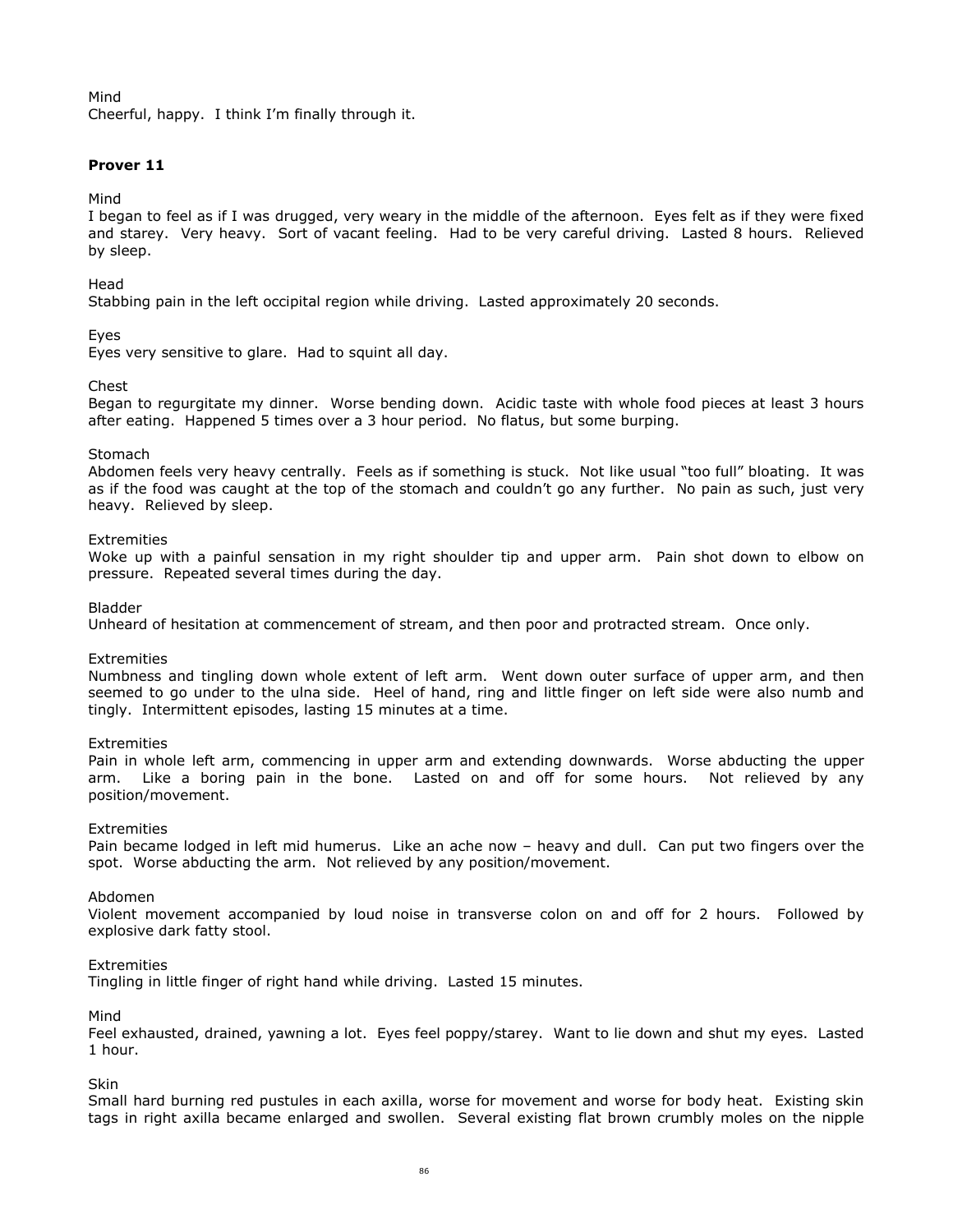Mind

Cheerful, happy. I think I'm finally through it.

**Prover 11**

Mind

I began to feel as if I was drugged, very weary in the middle of the afternoon. Eyes felt as if they were fixed and starey. Very heavy. Sort of vacant feeling. Had to be very careful driving. Lasted 8 hours. Relieved by sleep.

Head

Stabbing pain in the left occipital region while driving. Lasted approximately 20 seconds.

Eyes

Eyes very sensitive to glare. Had to squint all day.

Chest

Began to regurgitate my dinner. Worse bending down. Acidic taste with whole food pieces at least 3 hours after eating. Happened 5 times over a 3 hour period. No flatus, but some burping.

Stomach

Abdomen feels very heavy centrally. Feels as if something is stuck. Not like usual "too full" bloating. It was as if the food was caught at the top of the stomach and couldn't go any further. No pain as such, just very heavy. Relieved by sleep.

Extremities

Woke up with a painful sensation in my right shoulder tip and upper arm. Pain shot down to elbow on pressure. Repeated several times during the day.

Bladder

Unheard of hesitation at commencement of stream, and then poor and protracted stream. Once only.

Extremities

Numbness and tingling down whole extent of left arm. Went down outer surface of upper arm, and then seemed to go under to the ulna side. Heel of hand, ring and little finger on left side were also numb and tingly. Intermittent episodes, lasting 15 minutes at a time.

Extremities

Pain in whole left arm, commencing in upper arm and extending downwards. Worse abducting the upper arm. Like a boring pain in the bone. Lasted on and off for some hours. Not relieved by any position/movement.

Extremities

Pain became lodged in left mid humerus. Like an ache now – heavy and dull. Can put two fingers over the spot. Worse abducting the arm. Not relieved by any position/movement.

Abdomen

Violent movement accompanied by loud noise in transverse colon on and off for 2 hours. Followed by explosive dark fatty stool.

Extremities

Tingling in little finger of right hand while driving. Lasted 15 minutes.

Mind

Feel exhausted, drained, yawning a lot. Eyes feel poppy/starey. Want to lie down and shut my eyes. Lasted 1 hour.

Skin

Small hard burning red pustules in each axilla, worse for movement and worse for body heat. Existing skin tags in right axilla became enlarged and swollen. Several existing flat brown crumbly moles on the nipple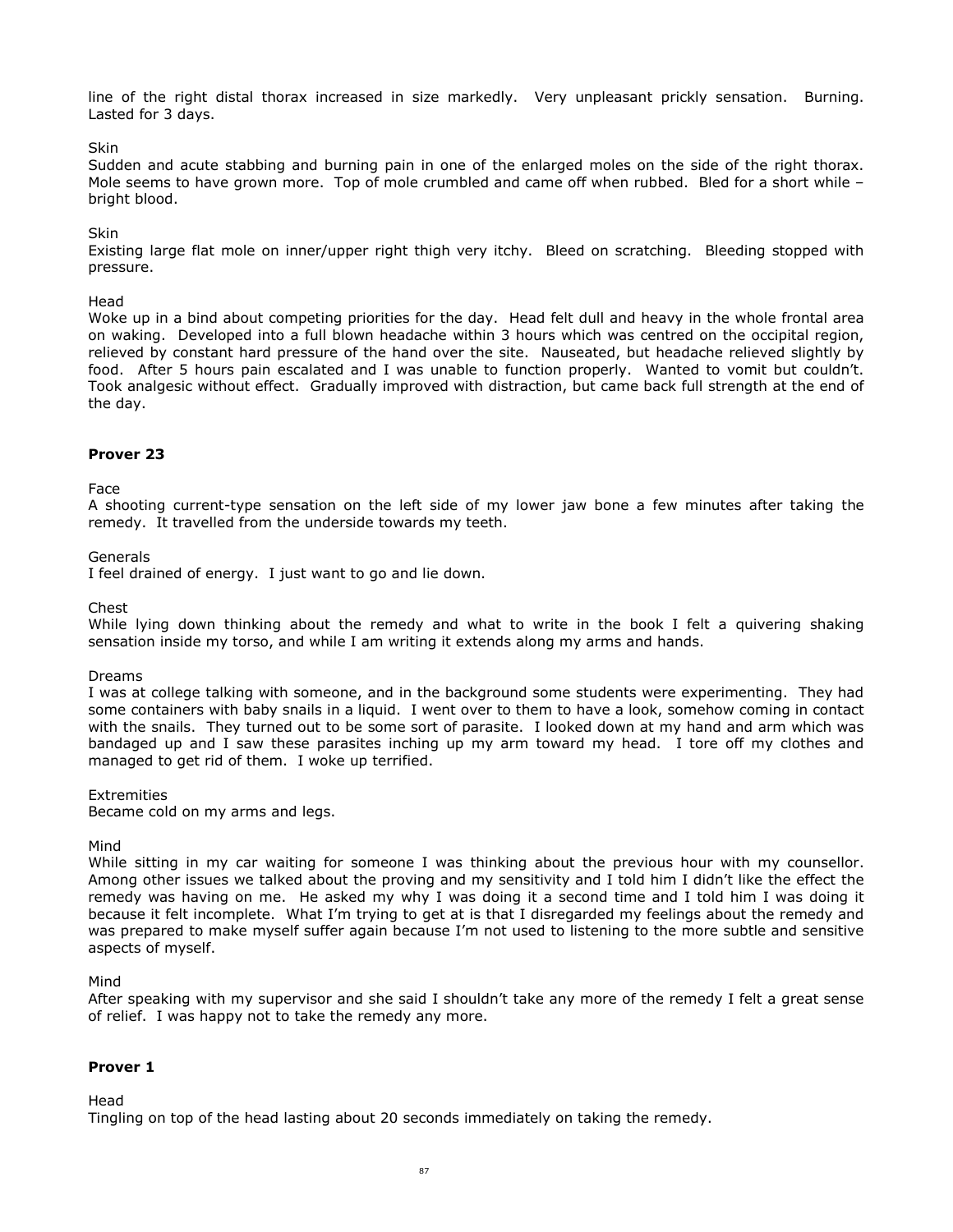line of the right distal thorax increased in size markedly. Very unpleasant prickly sensation. Burning. Lasted for 3 days.

Skin

Sudden and acute stabbing and burning pain in one of the enlarged moles on the side of the right thorax. Mole seems to have grown more. Top of mole crumbled and came off when rubbed. Bled for a short while – bright blood.

Skin

Existing large flat mole on inner/upper right thigh very itchy. Bleed on scratching. Bleeding stopped with pressure.

Head

Woke up in a bind about competing priorities for the day. Head felt dull and heavy in the whole frontal area on waking. Developed into a full blown headache within 3 hours which was centred on the occipital region, relieved by constant hard pressure of the hand over the site. Nauseated, but headache relieved slightly by food. After 5 hours pain escalated and I was unable to function properly. Wanted to vomit but couldn't. Took analgesic without effect. Gradually improved with distraction, but came back full strength at the end of the day.

**Prover 23**

Face

A shooting current-type sensation on the left side of my lower jaw bone a few minutes after taking the remedy. It travelled from the underside towards my teeth.

Generals

I feel drained of energy. I just want to go and lie down.

Chest

While lying down thinking about the remedy and what to write in the book I felt a quivering shaking sensation inside my torso, and while I am writing it extends along my arms and hands.

Dreams

I was at college talking with someone, and in the background some students were experimenting. They had some containers with baby snails in a liquid. I went over to them to have a look, somehow coming in contact with the snails. They turned out to be some sort of parasite. I looked down at my hand and arm which was bandaged up and I saw these parasites inching up my arm toward my head. I tore off my clothes and managed to get rid of them. I woke up terrified.

Extremities

Became cold on my arms and legs.

Mind

While sitting in my car waiting for someone I was thinking about the previous hour with my counsellor. Among other issues we talked about the proving and my sensitivity and I told him I didn't like the effect the remedy was having on me. He asked my why I was doing it a second time and I told him I was doing it because it felt incomplete. What I'm trying to get at is that I disregarded my feelings about the remedy and was prepared to make myself suffer again because I'm not used to listening to the more subtle and sensitive aspects of myself.

Mind

After speaking with my supervisor and she said I shouldn't take any more of the remedy I felt a great sense of relief. I was happy not to take the remedy any more.

**Prover 1**

Head

Tingling on top of the head lasting about 20 seconds immediately on taking the remedy.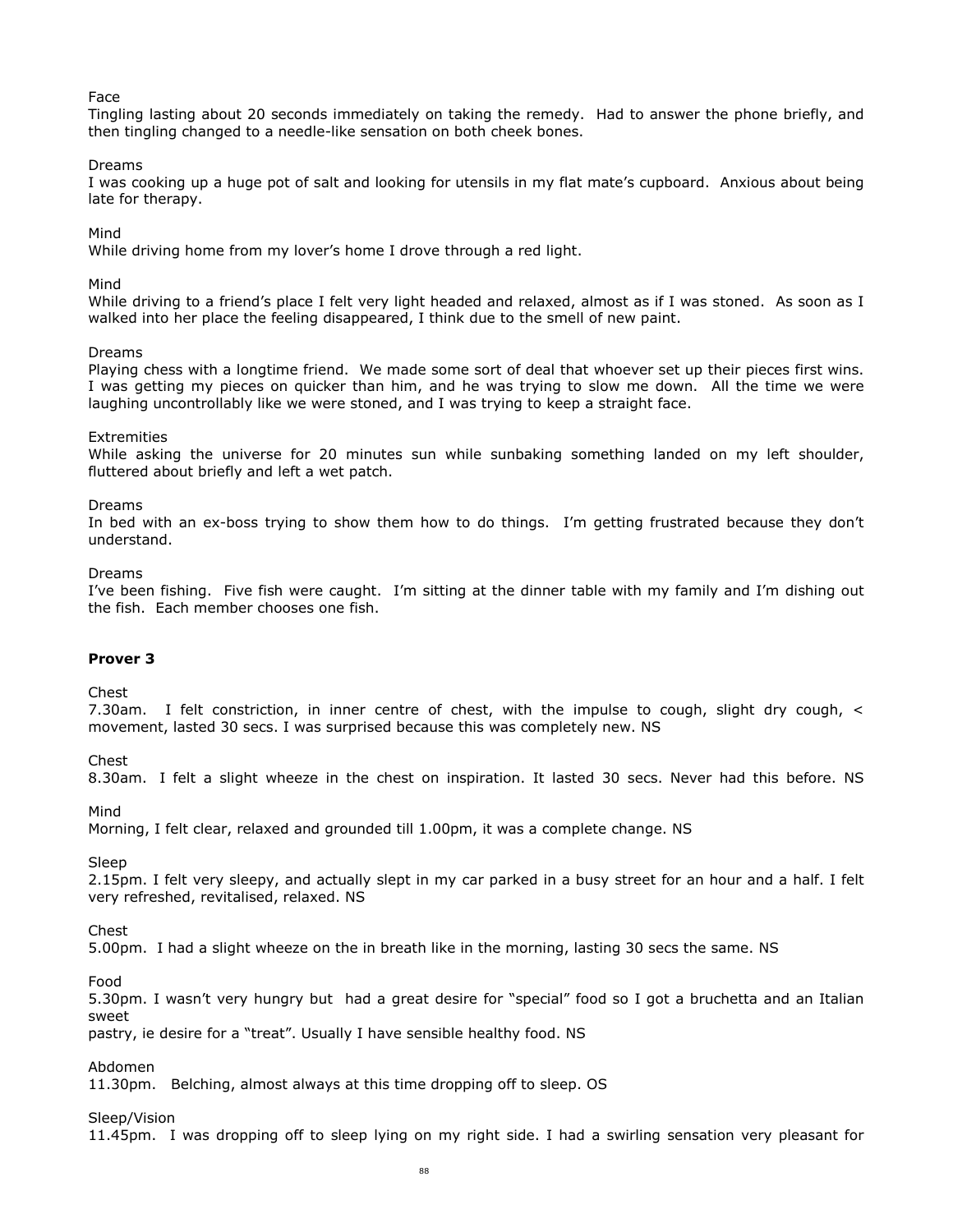Face
Tingling lasting about 20 seconds immediately on taking the remedy. Had to answer the phone briefly, and then tingling changed to a needle-like sensation on both cheek bones.

Dreams
I was cooking up a huge pot of salt and looking for utensils in my flat mate's cupboard. Anxious about being late for therapy.

Mind
While driving home from my lover's home I drove through a red light.

Mind
While driving to a friend's place I felt very light headed and relaxed, almost as if I was stoned. As soon as I walked into her place the feeling disappeared, I think due to the smell of new paint.

Dreams
Playing chess with a longtime friend. We made some sort of deal that whoever set up their pieces first wins. I was getting my pieces on quicker than him, and he was trying to slow me down. All the time we were laughing uncontrollably like we were stoned, and I was trying to keep a straight face.

Extremities
While asking the universe for 20 minutes sun while sunbaking something landed on my left shoulder, fluttered about briefly and left a wet patch.

Dreams
In bed with an ex-boss trying to show them how to do things. I'm getting frustrated because they don't understand.

Dreams
I've been fishing. Five fish were caught. I'm sitting at the dinner table with my family and I'm dishing out the fish. Each member chooses one fish.

**Prover 3**

Chest
7.30am. I felt constriction, in inner centre of chest, with the impulse to cough, slight dry cough, < movement, lasted 30 secs. I was surprised because this was completely new. NS

Chest
8.30am. I felt a slight wheeze in the chest on inspiration. It lasted 30 secs. Never had this before. NS

Mind
Morning, I felt clear, relaxed and grounded till 1.00pm, it was a complete change. NS

Sleep
2.15pm. I felt very sleepy, and actually slept in my car parked in a busy street for an hour and a half. I felt very refreshed, revitalised, relaxed. NS

Chest
5.00pm. I had a slight wheeze on the in breath like in the morning, lasting 30 secs the same. NS

Food
5.30pm. I wasn't very hungry but had a great desire for "special" food so I got a bruchetta and an Italian sweet
pastry, ie desire for a "treat". Usually I have sensible healthy food. NS

Abdomen
11.30pm. Belching, almost always at this time dropping off to sleep. OS

Sleep/Vision
11.45pm. I was dropping off to sleep lying on my right side. I had a swirling sensation very pleasant for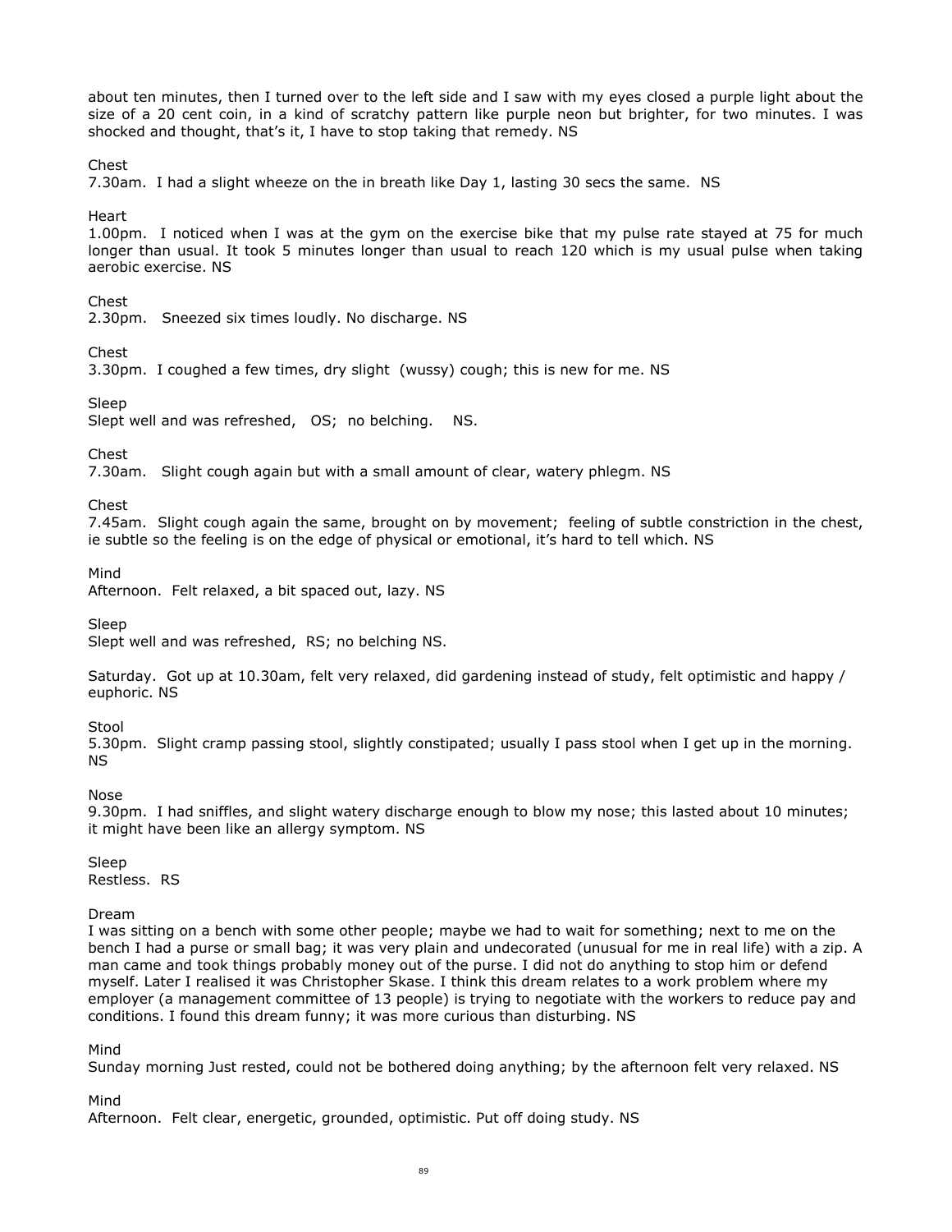about ten minutes, then I turned over to the left side and I saw with my eyes closed a purple light about the size of a 20 cent coin, in a kind of scratchy pattern like purple neon but brighter, for two minutes. I was shocked and thought, that's it, I have to stop taking that remedy. NS

Chest

7.30am. I had a slight wheeze on the in breath like Day 1, lasting 30 secs the same. NS

Heart

1.00pm. I noticed when I was at the gym on the exercise bike that my pulse rate stayed at 75 for much longer than usual. It took 5 minutes longer than usual to reach 120 which is my usual pulse when taking aerobic exercise. NS

Chest

2.30pm. Sneezed six times loudly. No discharge. NS

Chest

3.30pm. I coughed a few times, dry slight (wussy) cough; this is new for me. NS

Sleep

Slept well and was refreshed, OS; no belching. NS.

Chest

7.30am. Slight cough again but with a small amount of clear, watery phlegm. NS

Chest

7.45am. Slight cough again the same, brought on by movement; feeling of subtle constriction in the chest, ie subtle so the feeling is on the edge of physical or emotional, it's hard to tell which. NS

Mind

Afternoon. Felt relaxed, a bit spaced out, lazy. NS

Sleep

Slept well and was refreshed, RS; no belching NS.

Saturday. Got up at 10.30am, felt very relaxed, did gardening instead of study, felt optimistic and happy / euphoric. NS

Stool

5.30pm. Slight cramp passing stool, slightly constipated; usually I pass stool when I get up in the morning. NS

Nose

9.30pm. I had sniffles, and slight watery discharge enough to blow my nose; this lasted about 10 minutes; it might have been like an allergy symptom. NS

Sleep

Restless. RS

Dream

I was sitting on a bench with some other people; maybe we had to wait for something; next to me on the bench I had a purse or small bag; it was very plain and undecorated (unusual for me in real life) with a zip. A man came and took things probably money out of the purse. I did not do anything to stop him or defend myself. Later I realised it was Christopher Skase. I think this dream relates to a work problem where my employer (a management committee of 13 people) is trying to negotiate with the workers to reduce pay and conditions. I found this dream funny; it was more curious than disturbing. NS

Mind

Sunday morning Just rested, could not be bothered doing anything; by the afternoon felt very relaxed. NS

Mind

Afternoon. Felt clear, energetic, grounded, optimistic. Put off doing study. NS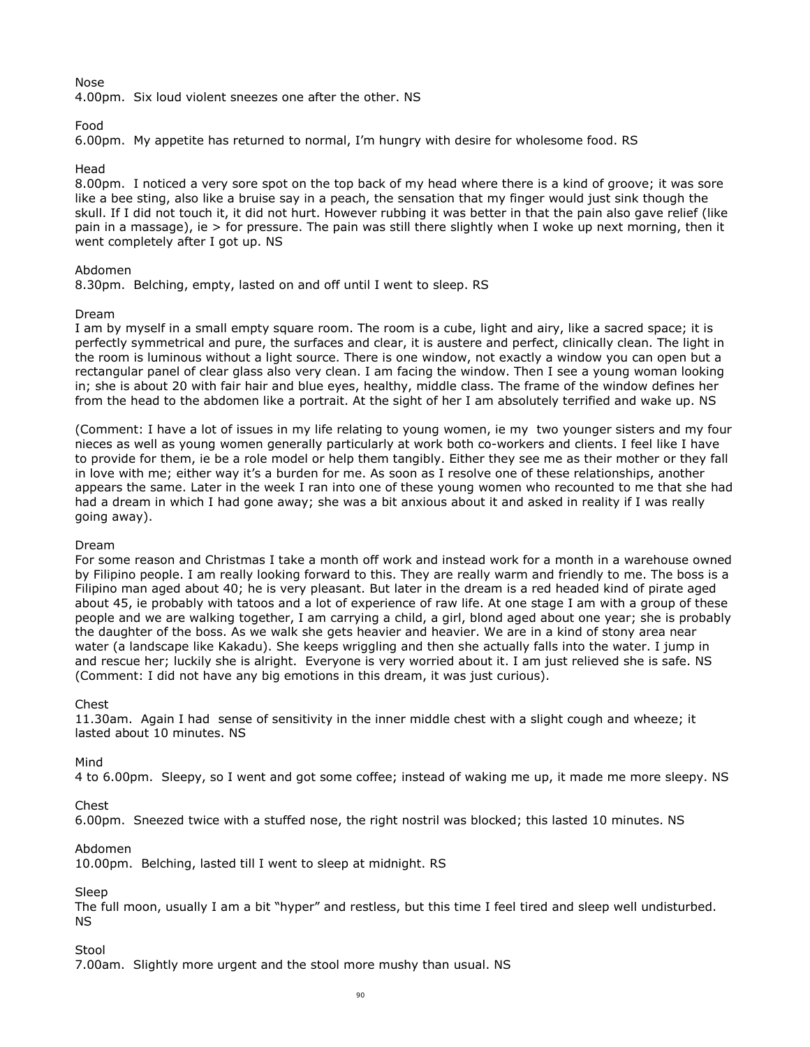Nose

4.00pm. Six loud violent sneezes one after the other. NS

Food

6.00pm. My appetite has returned to normal, I'm hungry with desire for wholesome food. RS

Head

8.00pm. I noticed a very sore spot on the top back of my head where there is a kind of groove; it was sore like a bee sting, also like a bruise say in a peach, the sensation that my finger would just sink though the skull. If I did not touch it, it did not hurt. However rubbing it was better in that the pain also gave relief (like pain in a massage), ie > for pressure. The pain was still there slightly when I woke up next morning, then it went completely after I got up. NS

Abdomen

8.30pm. Belching, empty, lasted on and off until I went to sleep. RS

Dream

I am by myself in a small empty square room. The room is a cube, light and airy, like a sacred space; it is perfectly symmetrical and pure, the surfaces and clear, it is austere and perfect, clinically clean. The light in the room is luminous without a light source. There is one window, not exactly a window you can open but a rectangular panel of clear glass also very clean. I am facing the window. Then I see a young woman looking in; she is about 20 with fair hair and blue eyes, healthy, middle class. The frame of the window defines her from the head to the abdomen like a portrait. At the sight of her I am absolutely terrified and wake up. NS

(Comment: I have a lot of issues in my life relating to young women, ie my two younger sisters and my four nieces as well as young women generally particularly at work both co-workers and clients. I feel like I have to provide for them, ie be a role model or help them tangibly. Either they see me as their mother or they fall in love with me; either way it's a burden for me. As soon as I resolve one of these relationships, another appears the same. Later in the week I ran into one of these young women who recounted to me that she had had a dream in which I had gone away; she was a bit anxious about it and asked in reality if I was really going away).

Dream

For some reason and Christmas I take a month off work and instead work for a month in a warehouse owned by Filipino people. I am really looking forward to this. They are really warm and friendly to me. The boss is a Filipino man aged about 40; he is very pleasant. But later in the dream is a red headed kind of pirate aged about 45, ie probably with tatoos and a lot of experience of raw life. At one stage I am with a group of these people and we are walking together, I am carrying a child, a girl, blond aged about one year; she is probably the daughter of the boss. As we walk she gets heavier and heavier. We are in a kind of stony area near water (a landscape like Kakadu). She keeps wriggling and then she actually falls into the water. I jump in and rescue her; luckily she is alright. Everyone is very worried about it. I am just relieved she is safe. NS
(Comment: I did not have any big emotions in this dream, it was just curious).

Chest

11.30am. Again I had sense of sensitivity in the inner middle chest with a slight cough and wheeze; it lasted about 10 minutes. NS

Mind

4 to 6.00pm. Sleepy, so I went and got some coffee; instead of waking me up, it made me more sleepy. NS

Chest

6.00pm. Sneezed twice with a stuffed nose, the right nostril was blocked; this lasted 10 minutes. NS

Abdomen

10.00pm. Belching, lasted till I went to sleep at midnight. RS

Sleep

The full moon, usually I am a bit "hyper" and restless, but this time I feel tired and sleep well undisturbed. NS

Stool

7.00am. Slightly more urgent and the stool more mushy than usual. NS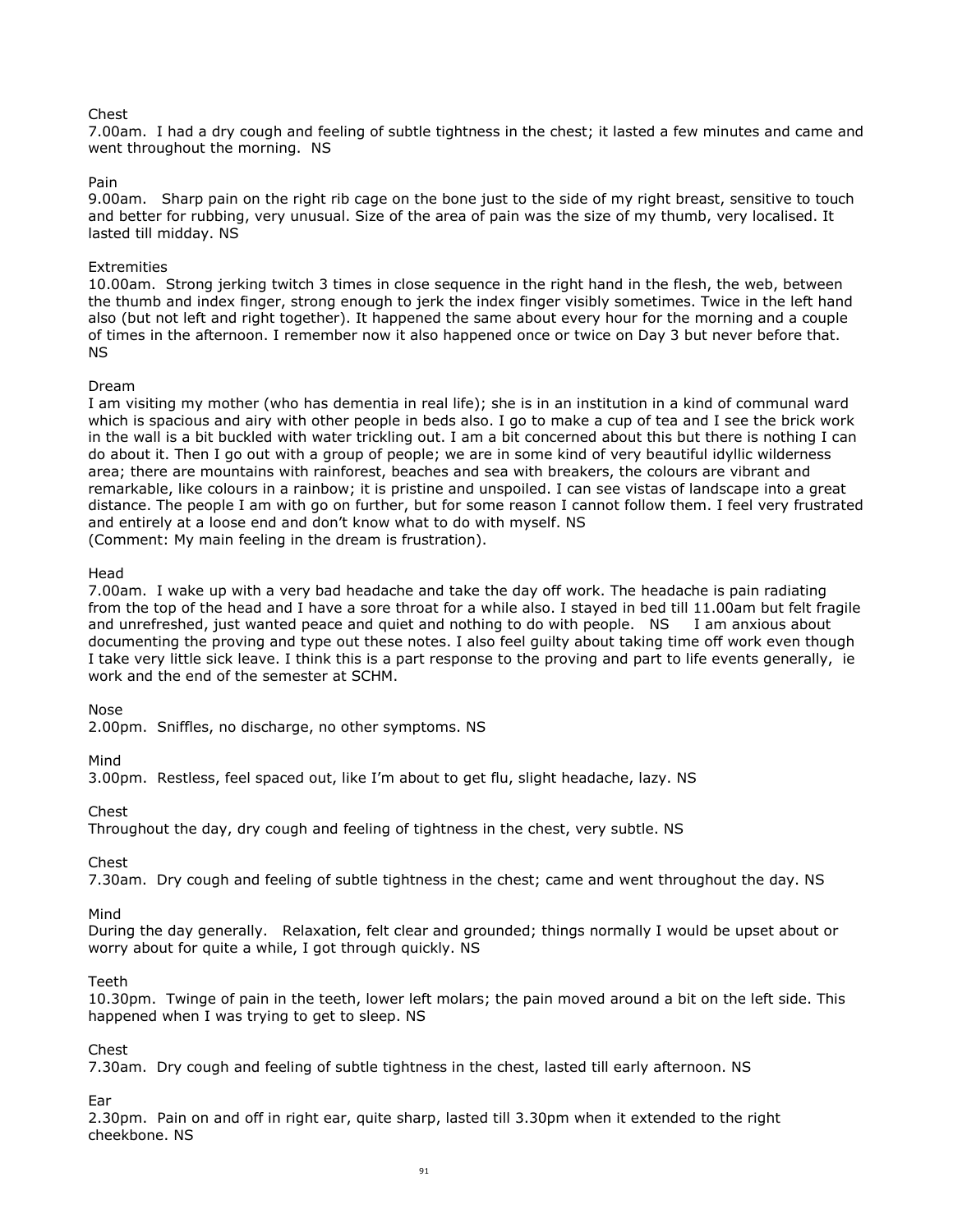Chest

7.00am. I had a dry cough and feeling of subtle tightness in the chest; it lasted a few minutes and came and went throughout the morning. NS

Pain

9.00am. Sharp pain on the right rib cage on the bone just to the side of my right breast, sensitive to touch and better for rubbing, very unusual. Size of the area of pain was the size of my thumb, very localised. It lasted till midday. NS

Extremities

10.00am. Strong jerking twitch 3 times in close sequence in the right hand in the flesh, the web, between the thumb and index finger, strong enough to jerk the index finger visibly sometimes. Twice in the left hand also (but not left and right together). It happened the same about every hour for the morning and a couple of times in the afternoon. I remember now it also happened once or twice on Day 3 but never before that. NS

Dream

I am visiting my mother (who has dementia in real life); she is in an institution in a kind of communal ward which is spacious and airy with other people in beds also. I go to make a cup of tea and I see the brick work in the wall is a bit buckled with water trickling out. I am a bit concerned about this but there is nothing I can do about it. Then I go out with a group of people; we are in some kind of very beautiful idyllic wilderness area; there are mountains with rainforest, beaches and sea with breakers, the colours are vibrant and remarkable, like colours in a rainbow; it is pristine and unspoiled. I can see vistas of landscape into a great distance. The people I am with go on further, but for some reason I cannot follow them. I feel very frustrated and entirely at a loose end and don't know what to do with myself. NS
(Comment: My main feeling in the dream is frustration).

Head

7.00am. I wake up with a very bad headache and take the day off work. The headache is pain radiating from the top of the head and I have a sore throat for a while also. I stayed in bed till 11.00am but felt fragile and unrefreshed, just wanted peace and quiet and nothing to do with people. NS I am anxious about documenting the proving and type out these notes. I also feel guilty about taking time off work even though I take very little sick leave. I think this is a part response to the proving and part to life events generally, ie work and the end of the semester at SCHM.

Nose

2.00pm. Sniffles, no discharge, no other symptoms. NS

Mind

3.00pm. Restless, feel spaced out, like I'm about to get flu, slight headache, lazy. NS

Chest

Throughout the day, dry cough and feeling of tightness in the chest, very subtle. NS

Chest

7.30am. Dry cough and feeling of subtle tightness in the chest; came and went throughout the day. NS

Mind

During the day generally. Relaxation, felt clear and grounded; things normally I would be upset about or worry about for quite a while, I got through quickly. NS

Teeth

10.30pm. Twinge of pain in the teeth, lower left molars; the pain moved around a bit on the left side. This happened when I was trying to get to sleep. NS

Chest

7.30am. Dry cough and feeling of subtle tightness in the chest, lasted till early afternoon. NS

Ear

2.30pm. Pain on and off in right ear, quite sharp, lasted till 3.30pm when it extended to the right cheekbone. NS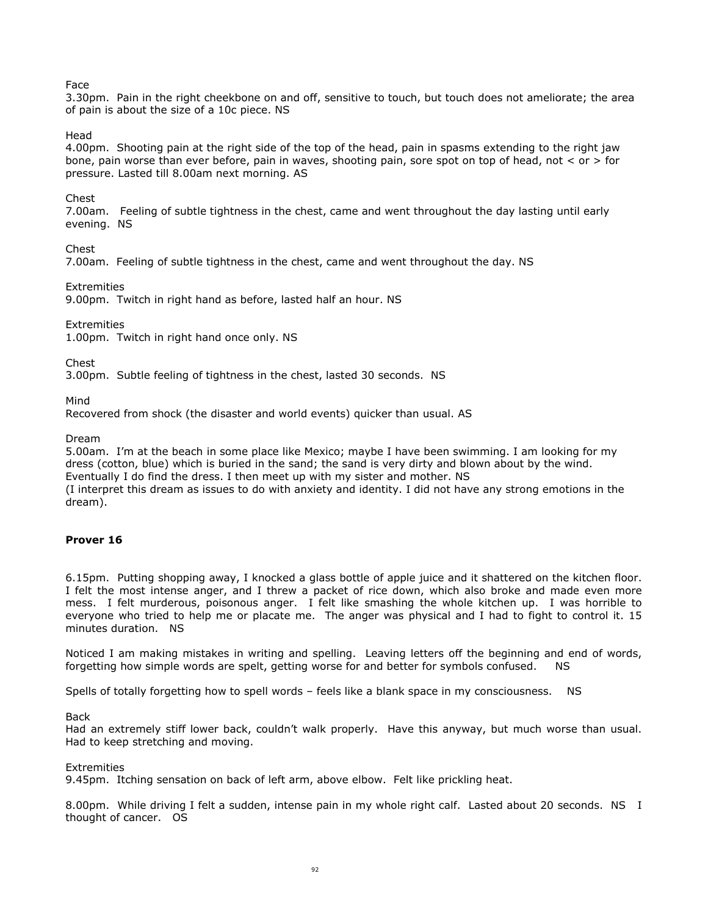Face

3.30pm. Pain in the right cheekbone on and off, sensitive to touch, but touch does not ameliorate; the area of pain is about the size of a 10c piece. NS

Head

4.00pm. Shooting pain at the right side of the top of the head, pain in spasms extending to the right jaw bone, pain worse than ever before, pain in waves, shooting pain, sore spot on top of head, not < or > for pressure. Lasted till 8.00am next morning. AS

Chest

7.00am. Feeling of subtle tightness in the chest, came and went throughout the day lasting until early evening. NS

Chest

7.00am. Feeling of subtle tightness in the chest, came and went throughout the day. NS

Extremities

9.00pm. Twitch in right hand as before, lasted half an hour. NS

Extremities

1.00pm. Twitch in right hand once only. NS

Chest

3.00pm. Subtle feeling of tightness in the chest, lasted 30 seconds. NS

Mind

Recovered from shock (the disaster and world events) quicker than usual. AS

Dream

5.00am. I'm at the beach in some place like Mexico; maybe I have been swimming. I am looking for my dress (cotton, blue) which is buried in the sand; the sand is very dirty and blown about by the wind. Eventually I do find the dress. I then meet up with my sister and mother. NS
(I interpret this dream as issues to do with anxiety and identity. I did not have any strong emotions in the dream).

**Prover 16**

6.15pm. Putting shopping away, I knocked a glass bottle of apple juice and it shattered on the kitchen floor. I felt the most intense anger, and I threw a packet of rice down, which also broke and made even more mess. I felt murderous, poisonous anger. I felt like smashing the whole kitchen up. I was horrible to everyone who tried to help me or placate me. The anger was physical and I had to fight to control it. 15 minutes duration. NS

Noticed I am making mistakes in writing and spelling. Leaving letters off the beginning and end of words, forgetting how simple words are spelt, getting worse for and better for symbols confused. NS

Spells of totally forgetting how to spell words – feels like a blank space in my consciousness. NS

Back

Had an extremely stiff lower back, couldn't walk properly. Have this anyway, but much worse than usual. Had to keep stretching and moving.

Extremities

9.45pm. Itching sensation on back of left arm, above elbow. Felt like prickling heat.

8.00pm. While driving I felt a sudden, intense pain in my whole right calf. Lasted about 20 seconds. NS I thought of cancer. OS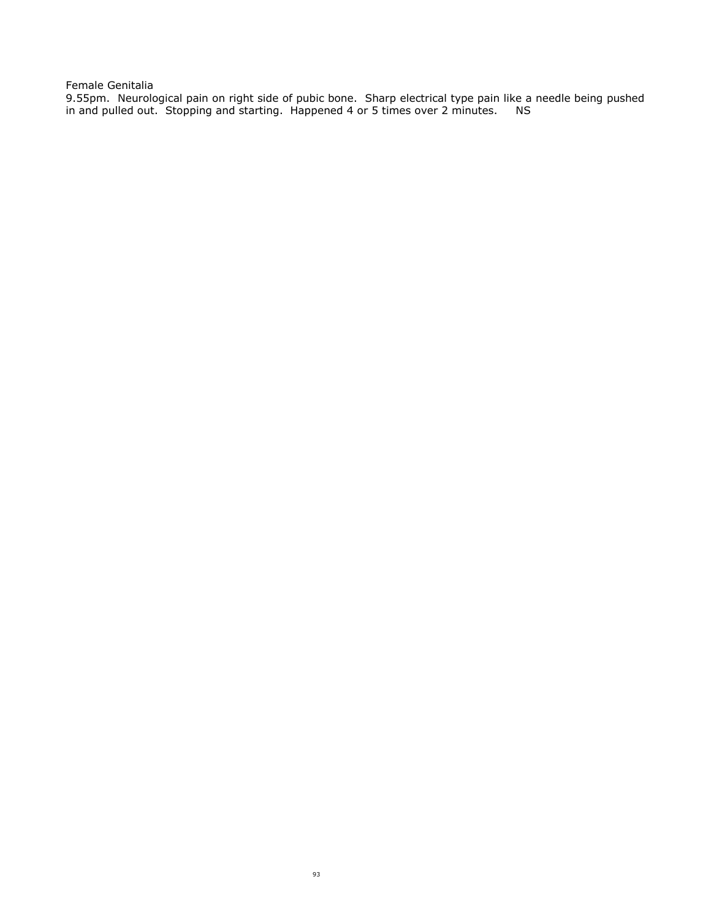Female Genitalia

9.55pm. Neurological pain on right side of pubic bone. Sharp electrical type pain like a needle being pushed in and pulled out. Stopping and starting. Happened 4 or 5 times over 2 minutes. NS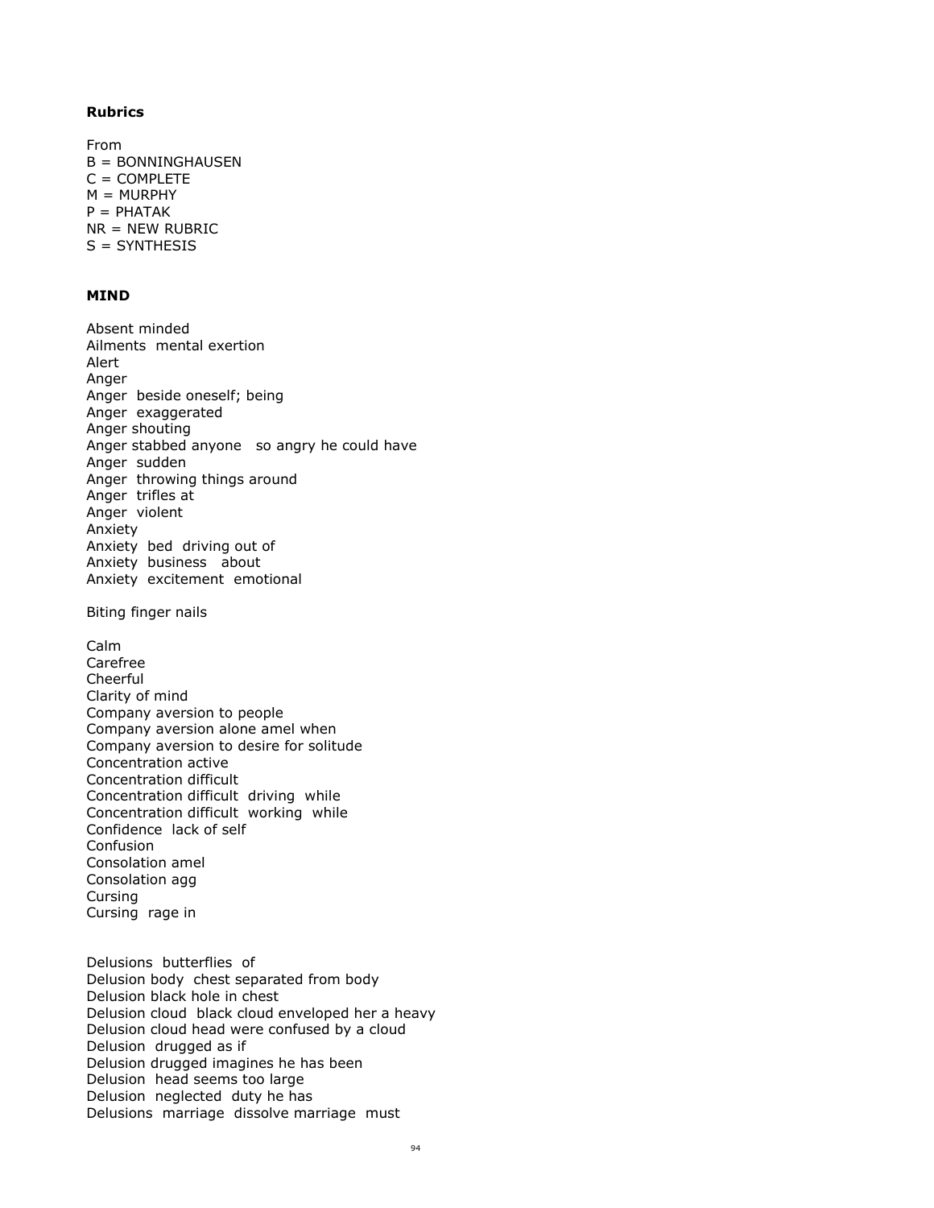**Rubrics**

From
B = BONNINGHAUSEN
C = COMPLETE
M = MURPHY
P = PHATAK
NR = NEW RUBRIC
S = SYNTHESIS

**MIND**

Absent minded
Ailments mental exertion
Alert
Anger
Anger beside oneself; being
Anger exaggerated
Anger shouting
Anger stabbed anyone so angry he could have
Anger sudden
Anger throwing things around
Anger trifles at
Anger violent
Anxiety
Anxiety bed driving out of
Anxiety business about
Anxiety excitement emotional

Biting finger nails

Calm
Carefree
Cheerful
Clarity of mind
Company aversion to people
Company aversion alone amel when
Company aversion to desire for solitude
Concentration active
Concentration difficult
Concentration difficult driving while
Concentration difficult working while
Confidence lack of self
Confusion
Consolation amel
Consolation agg
Cursing
Cursing rage in

Delusions butterflies of
Delusion body chest separated from body
Delusion black hole in chest
Delusion cloud black cloud enveloped her a heavy
Delusion cloud head were confused by a cloud
Delusion drugged as if
Delusion drugged imagines he has been
Delusion head seems too large
Delusion neglected duty he has
Delusions marriage dissolve marriage must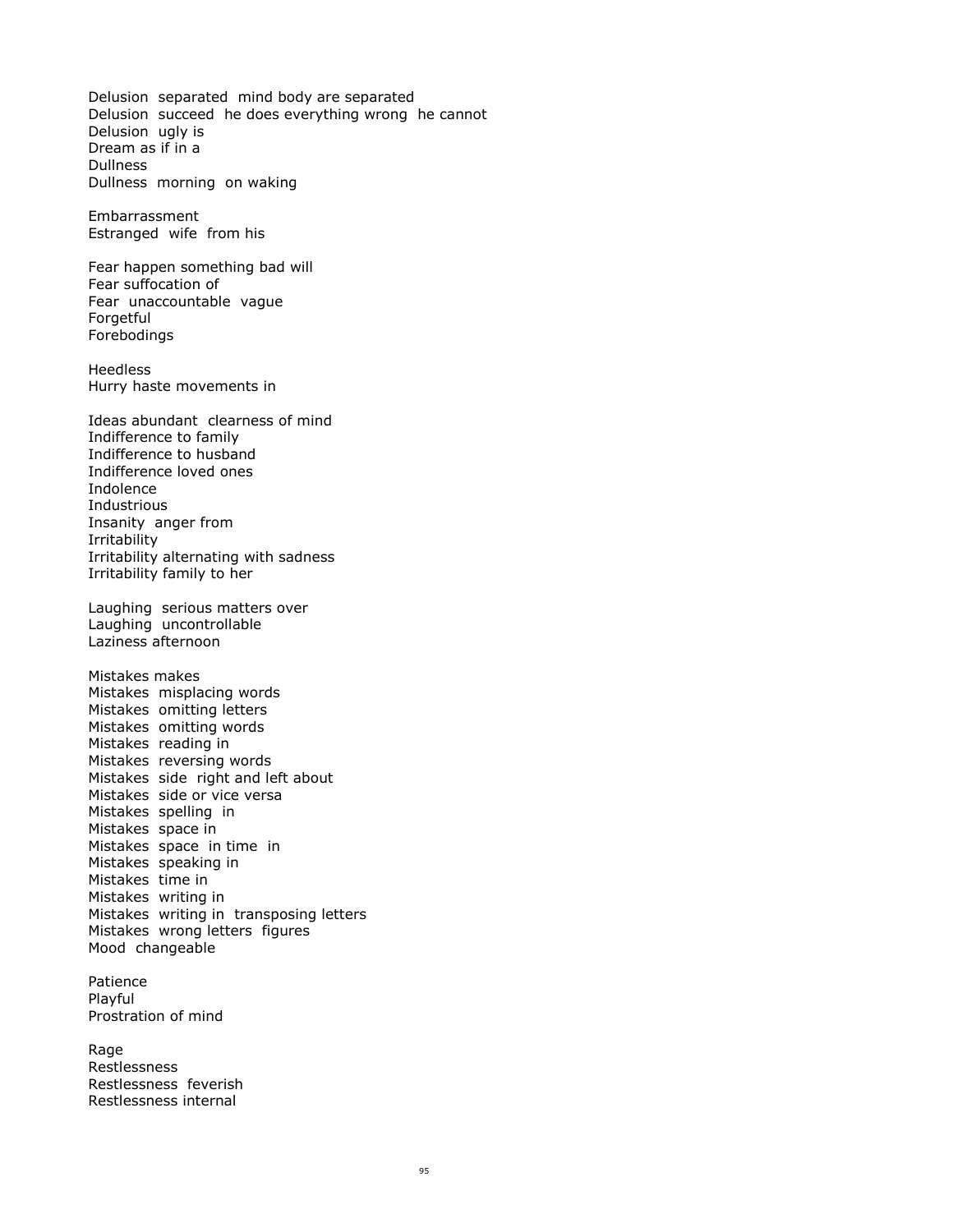Delusion separated mind body are separated
Delusion succeed he does everything wrong he cannot
Delusion ugly is
Dream as if in a
Dullness
Dullness morning on waking

Embarrassment
Estranged wife from his

Fear happen something bad will
Fear suffocation of
Fear unaccountable vague
Forgetful
Forebodings

Heedless
Hurry haste movements in

Ideas abundant clearness of mind
Indifference to family
Indifference to husband
Indifference loved ones
Indolence
Industrious
Insanity anger from
Irritability
Irritability alternating with sadness
Irritability family to her

Laughing serious matters over
Laughing uncontrollable
Laziness afternoon

Mistakes makes
Mistakes misplacing words
Mistakes omitting letters
Mistakes omitting words
Mistakes reading in
Mistakes reversing words
Mistakes side right and left about
Mistakes side or vice versa
Mistakes spelling in
Mistakes space in
Mistakes space in time in
Mistakes speaking in
Mistakes time in
Mistakes writing in
Mistakes writing in transposing letters
Mistakes wrong letters figures
Mood changeable

Patience
Playful
Prostration of mind

Rage
Restlessness
Restlessness feverish
Restlessness internal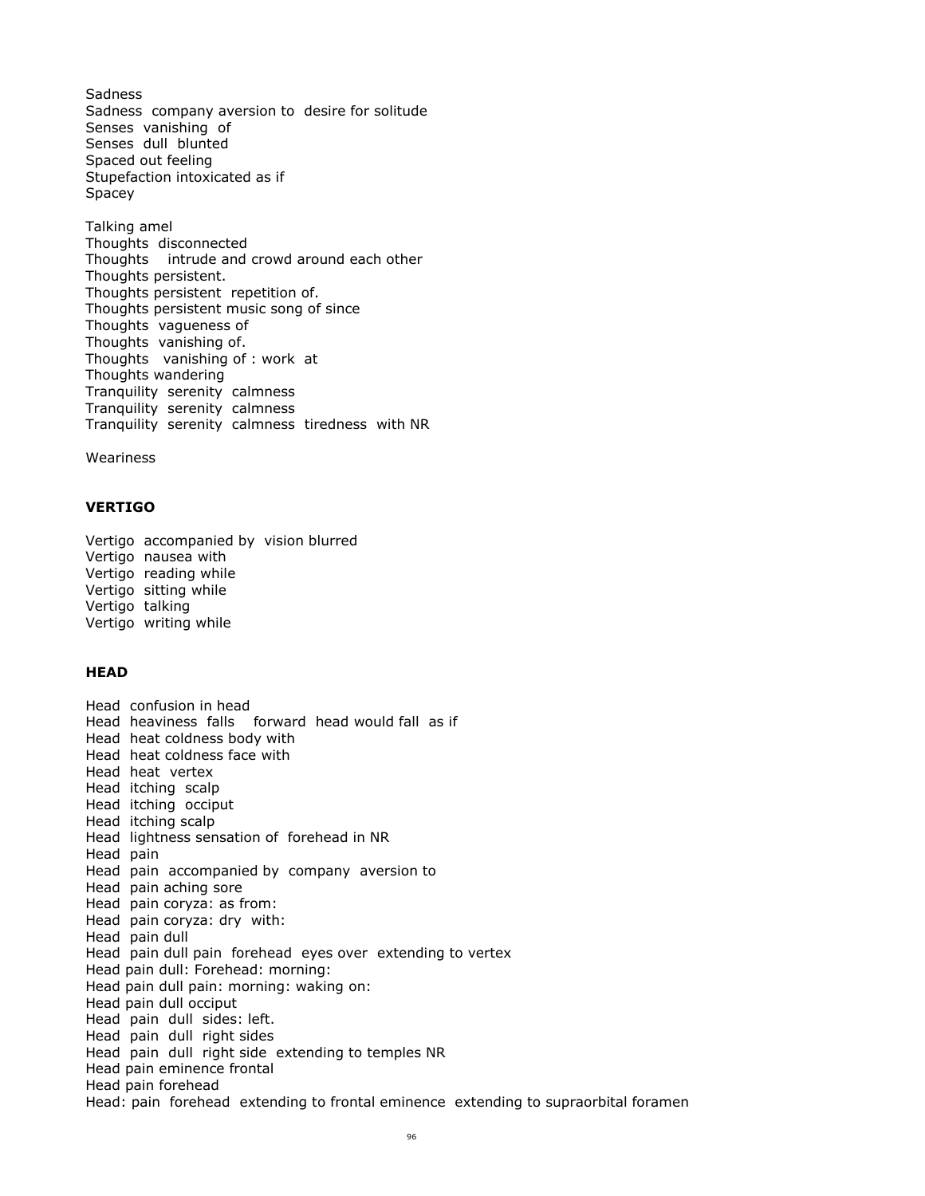Sadness
Sadness company aversion to desire for solitude
Senses vanishing of
Senses dull blunted
Spaced out feeling
Stupefaction intoxicated as if
Spacey

Talking amel
Thoughts disconnected
Thoughts intrude and crowd around each other
Thoughts persistent.
Thoughts persistent repetition of.
Thoughts persistent music song of since
Thoughts vagueness of
Thoughts vanishing of.
Thoughts vanishing of : work at
Thoughts wandering
Tranquility serenity calmness
Tranquility serenity calmness
Tranquility serenity calmness tiredness with NR

Weariness

**VERTIGO**

Vertigo accompanied by vision blurred
Vertigo nausea with
Vertigo reading while
Vertigo sitting while
Vertigo talking
Vertigo writing while

**HEAD**

Head confusion in head
Head heaviness falls forward head would fall as if
Head heat coldness body with
Head heat coldness face with
Head heat vertex
Head itching scalp
Head itching occiput
Head itching scalp
Head lightness sensation of forehead in NR
Head pain
Head pain accompanied by company aversion to
Head pain aching sore
Head pain coryza: as from:
Head pain coryza: dry with:
Head pain dull
Head pain dull pain forehead eyes over extending to vertex
Head pain dull: Forehead: morning:
Head pain dull pain: morning: waking on:
Head pain dull occiput
Head pain dull sides: left.
Head pain dull right sides
Head pain dull right side extending to temples NR
Head pain eminence frontal
Head pain forehead
Head: pain forehead extending to frontal eminence extending to supraorbital foramen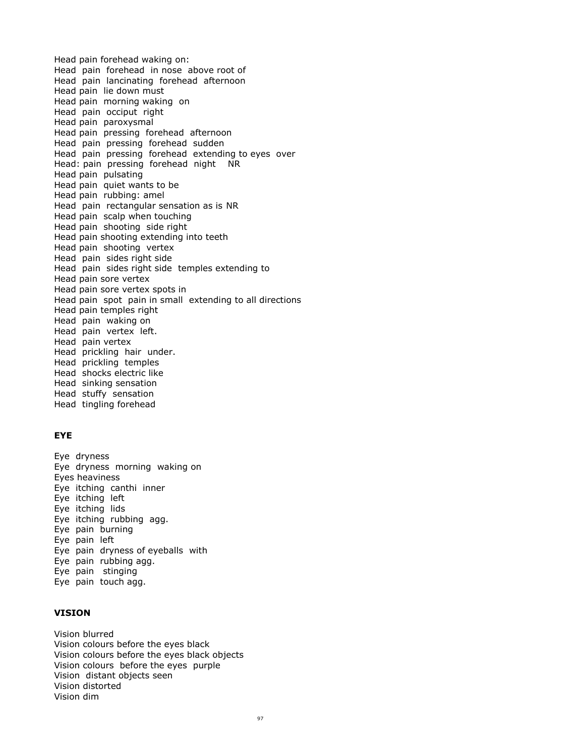Head pain forehead waking on:
Head pain forehead in nose above root of
Head pain lancinating forehead afternoon
Head pain lie down must
Head pain morning waking on
Head pain occiput right
Head pain paroxysmal
Head pain pressing forehead afternoon
Head pain pressing forehead sudden
Head pain pressing forehead extending to eyes over
Head: pain pressing forehead night NR
Head pain pulsating
Head pain quiet wants to be
Head pain rubbing: amel
Head pain rectangular sensation as is NR
Head pain scalp when touching
Head pain shooting side right
Head pain shooting extending into teeth
Head pain shooting vertex
Head pain sides right side
Head pain sides right side temples extending to
Head pain sore vertex
Head pain sore vertex spots in
Head pain spot pain in small extending to all directions
Head pain temples right
Head pain waking on
Head pain vertex left.
Head pain vertex
Head prickling hair under.
Head prickling temples
Head shocks electric like
Head sinking sensation
Head stuffy sensation
Head tingling forehead

**EYE**

Eye dryness
Eye dryness morning waking on
Eyes heaviness
Eye itching canthi inner
Eye itching left
Eye itching lids
Eye itching rubbing agg.
Eye pain burning
Eye pain left
Eye pain dryness of eyeballs with
Eye pain rubbing agg.
Eye pain stinging
Eye pain touch agg.

**VISION**

Vision blurred
Vision colours before the eyes black
Vision colours before the eyes black objects
Vision colours before the eyes purple
Vision distant objects seen
Vision distorted
Vision dim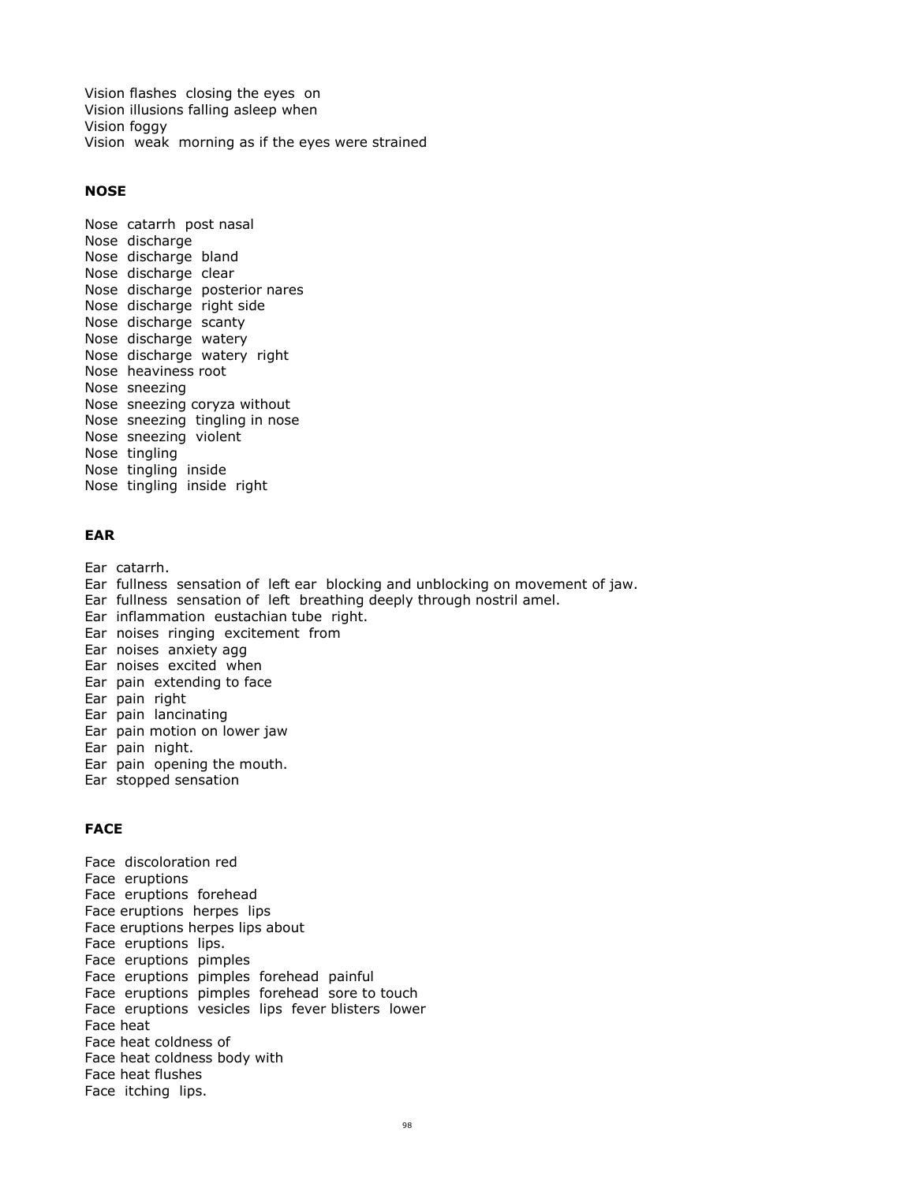Vision flashes closing the eyes on
Vision illusions falling asleep when
Vision foggy
Vision weak morning as if the eyes were strained

**NOSE**

Nose catarrh post nasal
Nose discharge
Nose discharge bland
Nose discharge clear
Nose discharge posterior nares
Nose discharge right side
Nose discharge scanty
Nose discharge watery
Nose discharge watery right
Nose heaviness root
Nose sneezing
Nose sneezing coryza without
Nose sneezing tingling in nose
Nose sneezing violent
Nose tingling
Nose tingling inside
Nose tingling inside right

**EAR**

Ear catarrh.
Ear fullness sensation of left ear blocking and unblocking on movement of jaw.
Ear fullness sensation of left breathing deeply through nostril amel.
Ear inflammation eustachian tube right.
Ear noises ringing excitement from
Ear noises anxiety agg
Ear noises excited when
Ear pain extending to face
Ear pain right
Ear pain lancinating
Ear pain motion on lower jaw
Ear pain night.
Ear pain opening the mouth.
Ear stopped sensation

**FACE**

Face discoloration red
Face eruptions
Face eruptions forehead
Face eruptions herpes lips
Face eruptions herpes lips about
Face eruptions lips.
Face eruptions pimples
Face eruptions pimples forehead painful
Face eruptions pimples forehead sore to touch
Face eruptions vesicles lips fever blisters lower
Face heat
Face heat coldness of
Face heat coldness body with
Face heat flushes
Face itching lips.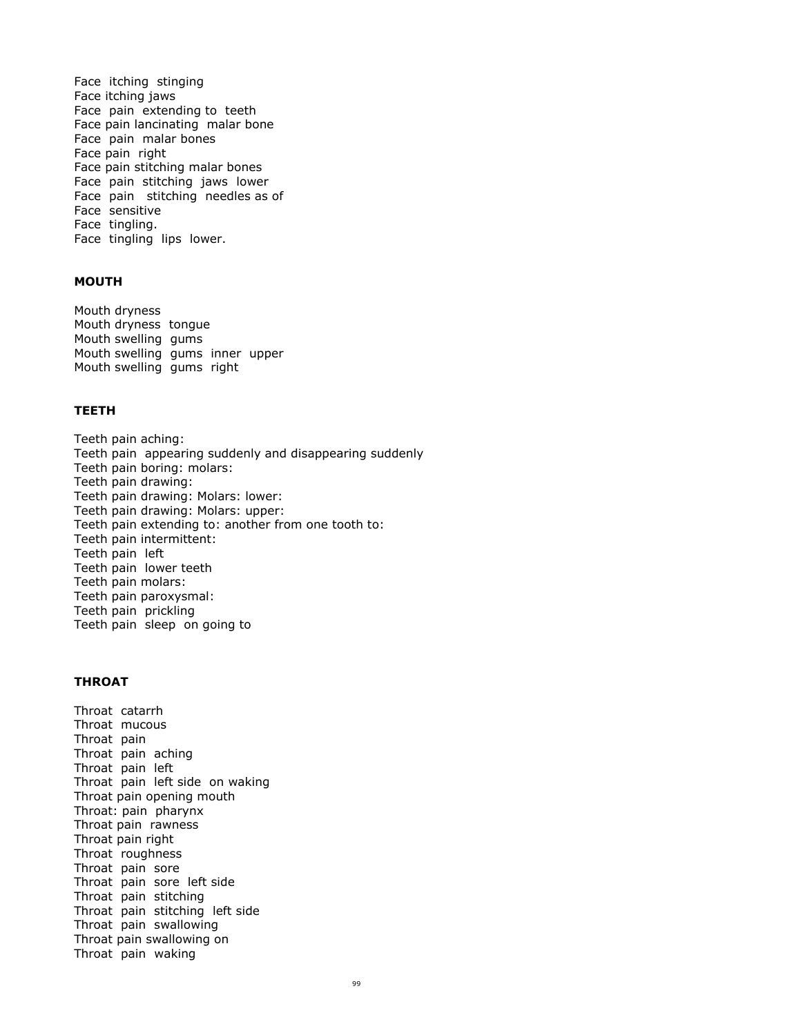Face itching stinging
Face itching jaws
Face pain extending to teeth
Face pain lancinating malar bone
Face pain malar bones
Face pain right
Face pain stitching malar bones
Face pain stitching jaws lower
Face pain stitching needles as of
Face sensitive
Face tingling.
Face tingling lips lower.

**MOUTH**

Mouth dryness
Mouth dryness tongue
Mouth swelling gums
Mouth swelling gums inner upper
Mouth swelling gums right

**TEETH**

Teeth pain aching:
Teeth pain appearing suddenly and disappearing suddenly
Teeth pain boring: molars:
Teeth pain drawing:
Teeth pain drawing: Molars: lower:
Teeth pain drawing: Molars: upper:
Teeth pain extending to: another from one tooth to:
Teeth pain intermittent:
Teeth pain left
Teeth pain lower teeth
Teeth pain molars:
Teeth pain paroxysmal:
Teeth pain prickling
Teeth pain sleep on going to

**THROAT**

Throat catarrh
Throat mucous
Throat pain
Throat pain aching
Throat pain left
Throat pain left side on waking
Throat pain opening mouth
Throat: pain pharynx
Throat pain rawness
Throat pain right
Throat roughness
Throat pain sore
Throat pain sore left side
Throat pain stitching
Throat pain stitching left side
Throat pain swallowing
Throat pain swallowing on
Throat pain waking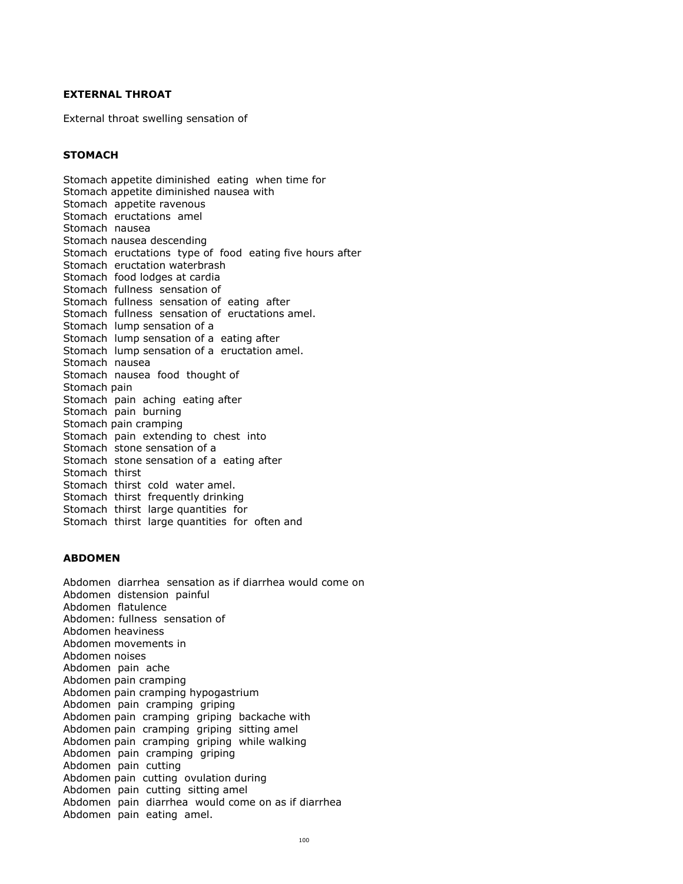## EXTERNAL THROAT

External throat swelling sensation of

## STOMACH

Stomach appetite diminished eating when time for
Stomach appetite diminished nausea with
Stomach appetite ravenous
Stomach eructations amel
Stomach nausea
Stomach nausea descending
Stomach eructations type of food eating five hours after
Stomach eructation waterbrash
Stomach food lodges at cardia
Stomach fullness sensation of
Stomach fullness sensation of eating after
Stomach fullness sensation of eructations amel.
Stomach lump sensation of a
Stomach lump sensation of a eating after
Stomach lump sensation of a eructation amel.
Stomach nausea
Stomach nausea food thought of
Stomach pain
Stomach pain aching eating after
Stomach pain burning
Stomach pain cramping
Stomach pain extending to chest into
Stomach stone sensation of a
Stomach stone sensation of a eating after
Stomach thirst
Stomach thirst cold water amel.
Stomach thirst frequently drinking
Stomach thirst large quantities for
Stomach thirst large quantities for often and

## ABDOMEN

Abdomen diarrhea sensation as if diarrhea would come on
Abdomen distension painful
Abdomen flatulence
Abdomen: fullness sensation of
Abdomen heaviness
Abdomen movements in
Abdomen noises
Abdomen pain ache
Abdomen pain cramping
Abdomen pain cramping hypogastrium
Abdomen pain cramping griping
Abdomen pain cramping griping backache with
Abdomen pain cramping griping sitting amel
Abdomen pain cramping griping while walking
Abdomen pain cramping griping
Abdomen pain cutting
Abdomen pain cutting ovulation during
Abdomen pain cutting sitting amel
Abdomen pain diarrhea would come on as if diarrhea
Abdomen pain eating amel.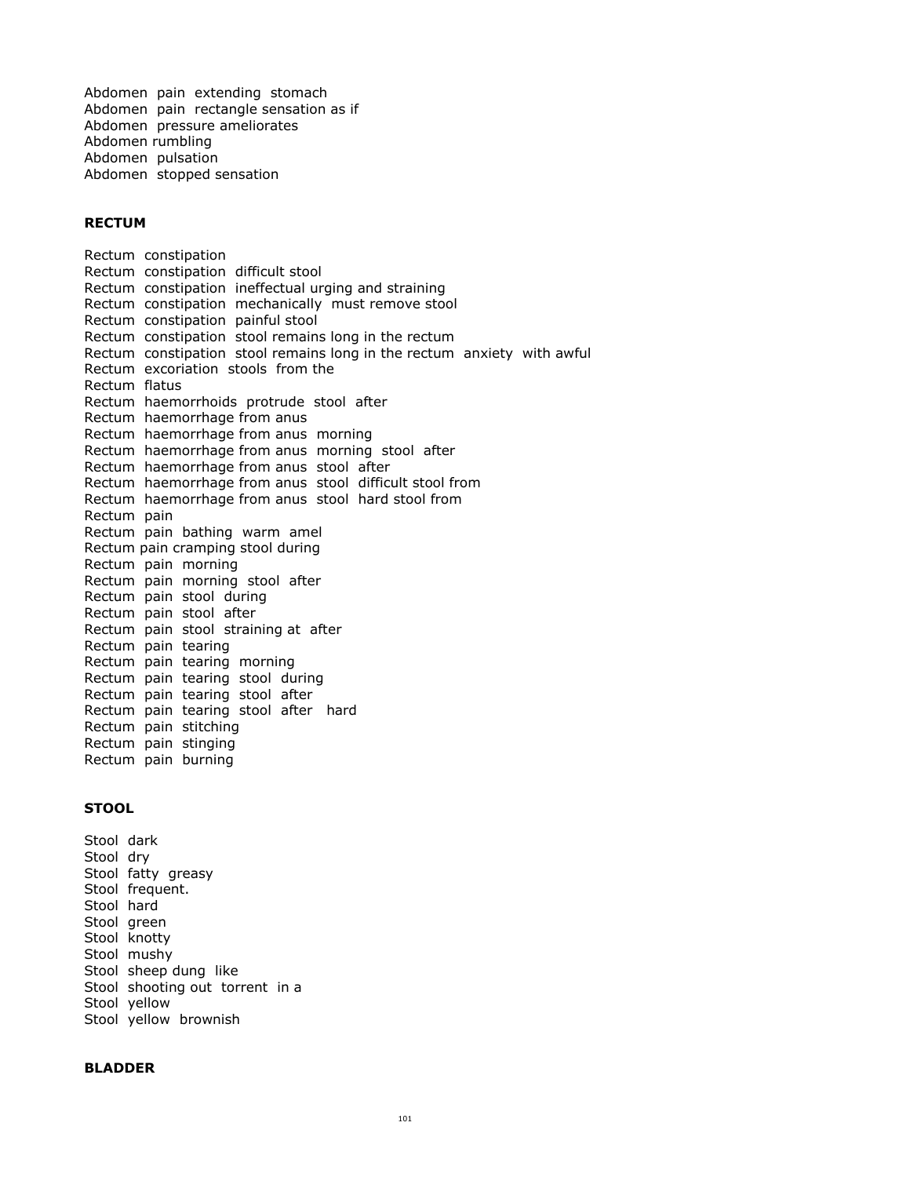Abdomen pain extending stomach
Abdomen pain rectangle sensation as if
Abdomen pressure ameliorates
Abdomen rumbling
Abdomen pulsation
Abdomen stopped sensation

**RECTUM**

Rectum constipation
Rectum constipation difficult stool
Rectum constipation ineffectual urging and straining
Rectum constipation mechanically must remove stool
Rectum constipation painful stool
Rectum constipation stool remains long in the rectum
Rectum constipation stool remains long in the rectum anxiety with awful
Rectum excoriation stools from the
Rectum flatus
Rectum haemorrhoids protrude stool after
Rectum haemorrhage from anus
Rectum haemorrhage from anus morning
Rectum haemorrhage from anus morning stool after
Rectum haemorrhage from anus stool after
Rectum haemorrhage from anus stool difficult stool from
Rectum haemorrhage from anus stool hard stool from
Rectum pain
Rectum pain bathing warm amel
Rectum pain cramping stool during
Rectum pain morning
Rectum pain morning stool after
Rectum pain stool during
Rectum pain stool after
Rectum pain stool straining at after
Rectum pain tearing
Rectum pain tearing morning
Rectum pain tearing stool during
Rectum pain tearing stool after
Rectum pain tearing stool after hard
Rectum pain stitching
Rectum pain stinging
Rectum pain burning

**STOOL**

Stool dark
Stool dry
Stool fatty greasy
Stool frequent.
Stool hard
Stool green
Stool knotty
Stool mushy
Stool sheep dung like
Stool shooting out torrent in a
Stool yellow
Stool yellow brownish

**BLADDER**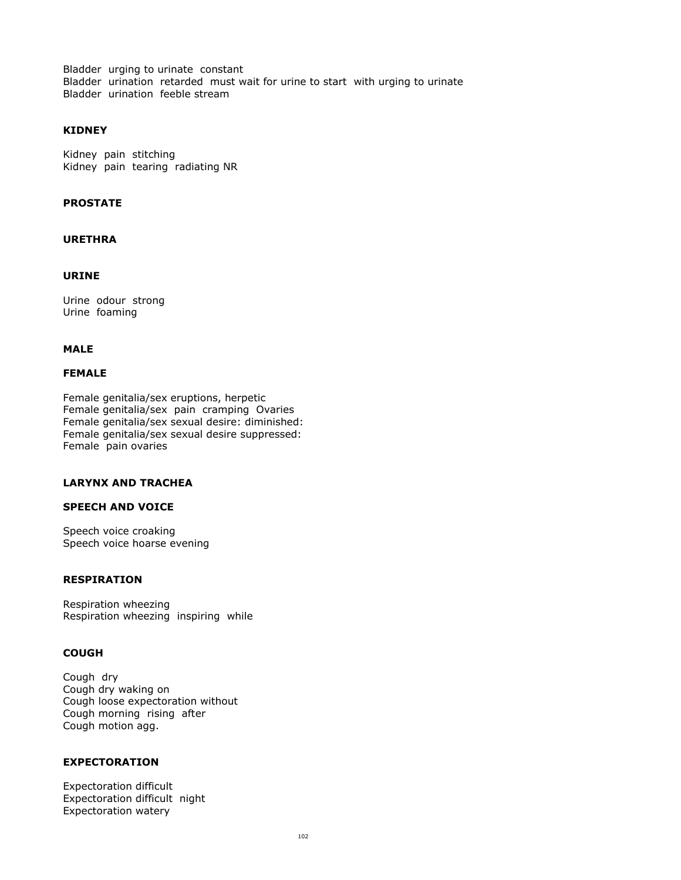Bladder urging to urinate constant
Bladder urination retarded must wait for urine to start with urging to urinate
Bladder urination feeble stream

**KIDNEY**

Kidney pain stitching
Kidney pain tearing radiating NR

**PROSTATE**

**URETHRA**

**URINE**

Urine odour strong
Urine foaming

**MALE**

**FEMALE**

Female genitalia/sex eruptions, herpetic
Female genitalia/sex pain cramping Ovaries
Female genitalia/sex sexual desire: diminished:
Female genitalia/sex sexual desire suppressed:
Female pain ovaries

**LARYNX AND TRACHEA**

**SPEECH AND VOICE**

Speech voice croaking
Speech voice hoarse evening

**RESPIRATION**

Respiration wheezing
Respiration wheezing inspiring while

**COUGH**

Cough dry
Cough dry waking on
Cough loose expectoration without
Cough morning rising after
Cough motion agg.

**EXPECTORATION**

Expectoration difficult
Expectoration difficult night
Expectoration watery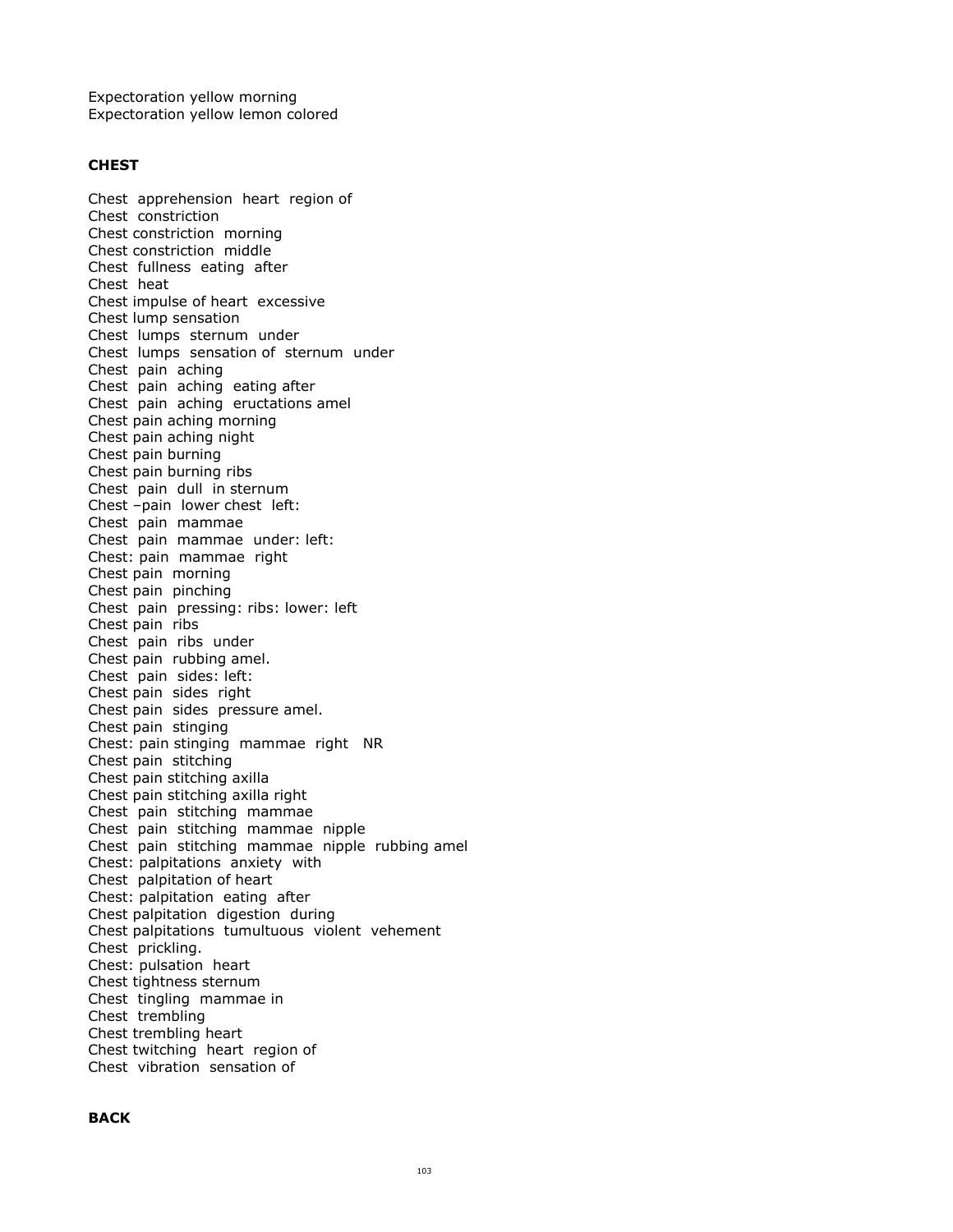Expectoration yellow morning
Expectoration yellow lemon colored

**CHEST**

Chest apprehension heart region of
Chest constriction
Chest constriction morning
Chest constriction middle
Chest fullness eating after
Chest heat
Chest impulse of heart excessive
Chest lump sensation
Chest lumps sternum under
Chest lumps sensation of sternum under
Chest pain aching
Chest pain aching eating after
Chest pain aching eructations amel
Chest pain aching morning
Chest pain aching night
Chest pain burning
Chest pain burning ribs
Chest pain dull in sternum
Chest –pain lower chest left:
Chest pain mammae
Chest pain mammae under: left:
Chest: pain mammae right
Chest pain morning
Chest pain pinching
Chest pain pressing: ribs: lower: left
Chest pain ribs
Chest pain ribs under
Chest pain rubbing amel.
Chest pain sides: left:
Chest pain sides right
Chest pain sides pressure amel.
Chest pain stinging
Chest: pain stinging mammae right NR
Chest pain stitching
Chest pain stitching axilla
Chest pain stitching axilla right
Chest pain stitching mammae
Chest pain stitching mammae nipple
Chest pain stitching mammae nipple rubbing amel
Chest: palpitations anxiety with
Chest palpitation of heart
Chest: palpitation eating after
Chest palpitation digestion during
Chest palpitations tumultuous violent vehement
Chest prickling.
Chest: pulsation heart
Chest tightness sternum
Chest tingling mammae in
Chest trembling
Chest trembling heart
Chest twitching heart region of
Chest vibration sensation of

**BACK**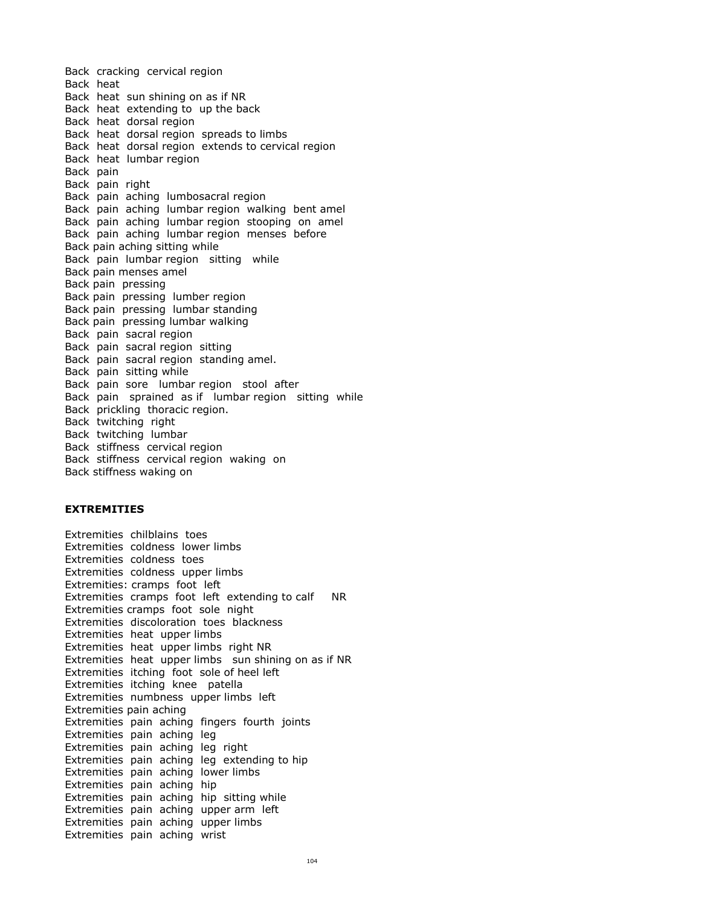Back cracking cervical region
Back heat
Back heat sun shining on as if NR
Back heat extending to up the back
Back heat dorsal region
Back heat dorsal region spreads to limbs
Back heat dorsal region extends to cervical region
Back heat lumbar region
Back pain
Back pain right
Back pain aching lumbosacral region
Back pain aching lumbar region walking bent amel
Back pain aching lumbar region stooping on amel
Back pain aching lumbar region menses before
Back pain aching sitting while
Back pain lumbar region sitting while
Back pain menses amel
Back pain pressing
Back pain pressing lumber region
Back pain pressing lumbar standing
Back pain pressing lumbar walking
Back pain sacral region
Back pain sacral region sitting
Back pain sacral region standing amel.
Back pain sitting while
Back pain sore lumbar region stool after
Back pain sprained as if lumbar region sitting while
Back prickling thoracic region.
Back twitching right
Back twitching lumbar
Back stiffness cervical region
Back stiffness cervical region waking on
Back stiffness waking on

**EXTREMITIES**

Extremities chilblains toes
Extremities coldness lower limbs
Extremities coldness toes
Extremities coldness upper limbs
Extremities: cramps foot left
Extremities cramps foot left extending to calf NR
Extremities cramps foot sole night
Extremities discoloration toes blackness
Extremities heat upper limbs
Extremities heat upper limbs right NR
Extremities heat upper limbs sun shining on as if NR
Extremities itching foot sole of heel left
Extremities itching knee patella
Extremities numbness upper limbs left
Extremities pain aching
Extremities pain aching fingers fourth joints
Extremities pain aching leg
Extremities pain aching leg right
Extremities pain aching leg extending to hip
Extremities pain aching lower limbs
Extremities pain aching hip
Extremities pain aching hip sitting while
Extremities pain aching upper arm left
Extremities pain aching upper limbs
Extremities pain aching wrist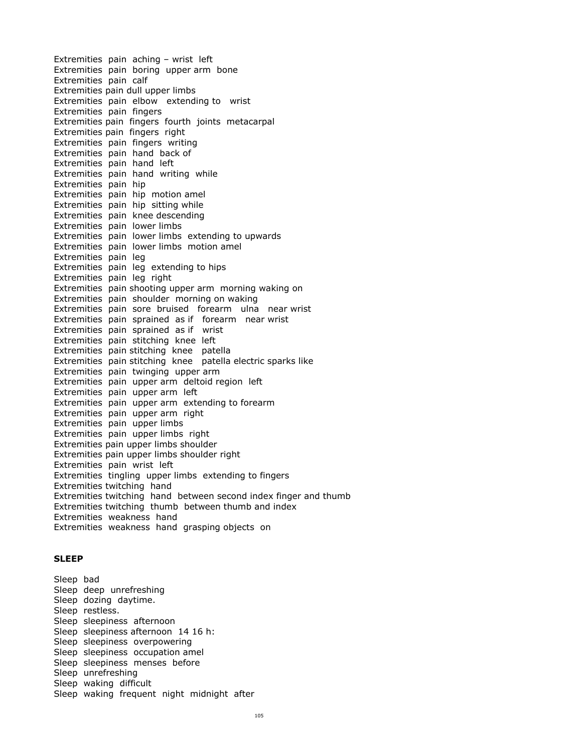Extremities pain aching – wrist left
Extremities pain boring upper arm bone
Extremities pain calf
Extremities pain dull upper limbs
Extremities pain elbow extending to wrist
Extremities pain fingers
Extremities pain fingers fourth joints metacarpal
Extremities pain fingers right
Extremities pain fingers writing
Extremities pain hand back of
Extremities pain hand left
Extremities pain hand writing while
Extremities pain hip
Extremities pain hip motion amel
Extremities pain hip sitting while
Extremities pain knee descending
Extremities pain lower limbs
Extremities pain lower limbs extending to upwards
Extremities pain lower limbs motion amel
Extremities pain leg
Extremities pain leg extending to hips
Extremities pain leg right
Extremities pain shooting upper arm morning waking on
Extremities pain shoulder morning on waking
Extremities pain sore bruised forearm ulna near wrist
Extremities pain sprained as if forearm near wrist
Extremities pain sprained as if wrist
Extremities pain stitching knee left
Extremities pain stitching knee patella
Extremities pain stitching knee patella electric sparks like
Extremities pain twinging upper arm
Extremities pain upper arm deltoid region left
Extremities pain upper arm left
Extremities pain upper arm extending to forearm
Extremities pain upper arm right
Extremities pain upper limbs
Extremities pain upper limbs right
Extremities pain upper limbs shoulder
Extremities pain upper limbs shoulder right
Extremities pain wrist left
Extremities tingling upper limbs extending to fingers
Extremities twitching hand
Extremities twitching hand between second index finger and thumb
Extremities twitching thumb between thumb and index
Extremities weakness hand
Extremities weakness hand grasping objects on

**SLEEP**

Sleep bad
Sleep deep unrefreshing
Sleep dozing daytime.
Sleep restless.
Sleep sleepiness afternoon
Sleep sleepiness afternoon 14 16 h:
Sleep sleepiness overpowering
Sleep sleepiness occupation amel
Sleep sleepiness menses before
Sleep unrefreshing
Sleep waking difficult
Sleep waking frequent night midnight after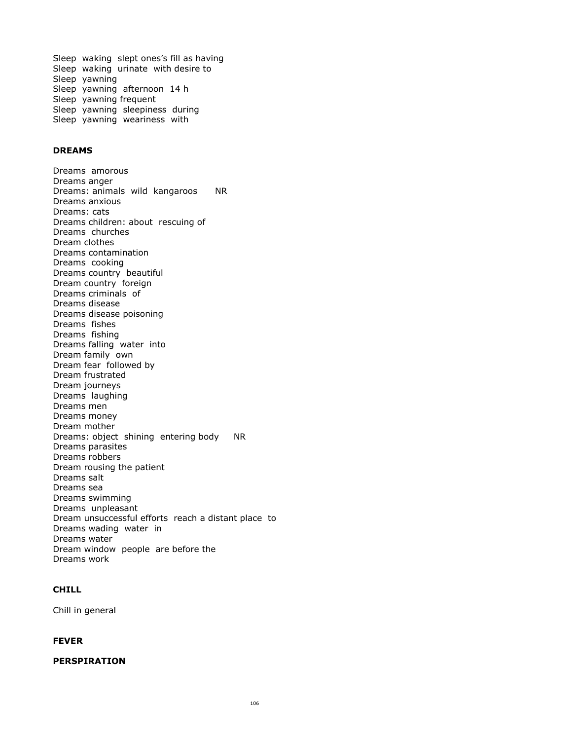Sleep waking slept ones's fill as having
Sleep waking urinate with desire to
Sleep yawning
Sleep yawning afternoon 14 h
Sleep yawning frequent
Sleep yawning sleepiness during
Sleep yawning weariness with

**DREAMS**

Dreams amorous
Dreams anger
Dreams: animals wild kangaroos NR
Dreams anxious
Dreams: cats
Dreams children: about rescuing of
Dreams churches
Dream clothes
Dreams contamination
Dreams cooking
Dreams country beautiful
Dream country foreign
Dreams criminals of
Dreams disease
Dreams disease poisoning
Dreams fishes
Dreams fishing
Dreams falling water into
Dream family own
Dream fear followed by
Dream frustrated
Dream journeys
Dreams laughing
Dreams men
Dreams money
Dream mother
Dreams: object shining entering body NR
Dreams parasites
Dreams robbers
Dream rousing the patient
Dreams salt
Dreams sea
Dreams swimming
Dreams unpleasant
Dream unsuccessful efforts reach a distant place to
Dreams wading water in
Dreams water
Dream window people are before the
Dreams work

**CHILL**

Chill in general

**FEVER**

**PERSPIRATION**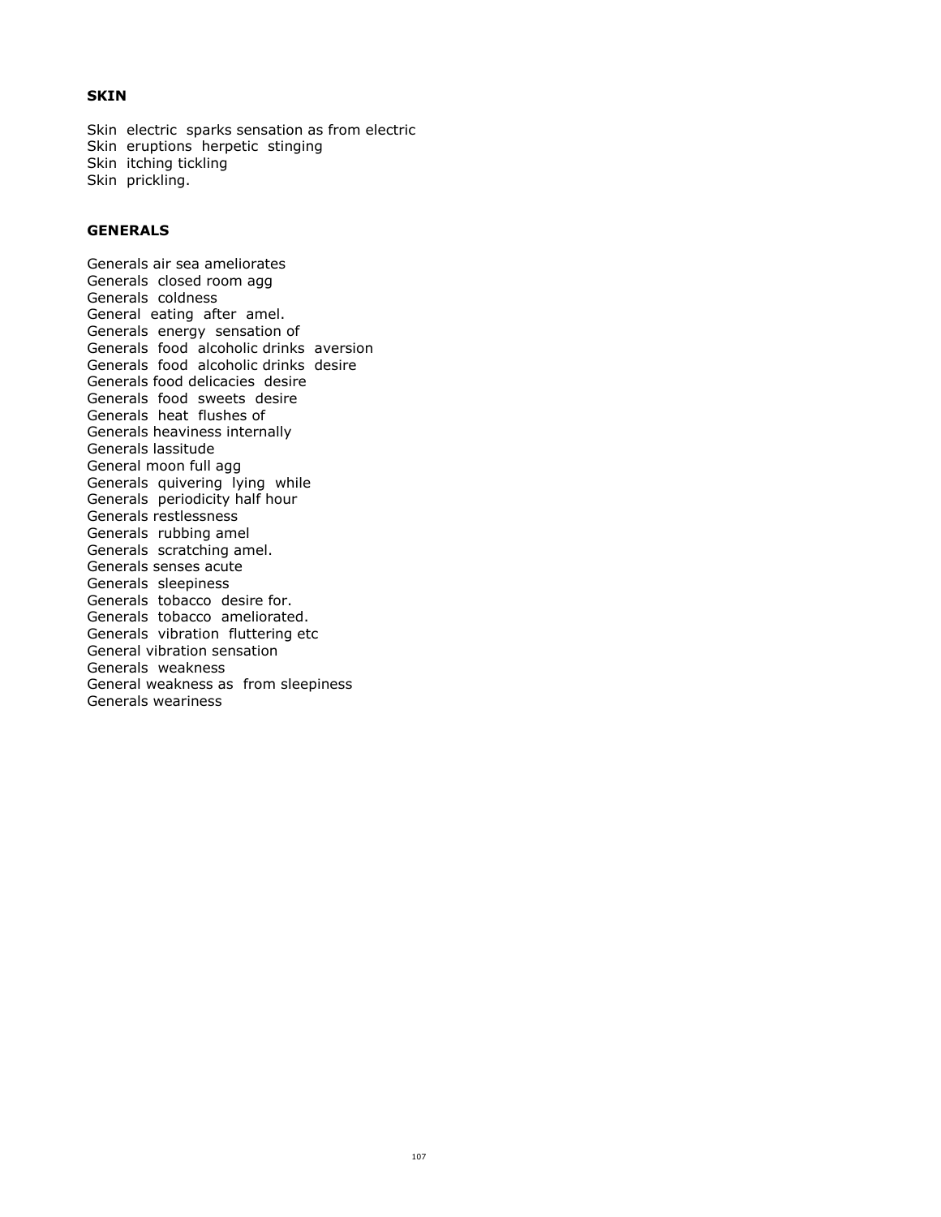**SKIN**

Skin electric sparks sensation as from electric
Skin eruptions herpetic stinging
Skin itching tickling
Skin prickling.

**GENERALS**

Generals air sea ameliorates
Generals closed room agg
Generals coldness
General eating after amel.
Generals energy sensation of
Generals food alcoholic drinks aversion
Generals food alcoholic drinks desire
Generals food delicacies desire
Generals food sweets desire
Generals heat flushes of
Generals heaviness internally
Generals lassitude
General moon full agg
Generals quivering lying while
Generals periodicity half hour
Generals restlessness
Generals rubbing amel
Generals scratching amel.
Generals senses acute
Generals sleepiness
Generals tobacco desire for.
Generals tobacco ameliorated.
Generals vibration fluttering etc
General vibration sensation
Generals weakness
General weakness as from sleepiness
Generals weariness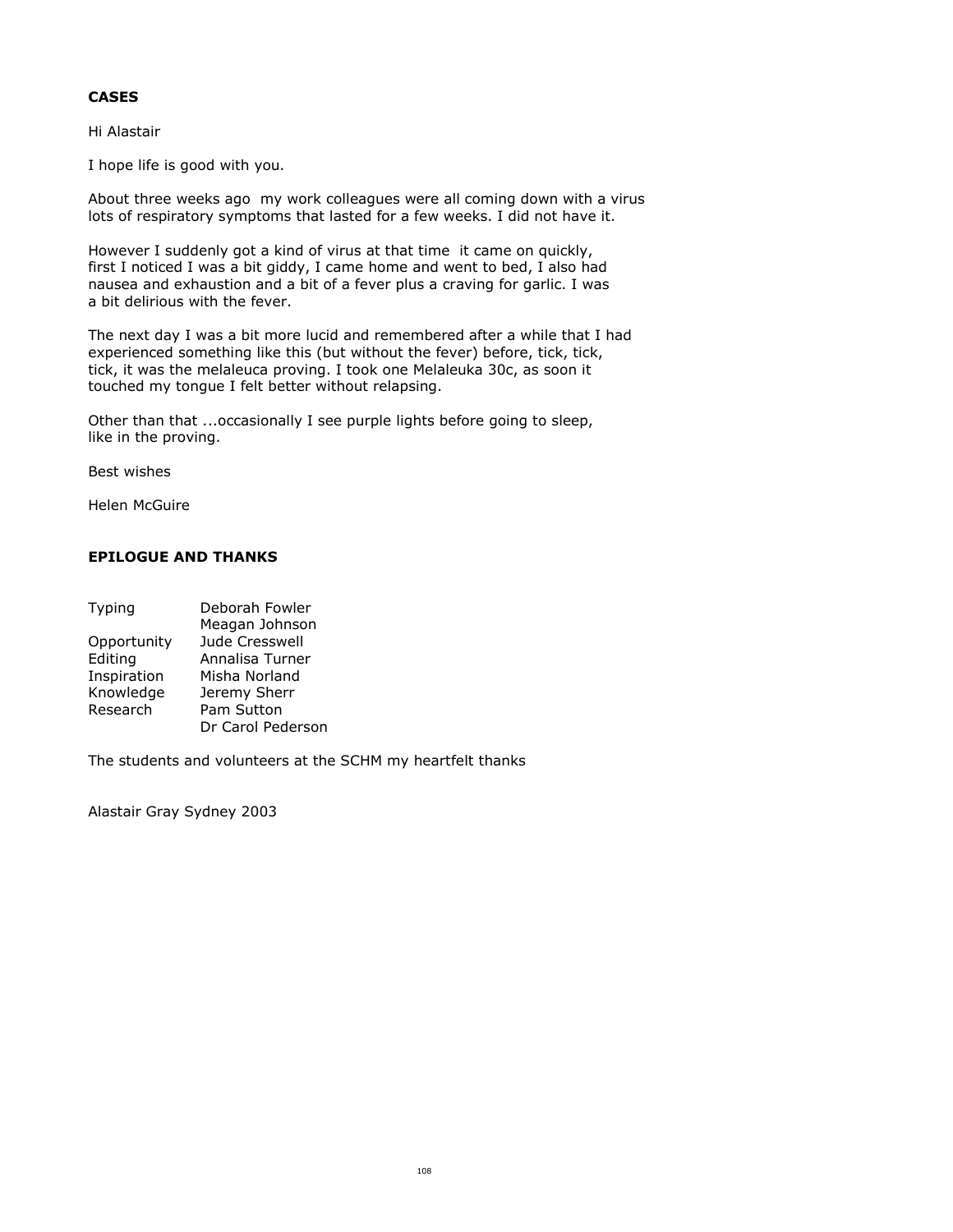**CASES**

Hi Alastair

I hope life is good with you.

About three weeks ago my work colleagues were all coming down with a virus lots of respiratory symptoms that lasted for a few weeks. I did not have it.

However I suddenly got a kind of virus at that time it came on quickly, first I noticed I was a bit giddy, I came home and went to bed, I also had nausea and exhaustion and a bit of a fever plus a craving for garlic. I was a bit delirious with the fever.

The next day I was a bit more lucid and remembered after a while that I had experienced something like this (but without the fever) before, tick, tick, tick, it was the melaleuca proving. I took one Melaleuka 30c, as soon it touched my tongue I felt better without relapsing.

Other than that ...occasionally I see purple lights before going to sleep, like in the proving.

Best wishes

Helen McGuire

**EPILOGUE AND THANKS**

| | |
|---|---|
| Typing | Deborah Fowler |
| | Meagan Johnson |
| Opportunity | Jude Cresswell |
| Editing | Annalisa Turner |
| Inspiration | Misha Norland |
| Knowledge | Jeremy Sherr |
| Research | Pam Sutton |
| | Dr Carol Pederson |

The students and volunteers at the SCHM my heartfelt thanks

Alastair Gray Sydney 2003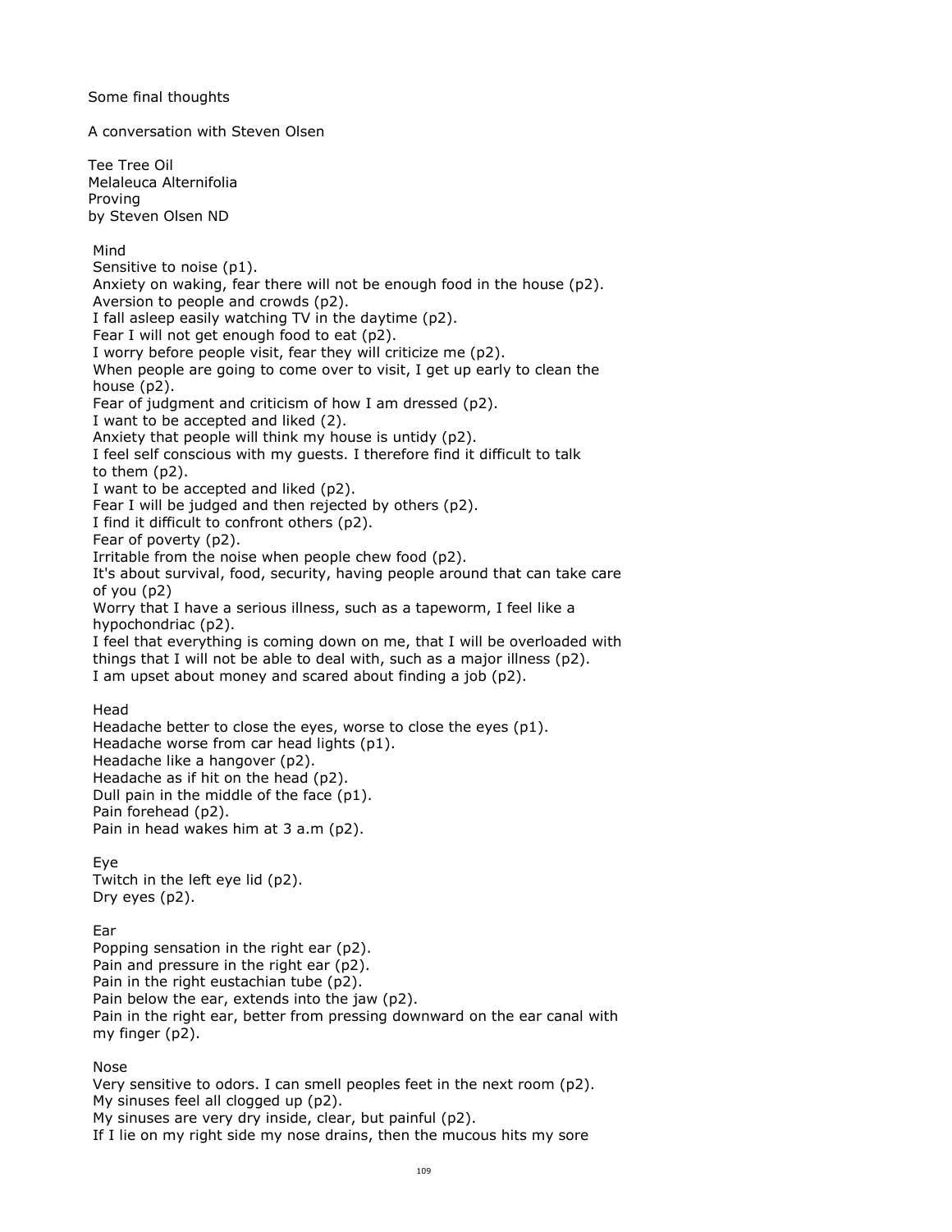Some final thoughts

A conversation with Steven Olsen

Tee Tree Oil
Melaleuca Alternifolia
Proving
by Steven Olsen ND

### Mind

Sensitive to noise (p1).
Anxiety on waking, fear there will not be enough food in the house (p2).
Aversion to people and crowds (p2).
I fall asleep easily watching TV in the daytime (p2).
Fear I will not get enough food to eat (p2).
I worry before people visit, fear they will criticize me (p2).
When people are going to come over to visit, I get up early to clean the house (p2).
Fear of judgment and criticism of how I am dressed (p2).
I want to be accepted and liked (2).
Anxiety that people will think my house is untidy (p2).
I feel self conscious with my guests. I therefore find it difficult to talk to them (p2).
I want to be accepted and liked (p2).
Fear I will be judged and then rejected by others (p2).
I find it difficult to confront others (p2).
Fear of poverty (p2).
Irritable from the noise when people chew food (p2).
It's about survival, food, security, having people around that can take care of you (p2)
Worry that I have a serious illness, such as a tapeworm, I feel like a hypochondriac (p2).
I feel that everything is coming down on me, that I will be overloaded with things that I will not be able to deal with, such as a major illness (p2).
I am upset about money and scared about finding a job (p2).

### Head

Headache better to close the eyes, worse to close the eyes (p1).
Headache worse from car head lights (p1).
Headache like a hangover (p2).
Headache as if hit on the head (p2).
Dull pain in the middle of the face (p1).
Pain forehead (p2).
Pain in head wakes him at 3 a.m (p2).

### Eye

Twitch in the left eye lid (p2).
Dry eyes (p2).

### Ear

Popping sensation in the right ear (p2).
Pain and pressure in the right ear (p2).
Pain in the right eustachian tube (p2).
Pain below the ear, extends into the jaw (p2).
Pain in the right ear, better from pressing downward on the ear canal with my finger (p2).

### Nose

Very sensitive to odors. I can smell peoples feet in the next room (p2).
My sinuses feel all clogged up (p2).
My sinuses are very dry inside, clear, but painful (p2).
If I lie on my right side my nose drains, then the mucous hits my sore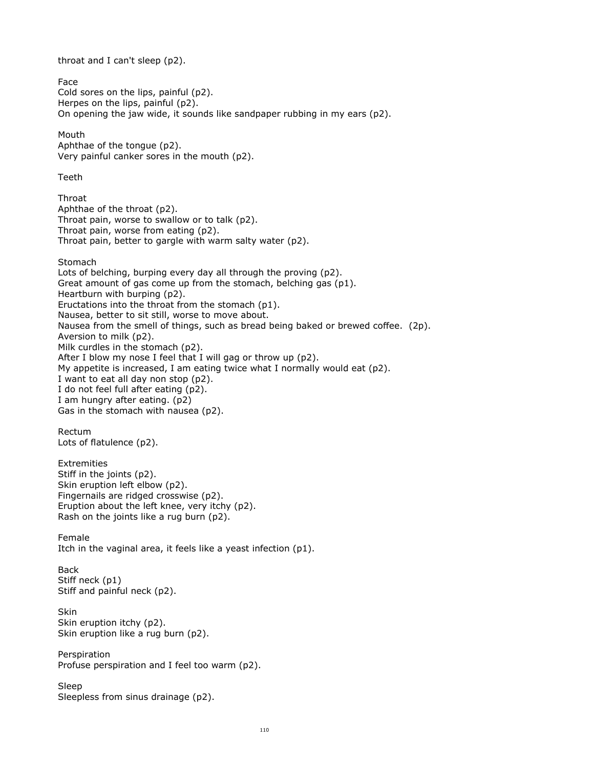throat and I can't sleep (p2).

### Face

Cold sores on the lips, painful (p2).
Herpes on the lips, painful (p2).
On opening the jaw wide, it sounds like sandpaper rubbing in my ears (p2).

### Mouth

Aphthae of the tongue (p2).
Very painful canker sores in the mouth (p2).

### Teeth

### Throat

Aphthae of the throat (p2).
Throat pain, worse to swallow or to talk (p2).
Throat pain, worse from eating (p2).
Throat pain, better to gargle with warm salty water (p2).

### Stomach

Lots of belching, burping every day all through the proving (p2).
Great amount of gas come up from the stomach, belching gas (p1).
Heartburn with burping (p2).
Eructations into the throat from the stomach (p1).
Nausea, better to sit still, worse to move about.
Nausea from the smell of things, such as bread being baked or brewed coffee. (2p).
Aversion to milk (p2).
Milk curdles in the stomach (p2).
After I blow my nose I feel that I will gag or throw up (p2).
My appetite is increased, I am eating twice what I normally would eat (p2).
I want to eat all day non stop (p2).
I do not feel full after eating (p2).
I am hungry after eating. (p2)
Gas in the stomach with nausea (p2).

### Rectum

Lots of flatulence (p2).

### Extremities

Stiff in the joints (p2).
Skin eruption left elbow (p2).
Fingernails are ridged crosswise (p2).
Eruption about the left knee, very itchy (p2).
Rash on the joints like a rug burn (p2).

### Female

Itch in the vaginal area, it feels like a yeast infection (p1).

### Back

Stiff neck (p1)
Stiff and painful neck (p2).

### Skin

Skin eruption itchy (p2).
Skin eruption like a rug burn (p2).

### Perspiration

Profuse perspiration and I feel too warm (p2).

### Sleep

Sleepless from sinus drainage (p2).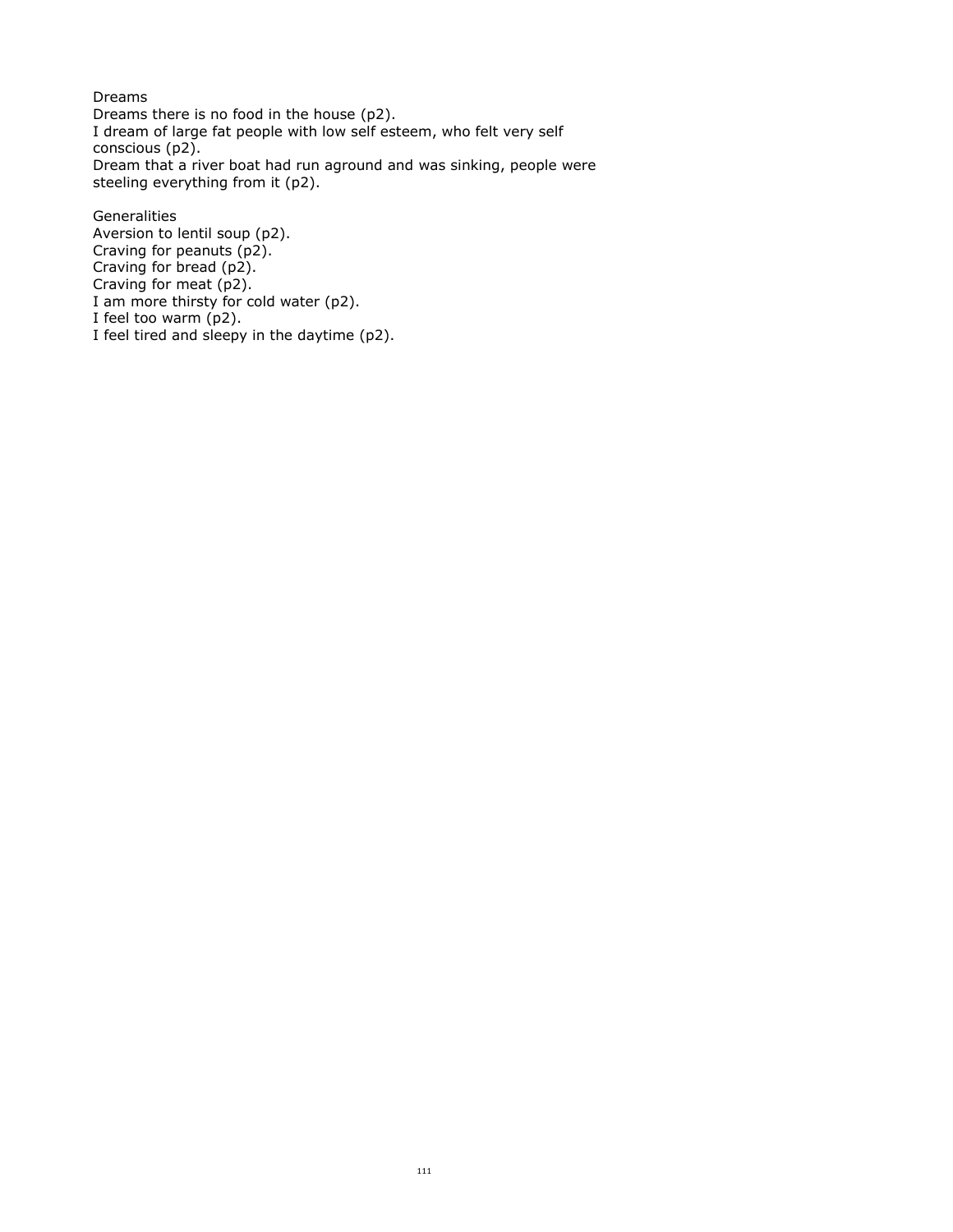Dreams

Dreams there is no food in the house (p2).
I dream of large fat people with low self esteem, who felt very self conscious (p2).
Dream that a river boat had run aground and was sinking, people were steeling everything from it (p2).

Generalities

Aversion to lentil soup (p2).
Craving for peanuts (p2).
Craving for bread (p2).
Craving for meat (p2).
I am more thirsty for cold water (p2).
I feel too warm (p2).
I feel tired and sleepy in the daytime (p2).